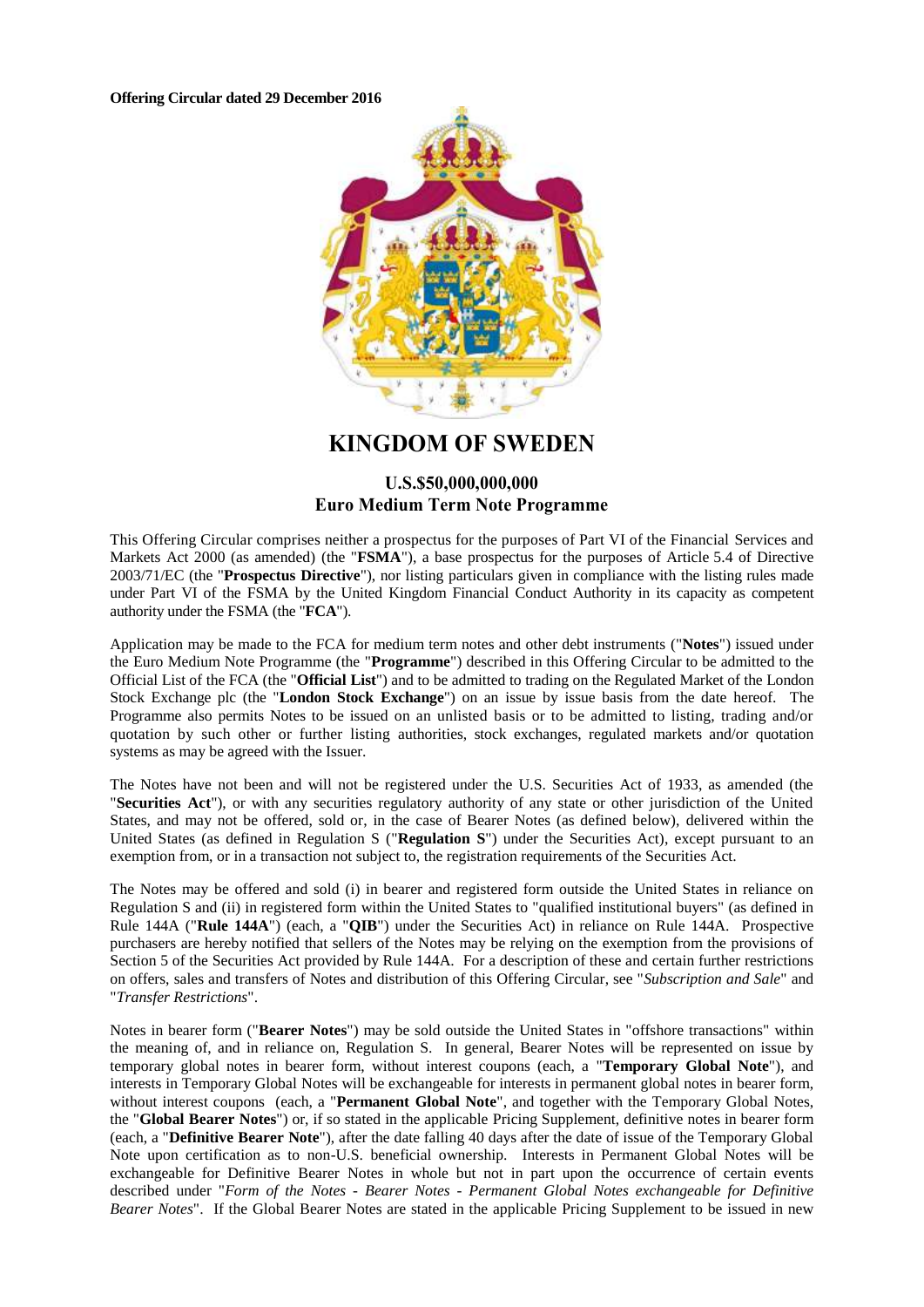**Offering Circular dated 29 December 2016**

# KINGDOM OF SWEDEN

## U.S.$50,000,000,000
## Euro Medium Term Note Programme

This Offering Circular comprises neither a prospectus for the purposes of Part VI of the Financial Services and Markets Act 2000 (as amended) (the "**FSMA**"), a base prospectus for the purposes of Article 5.4 of Directive 2003/71/EC (the "**Prospectus Directive**"), nor listing particulars given in compliance with the listing rules made under Part VI of the FSMA by the United Kingdom Financial Conduct Authority in its capacity as competent authority under the FSMA (the "**FCA**").

Application may be made to the FCA for medium term notes and other debt instruments ("**Notes**") issued under the Euro Medium Note Programme (the "**Programme**") described in this Offering Circular to be admitted to the Official List of the FCA (the "**Official List**") and to be admitted to trading on the Regulated Market of the London Stock Exchange plc (the "**London Stock Exchange**") on an issue by issue basis from the date hereof. The Programme also permits Notes to be issued on an unlisted basis or to be admitted to listing, trading and/or quotation by such other or further listing authorities, stock exchanges, regulated markets and/or quotation systems as may be agreed with the Issuer.

The Notes have not been and will not be registered under the U.S. Securities Act of 1933, as amended (the "**Securities Act**"), or with any securities regulatory authority of any state or other jurisdiction of the United States, and may not be offered, sold or, in the case of Bearer Notes (as defined below), delivered within the United States (as defined in Regulation S ("**Regulation S**") under the Securities Act), except pursuant to an exemption from, or in a transaction not subject to, the registration requirements of the Securities Act.

The Notes may be offered and sold (i) in bearer and registered form outside the United States in reliance on Regulation S and (ii) in registered form within the United States to "qualified institutional buyers" (as defined in Rule 144A ("**Rule 144A**") (each, a "**QIB**") under the Securities Act) in reliance on Rule 144A. Prospective purchasers are hereby notified that sellers of the Notes may be relying on the exemption from the provisions of Section 5 of the Securities Act provided by Rule 144A. For a description of these and certain further restrictions on offers, sales and transfers of Notes and distribution of this Offering Circular, see "*Subscription and Sale*" and "*Transfer Restrictions*".

Notes in bearer form ("**Bearer Notes**") may be sold outside the United States in "offshore transactions" within the meaning of, and in reliance on, Regulation S. In general, Bearer Notes will be represented on issue by temporary global notes in bearer form, without interest coupons (each, a "**Temporary Global Note**"), and interests in Temporary Global Notes will be exchangeable for interests in permanent global notes in bearer form, without interest coupons (each, a "**Permanent Global Note**", and together with the Temporary Global Notes, the "**Global Bearer Notes**") or, if so stated in the applicable Pricing Supplement, definitive notes in bearer form (each, a "**Definitive Bearer Note**"), after the date falling 40 days after the date of issue of the Temporary Global Note upon certification as to non-U.S. beneficial ownership. Interests in Permanent Global Notes will be exchangeable for Definitive Bearer Notes in whole but not in part upon the occurrence of certain events described under "*Form of the Notes - Bearer Notes - Permanent Global Notes exchangeable for Definitive Bearer Notes*". If the Global Bearer Notes are stated in the applicable Pricing Supplement to be issued in new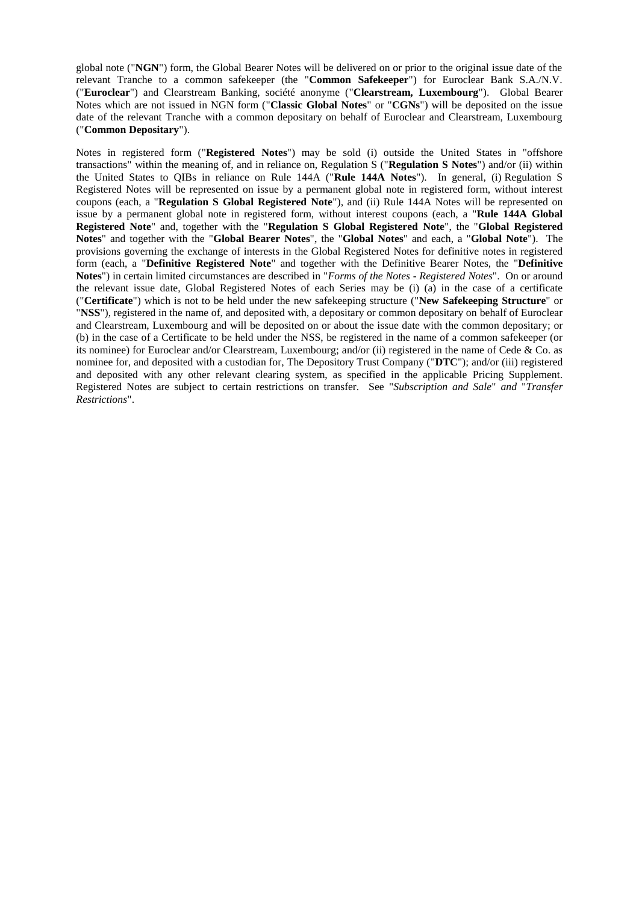global note ("**NGN**") form, the Global Bearer Notes will be delivered on or prior to the original issue date of the relevant Tranche to a common safekeeper (the "**Common Safekeeper**") for Euroclear Bank S.A./N.V. ("**Euroclear**") and Clearstream Banking, société anonyme ("**Clearstream, Luxembourg**"). Global Bearer Notes which are not issued in NGN form ("**Classic Global Notes**" or "**CGNs**") will be deposited on the issue date of the relevant Tranche with a common depositary on behalf of Euroclear and Clearstream, Luxembourg ("**Common Depositary**").

Notes in registered form ("**Registered Notes**") may be sold (i) outside the United States in "offshore transactions" within the meaning of, and in reliance on, Regulation S ("**Regulation S Notes**") and/or (ii) within the United States to QIBs in reliance on Rule 144A ("**Rule 144A Notes**"). In general, (i) Regulation S Registered Notes will be represented on issue by a permanent global note in registered form, without interest coupons (each, a "**Regulation S Global Registered Note**"), and (ii) Rule 144A Notes will be represented on issue by a permanent global note in registered form, without interest coupons (each, a "**Rule 144A Global Registered Note**" and, together with the "**Regulation S Global Registered Note**", the "**Global Registered Notes**" and together with the "**Global Bearer Notes**", the "**Global Notes**" and each, a "**Global Note**"). The provisions governing the exchange of interests in the Global Registered Notes for definitive notes in registered form (each, a "**Definitive Registered Note**" and together with the Definitive Bearer Notes, the "**Definitive Notes**") in certain limited circumstances are described in "*Forms of the Notes - Registered Notes*". On or around the relevant issue date, Global Registered Notes of each Series may be (i) (a) in the case of a certificate ("**Certificate**") which is not to be held under the new safekeeping structure ("**New Safekeeping Structure**" or "**NSS**"), registered in the name of, and deposited with, a depositary or common depositary on behalf of Euroclear and Clearstream, Luxembourg and will be deposited on or about the issue date with the common depositary; or (b) in the case of a Certificate to be held under the NSS, be registered in the name of a common safekeeper (or its nominee) for Euroclear and/or Clearstream, Luxembourg; and/or (ii) registered in the name of Cede & Co. as nominee for, and deposited with a custodian for, The Depository Trust Company ("**DTC**"); and/or (iii) registered and deposited with any other relevant clearing system, as specified in the applicable Pricing Supplement. Registered Notes are subject to certain restrictions on transfer. See "*Subscription and Sale*" *and* "*Transfer Restrictions*".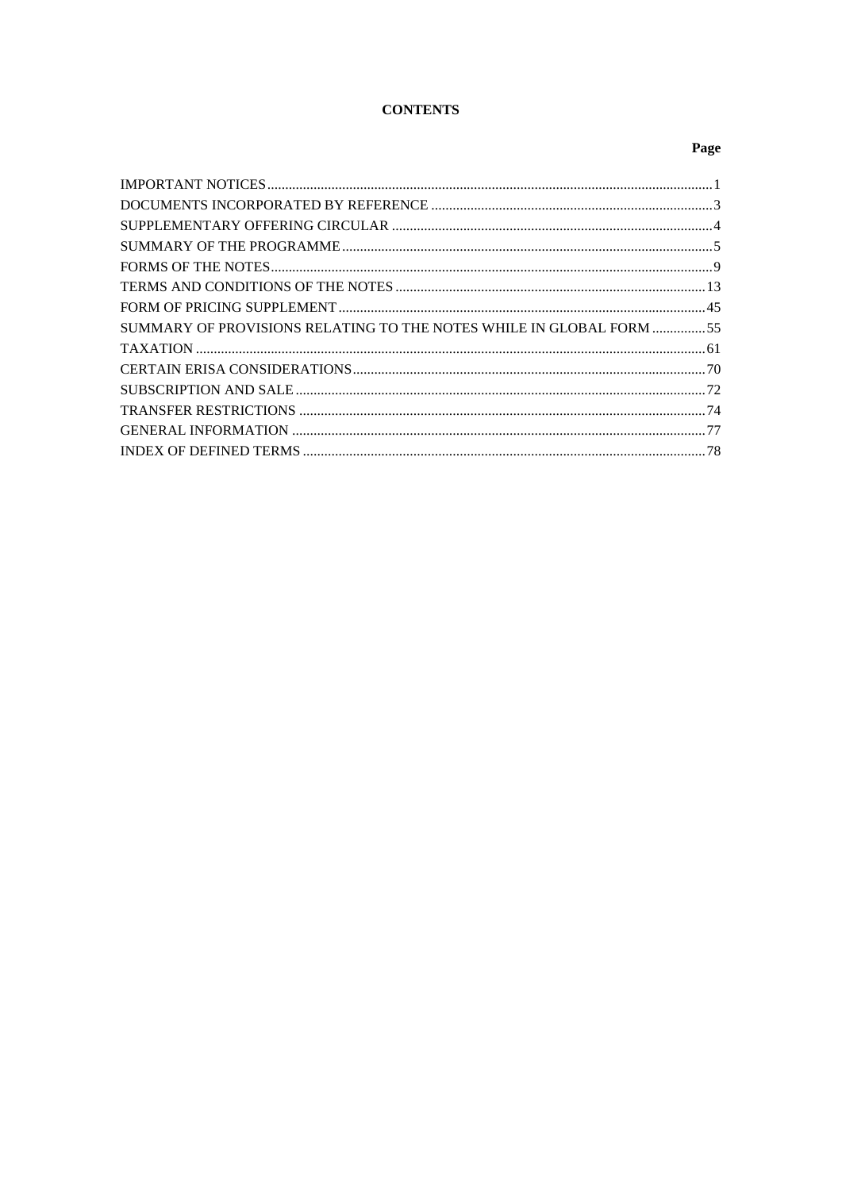# CONTENTS

| | Page |
|---|---|
| IMPORTANT NOTICES | 1 |
| DOCUMENTS INCORPORATED BY REFERENCE | 3 |
| SUPPLEMENTARY OFFERING CIRCULAR | 4 |
| SUMMARY OF THE PROGRAMME | 5 |
| FORMS OF THE NOTES | 9 |
| TERMS AND CONDITIONS OF THE NOTES | 13 |
| FORM OF PRICING SUPPLEMENT | 45 |
| SUMMARY OF PROVISIONS RELATING TO THE NOTES WHILE IN GLOBAL FORM | 55 |
| TAXATION | 61 |
| CERTAIN ERISA CONSIDERATIONS | 70 |
| SUBSCRIPTION AND SALE | 72 |
| TRANSFER RESTRICTIONS | 74 |
| GENERAL INFORMATION | 77 |
| INDEX OF DEFINED TERMS | 78 |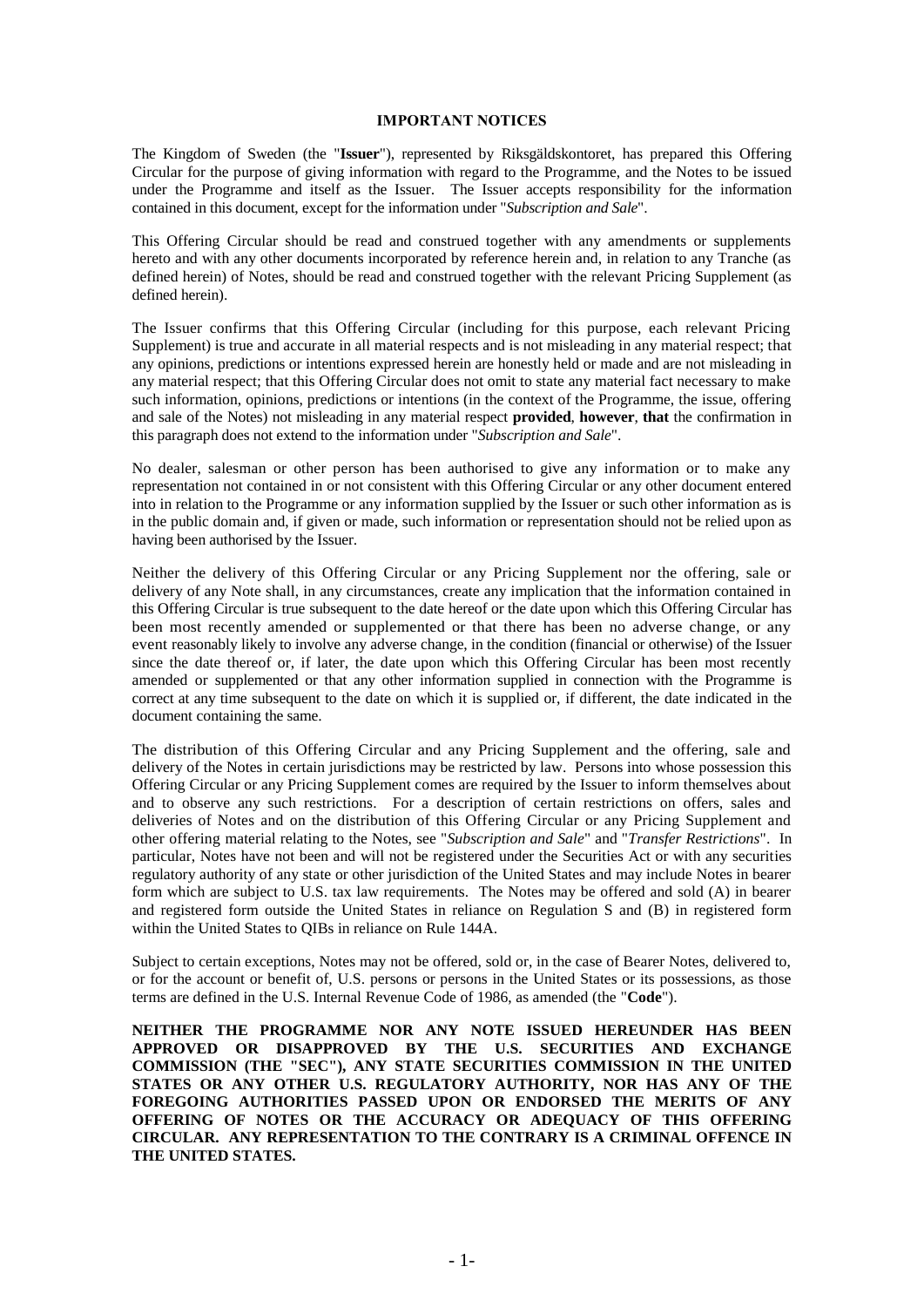## IMPORTANT NOTICES

The Kingdom of Sweden (the "**Issuer**"), represented by Riksgäldskontoret, has prepared this Offering Circular for the purpose of giving information with regard to the Programme, and the Notes to be issued under the Programme and itself as the Issuer. The Issuer accepts responsibility for the information contained in this document, except for the information under "*Subscription and Sale*".

This Offering Circular should be read and construed together with any amendments or supplements hereto and with any other documents incorporated by reference herein and, in relation to any Tranche (as defined herein) of Notes, should be read and construed together with the relevant Pricing Supplement (as defined herein).

The Issuer confirms that this Offering Circular (including for this purpose, each relevant Pricing Supplement) is true and accurate in all material respects and is not misleading in any material respect; that any opinions, predictions or intentions expressed herein are honestly held or made and are not misleading in any material respect; that this Offering Circular does not omit to state any material fact necessary to make such information, opinions, predictions or intentions (in the context of the Programme, the issue, offering and sale of the Notes) not misleading in any material respect **provided**, **however**, **that** the confirmation in this paragraph does not extend to the information under "*Subscription and Sale*".

No dealer, salesman or other person has been authorised to give any information or to make any representation not contained in or not consistent with this Offering Circular or any other document entered into in relation to the Programme or any information supplied by the Issuer or such other information as is in the public domain and, if given or made, such information or representation should not be relied upon as having been authorised by the Issuer.

Neither the delivery of this Offering Circular or any Pricing Supplement nor the offering, sale or delivery of any Note shall, in any circumstances, create any implication that the information contained in this Offering Circular is true subsequent to the date hereof or the date upon which this Offering Circular has been most recently amended or supplemented or that there has been no adverse change, or any event reasonably likely to involve any adverse change, in the condition (financial or otherwise) of the Issuer since the date thereof or, if later, the date upon which this Offering Circular has been most recently amended or supplemented or that any other information supplied in connection with the Programme is correct at any time subsequent to the date on which it is supplied or, if different, the date indicated in the document containing the same.

The distribution of this Offering Circular and any Pricing Supplement and the offering, sale and delivery of the Notes in certain jurisdictions may be restricted by law. Persons into whose possession this Offering Circular or any Pricing Supplement comes are required by the Issuer to inform themselves about and to observe any such restrictions. For a description of certain restrictions on offers, sales and deliveries of Notes and on the distribution of this Offering Circular or any Pricing Supplement and other offering material relating to the Notes, see "*Subscription and Sale*" and "*Transfer Restrictions*". In particular, Notes have not been and will not be registered under the Securities Act or with any securities regulatory authority of any state or other jurisdiction of the United States and may include Notes in bearer form which are subject to U.S. tax law requirements. The Notes may be offered and sold (A) in bearer and registered form outside the United States in reliance on Regulation S and (B) in registered form within the United States to QIBs in reliance on Rule 144A.

Subject to certain exceptions, Notes may not be offered, sold or, in the case of Bearer Notes, delivered to, or for the account or benefit of, U.S. persons or persons in the United States or its possessions, as those terms are defined in the U.S. Internal Revenue Code of 1986, as amended (the "**Code**").

**NEITHER THE PROGRAMME NOR ANY NOTE ISSUED HEREUNDER HAS BEEN APPROVED OR DISAPPROVED BY THE U.S. SECURITIES AND EXCHANGE COMMISSION (THE "SEC"), ANY STATE SECURITIES COMMISSION IN THE UNITED STATES OR ANY OTHER U.S. REGULATORY AUTHORITY, NOR HAS ANY OF THE FOREGOING AUTHORITIES PASSED UPON OR ENDORSED THE MERITS OF ANY OFFERING OF NOTES OR THE ACCURACY OR ADEQUACY OF THIS OFFERING CIRCULAR. ANY REPRESENTATION TO THE CONTRARY IS A CRIMINAL OFFENCE IN THE UNITED STATES.**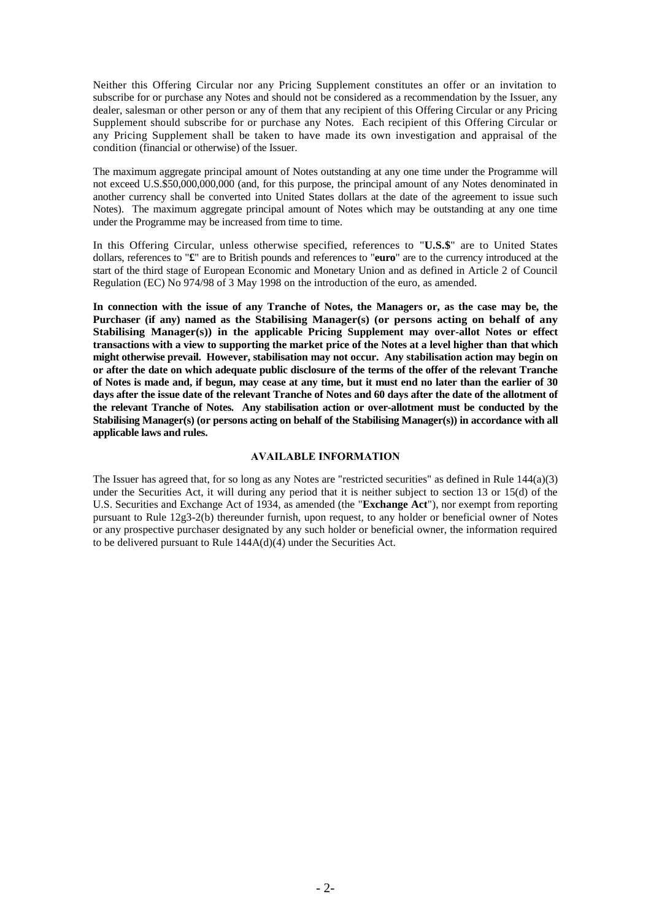Neither this Offering Circular nor any Pricing Supplement constitutes an offer or an invitation to subscribe for or purchase any Notes and should not be considered as a recommendation by the Issuer, any dealer, salesman or other person or any of them that any recipient of this Offering Circular or any Pricing Supplement should subscribe for or purchase any Notes. Each recipient of this Offering Circular or any Pricing Supplement shall be taken to have made its own investigation and appraisal of the condition (financial or otherwise) of the Issuer.

The maximum aggregate principal amount of Notes outstanding at any one time under the Programme will not exceed U.S.$50,000,000,000 (and, for this purpose, the principal amount of any Notes denominated in another currency shall be converted into United States dollars at the date of the agreement to issue such Notes). The maximum aggregate principal amount of Notes which may be outstanding at any one time under the Programme may be increased from time to time.

In this Offering Circular, unless otherwise specified, references to "**U.S.$**" are to United States dollars, references to "**£**" are to British pounds and references to "**euro**" are to the currency introduced at the start of the third stage of European Economic and Monetary Union and as defined in Article 2 of Council Regulation (EC) No 974/98 of 3 May 1998 on the introduction of the euro, as amended.

**In connection with the issue of any Tranche of Notes, the Managers or, as the case may be, the Purchaser (if any) named as the Stabilising Manager(s) (or persons acting on behalf of any Stabilising Manager(s)) in the applicable Pricing Supplement may over-allot Notes or effect transactions with a view to supporting the market price of the Notes at a level higher than that which might otherwise prevail. However, stabilisation may not occur. Any stabilisation action may begin on or after the date on which adequate public disclosure of the terms of the offer of the relevant Tranche of Notes is made and, if begun, may cease at any time, but it must end no later than the earlier of 30 days after the issue date of the relevant Tranche of Notes and 60 days after the date of the allotment of the relevant Tranche of Notes. Any stabilisation action or over-allotment must be conducted by the Stabilising Manager(s) (or persons acting on behalf of the Stabilising Manager(s)) in accordance with all applicable laws and rules.**

## AVAILABLE INFORMATION

The Issuer has agreed that, for so long as any Notes are "restricted securities" as defined in Rule 144(a)(3) under the Securities Act, it will during any period that it is neither subject to section 13 or 15(d) of the U.S. Securities and Exchange Act of 1934, as amended (the "**Exchange Act**"), nor exempt from reporting pursuant to Rule 12g3-2(b) thereunder furnish, upon request, to any holder or beneficial owner of Notes or any prospective purchaser designated by any such holder or beneficial owner, the information required to be delivered pursuant to Rule 144A(d)(4) under the Securities Act.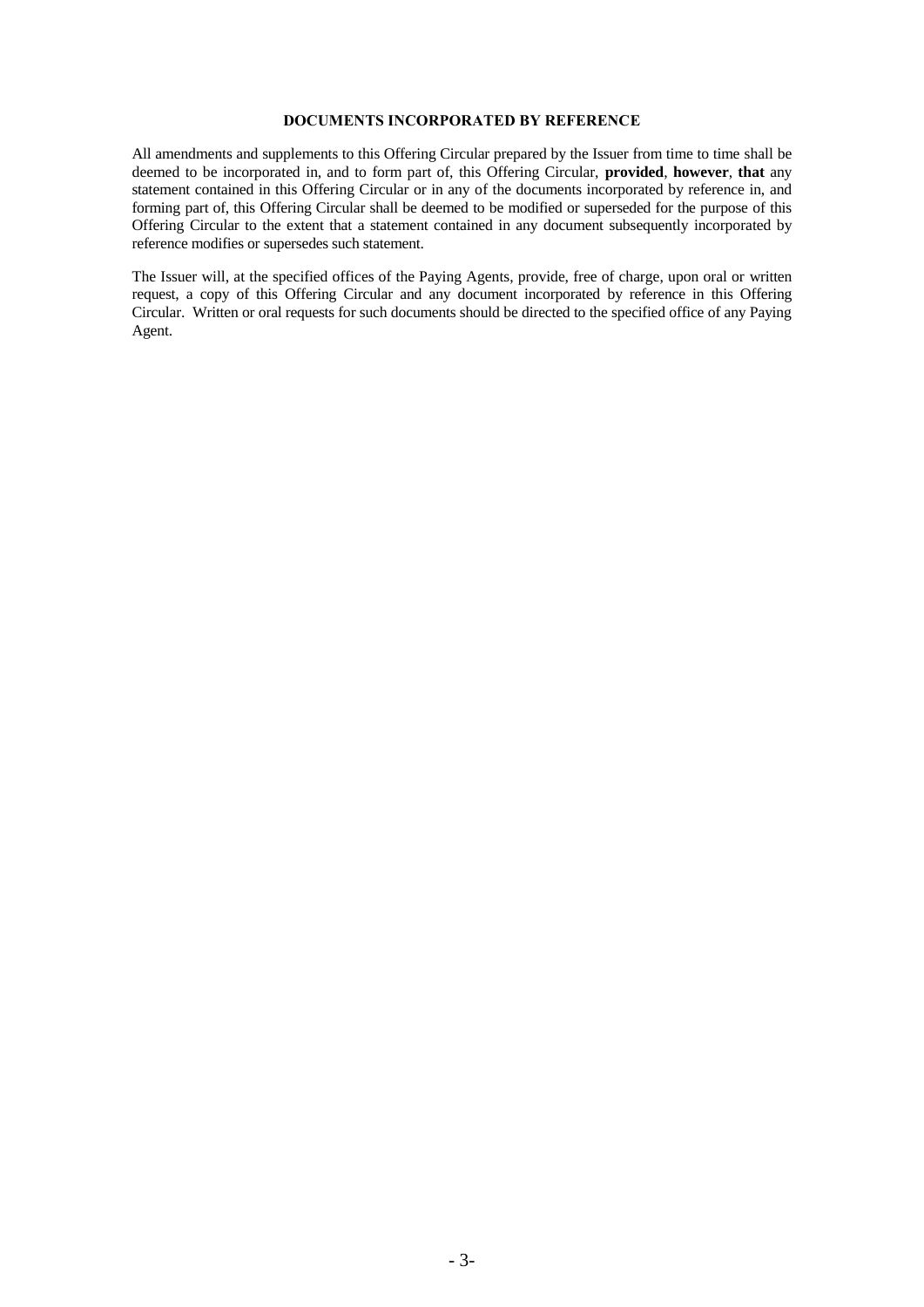## DOCUMENTS INCORPORATED BY REFERENCE

All amendments and supplements to this Offering Circular prepared by the Issuer from time to time shall be deemed to be incorporated in, and to form part of, this Offering Circular, **provided**, **however**, **that** any statement contained in this Offering Circular or in any of the documents incorporated by reference in, and forming part of, this Offering Circular shall be deemed to be modified or superseded for the purpose of this Offering Circular to the extent that a statement contained in any document subsequently incorporated by reference modifies or supersedes such statement.

The Issuer will, at the specified offices of the Paying Agents, provide, free of charge, upon oral or written request, a copy of this Offering Circular and any document incorporated by reference in this Offering Circular. Written or oral requests for such documents should be directed to the specified office of any Paying Agent.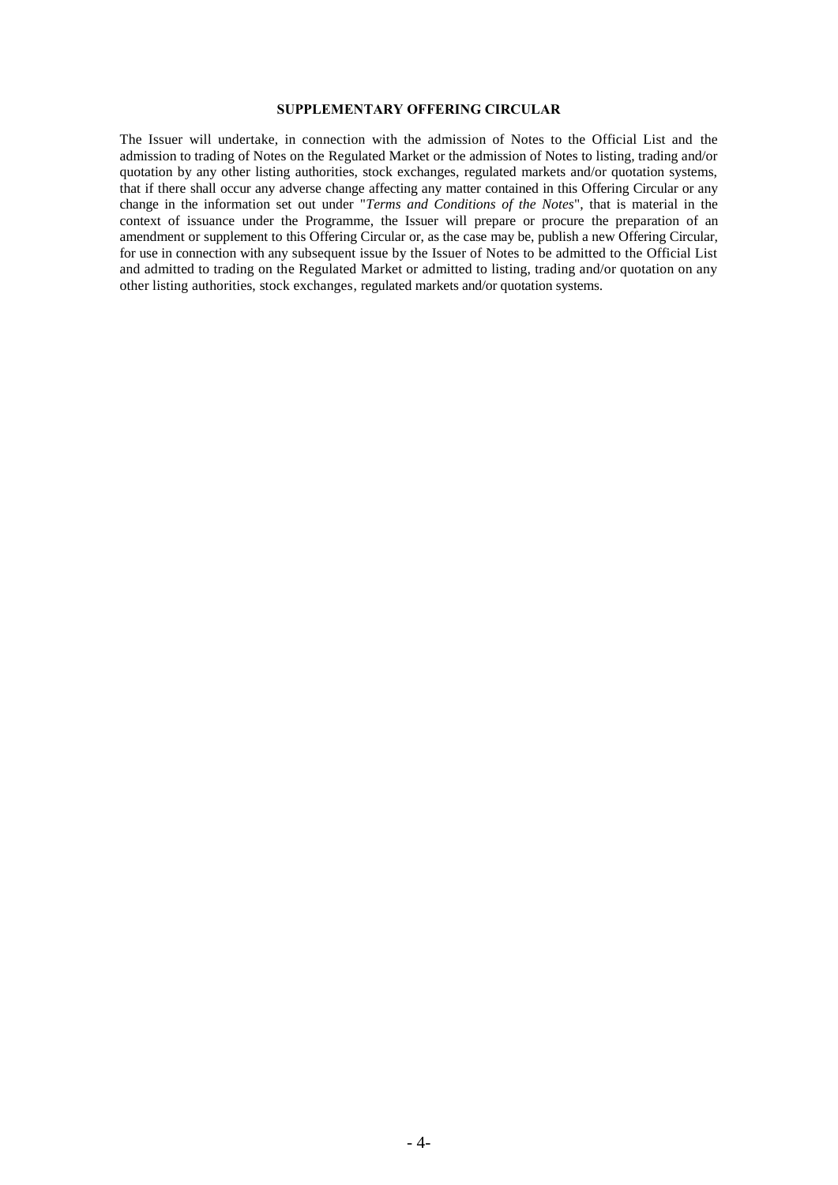## SUPPLEMENTARY OFFERING CIRCULAR

The Issuer will undertake, in connection with the admission of Notes to the Official List and the admission to trading of Notes on the Regulated Market or the admission of Notes to listing, trading and/or quotation by any other listing authorities, stock exchanges, regulated markets and/or quotation systems, that if there shall occur any adverse change affecting any matter contained in this Offering Circular or any change in the information set out under "*Terms and Conditions of the Notes*", that is material in the context of issuance under the Programme, the Issuer will prepare or procure the preparation of an amendment or supplement to this Offering Circular or, as the case may be, publish a new Offering Circular, for use in connection with any subsequent issue by the Issuer of Notes to be admitted to the Official List and admitted to trading on the Regulated Market or admitted to listing, trading and/or quotation on any other listing authorities, stock exchanges, regulated markets and/or quotation systems.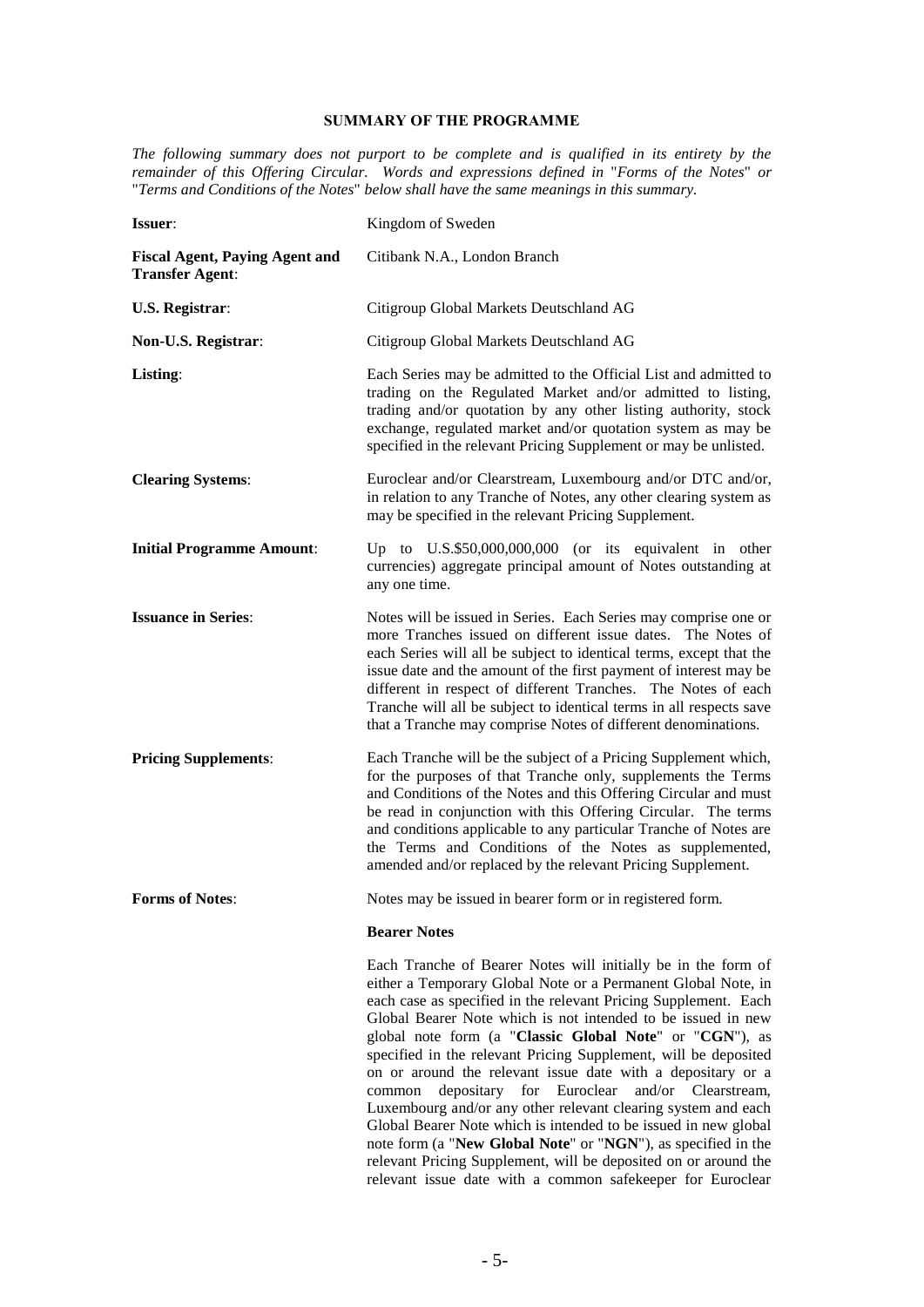## SUMMARY OF THE PROGRAMME

*The following summary does not purport to be complete and is qualified in its entirety by the remainder of this Offering Circular. Words and expressions defined in "Forms of the Notes" or "Terms and Conditions of the Notes" below shall have the same meanings in this summary.*

| | |
|---|---|
| **Issuer**: | Kingdom of Sweden |
| **Fiscal Agent, Paying Agent and Transfer Agent**: | Citibank N.A., London Branch |
| **U.S. Registrar**: | Citigroup Global Markets Deutschland AG |
| **Non-U.S. Registrar**: | Citigroup Global Markets Deutschland AG |
| **Listing**: | Each Series may be admitted to the Official List and admitted to trading on the Regulated Market and/or admitted to listing, trading and/or quotation by any other listing authority, stock exchange, regulated market and/or quotation system as may be specified in the relevant Pricing Supplement or may be unlisted. |
| **Clearing Systems**: | Euroclear and/or Clearstream, Luxembourg and/or DTC and/or, in relation to any Tranche of Notes, any other clearing system as may be specified in the relevant Pricing Supplement. |
| **Initial Programme Amount**: | Up to U.S.$50,000,000,000 (or its equivalent in other currencies) aggregate principal amount of Notes outstanding at any one time. |
| **Issuance in Series**: | Notes will be issued in Series. Each Series may comprise one or more Tranches issued on different issue dates. The Notes of each Series will all be subject to identical terms, except that the issue date and the amount of the first payment of interest may be different in respect of different Tranches. The Notes of each Tranche will all be subject to identical terms in all respects save that a Tranche may comprise Notes of different denominations. |
| **Pricing Supplements**: | Each Tranche will be the subject of a Pricing Supplement which, for the purposes of that Tranche only, supplements the Terms and Conditions of the Notes and this Offering Circular and must be read in conjunction with this Offering Circular. The terms and conditions applicable to any particular Tranche of Notes are the Terms and Conditions of the Notes as supplemented, amended and/or replaced by the relevant Pricing Supplement. |
| **Forms of Notes**: | Notes may be issued in bearer form or in registered form. |

**Bearer Notes**

Each Tranche of Bearer Notes will initially be in the form of either a Temporary Global Note or a Permanent Global Note, in each case as specified in the relevant Pricing Supplement. Each Global Bearer Note which is not intended to be issued in new global note form (a "**Classic Global Note**" or "**CGN**"), as specified in the relevant Pricing Supplement, will be deposited on or around the relevant issue date with a depositary or a common depositary for Euroclear and/or Clearstream, Luxembourg and/or any other relevant clearing system and each Global Bearer Note which is intended to be issued in new global note form (a "**New Global Note**" or "**NGN**"), as specified in the relevant Pricing Supplement, will be deposited on or around the relevant issue date with a common safekeeper for Euroclear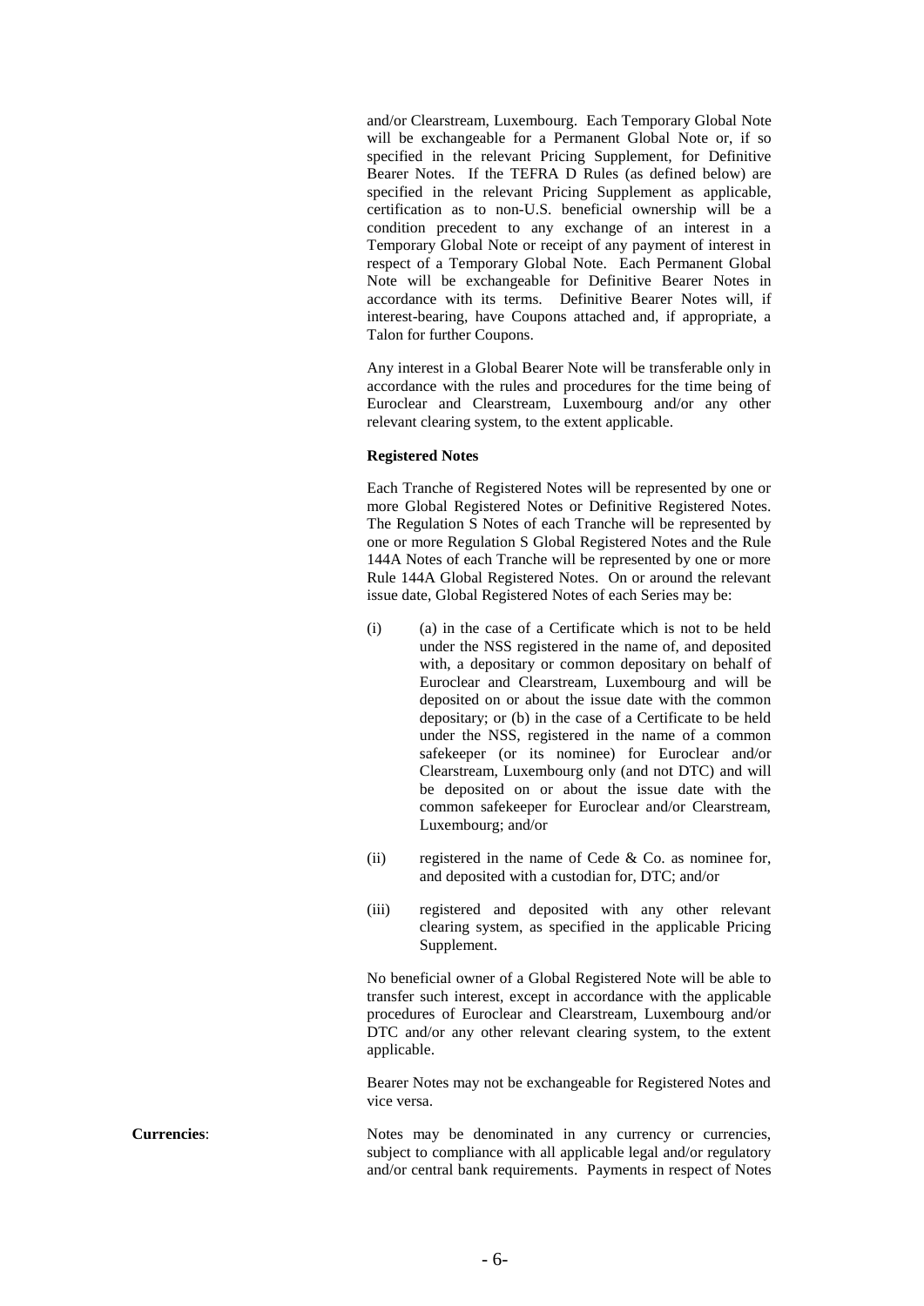and/or Clearstream, Luxembourg. Each Temporary Global Note will be exchangeable for a Permanent Global Note or, if so specified in the relevant Pricing Supplement, for Definitive Bearer Notes. If the TEFRA D Rules (as defined below) are specified in the relevant Pricing Supplement as applicable, certification as to non-U.S. beneficial ownership will be a condition precedent to any exchange of an interest in a Temporary Global Note or receipt of any payment of interest in respect of a Temporary Global Note. Each Permanent Global Note will be exchangeable for Definitive Bearer Notes in accordance with its terms. Definitive Bearer Notes will, if interest-bearing, have Coupons attached and, if appropriate, a Talon for further Coupons.

Any interest in a Global Bearer Note will be transferable only in accordance with the rules and procedures for the time being of Euroclear and Clearstream, Luxembourg and/or any other relevant clearing system, to the extent applicable.

**Registered Notes**

Each Tranche of Registered Notes will be represented by one or more Global Registered Notes or Definitive Registered Notes. The Regulation S Notes of each Tranche will be represented by one or more Regulation S Global Registered Notes and the Rule 144A Notes of each Tranche will be represented by one or more Rule 144A Global Registered Notes. On or around the relevant issue date, Global Registered Notes of each Series may be:

(i) (a) in the case of a Certificate which is not to be held under the NSS registered in the name of, and deposited with, a depositary or common depositary on behalf of Euroclear and Clearstream, Luxembourg and will be deposited on or about the issue date with the common depositary; or (b) in the case of a Certificate to be held under the NSS, registered in the name of a common safekeeper (or its nominee) for Euroclear and/or Clearstream, Luxembourg only (and not DTC) and will be deposited on or about the issue date with the common safekeeper for Euroclear and/or Clearstream, Luxembourg; and/or

(ii) registered in the name of Cede & Co. as nominee for, and deposited with a custodian for, DTC; and/or

(iii) registered and deposited with any other relevant clearing system, as specified in the applicable Pricing Supplement.

No beneficial owner of a Global Registered Note will be able to transfer such interest, except in accordance with the applicable procedures of Euroclear and Clearstream, Luxembourg and/or DTC and/or any other relevant clearing system, to the extent applicable.

Bearer Notes may not be exchangeable for Registered Notes and vice versa.

**Currencies**: Notes may be denominated in any currency or currencies, subject to compliance with all applicable legal and/or regulatory and/or central bank requirements. Payments in respect of Notes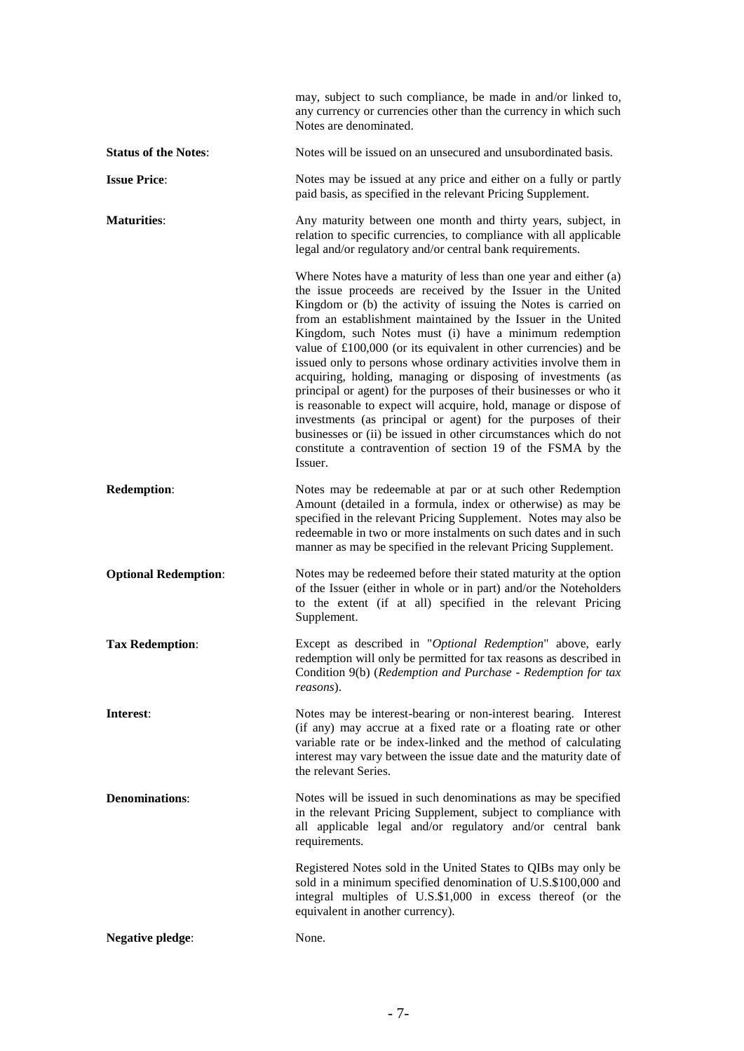may, subject to such compliance, be made in and/or linked to, any currency or currencies other than the currency in which such Notes are denominated.

**Status of the Notes**: Notes will be issued on an unsecured and unsubordinated basis.

**Issue Price**: Notes may be issued at any price and either on a fully or partly paid basis, as specified in the relevant Pricing Supplement.

**Maturities**: Any maturity between one month and thirty years, subject, in relation to specific currencies, to compliance with all applicable legal and/or regulatory and/or central bank requirements.

Where Notes have a maturity of less than one year and either (a) the issue proceeds are received by the Issuer in the United Kingdom or (b) the activity of issuing the Notes is carried on from an establishment maintained by the Issuer in the United Kingdom, such Notes must (i) have a minimum redemption value of £100,000 (or its equivalent in other currencies) and be issued only to persons whose ordinary activities involve them in acquiring, holding, managing or disposing of investments (as principal or agent) for the purposes of their businesses or who it is reasonable to expect will acquire, hold, manage or dispose of investments (as principal or agent) for the purposes of their businesses or (ii) be issued in other circumstances which do not constitute a contravention of section 19 of the FSMA by the Issuer.

**Redemption**: Notes may be redeemable at par or at such other Redemption Amount (detailed in a formula, index or otherwise) as may be specified in the relevant Pricing Supplement. Notes may also be redeemable in two or more instalments on such dates and in such manner as may be specified in the relevant Pricing Supplement.

**Optional Redemption**: Notes may be redeemed before their stated maturity at the option of the Issuer (either in whole or in part) and/or the Noteholders to the extent (if at all) specified in the relevant Pricing Supplement.

**Tax Redemption**: Except as described in "*Optional Redemption*" above, early redemption will only be permitted for tax reasons as described in Condition 9(b) (*Redemption and Purchase - Redemption for tax reasons*).

**Interest**: Notes may be interest-bearing or non-interest bearing. Interest (if any) may accrue at a fixed rate or a floating rate or other variable rate or be index-linked and the method of calculating interest may vary between the issue date and the maturity date of the relevant Series.

**Denominations**: Notes will be issued in such denominations as may be specified in the relevant Pricing Supplement, subject to compliance with all applicable legal and/or regulatory and/or central bank requirements.

Registered Notes sold in the United States to QIBs may only be sold in a minimum specified denomination of U.S.$100,000 and integral multiples of U.S.$1,000 in excess thereof (or the equivalent in another currency).

**Negative pledge**: None.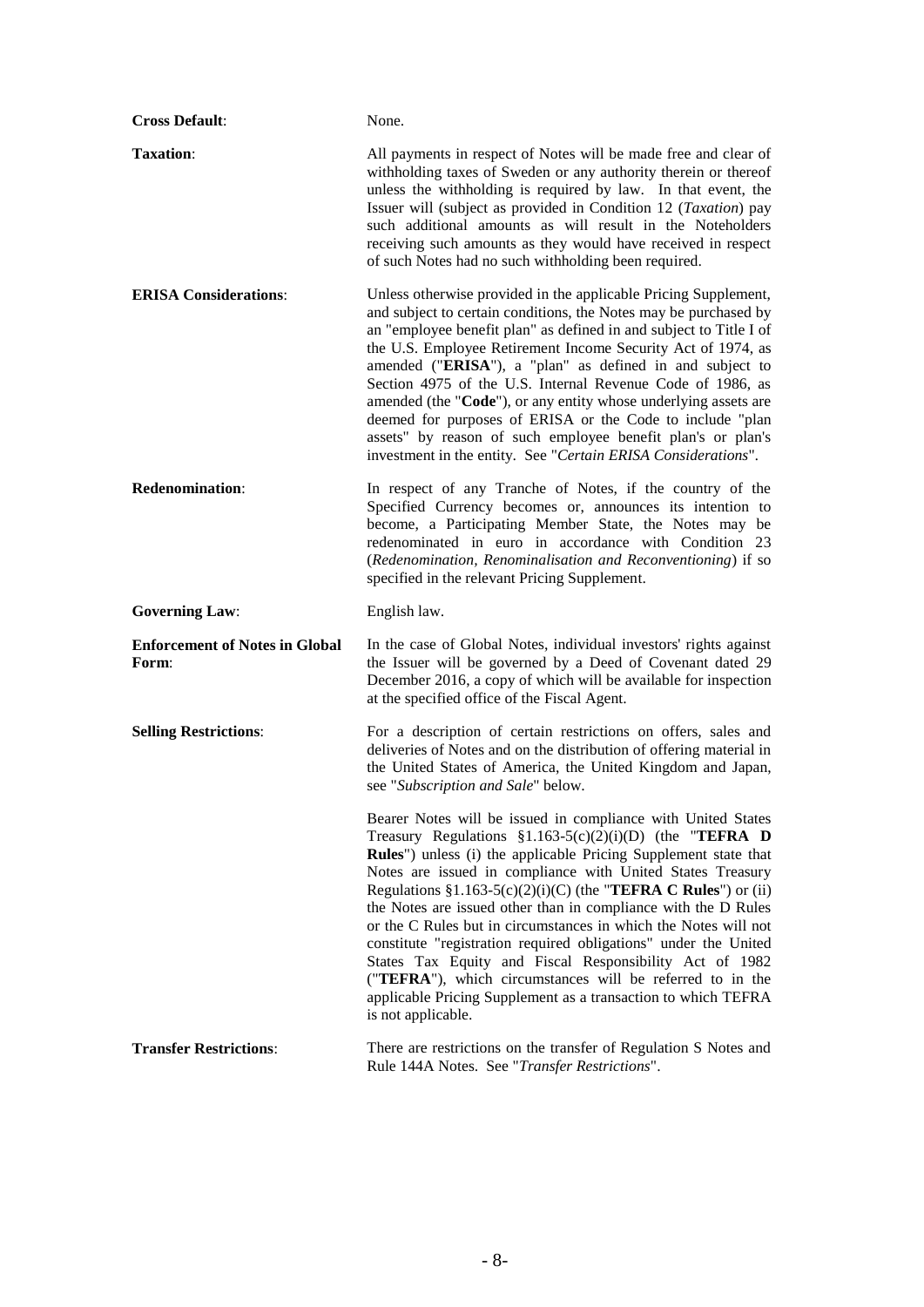**Cross Default**: None.

**Taxation**: All payments in respect of Notes will be made free and clear of withholding taxes of Sweden or any authority therein or thereof unless the withholding is required by law. In that event, the Issuer will (subject as provided in Condition 12 (*Taxation*) pay such additional amounts as will result in the Noteholders receiving such amounts as they would have received in respect of such Notes had no such withholding been required.

**ERISA Considerations**: Unless otherwise provided in the applicable Pricing Supplement, and subject to certain conditions, the Notes may be purchased by an "employee benefit plan" as defined in and subject to Title I of the U.S. Employee Retirement Income Security Act of 1974, as amended ("**ERISA**"), a "plan" as defined in and subject to Section 4975 of the U.S. Internal Revenue Code of 1986, as amended (the "**Code**"), or any entity whose underlying assets are deemed for purposes of ERISA or the Code to include "plan assets" by reason of such employee benefit plan's or plan's investment in the entity. See "*Certain ERISA Considerations*".

**Redenomination**: In respect of any Tranche of Notes, if the country of the Specified Currency becomes or, announces its intention to become, a Participating Member State, the Notes may be redenominated in euro in accordance with Condition 23 (*Redenomination, Renominalisation and Reconventioning*) if so specified in the relevant Pricing Supplement.

**Governing Law**: English law.

**Enforcement of Notes in Global Form**: In the case of Global Notes, individual investors' rights against the Issuer will be governed by a Deed of Covenant dated 29 December 2016, a copy of which will be available for inspection at the specified office of the Fiscal Agent.

**Selling Restrictions**: For a description of certain restrictions on offers, sales and deliveries of Notes and on the distribution of offering material in the United States of America, the United Kingdom and Japan, see "*Subscription and Sale*" below.

Bearer Notes will be issued in compliance with United States Treasury Regulations §1.163-5(c)(2)(i)(D) (the "**TEFRA D Rules**") unless (i) the applicable Pricing Supplement state that Notes are issued in compliance with United States Treasury Regulations §1.163-5(c)(2)(i)(C) (the "**TEFRA C Rules**") or (ii) the Notes are issued other than in compliance with the D Rules or the C Rules but in circumstances in which the Notes will not constitute "registration required obligations" under the United States Tax Equity and Fiscal Responsibility Act of 1982 ("**TEFRA**"), which circumstances will be referred to in the applicable Pricing Supplement as a transaction to which TEFRA is not applicable.

**Transfer Restrictions**: There are restrictions on the transfer of Regulation S Notes and Rule 144A Notes. See "*Transfer Restrictions*".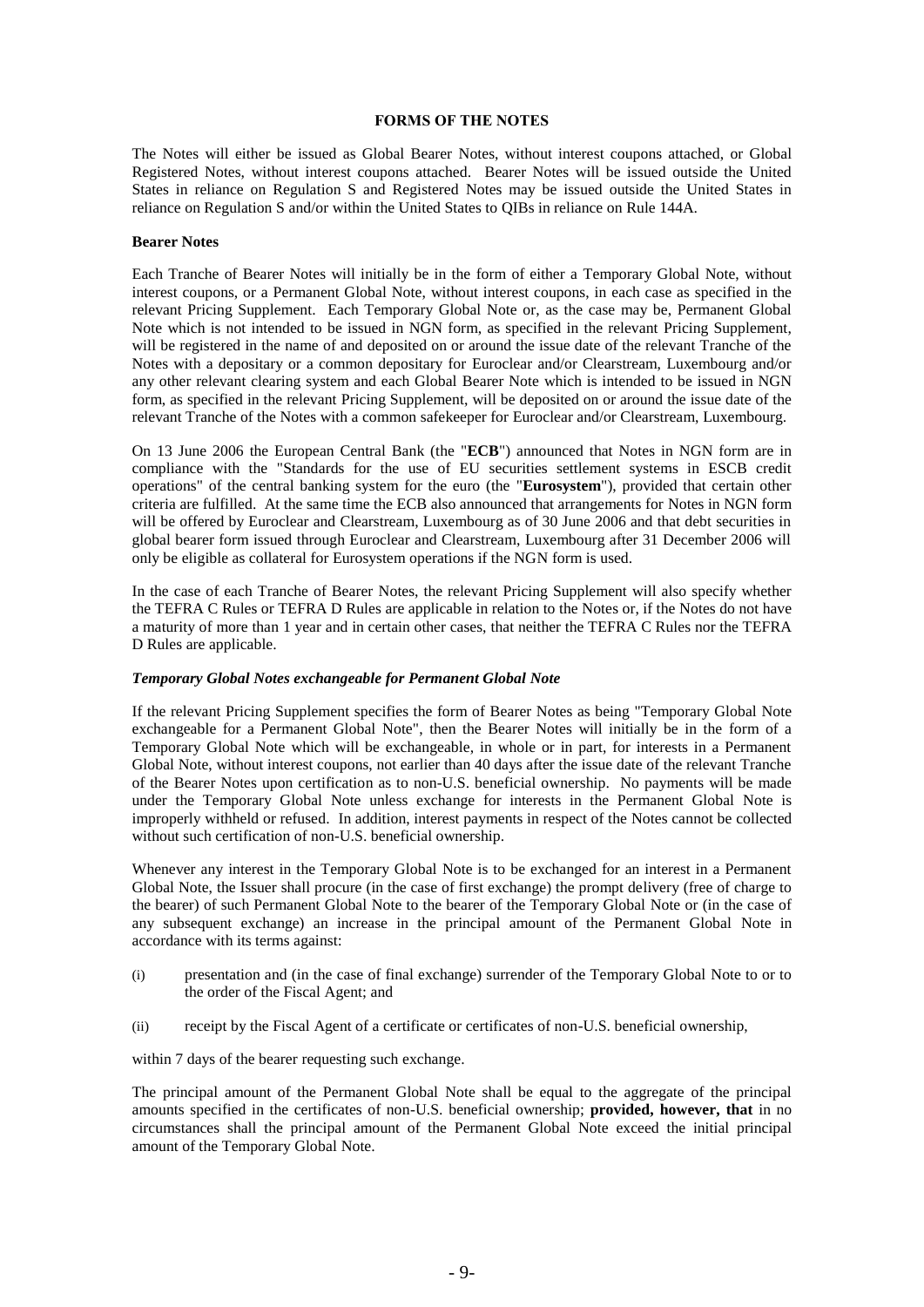## FORMS OF THE NOTES

The Notes will either be issued as Global Bearer Notes, without interest coupons attached, or Global Registered Notes, without interest coupons attached. Bearer Notes will be issued outside the United States in reliance on Regulation S and Registered Notes may be issued outside the United States in reliance on Regulation S and/or within the United States to QIBs in reliance on Rule 144A.

### Bearer Notes

Each Tranche of Bearer Notes will initially be in the form of either a Temporary Global Note, without interest coupons, or a Permanent Global Note, without interest coupons, in each case as specified in the relevant Pricing Supplement. Each Temporary Global Note or, as the case may be, Permanent Global Note which is not intended to be issued in NGN form, as specified in the relevant Pricing Supplement, will be registered in the name of and deposited on or around the issue date of the relevant Tranche of the Notes with a depositary or a common depositary for Euroclear and/or Clearstream, Luxembourg and/or any other relevant clearing system and each Global Bearer Note which is intended to be issued in NGN form, as specified in the relevant Pricing Supplement, will be deposited on or around the issue date of the relevant Tranche of the Notes with a common safekeeper for Euroclear and/or Clearstream, Luxembourg.

On 13 June 2006 the European Central Bank (the "**ECB**") announced that Notes in NGN form are in compliance with the "Standards for the use of EU securities settlement systems in ESCB credit operations" of the central banking system for the euro (the "**Eurosystem**"), provided that certain other criteria are fulfilled. At the same time the ECB also announced that arrangements for Notes in NGN form will be offered by Euroclear and Clearstream, Luxembourg as of 30 June 2006 and that debt securities in global bearer form issued through Euroclear and Clearstream, Luxembourg after 31 December 2006 will only be eligible as collateral for Eurosystem operations if the NGN form is used.

In the case of each Tranche of Bearer Notes, the relevant Pricing Supplement will also specify whether the TEFRA C Rules or TEFRA D Rules are applicable in relation to the Notes or, if the Notes do not have a maturity of more than 1 year and in certain other cases, that neither the TEFRA C Rules nor the TEFRA D Rules are applicable.

#### *Temporary Global Notes exchangeable for Permanent Global Note*

If the relevant Pricing Supplement specifies the form of Bearer Notes as being "Temporary Global Note exchangeable for a Permanent Global Note", then the Bearer Notes will initially be in the form of a Temporary Global Note which will be exchangeable, in whole or in part, for interests in a Permanent Global Note, without interest coupons, not earlier than 40 days after the issue date of the relevant Tranche of the Bearer Notes upon certification as to non-U.S. beneficial ownership. No payments will be made under the Temporary Global Note unless exchange for interests in the Permanent Global Note is improperly withheld or refused. In addition, interest payments in respect of the Notes cannot be collected without such certification of non-U.S. beneficial ownership.

Whenever any interest in the Temporary Global Note is to be exchanged for an interest in a Permanent Global Note, the Issuer shall procure (in the case of first exchange) the prompt delivery (free of charge to the bearer) of such Permanent Global Note to the bearer of the Temporary Global Note or (in the case of any subsequent exchange) an increase in the principal amount of the Permanent Global Note in accordance with its terms against:

(i) presentation and (in the case of final exchange) surrender of the Temporary Global Note to or to the order of the Fiscal Agent; and

(ii) receipt by the Fiscal Agent of a certificate or certificates of non-U.S. beneficial ownership,

within 7 days of the bearer requesting such exchange.

The principal amount of the Permanent Global Note shall be equal to the aggregate of the principal amounts specified in the certificates of non-U.S. beneficial ownership; **provided, however, that** in no circumstances shall the principal amount of the Permanent Global Note exceed the initial principal amount of the Temporary Global Note.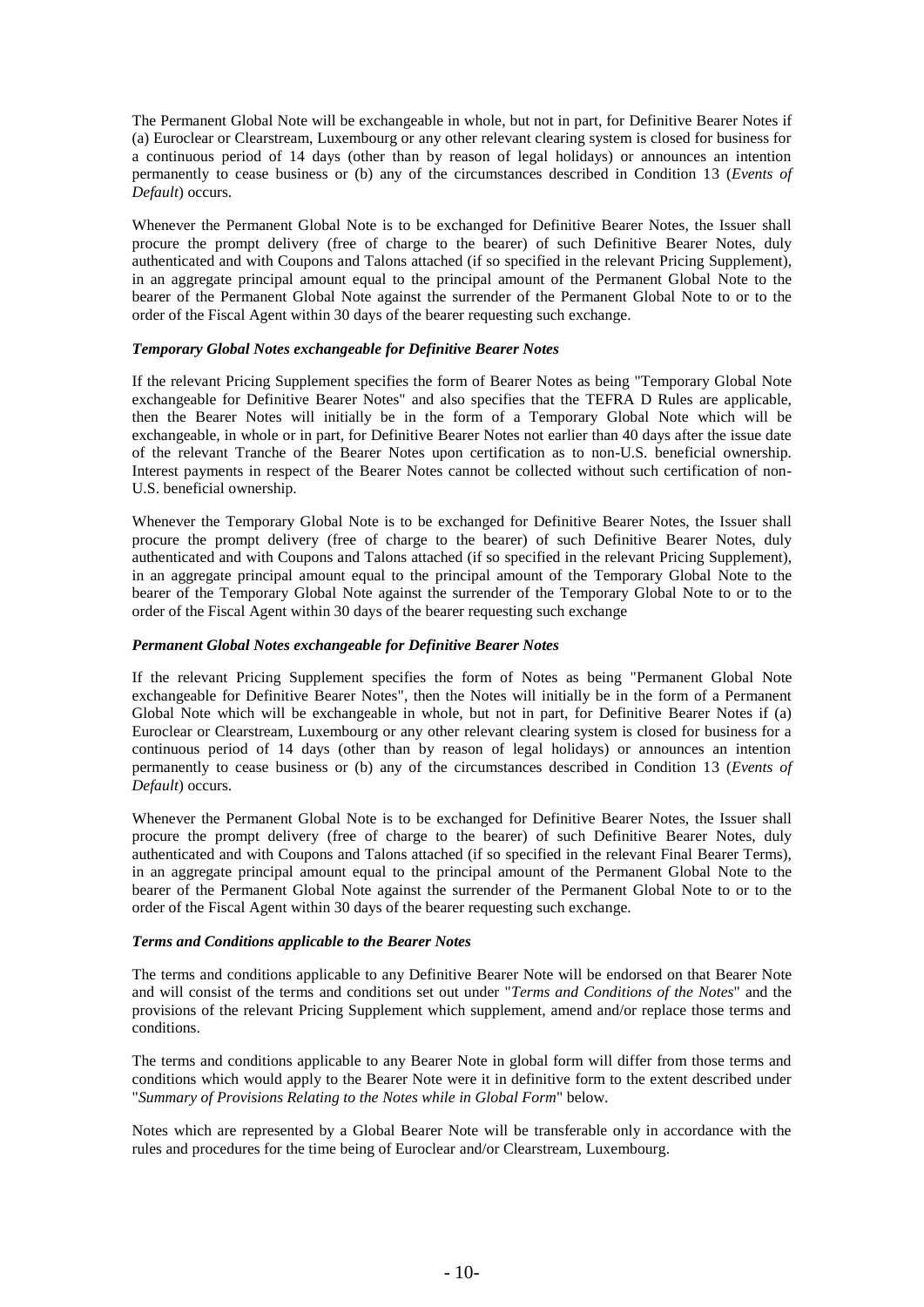The Permanent Global Note will be exchangeable in whole, but not in part, for Definitive Bearer Notes if (a) Euroclear or Clearstream, Luxembourg or any other relevant clearing system is closed for business for a continuous period of 14 days (other than by reason of legal holidays) or announces an intention permanently to cease business or (b) any of the circumstances described in Condition 13 (*Events of Default*) occurs.

Whenever the Permanent Global Note is to be exchanged for Definitive Bearer Notes, the Issuer shall procure the prompt delivery (free of charge to the bearer) of such Definitive Bearer Notes, duly authenticated and with Coupons and Talons attached (if so specified in the relevant Pricing Supplement), in an aggregate principal amount equal to the principal amount of the Permanent Global Note to the bearer of the Permanent Global Note against the surrender of the Permanent Global Note to or to the order of the Fiscal Agent within 30 days of the bearer requesting such exchange.

***Temporary Global Notes exchangeable for Definitive Bearer Notes***

If the relevant Pricing Supplement specifies the form of Bearer Notes as being "Temporary Global Note exchangeable for Definitive Bearer Notes" and also specifies that the TEFRA D Rules are applicable, then the Bearer Notes will initially be in the form of a Temporary Global Note which will be exchangeable, in whole or in part, for Definitive Bearer Notes not earlier than 40 days after the issue date of the relevant Tranche of the Bearer Notes upon certification as to non-U.S. beneficial ownership. Interest payments in respect of the Bearer Notes cannot be collected without such certification of non-U.S. beneficial ownership.

Whenever the Temporary Global Note is to be exchanged for Definitive Bearer Notes, the Issuer shall procure the prompt delivery (free of charge to the bearer) of such Definitive Bearer Notes, duly authenticated and with Coupons and Talons attached (if so specified in the relevant Pricing Supplement), in an aggregate principal amount equal to the principal amount of the Temporary Global Note to the bearer of the Temporary Global Note against the surrender of the Temporary Global Note to or to the order of the Fiscal Agent within 30 days of the bearer requesting such exchange

***Permanent Global Notes exchangeable for Definitive Bearer Notes***

If the relevant Pricing Supplement specifies the form of Notes as being "Permanent Global Note exchangeable for Definitive Bearer Notes", then the Notes will initially be in the form of a Permanent Global Note which will be exchangeable in whole, but not in part, for Definitive Bearer Notes if (a) Euroclear or Clearstream, Luxembourg or any other relevant clearing system is closed for business for a continuous period of 14 days (other than by reason of legal holidays) or announces an intention permanently to cease business or (b) any of the circumstances described in Condition 13 (*Events of Default*) occurs.

Whenever the Permanent Global Note is to be exchanged for Definitive Bearer Notes, the Issuer shall procure the prompt delivery (free of charge to the bearer) of such Definitive Bearer Notes, duly authenticated and with Coupons and Talons attached (if so specified in the relevant Final Bearer Terms), in an aggregate principal amount equal to the principal amount of the Permanent Global Note to the bearer of the Permanent Global Note against the surrender of the Permanent Global Note to or to the order of the Fiscal Agent within 30 days of the bearer requesting such exchange.

***Terms and Conditions applicable to the Bearer Notes***

The terms and conditions applicable to any Definitive Bearer Note will be endorsed on that Bearer Note and will consist of the terms and conditions set out under "*Terms and Conditions of the Notes*" and the provisions of the relevant Pricing Supplement which supplement, amend and/or replace those terms and conditions.

The terms and conditions applicable to any Bearer Note in global form will differ from those terms and conditions which would apply to the Bearer Note were it in definitive form to the extent described under "*Summary of Provisions Relating to the Notes while in Global Form*" below.

Notes which are represented by a Global Bearer Note will be transferable only in accordance with the rules and procedures for the time being of Euroclear and/or Clearstream, Luxembourg.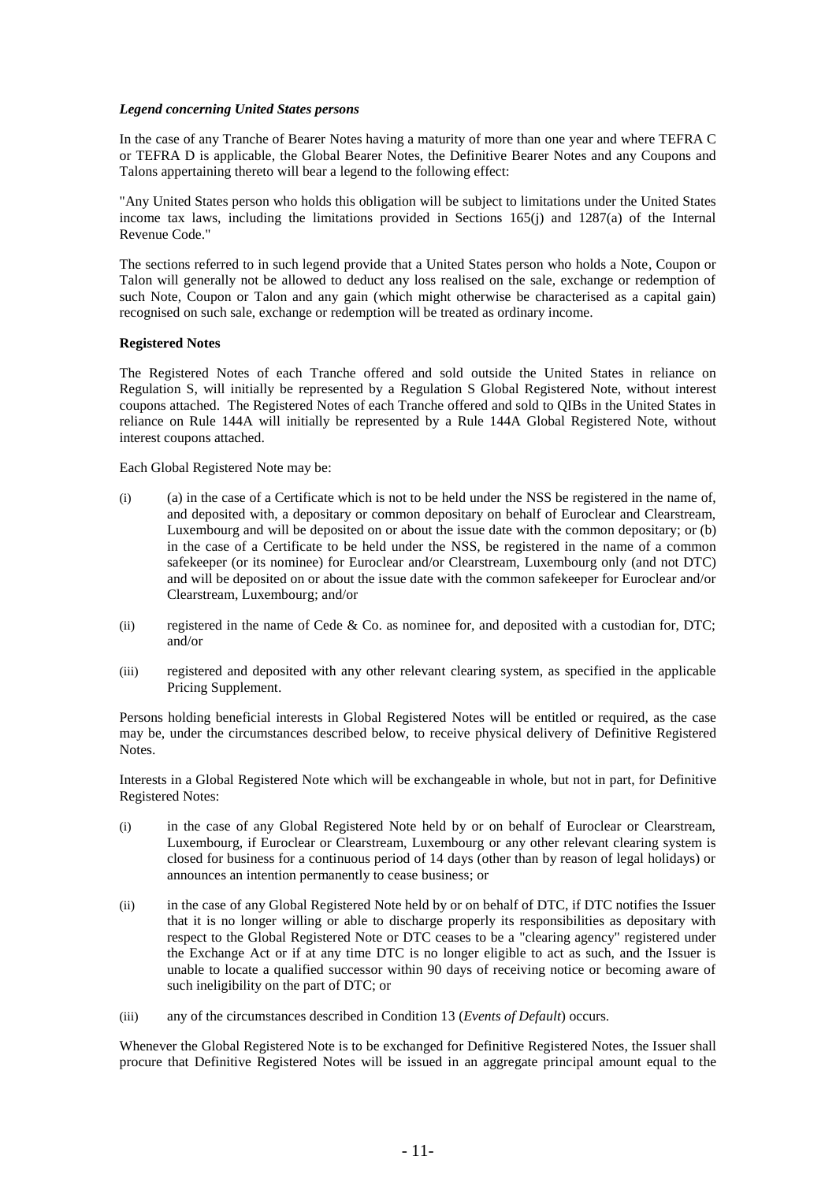***Legend concerning United States persons***

In the case of any Tranche of Bearer Notes having a maturity of more than one year and where TEFRA C or TEFRA D is applicable, the Global Bearer Notes, the Definitive Bearer Notes and any Coupons and Talons appertaining thereto will bear a legend to the following effect:

"Any United States person who holds this obligation will be subject to limitations under the United States income tax laws, including the limitations provided in Sections 165(j) and 1287(a) of the Internal Revenue Code."

The sections referred to in such legend provide that a United States person who holds a Note, Coupon or Talon will generally not be allowed to deduct any loss realised on the sale, exchange or redemption of such Note, Coupon or Talon and any gain (which might otherwise be characterised as a capital gain) recognised on such sale, exchange or redemption will be treated as ordinary income.

**Registered Notes**

The Registered Notes of each Tranche offered and sold outside the United States in reliance on Regulation S, will initially be represented by a Regulation S Global Registered Note, without interest coupons attached. The Registered Notes of each Tranche offered and sold to QIBs in the United States in reliance on Rule 144A will initially be represented by a Rule 144A Global Registered Note, without interest coupons attached.

Each Global Registered Note may be:

(i) (a) in the case of a Certificate which is not to be held under the NSS be registered in the name of, and deposited with, a depositary or common depositary on behalf of Euroclear and Clearstream, Luxembourg and will be deposited on or about the issue date with the common depositary; or (b) in the case of a Certificate to be held under the NSS, be registered in the name of a common safekeeper (or its nominee) for Euroclear and/or Clearstream, Luxembourg only (and not DTC) and will be deposited on or about the issue date with the common safekeeper for Euroclear and/or Clearstream, Luxembourg; and/or

(ii) registered in the name of Cede & Co. as nominee for, and deposited with a custodian for, DTC; and/or

(iii) registered and deposited with any other relevant clearing system, as specified in the applicable Pricing Supplement.

Persons holding beneficial interests in Global Registered Notes will be entitled or required, as the case may be, under the circumstances described below, to receive physical delivery of Definitive Registered Notes.

Interests in a Global Registered Note which will be exchangeable in whole, but not in part, for Definitive Registered Notes:

(i) in the case of any Global Registered Note held by or on behalf of Euroclear or Clearstream, Luxembourg, if Euroclear or Clearstream, Luxembourg or any other relevant clearing system is closed for business for a continuous period of 14 days (other than by reason of legal holidays) or announces an intention permanently to cease business; or

(ii) in the case of any Global Registered Note held by or on behalf of DTC, if DTC notifies the Issuer that it is no longer willing or able to discharge properly its responsibilities as depositary with respect to the Global Registered Note or DTC ceases to be a "clearing agency" registered under the Exchange Act or if at any time DTC is no longer eligible to act as such, and the Issuer is unable to locate a qualified successor within 90 days of receiving notice or becoming aware of such ineligibility on the part of DTC; or

(iii) any of the circumstances described in Condition 13 (*Events of Default*) occurs.

Whenever the Global Registered Note is to be exchanged for Definitive Registered Notes, the Issuer shall procure that Definitive Registered Notes will be issued in an aggregate principal amount equal to the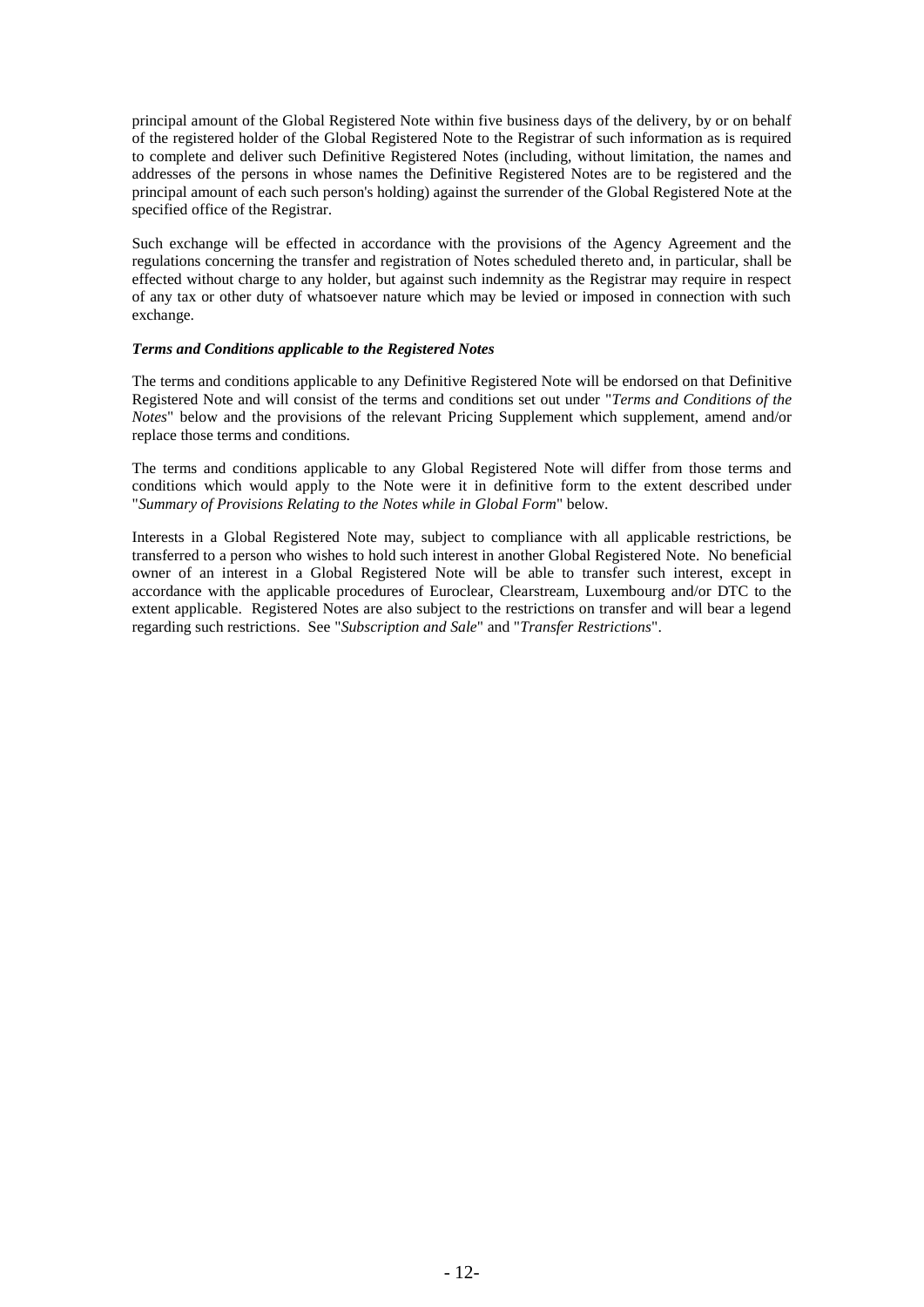principal amount of the Global Registered Note within five business days of the delivery, by or on behalf of the registered holder of the Global Registered Note to the Registrar of such information as is required to complete and deliver such Definitive Registered Notes (including, without limitation, the names and addresses of the persons in whose names the Definitive Registered Notes are to be registered and the principal amount of each such person's holding) against the surrender of the Global Registered Note at the specified office of the Registrar.

Such exchange will be effected in accordance with the provisions of the Agency Agreement and the regulations concerning the transfer and registration of Notes scheduled thereto and, in particular, shall be effected without charge to any holder, but against such indemnity as the Registrar may require in respect of any tax or other duty of whatsoever nature which may be levied or imposed in connection with such exchange.

***Terms and Conditions applicable to the Registered Notes***

The terms and conditions applicable to any Definitive Registered Note will be endorsed on that Definitive Registered Note and will consist of the terms and conditions set out under "*Terms and Conditions of the Notes*" below and the provisions of the relevant Pricing Supplement which supplement, amend and/or replace those terms and conditions.

The terms and conditions applicable to any Global Registered Note will differ from those terms and conditions which would apply to the Note were it in definitive form to the extent described under "*Summary of Provisions Relating to the Notes while in Global Form*" below.

Interests in a Global Registered Note may, subject to compliance with all applicable restrictions, be transferred to a person who wishes to hold such interest in another Global Registered Note. No beneficial owner of an interest in a Global Registered Note will be able to transfer such interest, except in accordance with the applicable procedures of Euroclear, Clearstream, Luxembourg and/or DTC to the extent applicable. Registered Notes are also subject to the restrictions on transfer and will bear a legend regarding such restrictions. See "*Subscription and Sale*" and "*Transfer Restrictions*".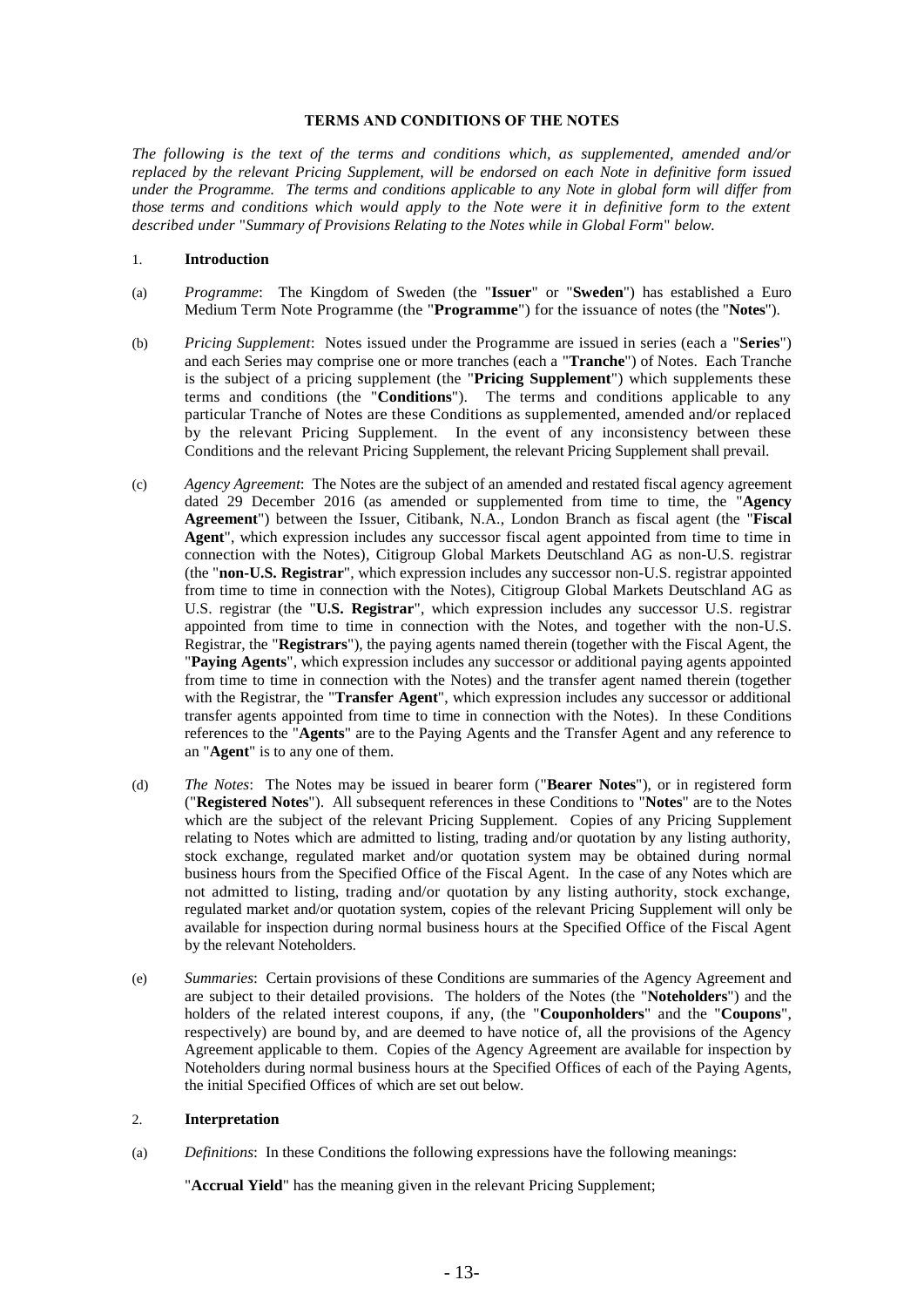# TERMS AND CONDITIONS OF THE NOTES

*The following is the text of the terms and conditions which, as supplemented, amended and/or replaced by the relevant Pricing Supplement, will be endorsed on each Note in definitive form issued under the Programme. The terms and conditions applicable to any Note in global form will differ from those terms and conditions which would apply to the Note were it in definitive form to the extent described under "Summary of Provisions Relating to the Notes while in Global Form" below.*

## 1. Introduction

(a) *Programme*: The Kingdom of Sweden (the "**Issuer**" or "**Sweden**") has established a Euro Medium Term Note Programme (the "**Programme**") for the issuance of notes (the "**Notes**").

(b) *Pricing Supplement*: Notes issued under the Programme are issued in series (each a "**Series**") and each Series may comprise one or more tranches (each a "**Tranche**") of Notes. Each Tranche is the subject of a pricing supplement (the "**Pricing Supplement**") which supplements these terms and conditions (the "**Conditions**"). The terms and conditions applicable to any particular Tranche of Notes are these Conditions as supplemented, amended and/or replaced by the relevant Pricing Supplement. In the event of any inconsistency between these Conditions and the relevant Pricing Supplement, the relevant Pricing Supplement shall prevail.

(c) *Agency Agreement*: The Notes are the subject of an amended and restated fiscal agency agreement dated 29 December 2016 (as amended or supplemented from time to time, the "**Agency Agreement**") between the Issuer, Citibank, N.A., London Branch as fiscal agent (the "**Fiscal Agent**", which expression includes any successor fiscal agent appointed from time to time in connection with the Notes), Citigroup Global Markets Deutschland AG as non-U.S. registrar (the "**non-U.S. Registrar**", which expression includes any successor non-U.S. registrar appointed from time to time in connection with the Notes), Citigroup Global Markets Deutschland AG as U.S. registrar (the "**U.S. Registrar**", which expression includes any successor U.S. registrar appointed from time to time in connection with the Notes, and together with the non-U.S. Registrar, the "**Registrars**"), the paying agents named therein (together with the Fiscal Agent, the "**Paying Agents**", which expression includes any successor or additional paying agents appointed from time to time in connection with the Notes) and the transfer agent named therein (together with the Registrar, the "**Transfer Agent**", which expression includes any successor or additional transfer agents appointed from time to time in connection with the Notes). In these Conditions references to the "**Agents**" are to the Paying Agents and the Transfer Agent and any reference to an "**Agent**" is to any one of them.

(d) *The Notes*: The Notes may be issued in bearer form ("**Bearer Notes**"), or in registered form ("**Registered Notes**"). All subsequent references in these Conditions to "**Notes**" are to the Notes which are the subject of the relevant Pricing Supplement. Copies of any Pricing Supplement relating to Notes which are admitted to listing, trading and/or quotation by any listing authority, stock exchange, regulated market and/or quotation system may be obtained during normal business hours from the Specified Office of the Fiscal Agent. In the case of any Notes which are not admitted to listing, trading and/or quotation by any listing authority, stock exchange, regulated market and/or quotation system, copies of the relevant Pricing Supplement will only be available for inspection during normal business hours at the Specified Office of the Fiscal Agent by the relevant Noteholders.

(e) *Summaries*: Certain provisions of these Conditions are summaries of the Agency Agreement and are subject to their detailed provisions. The holders of the Notes (the "**Noteholders**") and the holders of the related interest coupons, if any, (the "**Couponholders**" and the "**Coupons**", respectively) are bound by, and are deemed to have notice of, all the provisions of the Agency Agreement applicable to them. Copies of the Agency Agreement are available for inspection by Noteholders during normal business hours at the Specified Offices of each of the Paying Agents, the initial Specified Offices of which are set out below.

## 2. Interpretation

(a) *Definitions*: In these Conditions the following expressions have the following meanings:

"**Accrual Yield**" has the meaning given in the relevant Pricing Supplement;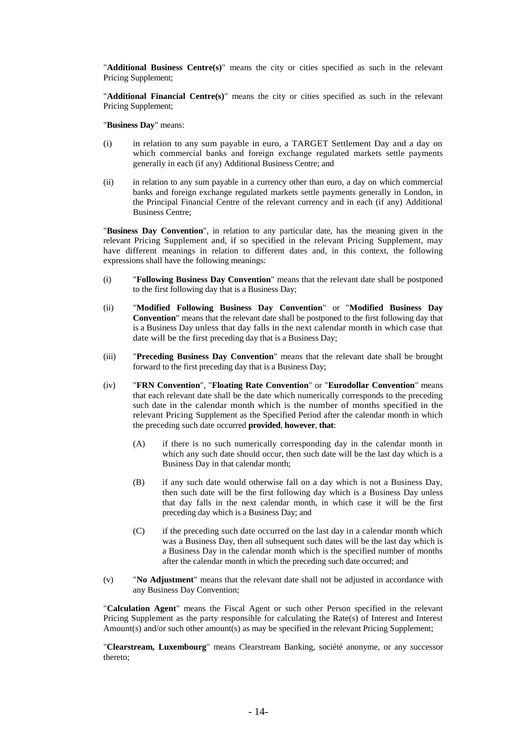"**Additional Business Centre(s)**" means the city or cities specified as such in the relevant Pricing Supplement;

"**Additional Financial Centre(s)**" means the city or cities specified as such in the relevant Pricing Supplement;

"**Business Day**" means:

(i) in relation to any sum payable in euro, a TARGET Settlement Day and a day on which commercial banks and foreign exchange regulated markets settle payments generally in each (if any) Additional Business Centre; and

(ii) in relation to any sum payable in a currency other than euro, a day on which commercial banks and foreign exchange regulated markets settle payments generally in London, in the Principal Financial Centre of the relevant currency and in each (if any) Additional Business Centre;

"**Business Day Convention**", in relation to any particular date, has the meaning given in the relevant Pricing Supplement and, if so specified in the relevant Pricing Supplement, may have different meanings in relation to different dates and, in this context, the following expressions shall have the following meanings:

(i) "**Following Business Day Convention**" means that the relevant date shall be postponed to the first following day that is a Business Day;

(ii) "**Modified Following Business Day Convention**" or "**Modified Business Day Convention**" means that the relevant date shall be postponed to the first following day that is a Business Day unless that day falls in the next calendar month in which case that date will be the first preceding day that is a Business Day;

(iii) "**Preceding Business Day Convention**" means that the relevant date shall be brought forward to the first preceding day that is a Business Day;

(iv) "**FRN Convention**", "**Floating Rate Convention**" or "**Eurodollar Convention**" means that each relevant date shall be the date which numerically corresponds to the preceding such date in the calendar month which is the number of months specified in the relevant Pricing Supplement as the Specified Period after the calendar month in which the preceding such date occurred **provided**, **however**, **that**:

  (A) if there is no such numerically corresponding day in the calendar month in which any such date should occur, then such date will be the last day which is a Business Day in that calendar month;

  (B) if any such date would otherwise fall on a day which is not a Business Day, then such date will be the first following day which is a Business Day unless that day falls in the next calendar month, in which case it will be the first preceding day which is a Business Day; and

  (C) if the preceding such date occurred on the last day in a calendar month which was a Business Day, then all subsequent such dates will be the last day which is a Business Day in the calendar month which is the specified number of months after the calendar month in which the preceding such date occurred; and

(v) "**No Adjustment**" means that the relevant date shall not be adjusted in accordance with any Business Day Convention;

"**Calculation Agent**" means the Fiscal Agent or such other Person specified in the relevant Pricing Supplement as the party responsible for calculating the Rate(s) of Interest and Interest Amount(s) and/or such other amount(s) as may be specified in the relevant Pricing Supplement;

"**Clearstream, Luxembourg**" means Clearstream Banking, société anonyme, or any successor thereto;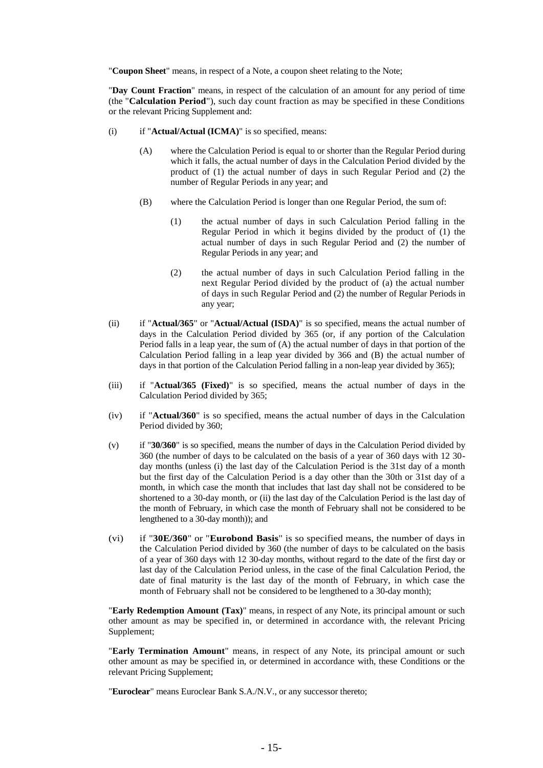"**Coupon Sheet**" means, in respect of a Note, a coupon sheet relating to the Note;

"**Day Count Fraction**" means, in respect of the calculation of an amount for any period of time (the "**Calculation Period**"), such day count fraction as may be specified in these Conditions or the relevant Pricing Supplement and:

(i) if "**Actual/Actual (ICMA)**" is so specified, means:

   (A) where the Calculation Period is equal to or shorter than the Regular Period during which it falls, the actual number of days in the Calculation Period divided by the product of (1) the actual number of days in such Regular Period and (2) the number of Regular Periods in any year; and

   (B) where the Calculation Period is longer than one Regular Period, the sum of:

      (1) the actual number of days in such Calculation Period falling in the Regular Period in which it begins divided by the product of (1) the actual number of days in such Regular Period and (2) the number of Regular Periods in any year; and

      (2) the actual number of days in such Calculation Period falling in the next Regular Period divided by the product of (a) the actual number of days in such Regular Period and (2) the number of Regular Periods in any year;

(ii) if "**Actual/365**" or "**Actual/Actual (ISDA)**" is so specified, means the actual number of days in the Calculation Period divided by 365 (or, if any portion of the Calculation Period falls in a leap year, the sum of (A) the actual number of days in that portion of the Calculation Period falling in a leap year divided by 366 and (B) the actual number of days in that portion of the Calculation Period falling in a non-leap year divided by 365);

(iii) if "**Actual/365 (Fixed)**" is so specified, means the actual number of days in the Calculation Period divided by 365;

(iv) if "**Actual/360**" is so specified, means the actual number of days in the Calculation Period divided by 360;

(v) if "**30/360**" is so specified, means the number of days in the Calculation Period divided by 360 (the number of days to be calculated on the basis of a year of 360 days with 12 30-day months (unless (i) the last day of the Calculation Period is the 31st day of a month but the first day of the Calculation Period is a day other than the 30th or 31st day of a month, in which case the month that includes that last day shall not be considered to be shortened to a 30-day month, or (ii) the last day of the Calculation Period is the last day of the month of February, in which case the month of February shall not be considered to be lengthened to a 30-day month)); and

(vi) if "**30E/360**" or "**Eurobond Basis**" is so specified means, the number of days in the Calculation Period divided by 360 (the number of days to be calculated on the basis of a year of 360 days with 12 30-day months, without regard to the date of the first day or last day of the Calculation Period unless, in the case of the final Calculation Period, the date of final maturity is the last day of the month of February, in which case the month of February shall not be considered to be lengthened to a 30-day month);

"**Early Redemption Amount (Tax)**" means, in respect of any Note, its principal amount or such other amount as may be specified in, or determined in accordance with, the relevant Pricing Supplement;

"**Early Termination Amount**" means, in respect of any Note, its principal amount or such other amount as may be specified in, or determined in accordance with, these Conditions or the relevant Pricing Supplement;

"**Euroclear**" means Euroclear Bank S.A./N.V., or any successor thereto;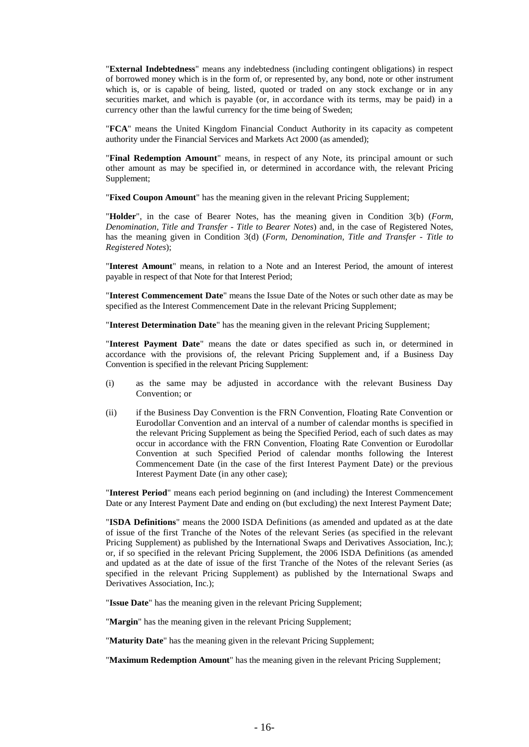"**External Indebtedness**" means any indebtedness (including contingent obligations) in respect of borrowed money which is in the form of, or represented by, any bond, note or other instrument which is, or is capable of being, listed, quoted or traded on any stock exchange or in any securities market, and which is payable (or, in accordance with its terms, may be paid) in a currency other than the lawful currency for the time being of Sweden;

"**FCA**" means the United Kingdom Financial Conduct Authority in its capacity as competent authority under the Financial Services and Markets Act 2000 (as amended);

"**Final Redemption Amount**" means, in respect of any Note, its principal amount or such other amount as may be specified in, or determined in accordance with, the relevant Pricing Supplement;

"**Fixed Coupon Amount**" has the meaning given in the relevant Pricing Supplement;

"**Holder**", in the case of Bearer Notes, has the meaning given in Condition 3(b) (*Form, Denomination, Title and Transfer - Title to Bearer Notes*) and, in the case of Registered Notes, has the meaning given in Condition 3(d) (*Form, Denomination, Title and Transfer - Title to Registered Notes*);

"**Interest Amount**" means, in relation to a Note and an Interest Period, the amount of interest payable in respect of that Note for that Interest Period;

"**Interest Commencement Date**" means the Issue Date of the Notes or such other date as may be specified as the Interest Commencement Date in the relevant Pricing Supplement;

"**Interest Determination Date**" has the meaning given in the relevant Pricing Supplement;

"**Interest Payment Date**" means the date or dates specified as such in, or determined in accordance with the provisions of, the relevant Pricing Supplement and, if a Business Day Convention is specified in the relevant Pricing Supplement:

(i) as the same may be adjusted in accordance with the relevant Business Day Convention; or

(ii) if the Business Day Convention is the FRN Convention, Floating Rate Convention or Eurodollar Convention and an interval of a number of calendar months is specified in the relevant Pricing Supplement as being the Specified Period, each of such dates as may occur in accordance with the FRN Convention, Floating Rate Convention or Eurodollar Convention at such Specified Period of calendar months following the Interest Commencement Date (in the case of the first Interest Payment Date) or the previous Interest Payment Date (in any other case);

"**Interest Period**" means each period beginning on (and including) the Interest Commencement Date or any Interest Payment Date and ending on (but excluding) the next Interest Payment Date;

"**ISDA Definitions**" means the 2000 ISDA Definitions (as amended and updated as at the date of issue of the first Tranche of the Notes of the relevant Series (as specified in the relevant Pricing Supplement) as published by the International Swaps and Derivatives Association, Inc.); or, if so specified in the relevant Pricing Supplement, the 2006 ISDA Definitions (as amended and updated as at the date of issue of the first Tranche of the Notes of the relevant Series (as specified in the relevant Pricing Supplement) as published by the International Swaps and Derivatives Association, Inc.);

"**Issue Date**" has the meaning given in the relevant Pricing Supplement;

"**Margin**" has the meaning given in the relevant Pricing Supplement;

"**Maturity Date**" has the meaning given in the relevant Pricing Supplement;

"**Maximum Redemption Amount**" has the meaning given in the relevant Pricing Supplement;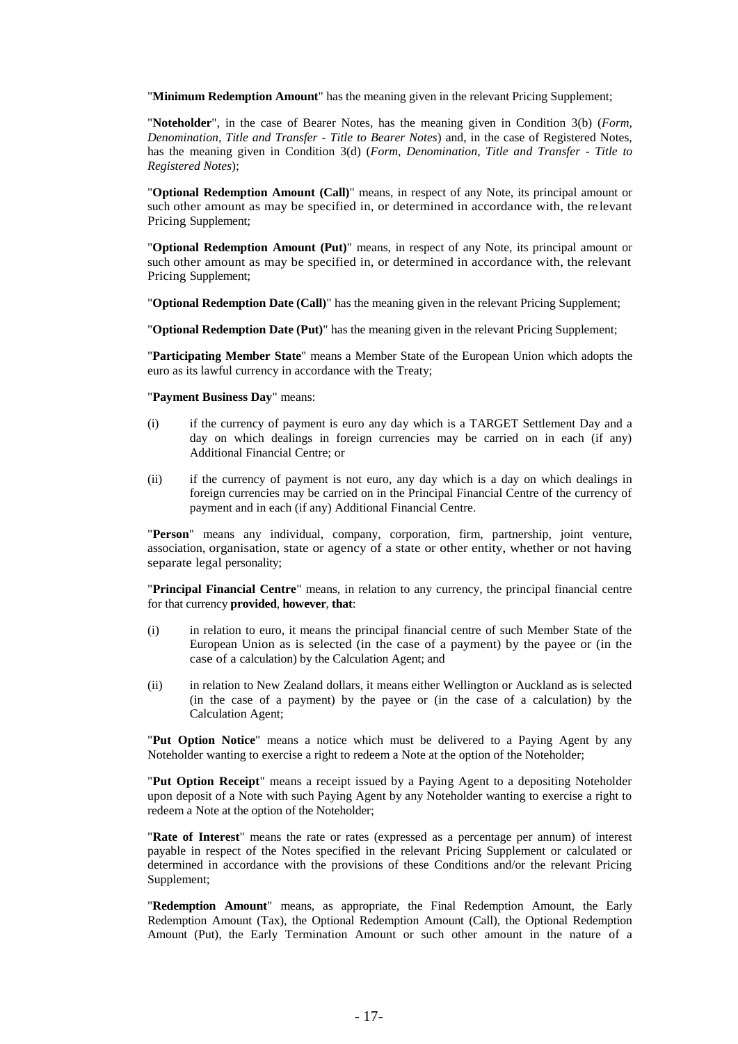"**Minimum Redemption Amount**" has the meaning given in the relevant Pricing Supplement;

"**Noteholder**", in the case of Bearer Notes, has the meaning given in Condition 3(b) (*Form, Denomination, Title and Transfer - Title to Bearer Notes*) and, in the case of Registered Notes, has the meaning given in Condition 3(d) (*Form, Denomination, Title and Transfer - Title to Registered Notes*);

"**Optional Redemption Amount (Call)**" means, in respect of any Note, its principal amount or such other amount as may be specified in, or determined in accordance with, the relevant Pricing Supplement;

"**Optional Redemption Amount (Put)**" means, in respect of any Note, its principal amount or such other amount as may be specified in, or determined in accordance with, the relevant Pricing Supplement;

"**Optional Redemption Date (Call)**" has the meaning given in the relevant Pricing Supplement;

"**Optional Redemption Date (Put)**" has the meaning given in the relevant Pricing Supplement;

"**Participating Member State**" means a Member State of the European Union which adopts the euro as its lawful currency in accordance with the Treaty;

"**Payment Business Day**" means:

(i) if the currency of payment is euro any day which is a TARGET Settlement Day and a day on which dealings in foreign currencies may be carried on in each (if any) Additional Financial Centre; or

(ii) if the currency of payment is not euro, any day which is a day on which dealings in foreign currencies may be carried on in the Principal Financial Centre of the currency of payment and in each (if any) Additional Financial Centre.

"**Person**" means any individual, company, corporation, firm, partnership, joint venture, association, organisation, state or agency of a state or other entity, whether or not having separate legal personality;

"**Principal Financial Centre**" means, in relation to any currency, the principal financial centre for that currency **provided**, **however**, **that**:

(i) in relation to euro, it means the principal financial centre of such Member State of the European Union as is selected (in the case of a payment) by the payee or (in the case of a calculation) by the Calculation Agent; and

(ii) in relation to New Zealand dollars, it means either Wellington or Auckland as is selected (in the case of a payment) by the payee or (in the case of a calculation) by the Calculation Agent;

"**Put Option Notice**" means a notice which must be delivered to a Paying Agent by any Noteholder wanting to exercise a right to redeem a Note at the option of the Noteholder;

"**Put Option Receipt**" means a receipt issued by a Paying Agent to a depositing Noteholder upon deposit of a Note with such Paying Agent by any Noteholder wanting to exercise a right to redeem a Note at the option of the Noteholder;

"**Rate of Interest**" means the rate or rates (expressed as a percentage per annum) of interest payable in respect of the Notes specified in the relevant Pricing Supplement or calculated or determined in accordance with the provisions of these Conditions and/or the relevant Pricing Supplement;

"**Redemption Amount**" means, as appropriate, the Final Redemption Amount, the Early Redemption Amount (Tax), the Optional Redemption Amount (Call), the Optional Redemption Amount (Put), the Early Termination Amount or such other amount in the nature of a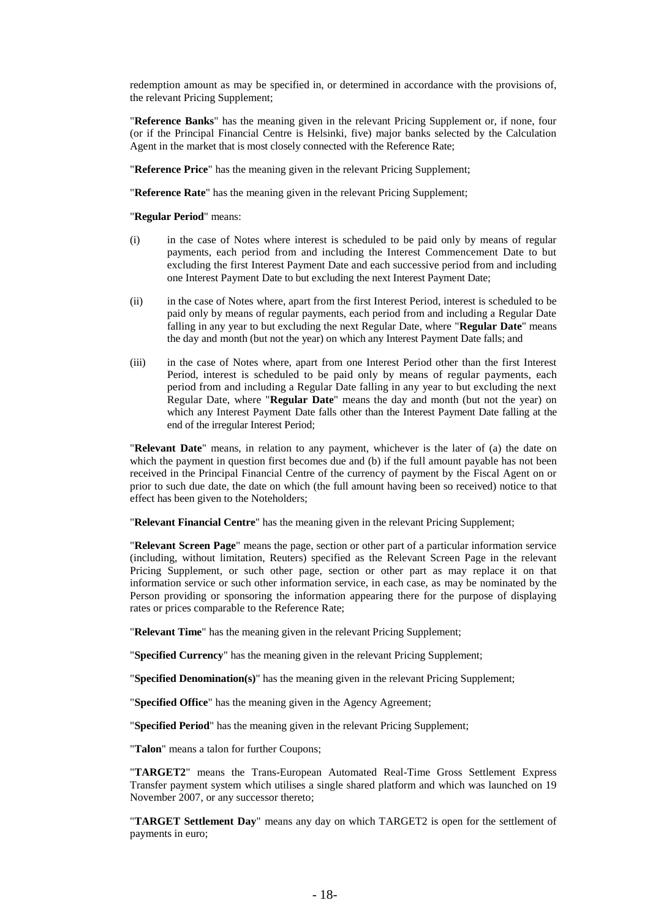redemption amount as may be specified in, or determined in accordance with the provisions of, the relevant Pricing Supplement;

"**Reference Banks**" has the meaning given in the relevant Pricing Supplement or, if none, four (or if the Principal Financial Centre is Helsinki, five) major banks selected by the Calculation Agent in the market that is most closely connected with the Reference Rate;

"**Reference Price**" has the meaning given in the relevant Pricing Supplement;

"**Reference Rate**" has the meaning given in the relevant Pricing Supplement;

"**Regular Period**" means:

(i) in the case of Notes where interest is scheduled to be paid only by means of regular payments, each period from and including the Interest Commencement Date to but excluding the first Interest Payment Date and each successive period from and including one Interest Payment Date to but excluding the next Interest Payment Date;

(ii) in the case of Notes where, apart from the first Interest Period, interest is scheduled to be paid only by means of regular payments, each period from and including a Regular Date falling in any year to but excluding the next Regular Date, where "**Regular Date**" means the day and month (but not the year) on which any Interest Payment Date falls; and

(iii) in the case of Notes where, apart from one Interest Period other than the first Interest Period, interest is scheduled to be paid only by means of regular payments, each period from and including a Regular Date falling in any year to but excluding the next Regular Date, where "**Regular Date**" means the day and month (but not the year) on which any Interest Payment Date falls other than the Interest Payment Date falling at the end of the irregular Interest Period;

"**Relevant Date**" means, in relation to any payment, whichever is the later of (a) the date on which the payment in question first becomes due and (b) if the full amount payable has not been received in the Principal Financial Centre of the currency of payment by the Fiscal Agent on or prior to such due date, the date on which (the full amount having been so received) notice to that effect has been given to the Noteholders;

"**Relevant Financial Centre**" has the meaning given in the relevant Pricing Supplement;

"**Relevant Screen Page**" means the page, section or other part of a particular information service (including, without limitation, Reuters) specified as the Relevant Screen Page in the relevant Pricing Supplement, or such other page, section or other part as may replace it on that information service or such other information service, in each case, as may be nominated by the Person providing or sponsoring the information appearing there for the purpose of displaying rates or prices comparable to the Reference Rate;

"**Relevant Time**" has the meaning given in the relevant Pricing Supplement;

"**Specified Currency**" has the meaning given in the relevant Pricing Supplement;

"**Specified Denomination(s)**" has the meaning given in the relevant Pricing Supplement;

"**Specified Office**" has the meaning given in the Agency Agreement;

"**Specified Period**" has the meaning given in the relevant Pricing Supplement;

"**Talon**" means a talon for further Coupons;

"**TARGET2**" means the Trans-European Automated Real-Time Gross Settlement Express Transfer payment system which utilises a single shared platform and which was launched on 19 November 2007, or any successor thereto;

"**TARGET Settlement Day**" means any day on which TARGET2 is open for the settlement of payments in euro;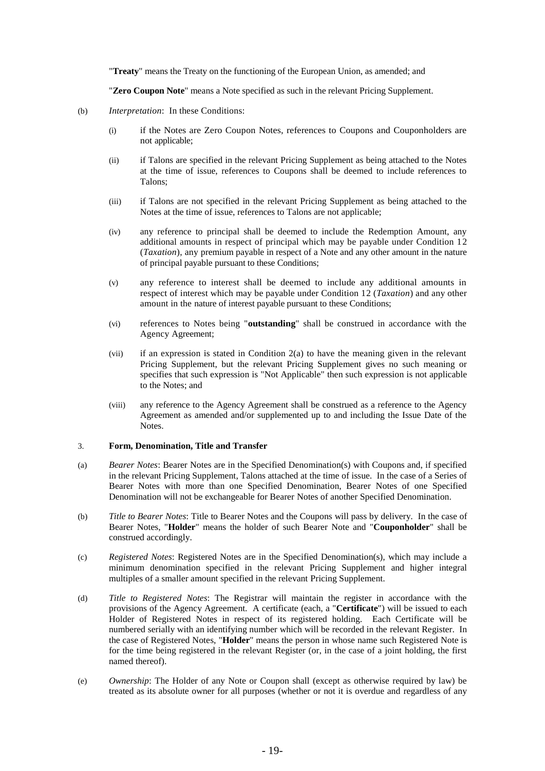"**Treaty**" means the Treaty on the functioning of the European Union, as amended; and

"**Zero Coupon Note**" means a Note specified as such in the relevant Pricing Supplement.

(b) *Interpretation*: In these Conditions:

(i) if the Notes are Zero Coupon Notes, references to Coupons and Couponholders are not applicable;

(ii) if Talons are specified in the relevant Pricing Supplement as being attached to the Notes at the time of issue, references to Coupons shall be deemed to include references to Talons;

(iii) if Talons are not specified in the relevant Pricing Supplement as being attached to the Notes at the time of issue, references to Talons are not applicable;

(iv) any reference to principal shall be deemed to include the Redemption Amount, any additional amounts in respect of principal which may be payable under Condition 12 (*Taxation*), any premium payable in respect of a Note and any other amount in the nature of principal payable pursuant to these Conditions;

(v) any reference to interest shall be deemed to include any additional amounts in respect of interest which may be payable under Condition 12 (*Taxation*) and any other amount in the nature of interest payable pursuant to these Conditions;

(vi) references to Notes being "**outstanding**" shall be construed in accordance with the Agency Agreement;

(vii) if an expression is stated in Condition 2(a) to have the meaning given in the relevant Pricing Supplement, but the relevant Pricing Supplement gives no such meaning or specifies that such expression is "Not Applicable" then such expression is not applicable to the Notes; and

(viii) any reference to the Agency Agreement shall be construed as a reference to the Agency Agreement as amended and/or supplemented up to and including the Issue Date of the Notes.

3. **Form, Denomination, Title and Transfer**

(a) *Bearer Notes*: Bearer Notes are in the Specified Denomination(s) with Coupons and, if specified in the relevant Pricing Supplement, Talons attached at the time of issue. In the case of a Series of Bearer Notes with more than one Specified Denomination, Bearer Notes of one Specified Denomination will not be exchangeable for Bearer Notes of another Specified Denomination.

(b) *Title to Bearer Notes*: Title to Bearer Notes and the Coupons will pass by delivery. In the case of Bearer Notes, "**Holder**" means the holder of such Bearer Note and "**Couponholder**" shall be construed accordingly.

(c) *Registered Notes*: Registered Notes are in the Specified Denomination(s), which may include a minimum denomination specified in the relevant Pricing Supplement and higher integral multiples of a smaller amount specified in the relevant Pricing Supplement.

(d) *Title to Registered Notes*: The Registrar will maintain the register in accordance with the provisions of the Agency Agreement. A certificate (each, a "**Certificate**") will be issued to each Holder of Registered Notes in respect of its registered holding. Each Certificate will be numbered serially with an identifying number which will be recorded in the relevant Register. In the case of Registered Notes, "**Holder**" means the person in whose name such Registered Note is for the time being registered in the relevant Register (or, in the case of a joint holding, the first named thereof).

(e) *Ownership*: The Holder of any Note or Coupon shall (except as otherwise required by law) be treated as its absolute owner for all purposes (whether or not it is overdue and regardless of any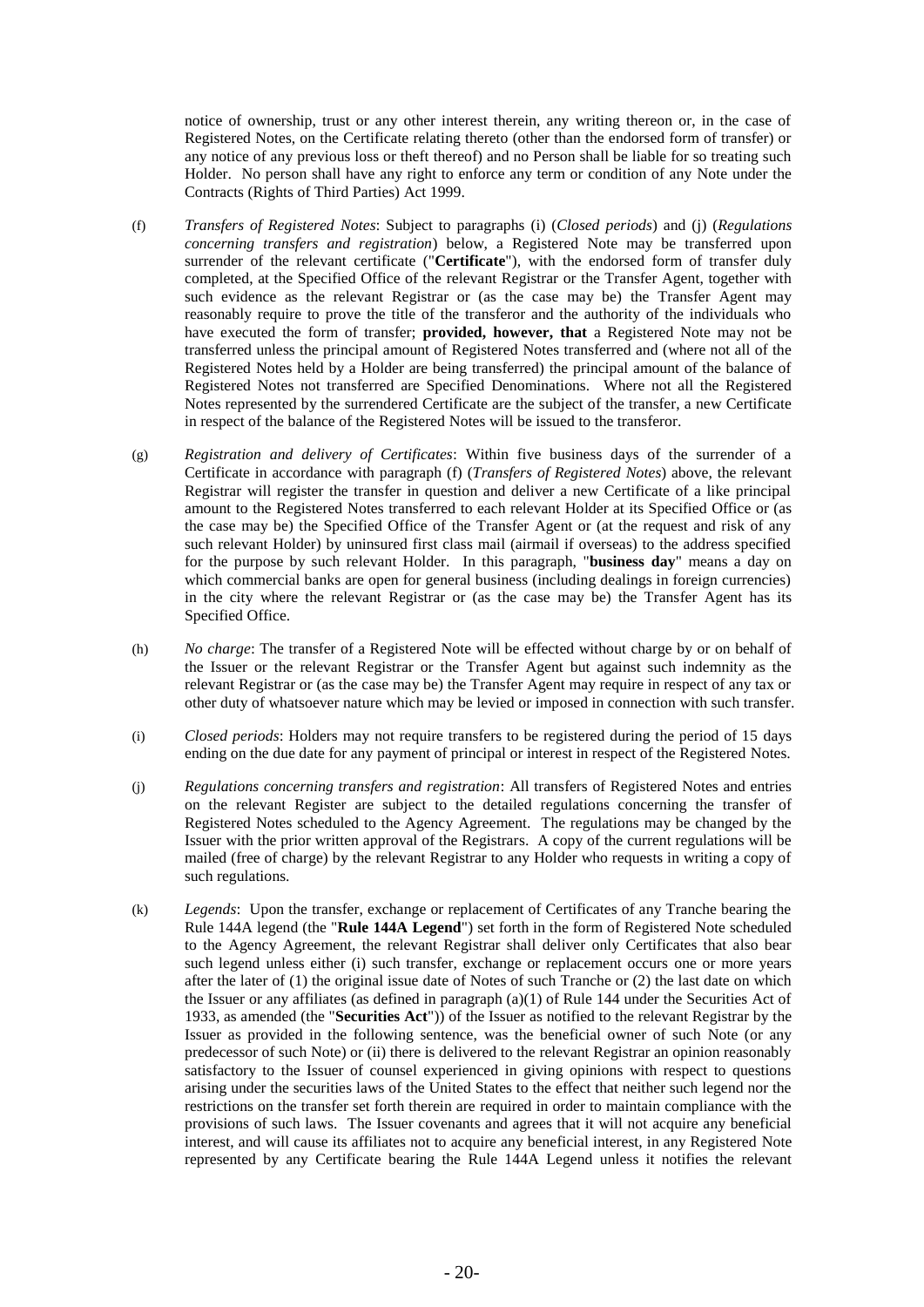notice of ownership, trust or any other interest therein, any writing thereon or, in the case of Registered Notes, on the Certificate relating thereto (other than the endorsed form of transfer) or any notice of any previous loss or theft thereof) and no Person shall be liable for so treating such Holder. No person shall have any right to enforce any term or condition of any Note under the Contracts (Rights of Third Parties) Act 1999.

(f) *Transfers of Registered Notes*: Subject to paragraphs (i) (*Closed periods*) and (j) (*Regulations concerning transfers and registration*) below, a Registered Note may be transferred upon surrender of the relevant certificate ("**Certificate**"), with the endorsed form of transfer duly completed, at the Specified Office of the relevant Registrar or the Transfer Agent, together with such evidence as the relevant Registrar or (as the case may be) the Transfer Agent may reasonably require to prove the title of the transferor and the authority of the individuals who have executed the form of transfer; **provided, however, that** a Registered Note may not be transferred unless the principal amount of Registered Notes transferred and (where not all of the Registered Notes held by a Holder are being transferred) the principal amount of the balance of Registered Notes not transferred are Specified Denominations. Where not all the Registered Notes represented by the surrendered Certificate are the subject of the transfer, a new Certificate in respect of the balance of the Registered Notes will be issued to the transferor.

(g) *Registration and delivery of Certificates*: Within five business days of the surrender of a Certificate in accordance with paragraph (f) (*Transfers of Registered Notes*) above, the relevant Registrar will register the transfer in question and deliver a new Certificate of a like principal amount to the Registered Notes transferred to each relevant Holder at its Specified Office or (as the case may be) the Specified Office of the Transfer Agent or (at the request and risk of any such relevant Holder) by uninsured first class mail (airmail if overseas) to the address specified for the purpose by such relevant Holder. In this paragraph, "**business day**" means a day on which commercial banks are open for general business (including dealings in foreign currencies) in the city where the relevant Registrar or (as the case may be) the Transfer Agent has its Specified Office.

(h) *No charge*: The transfer of a Registered Note will be effected without charge by or on behalf of the Issuer or the relevant Registrar or the Transfer Agent but against such indemnity as the relevant Registrar or (as the case may be) the Transfer Agent may require in respect of any tax or other duty of whatsoever nature which may be levied or imposed in connection with such transfer.

(i) *Closed periods*: Holders may not require transfers to be registered during the period of 15 days ending on the due date for any payment of principal or interest in respect of the Registered Notes.

(j) *Regulations concerning transfers and registration*: All transfers of Registered Notes and entries on the relevant Register are subject to the detailed regulations concerning the transfer of Registered Notes scheduled to the Agency Agreement. The regulations may be changed by the Issuer with the prior written approval of the Registrars. A copy of the current regulations will be mailed (free of charge) by the relevant Registrar to any Holder who requests in writing a copy of such regulations.

(k) *Legends*: Upon the transfer, exchange or replacement of Certificates of any Tranche bearing the Rule 144A legend (the "**Rule 144A Legend**") set forth in the form of Registered Note scheduled to the Agency Agreement, the relevant Registrar shall deliver only Certificates that also bear such legend unless either (i) such transfer, exchange or replacement occurs one or more years after the later of (1) the original issue date of Notes of such Tranche or (2) the last date on which the Issuer or any affiliates (as defined in paragraph (a)(1) of Rule 144 under the Securities Act of 1933, as amended (the "**Securities Act**")) of the Issuer as notified to the relevant Registrar by the Issuer as provided in the following sentence, was the beneficial owner of such Note (or any predecessor of such Note) or (ii) there is delivered to the relevant Registrar an opinion reasonably satisfactory to the Issuer of counsel experienced in giving opinions with respect to questions arising under the securities laws of the United States to the effect that neither such legend nor the restrictions on the transfer set forth therein are required in order to maintain compliance with the provisions of such laws. The Issuer covenants and agrees that it will not acquire any beneficial interest, and will cause its affiliates not to acquire any beneficial interest, in any Registered Note represented by any Certificate bearing the Rule 144A Legend unless it notifies the relevant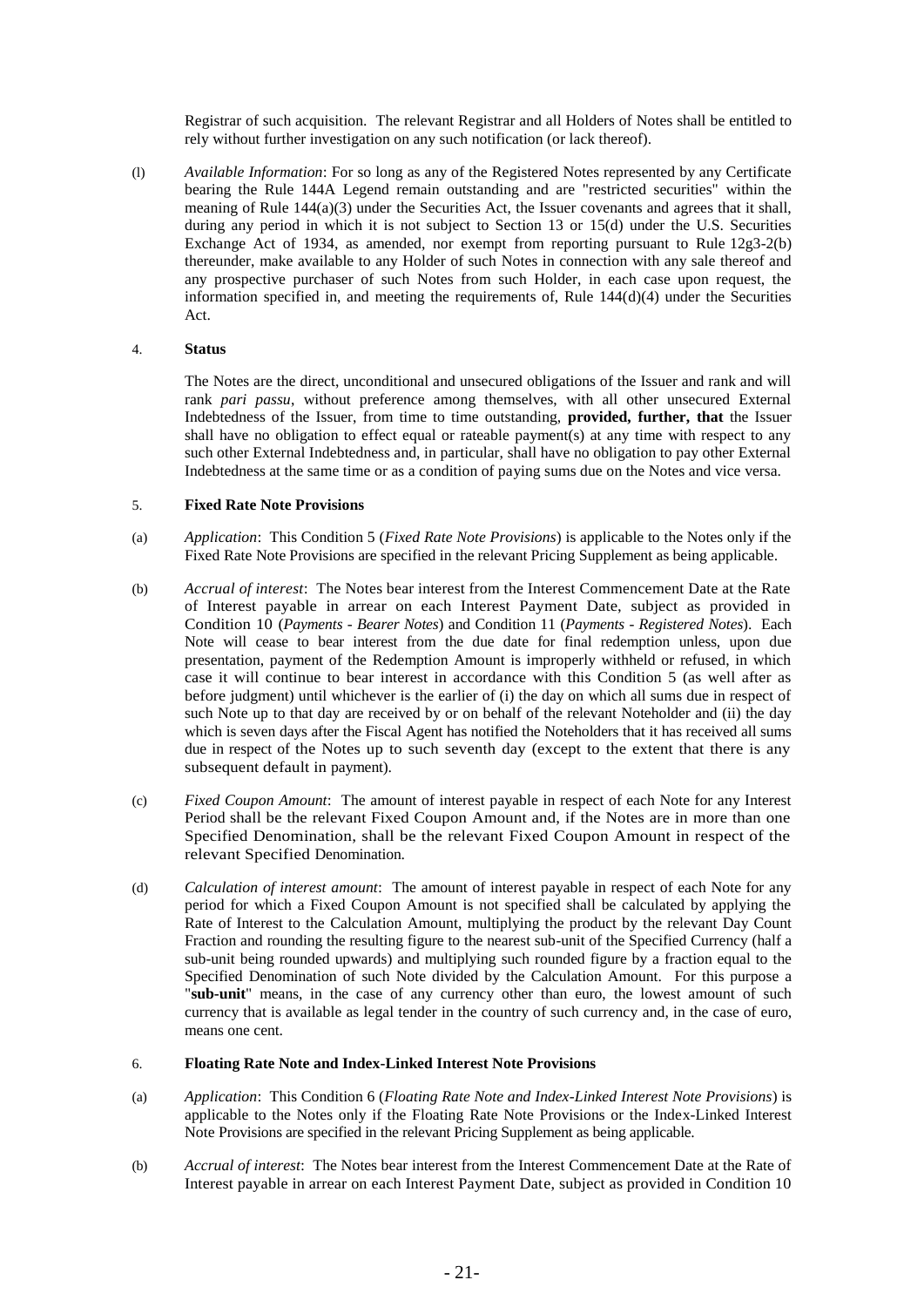Registrar of such acquisition. The relevant Registrar and all Holders of Notes shall be entitled to rely without further investigation on any such notification (or lack thereof).

(l) *Available Information*: For so long as any of the Registered Notes represented by any Certificate bearing the Rule 144A Legend remain outstanding and are "restricted securities" within the meaning of Rule 144(a)(3) under the Securities Act, the Issuer covenants and agrees that it shall, during any period in which it is not subject to Section 13 or 15(d) under the U.S. Securities Exchange Act of 1934, as amended, nor exempt from reporting pursuant to Rule 12g3-2(b) thereunder, make available to any Holder of such Notes in connection with any sale thereof and any prospective purchaser of such Notes from such Holder, in each case upon request, the information specified in, and meeting the requirements of, Rule 144(d)(4) under the Securities Act.

## 4. Status

The Notes are the direct, unconditional and unsecured obligations of the Issuer and rank and will rank *pari passu*, without preference among themselves, with all other unsecured External Indebtedness of the Issuer, from time to time outstanding, **provided, further, that** the Issuer shall have no obligation to effect equal or rateable payment(s) at any time with respect to any such other External Indebtedness and, in particular, shall have no obligation to pay other External Indebtedness at the same time or as a condition of paying sums due on the Notes and vice versa.

## 5. Fixed Rate Note Provisions

(a) *Application*: This Condition 5 (*Fixed Rate Note Provisions*) is applicable to the Notes only if the Fixed Rate Note Provisions are specified in the relevant Pricing Supplement as being applicable.

(b) *Accrual of interest*: The Notes bear interest from the Interest Commencement Date at the Rate of Interest payable in arrear on each Interest Payment Date, subject as provided in Condition 10 (*Payments - Bearer Notes*) and Condition 11 (*Payments - Registered Notes*). Each Note will cease to bear interest from the due date for final redemption unless, upon due presentation, payment of the Redemption Amount is improperly withheld or refused, in which case it will continue to bear interest in accordance with this Condition 5 (as well after as before judgment) until whichever is the earlier of (i) the day on which all sums due in respect of such Note up to that day are received by or on behalf of the relevant Noteholder and (ii) the day which is seven days after the Fiscal Agent has notified the Noteholders that it has received all sums due in respect of the Notes up to such seventh day (except to the extent that there is any subsequent default in payment).

(c) *Fixed Coupon Amount*: The amount of interest payable in respect of each Note for any Interest Period shall be the relevant Fixed Coupon Amount and, if the Notes are in more than one Specified Denomination, shall be the relevant Fixed Coupon Amount in respect of the relevant Specified Denomination.

(d) *Calculation of interest amount*: The amount of interest payable in respect of each Note for any period for which a Fixed Coupon Amount is not specified shall be calculated by applying the Rate of Interest to the Calculation Amount, multiplying the product by the relevant Day Count Fraction and rounding the resulting figure to the nearest sub-unit of the Specified Currency (half a sub-unit being rounded upwards) and multiplying such rounded figure by a fraction equal to the Specified Denomination of such Note divided by the Calculation Amount. For this purpose a "**sub-unit**" means, in the case of any currency other than euro, the lowest amount of such currency that is available as legal tender in the country of such currency and, in the case of euro, means one cent.

## 6. Floating Rate Note and Index-Linked Interest Note Provisions

(a) *Application*: This Condition 6 (*Floating Rate Note and Index-Linked Interest Note Provisions*) is applicable to the Notes only if the Floating Rate Note Provisions or the Index-Linked Interest Note Provisions are specified in the relevant Pricing Supplement as being applicable.

(b) *Accrual of interest*: The Notes bear interest from the Interest Commencement Date at the Rate of Interest payable in arrear on each Interest Payment Date, subject as provided in Condition 10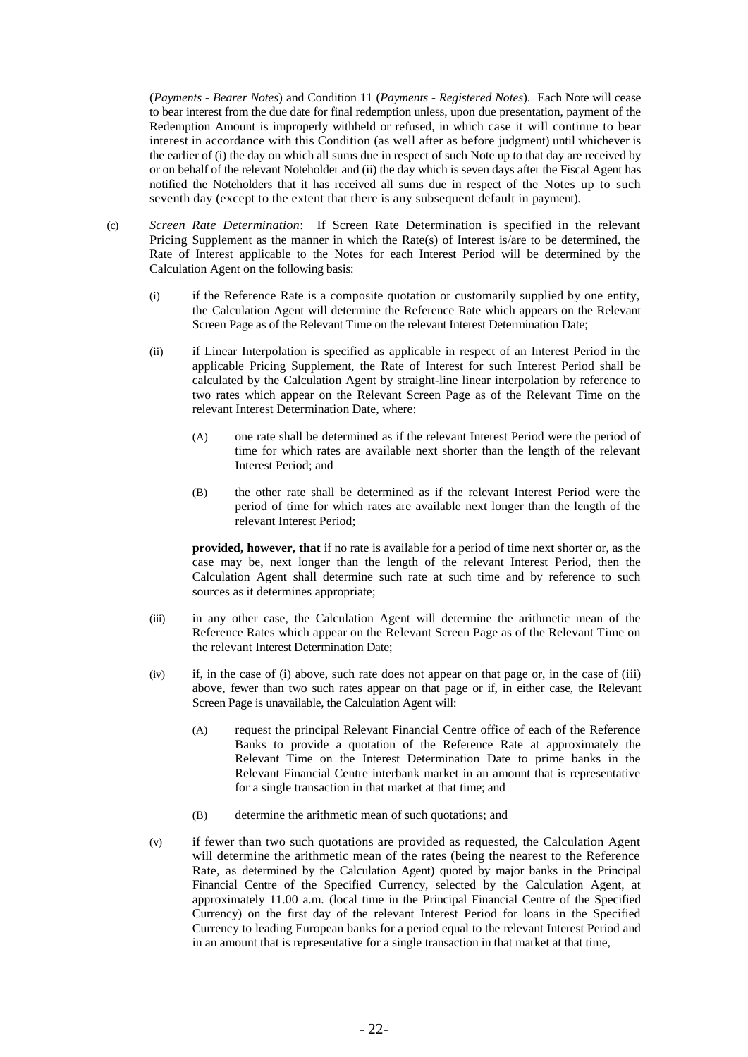(*Payments - Bearer Notes*) and Condition 11 (*Payments - Registered Notes*). Each Note will cease to bear interest from the due date for final redemption unless, upon due presentation, payment of the Redemption Amount is improperly withheld or refused, in which case it will continue to bear interest in accordance with this Condition (as well after as before judgment) until whichever is the earlier of (i) the day on which all sums due in respect of such Note up to that day are received by or on behalf of the relevant Noteholder and (ii) the day which is seven days after the Fiscal Agent has notified the Noteholders that it has received all sums due in respect of the Notes up to such seventh day (except to the extent that there is any subsequent default in payment).

(c) *Screen Rate Determination*: If Screen Rate Determination is specified in the relevant Pricing Supplement as the manner in which the Rate(s) of Interest is/are to be determined, the Rate of Interest applicable to the Notes for each Interest Period will be determined by the Calculation Agent on the following basis:

(i) if the Reference Rate is a composite quotation or customarily supplied by one entity, the Calculation Agent will determine the Reference Rate which appears on the Relevant Screen Page as of the Relevant Time on the relevant Interest Determination Date;

(ii) if Linear Interpolation is specified as applicable in respect of an Interest Period in the applicable Pricing Supplement, the Rate of Interest for such Interest Period shall be calculated by the Calculation Agent by straight-line linear interpolation by reference to two rates which appear on the Relevant Screen Page as of the Relevant Time on the relevant Interest Determination Date, where:

(A) one rate shall be determined as if the relevant Interest Period were the period of time for which rates are available next shorter than the length of the relevant Interest Period; and

(B) the other rate shall be determined as if the relevant Interest Period were the period of time for which rates are available next longer than the length of the relevant Interest Period;

**provided, however, that** if no rate is available for a period of time next shorter or, as the case may be, next longer than the length of the relevant Interest Period, then the Calculation Agent shall determine such rate at such time and by reference to such sources as it determines appropriate;

(iii) in any other case, the Calculation Agent will determine the arithmetic mean of the Reference Rates which appear on the Relevant Screen Page as of the Relevant Time on the relevant Interest Determination Date;

(iv) if, in the case of (i) above, such rate does not appear on that page or, in the case of (iii) above, fewer than two such rates appear on that page or if, in either case, the Relevant Screen Page is unavailable, the Calculation Agent will:

(A) request the principal Relevant Financial Centre office of each of the Reference Banks to provide a quotation of the Reference Rate at approximately the Relevant Time on the Interest Determination Date to prime banks in the Relevant Financial Centre interbank market in an amount that is representative for a single transaction in that market at that time; and

(B) determine the arithmetic mean of such quotations; and

(v) if fewer than two such quotations are provided as requested, the Calculation Agent will determine the arithmetic mean of the rates (being the nearest to the Reference Rate, as determined by the Calculation Agent) quoted by major banks in the Principal Financial Centre of the Specified Currency, selected by the Calculation Agent, at approximately 11.00 a.m. (local time in the Principal Financial Centre of the Specified Currency) on the first day of the relevant Interest Period for loans in the Specified Currency to leading European banks for a period equal to the relevant Interest Period and in an amount that is representative for a single transaction in that market at that time,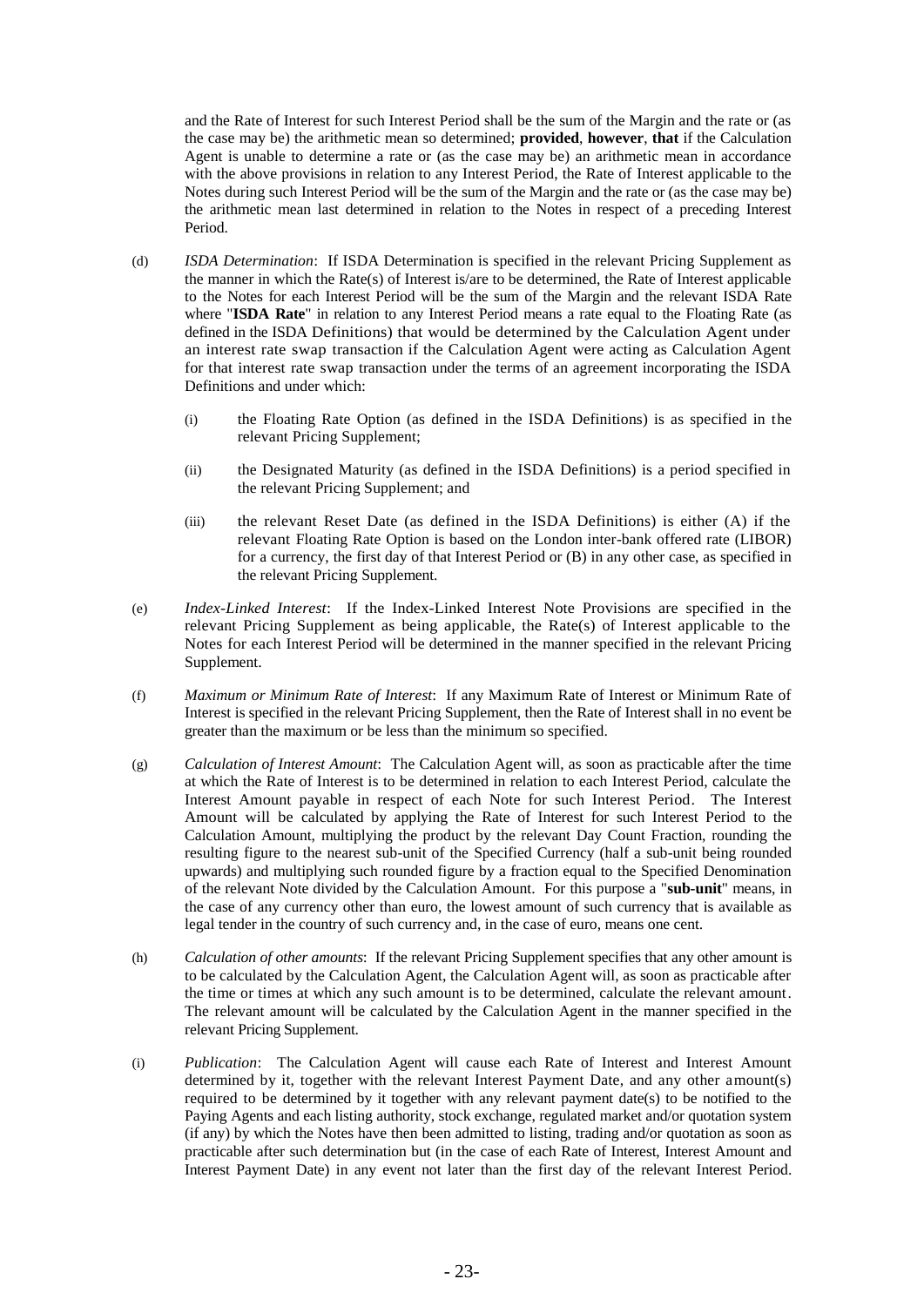and the Rate of Interest for such Interest Period shall be the sum of the Margin and the rate or (as the case may be) the arithmetic mean so determined; **provided**, **however**, **that** if the Calculation Agent is unable to determine a rate or (as the case may be) an arithmetic mean in accordance with the above provisions in relation to any Interest Period, the Rate of Interest applicable to the Notes during such Interest Period will be the sum of the Margin and the rate or (as the case may be) the arithmetic mean last determined in relation to the Notes in respect of a preceding Interest Period.

(d) *ISDA Determination*: If ISDA Determination is specified in the relevant Pricing Supplement as the manner in which the Rate(s) of Interest is/are to be determined, the Rate of Interest applicable to the Notes for each Interest Period will be the sum of the Margin and the relevant ISDA Rate where "**ISDA Rate**" in relation to any Interest Period means a rate equal to the Floating Rate (as defined in the ISDA Definitions) that would be determined by the Calculation Agent under an interest rate swap transaction if the Calculation Agent were acting as Calculation Agent for that interest rate swap transaction under the terms of an agreement incorporating the ISDA Definitions and under which:

   (i) the Floating Rate Option (as defined in the ISDA Definitions) is as specified in the relevant Pricing Supplement;

   (ii) the Designated Maturity (as defined in the ISDA Definitions) is a period specified in the relevant Pricing Supplement; and

   (iii) the relevant Reset Date (as defined in the ISDA Definitions) is either (A) if the relevant Floating Rate Option is based on the London inter-bank offered rate (LIBOR) for a currency, the first day of that Interest Period or (B) in any other case, as specified in the relevant Pricing Supplement.

(e) *Index-Linked Interest*: If the Index-Linked Interest Note Provisions are specified in the relevant Pricing Supplement as being applicable, the Rate(s) of Interest applicable to the Notes for each Interest Period will be determined in the manner specified in the relevant Pricing Supplement.

(f) *Maximum or Minimum Rate of Interest*: If any Maximum Rate of Interest or Minimum Rate of Interest is specified in the relevant Pricing Supplement, then the Rate of Interest shall in no event be greater than the maximum or be less than the minimum so specified.

(g) *Calculation of Interest Amount*: The Calculation Agent will, as soon as practicable after the time at which the Rate of Interest is to be determined in relation to each Interest Period, calculate the Interest Amount payable in respect of each Note for such Interest Period. The Interest Amount will be calculated by applying the Rate of Interest for such Interest Period to the Calculation Amount, multiplying the product by the relevant Day Count Fraction, rounding the resulting figure to the nearest sub-unit of the Specified Currency (half a sub-unit being rounded upwards) and multiplying such rounded figure by a fraction equal to the Specified Denomination of the relevant Note divided by the Calculation Amount. For this purpose a "**sub-unit**" means, in the case of any currency other than euro, the lowest amount of such currency that is available as legal tender in the country of such currency and, in the case of euro, means one cent.

(h) *Calculation of other amounts*: If the relevant Pricing Supplement specifies that any other amount is to be calculated by the Calculation Agent, the Calculation Agent will, as soon as practicable after the time or times at which any such amount is to be determined, calculate the relevant amount. The relevant amount will be calculated by the Calculation Agent in the manner specified in the relevant Pricing Supplement.

(i) *Publication*: The Calculation Agent will cause each Rate of Interest and Interest Amount determined by it, together with the relevant Interest Payment Date, and any other amount(s) required to be determined by it together with any relevant payment date(s) to be notified to the Paying Agents and each listing authority, stock exchange, regulated market and/or quotation system (if any) by which the Notes have then been admitted to listing, trading and/or quotation as soon as practicable after such determination but (in the case of each Rate of Interest, Interest Amount and Interest Payment Date) in any event not later than the first day of the relevant Interest Period.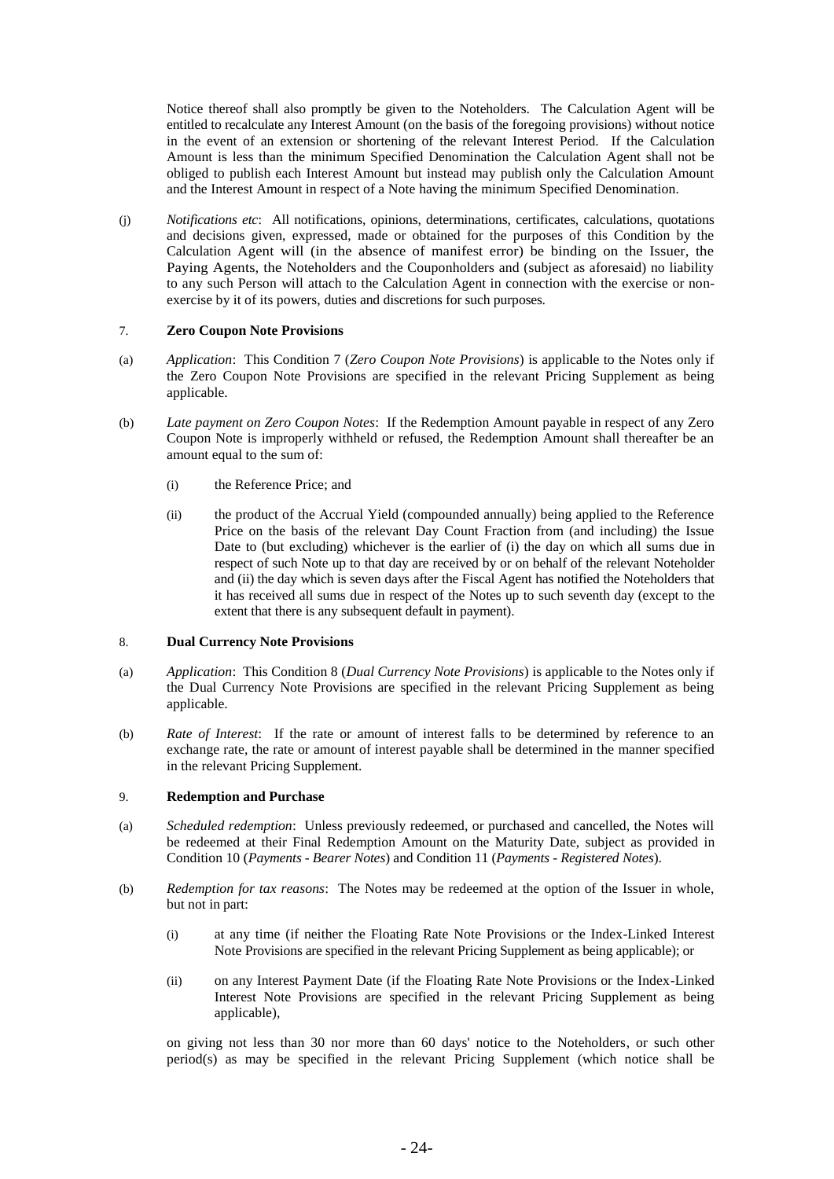Notice thereof shall also promptly be given to the Noteholders. The Calculation Agent will be entitled to recalculate any Interest Amount (on the basis of the foregoing provisions) without notice in the event of an extension or shortening of the relevant Interest Period. If the Calculation Amount is less than the minimum Specified Denomination the Calculation Agent shall not be obliged to publish each Interest Amount but instead may publish only the Calculation Amount and the Interest Amount in respect of a Note having the minimum Specified Denomination.

(j) *Notifications etc*: All notifications, opinions, determinations, certificates, calculations, quotations and decisions given, expressed, made or obtained for the purposes of this Condition by the Calculation Agent will (in the absence of manifest error) be binding on the Issuer, the Paying Agents, the Noteholders and the Couponholders and (subject as aforesaid) no liability to any such Person will attach to the Calculation Agent in connection with the exercise or non-exercise by it of its powers, duties and discretions for such purposes.

## 7. Zero Coupon Note Provisions

(a) *Application*: This Condition 7 (*Zero Coupon Note Provisions*) is applicable to the Notes only if the Zero Coupon Note Provisions are specified in the relevant Pricing Supplement as being applicable.

(b) *Late payment on Zero Coupon Notes*: If the Redemption Amount payable in respect of any Zero Coupon Note is improperly withheld or refused, the Redemption Amount shall thereafter be an amount equal to the sum of:

(i) the Reference Price; and

(ii) the product of the Accrual Yield (compounded annually) being applied to the Reference Price on the basis of the relevant Day Count Fraction from (and including) the Issue Date to (but excluding) whichever is the earlier of (i) the day on which all sums due in respect of such Note up to that day are received by or on behalf of the relevant Noteholder and (ii) the day which is seven days after the Fiscal Agent has notified the Noteholders that it has received all sums due in respect of the Notes up to such seventh day (except to the extent that there is any subsequent default in payment).

## 8. Dual Currency Note Provisions

(a) *Application*: This Condition 8 (*Dual Currency Note Provisions*) is applicable to the Notes only if the Dual Currency Note Provisions are specified in the relevant Pricing Supplement as being applicable.

(b) *Rate of Interest*: If the rate or amount of interest falls to be determined by reference to an exchange rate, the rate or amount of interest payable shall be determined in the manner specified in the relevant Pricing Supplement.

## 9. Redemption and Purchase

(a) *Scheduled redemption*: Unless previously redeemed, or purchased and cancelled, the Notes will be redeemed at their Final Redemption Amount on the Maturity Date, subject as provided in Condition 10 (*Payments - Bearer Notes*) and Condition 11 (*Payments - Registered Notes*).

(b) *Redemption for tax reasons*: The Notes may be redeemed at the option of the Issuer in whole, but not in part:

(i) at any time (if neither the Floating Rate Note Provisions or the Index-Linked Interest Note Provisions are specified in the relevant Pricing Supplement as being applicable); or

(ii) on any Interest Payment Date (if the Floating Rate Note Provisions or the Index-Linked Interest Note Provisions are specified in the relevant Pricing Supplement as being applicable),

on giving not less than 30 nor more than 60 days' notice to the Noteholders, or such other period(s) as may be specified in the relevant Pricing Supplement (which notice shall be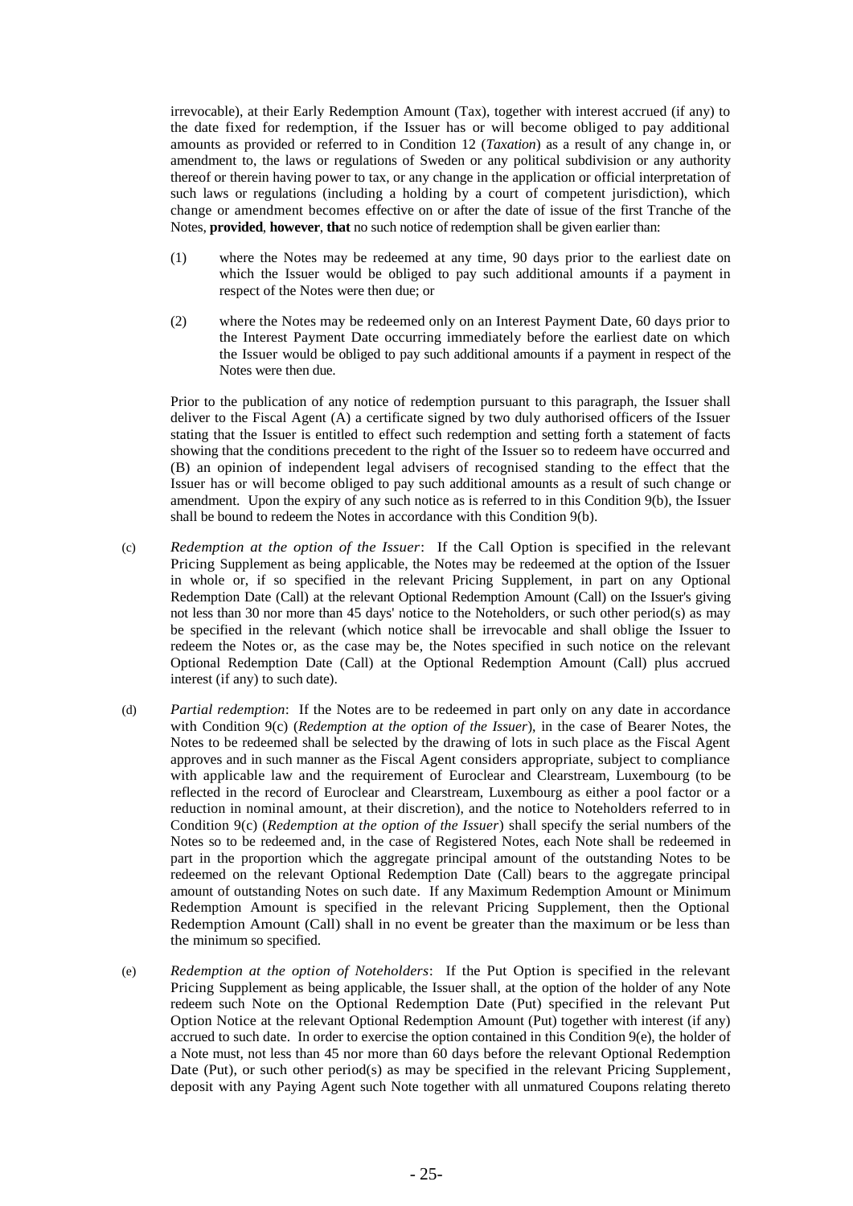irrevocable), at their Early Redemption Amount (Tax), together with interest accrued (if any) to the date fixed for redemption, if the Issuer has or will become obliged to pay additional amounts as provided or referred to in Condition 12 (*Taxation*) as a result of any change in, or amendment to, the laws or regulations of Sweden or any political subdivision or any authority thereof or therein having power to tax, or any change in the application or official interpretation of such laws or regulations (including a holding by a court of competent jurisdiction), which change or amendment becomes effective on or after the date of issue of the first Tranche of the Notes, **provided**, **however**, **that** no such notice of redemption shall be given earlier than:

(1) where the Notes may be redeemed at any time, 90 days prior to the earliest date on which the Issuer would be obliged to pay such additional amounts if a payment in respect of the Notes were then due; or

(2) where the Notes may be redeemed only on an Interest Payment Date, 60 days prior to the Interest Payment Date occurring immediately before the earliest date on which the Issuer would be obliged to pay such additional amounts if a payment in respect of the Notes were then due.

Prior to the publication of any notice of redemption pursuant to this paragraph, the Issuer shall deliver to the Fiscal Agent (A) a certificate signed by two duly authorised officers of the Issuer stating that the Issuer is entitled to effect such redemption and setting forth a statement of facts showing that the conditions precedent to the right of the Issuer so to redeem have occurred and (B) an opinion of independent legal advisers of recognised standing to the effect that the Issuer has or will become obliged to pay such additional amounts as a result of such change or amendment. Upon the expiry of any such notice as is referred to in this Condition 9(b), the Issuer shall be bound to redeem the Notes in accordance with this Condition 9(b).

(c) *Redemption at the option of the Issuer*: If the Call Option is specified in the relevant Pricing Supplement as being applicable, the Notes may be redeemed at the option of the Issuer in whole or, if so specified in the relevant Pricing Supplement, in part on any Optional Redemption Date (Call) at the relevant Optional Redemption Amount (Call) on the Issuer's giving not less than 30 nor more than 45 days' notice to the Noteholders, or such other period(s) as may be specified in the relevant (which notice shall be irrevocable and shall oblige the Issuer to redeem the Notes or, as the case may be, the Notes specified in such notice on the relevant Optional Redemption Date (Call) at the Optional Redemption Amount (Call) plus accrued interest (if any) to such date).

(d) *Partial redemption*: If the Notes are to be redeemed in part only on any date in accordance with Condition 9(c) (*Redemption at the option of the Issuer*), in the case of Bearer Notes, the Notes to be redeemed shall be selected by the drawing of lots in such place as the Fiscal Agent approves and in such manner as the Fiscal Agent considers appropriate, subject to compliance with applicable law and the requirement of Euroclear and Clearstream, Luxembourg (to be reflected in the record of Euroclear and Clearstream, Luxembourg as either a pool factor or a reduction in nominal amount, at their discretion), and the notice to Noteholders referred to in Condition 9(c) (*Redemption at the option of the Issuer*) shall specify the serial numbers of the Notes so to be redeemed and, in the case of Registered Notes, each Note shall be redeemed in part in the proportion which the aggregate principal amount of the outstanding Notes to be redeemed on the relevant Optional Redemption Date (Call) bears to the aggregate principal amount of outstanding Notes on such date. If any Maximum Redemption Amount or Minimum Redemption Amount is specified in the relevant Pricing Supplement, then the Optional Redemption Amount (Call) shall in no event be greater than the maximum or be less than the minimum so specified.

(e) *Redemption at the option of Noteholders*: If the Put Option is specified in the relevant Pricing Supplement as being applicable, the Issuer shall, at the option of the holder of any Note redeem such Note on the Optional Redemption Date (Put) specified in the relevant Put Option Notice at the relevant Optional Redemption Amount (Put) together with interest (if any) accrued to such date. In order to exercise the option contained in this Condition 9(e), the holder of a Note must, not less than 45 nor more than 60 days before the relevant Optional Redemption Date (Put), or such other period(s) as may be specified in the relevant Pricing Supplement, deposit with any Paying Agent such Note together with all unmatured Coupons relating thereto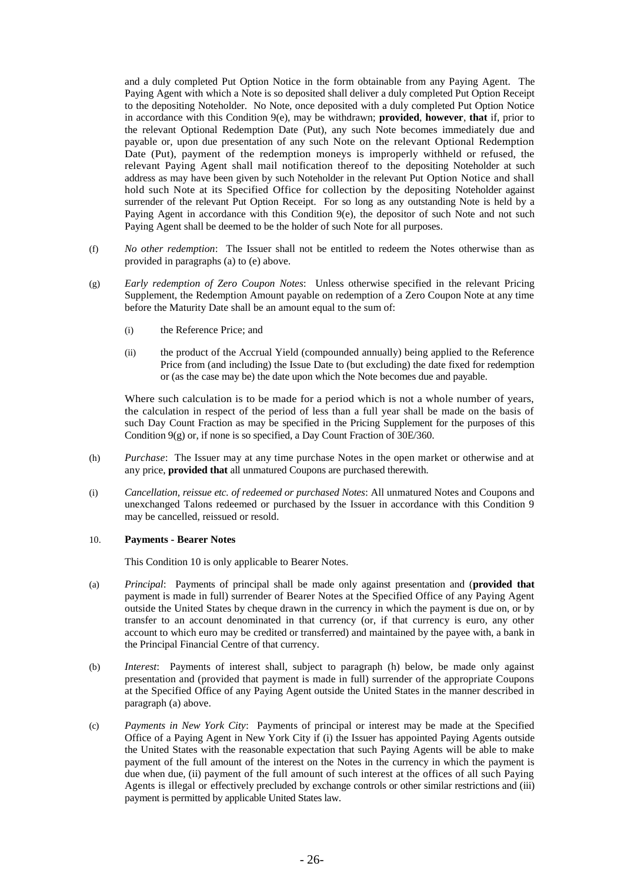and a duly completed Put Option Notice in the form obtainable from any Paying Agent. The Paying Agent with which a Note is so deposited shall deliver a duly completed Put Option Receipt to the depositing Noteholder. No Note, once deposited with a duly completed Put Option Notice in accordance with this Condition 9(e), may be withdrawn; **provided**, **however**, **that** if, prior to the relevant Optional Redemption Date (Put), any such Note becomes immediately due and payable or, upon due presentation of any such Note on the relevant Optional Redemption Date (Put), payment of the redemption moneys is improperly withheld or refused, the relevant Paying Agent shall mail notification thereof to the depositing Noteholder at such address as may have been given by such Noteholder in the relevant Put Option Notice and shall hold such Note at its Specified Office for collection by the depositing Noteholder against surrender of the relevant Put Option Receipt. For so long as any outstanding Note is held by a Paying Agent in accordance with this Condition 9(e), the depositor of such Note and not such Paying Agent shall be deemed to be the holder of such Note for all purposes.

(f) *No other redemption*: The Issuer shall not be entitled to redeem the Notes otherwise than as provided in paragraphs (a) to (e) above.

(g) *Early redemption of Zero Coupon Notes*: Unless otherwise specified in the relevant Pricing Supplement, the Redemption Amount payable on redemption of a Zero Coupon Note at any time before the Maturity Date shall be an amount equal to the sum of:

(i) the Reference Price; and

(ii) the product of the Accrual Yield (compounded annually) being applied to the Reference Price from (and including) the Issue Date to (but excluding) the date fixed for redemption or (as the case may be) the date upon which the Note becomes due and payable.

Where such calculation is to be made for a period which is not a whole number of years, the calculation in respect of the period of less than a full year shall be made on the basis of such Day Count Fraction as may be specified in the Pricing Supplement for the purposes of this Condition 9(g) or, if none is so specified, a Day Count Fraction of 30E/360.

(h) *Purchase*: The Issuer may at any time purchase Notes in the open market or otherwise and at any price, **provided that** all unmatured Coupons are purchased therewith.

(i) *Cancellation, reissue etc. of redeemed or purchased Notes*: All unmatured Notes and Coupons and unexchanged Talons redeemed or purchased by the Issuer in accordance with this Condition 9 may be cancelled, reissued or resold.

## 10. **Payments - Bearer Notes**

This Condition 10 is only applicable to Bearer Notes.

(a) *Principal*: Payments of principal shall be made only against presentation and (**provided that** payment is made in full) surrender of Bearer Notes at the Specified Office of any Paying Agent outside the United States by cheque drawn in the currency in which the payment is due on, or by transfer to an account denominated in that currency (or, if that currency is euro, any other account to which euro may be credited or transferred) and maintained by the payee with, a bank in the Principal Financial Centre of that currency.

(b) *Interest*: Payments of interest shall, subject to paragraph (h) below, be made only against presentation and (provided that payment is made in full) surrender of the appropriate Coupons at the Specified Office of any Paying Agent outside the United States in the manner described in paragraph (a) above.

(c) *Payments in New York City*: Payments of principal or interest may be made at the Specified Office of a Paying Agent in New York City if (i) the Issuer has appointed Paying Agents outside the United States with the reasonable expectation that such Paying Agents will be able to make payment of the full amount of the interest on the Notes in the currency in which the payment is due when due, (ii) payment of the full amount of such interest at the offices of all such Paying Agents is illegal or effectively precluded by exchange controls or other similar restrictions and (iii) payment is permitted by applicable United States law.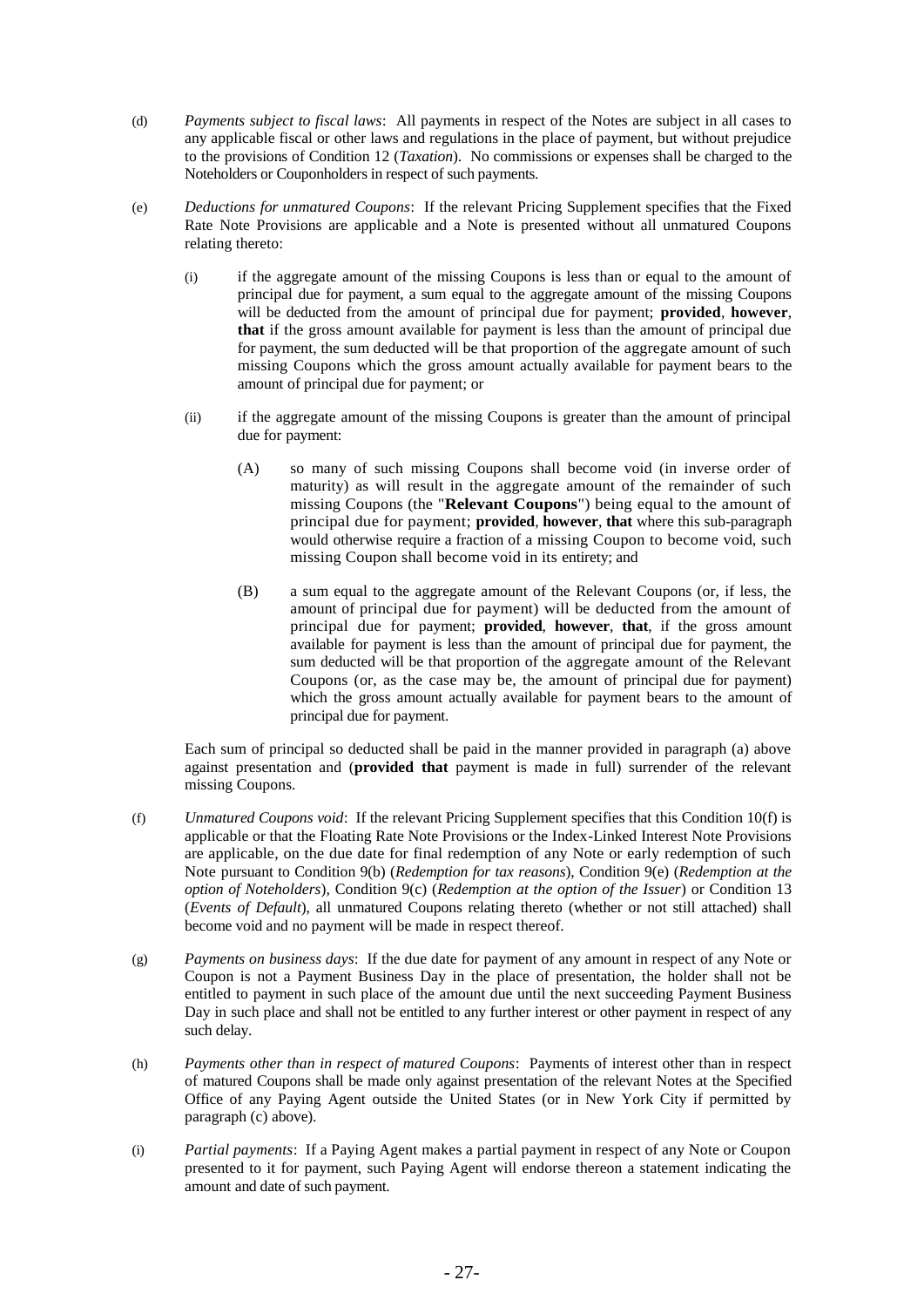(d) *Payments subject to fiscal laws*: All payments in respect of the Notes are subject in all cases to any applicable fiscal or other laws and regulations in the place of payment, but without prejudice to the provisions of Condition 12 (*Taxation*). No commissions or expenses shall be charged to the Noteholders or Couponholders in respect of such payments.

(e) *Deductions for unmatured Coupons*: If the relevant Pricing Supplement specifies that the Fixed Rate Note Provisions are applicable and a Note is presented without all unmatured Coupons relating thereto:

(i) if the aggregate amount of the missing Coupons is less than or equal to the amount of principal due for payment, a sum equal to the aggregate amount of the missing Coupons will be deducted from the amount of principal due for payment; **provided**, **however**, **that** if the gross amount available for payment is less than the amount of principal due for payment, the sum deducted will be that proportion of the aggregate amount of such missing Coupons which the gross amount actually available for payment bears to the amount of principal due for payment; or

(ii) if the aggregate amount of the missing Coupons is greater than the amount of principal due for payment:

(A) so many of such missing Coupons shall become void (in inverse order of maturity) as will result in the aggregate amount of the remainder of such missing Coupons (the "**Relevant Coupons**") being equal to the amount of principal due for payment; **provided**, **however**, **that** where this sub-paragraph would otherwise require a fraction of a missing Coupon to become void, such missing Coupon shall become void in its entirety; and

(B) a sum equal to the aggregate amount of the Relevant Coupons (or, if less, the amount of principal due for payment) will be deducted from the amount of principal due for payment; **provided**, **however**, **that**, if the gross amount available for payment is less than the amount of principal due for payment, the sum deducted will be that proportion of the aggregate amount of the Relevant Coupons (or, as the case may be, the amount of principal due for payment) which the gross amount actually available for payment bears to the amount of principal due for payment.

Each sum of principal so deducted shall be paid in the manner provided in paragraph (a) above against presentation and (**provided that** payment is made in full) surrender of the relevant missing Coupons.

(f) *Unmatured Coupons void*: If the relevant Pricing Supplement specifies that this Condition 10(f) is applicable or that the Floating Rate Note Provisions or the Index-Linked Interest Note Provisions are applicable, on the due date for final redemption of any Note or early redemption of such Note pursuant to Condition 9(b) (*Redemption for tax reasons*), Condition 9(e) (*Redemption at the option of Noteholders*), Condition 9(c) (*Redemption at the option of the Issuer*) or Condition 13 (*Events of Default*), all unmatured Coupons relating thereto (whether or not still attached) shall become void and no payment will be made in respect thereof.

(g) *Payments on business days*: If the due date for payment of any amount in respect of any Note or Coupon is not a Payment Business Day in the place of presentation, the holder shall not be entitled to payment in such place of the amount due until the next succeeding Payment Business Day in such place and shall not be entitled to any further interest or other payment in respect of any such delay.

(h) *Payments other than in respect of matured Coupons*: Payments of interest other than in respect of matured Coupons shall be made only against presentation of the relevant Notes at the Specified Office of any Paying Agent outside the United States (or in New York City if permitted by paragraph (c) above).

(i) *Partial payments*: If a Paying Agent makes a partial payment in respect of any Note or Coupon presented to it for payment, such Paying Agent will endorse thereon a statement indicating the amount and date of such payment.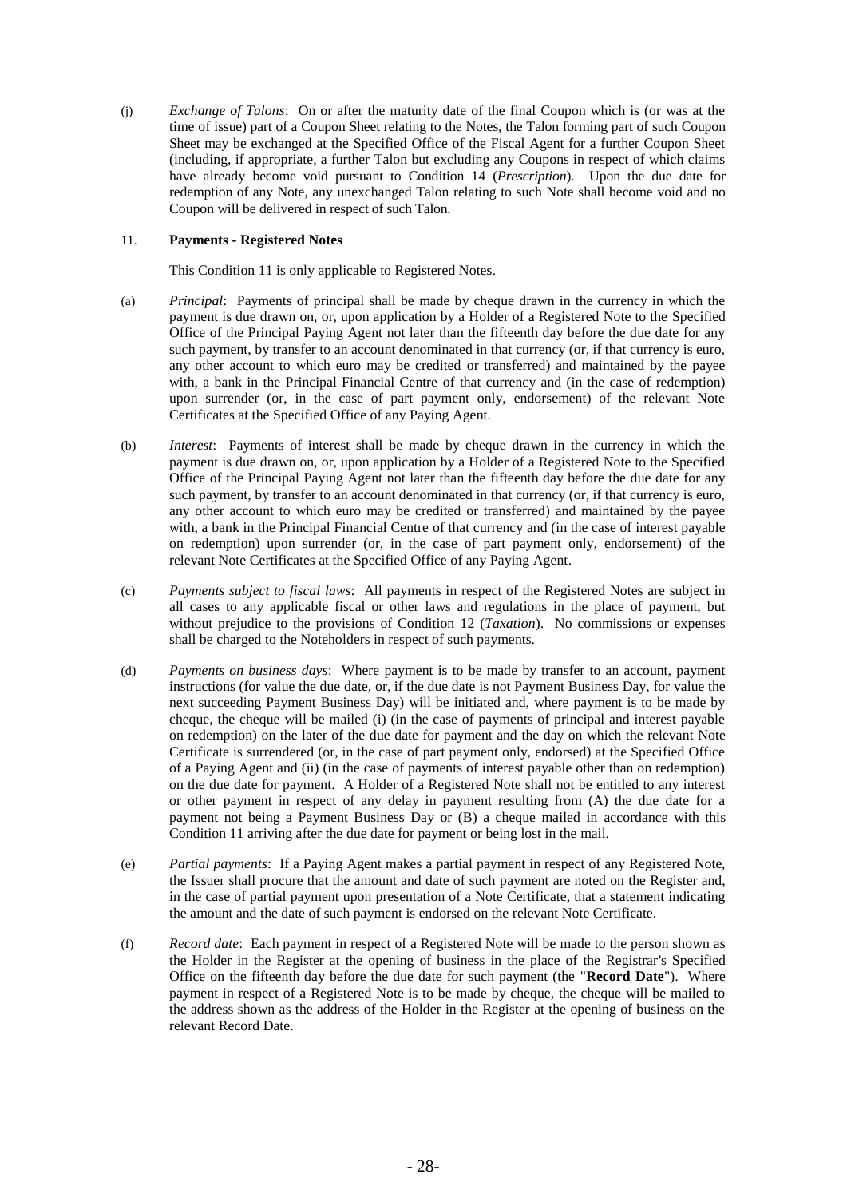(j) *Exchange of Talons*: On or after the maturity date of the final Coupon which is (or was at the time of issue) part of a Coupon Sheet relating to the Notes, the Talon forming part of such Coupon Sheet may be exchanged at the Specified Office of the Fiscal Agent for a further Coupon Sheet (including, if appropriate, a further Talon but excluding any Coupons in respect of which claims have already become void pursuant to Condition 14 (*Prescription*). Upon the due date for redemption of any Note, any unexchanged Talon relating to such Note shall become void and no Coupon will be delivered in respect of such Talon.

## 11. **Payments - Registered Notes**

This Condition 11 is only applicable to Registered Notes.

(a) *Principal*: Payments of principal shall be made by cheque drawn in the currency in which the payment is due drawn on, or, upon application by a Holder of a Registered Note to the Specified Office of the Principal Paying Agent not later than the fifteenth day before the due date for any such payment, by transfer to an account denominated in that currency (or, if that currency is euro, any other account to which euro may be credited or transferred) and maintained by the payee with, a bank in the Principal Financial Centre of that currency and (in the case of redemption) upon surrender (or, in the case of part payment only, endorsement) of the relevant Note Certificates at the Specified Office of any Paying Agent.

(b) *Interest*: Payments of interest shall be made by cheque drawn in the currency in which the payment is due drawn on, or, upon application by a Holder of a Registered Note to the Specified Office of the Principal Paying Agent not later than the fifteenth day before the due date for any such payment, by transfer to an account denominated in that currency (or, if that currency is euro, any other account to which euro may be credited or transferred) and maintained by the payee with, a bank in the Principal Financial Centre of that currency and (in the case of interest payable on redemption) upon surrender (or, in the case of part payment only, endorsement) of the relevant Note Certificates at the Specified Office of any Paying Agent.

(c) *Payments subject to fiscal laws*: All payments in respect of the Registered Notes are subject in all cases to any applicable fiscal or other laws and regulations in the place of payment, but without prejudice to the provisions of Condition 12 (*Taxation*). No commissions or expenses shall be charged to the Noteholders in respect of such payments.

(d) *Payments on business days*: Where payment is to be made by transfer to an account, payment instructions (for value the due date, or, if the due date is not Payment Business Day, for value the next succeeding Payment Business Day) will be initiated and, where payment is to be made by cheque, the cheque will be mailed (i) (in the case of payments of principal and interest payable on redemption) on the later of the due date for payment and the day on which the relevant Note Certificate is surrendered (or, in the case of part payment only, endorsed) at the Specified Office of a Paying Agent and (ii) (in the case of payments of interest payable other than on redemption) on the due date for payment. A Holder of a Registered Note shall not be entitled to any interest or other payment in respect of any delay in payment resulting from (A) the due date for a payment not being a Payment Business Day or (B) a cheque mailed in accordance with this Condition 11 arriving after the due date for payment or being lost in the mail.

(e) *Partial payments*: If a Paying Agent makes a partial payment in respect of any Registered Note, the Issuer shall procure that the amount and date of such payment are noted on the Register and, in the case of partial payment upon presentation of a Note Certificate, that a statement indicating the amount and the date of such payment is endorsed on the relevant Note Certificate.

(f) *Record date*: Each payment in respect of a Registered Note will be made to the person shown as the Holder in the Register at the opening of business in the place of the Registrar's Specified Office on the fifteenth day before the due date for such payment (the "**Record Date**"). Where payment in respect of a Registered Note is to be made by cheque, the cheque will be mailed to the address shown as the address of the Holder in the Register at the opening of business on the relevant Record Date.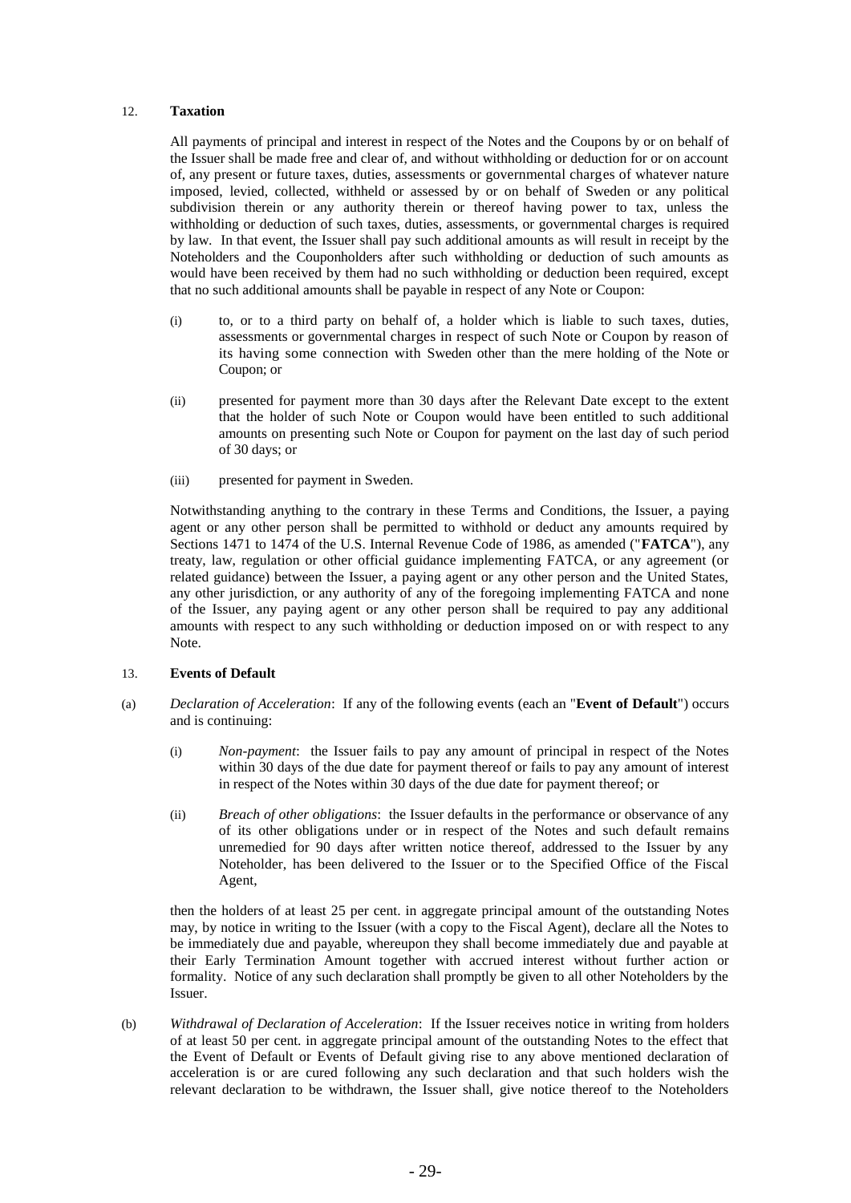## 12. **Taxation**

All payments of principal and interest in respect of the Notes and the Coupons by or on behalf of the Issuer shall be made free and clear of, and without withholding or deduction for or on account of, any present or future taxes, duties, assessments or governmental charges of whatever nature imposed, levied, collected, withheld or assessed by or on behalf of Sweden or any political subdivision therein or any authority therein or thereof having power to tax, unless the withholding or deduction of such taxes, duties, assessments, or governmental charges is required by law. In that event, the Issuer shall pay such additional amounts as will result in receipt by the Noteholders and the Couponholders after such withholding or deduction of such amounts as would have been received by them had no such withholding or deduction been required, except that no such additional amounts shall be payable in respect of any Note or Coupon:

(i) to, or to a third party on behalf of, a holder which is liable to such taxes, duties, assessments or governmental charges in respect of such Note or Coupon by reason of its having some connection with Sweden other than the mere holding of the Note or Coupon; or

(ii) presented for payment more than 30 days after the Relevant Date except to the extent that the holder of such Note or Coupon would have been entitled to such additional amounts on presenting such Note or Coupon for payment on the last day of such period of 30 days; or

(iii) presented for payment in Sweden.

Notwithstanding anything to the contrary in these Terms and Conditions, the Issuer, a paying agent or any other person shall be permitted to withhold or deduct any amounts required by Sections 1471 to 1474 of the U.S. Internal Revenue Code of 1986, as amended ("**FATCA**"), any treaty, law, regulation or other official guidance implementing FATCA, or any agreement (or related guidance) between the Issuer, a paying agent or any other person and the United States, any other jurisdiction, or any authority of any of the foregoing implementing FATCA and none of the Issuer, any paying agent or any other person shall be required to pay any additional amounts with respect to any such withholding or deduction imposed on or with respect to any Note.

## 13. **Events of Default**

(a) *Declaration of Acceleration*: If any of the following events (each an "**Event of Default**") occurs and is continuing:

(i) *Non-payment*: the Issuer fails to pay any amount of principal in respect of the Notes within 30 days of the due date for payment thereof or fails to pay any amount of interest in respect of the Notes within 30 days of the due date for payment thereof; or

(ii) *Breach of other obligations*: the Issuer defaults in the performance or observance of any of its other obligations under or in respect of the Notes and such default remains unremedied for 90 days after written notice thereof, addressed to the Issuer by any Noteholder, has been delivered to the Issuer or to the Specified Office of the Fiscal Agent,

then the holders of at least 25 per cent. in aggregate principal amount of the outstanding Notes may, by notice in writing to the Issuer (with a copy to the Fiscal Agent), declare all the Notes to be immediately due and payable, whereupon they shall become immediately due and payable at their Early Termination Amount together with accrued interest without further action or formality. Notice of any such declaration shall promptly be given to all other Noteholders by the Issuer.

(b) *Withdrawal of Declaration of Acceleration*: If the Issuer receives notice in writing from holders of at least 50 per cent. in aggregate principal amount of the outstanding Notes to the effect that the Event of Default or Events of Default giving rise to any above mentioned declaration of acceleration is or are cured following any such declaration and that such holders wish the relevant declaration to be withdrawn, the Issuer shall, give notice thereof to the Noteholders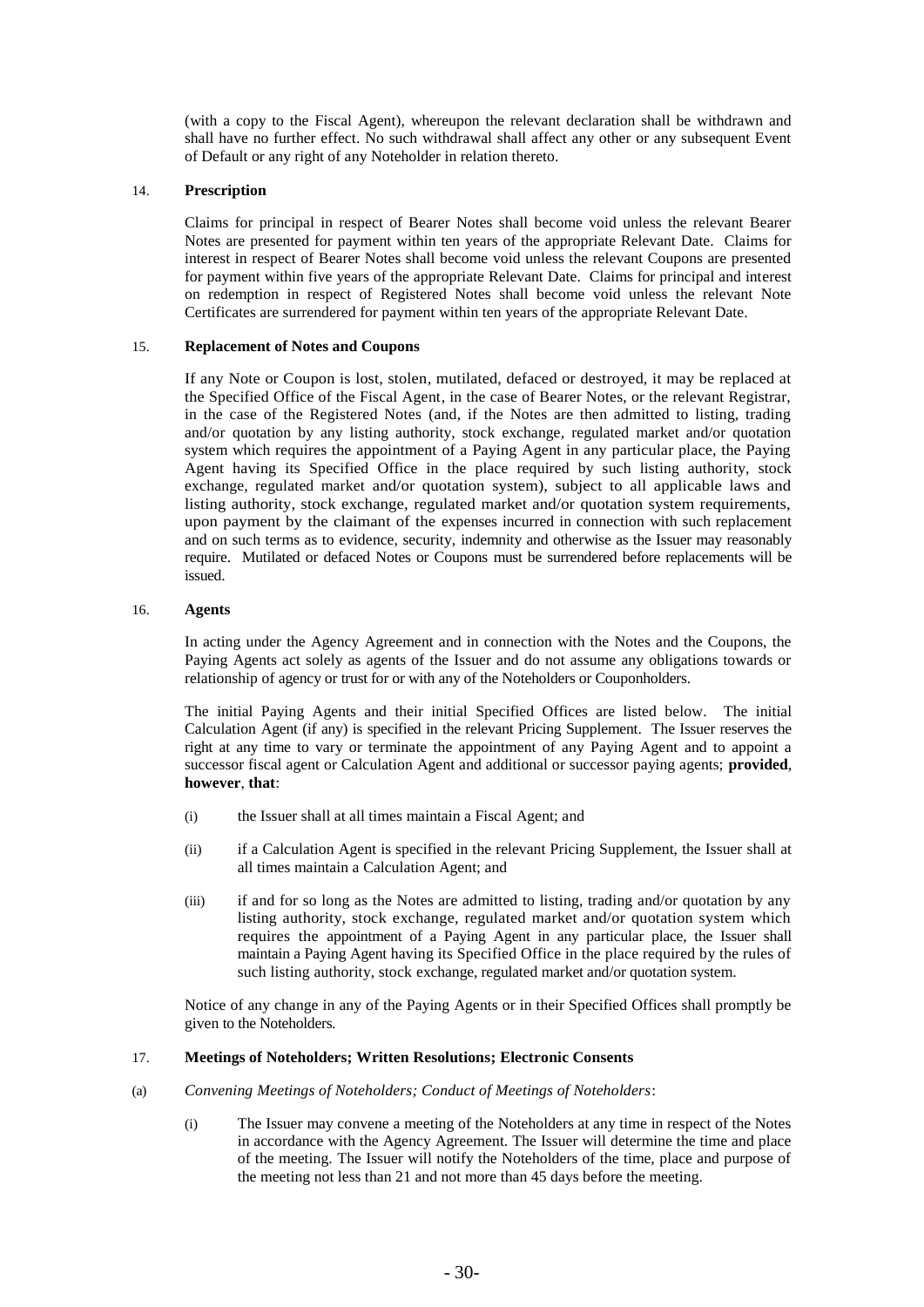(with a copy to the Fiscal Agent), whereupon the relevant declaration shall be withdrawn and shall have no further effect. No such withdrawal shall affect any other or any subsequent Event of Default or any right of any Noteholder in relation thereto.

## 14. **Prescription**

Claims for principal in respect of Bearer Notes shall become void unless the relevant Bearer Notes are presented for payment within ten years of the appropriate Relevant Date. Claims for interest in respect of Bearer Notes shall become void unless the relevant Coupons are presented for payment within five years of the appropriate Relevant Date. Claims for principal and interest on redemption in respect of Registered Notes shall become void unless the relevant Note Certificates are surrendered for payment within ten years of the appropriate Relevant Date.

## 15. **Replacement of Notes and Coupons**

If any Note or Coupon is lost, stolen, mutilated, defaced or destroyed, it may be replaced at the Specified Office of the Fiscal Agent, in the case of Bearer Notes, or the relevant Registrar, in the case of the Registered Notes (and, if the Notes are then admitted to listing, trading and/or quotation by any listing authority, stock exchange, regulated market and/or quotation system which requires the appointment of a Paying Agent in any particular place, the Paying Agent having its Specified Office in the place required by such listing authority, stock exchange, regulated market and/or quotation system), subject to all applicable laws and listing authority, stock exchange, regulated market and/or quotation system requirements, upon payment by the claimant of the expenses incurred in connection with such replacement and on such terms as to evidence, security, indemnity and otherwise as the Issuer may reasonably require. Mutilated or defaced Notes or Coupons must be surrendered before replacements will be issued.

## 16. **Agents**

In acting under the Agency Agreement and in connection with the Notes and the Coupons, the Paying Agents act solely as agents of the Issuer and do not assume any obligations towards or relationship of agency or trust for or with any of the Noteholders or Couponholders.

The initial Paying Agents and their initial Specified Offices are listed below. The initial Calculation Agent (if any) is specified in the relevant Pricing Supplement. The Issuer reserves the right at any time to vary or terminate the appointment of any Paying Agent and to appoint a successor fiscal agent or Calculation Agent and additional or successor paying agents; **provided**, **however**, **that**:

(i) the Issuer shall at all times maintain a Fiscal Agent; and

(ii) if a Calculation Agent is specified in the relevant Pricing Supplement, the Issuer shall at all times maintain a Calculation Agent; and

(iii) if and for so long as the Notes are admitted to listing, trading and/or quotation by any listing authority, stock exchange, regulated market and/or quotation system which requires the appointment of a Paying Agent in any particular place, the Issuer shall maintain a Paying Agent having its Specified Office in the place required by the rules of such listing authority, stock exchange, regulated market and/or quotation system.

Notice of any change in any of the Paying Agents or in their Specified Offices shall promptly be given to the Noteholders.

## 17. **Meetings of Noteholders; Written Resolutions; Electronic Consents**

(a) *Convening Meetings of Noteholders; Conduct of Meetings of Noteholders*:

(i) The Issuer may convene a meeting of the Noteholders at any time in respect of the Notes in accordance with the Agency Agreement. The Issuer will determine the time and place of the meeting. The Issuer will notify the Noteholders of the time, place and purpose of the meeting not less than 21 and not more than 45 days before the meeting.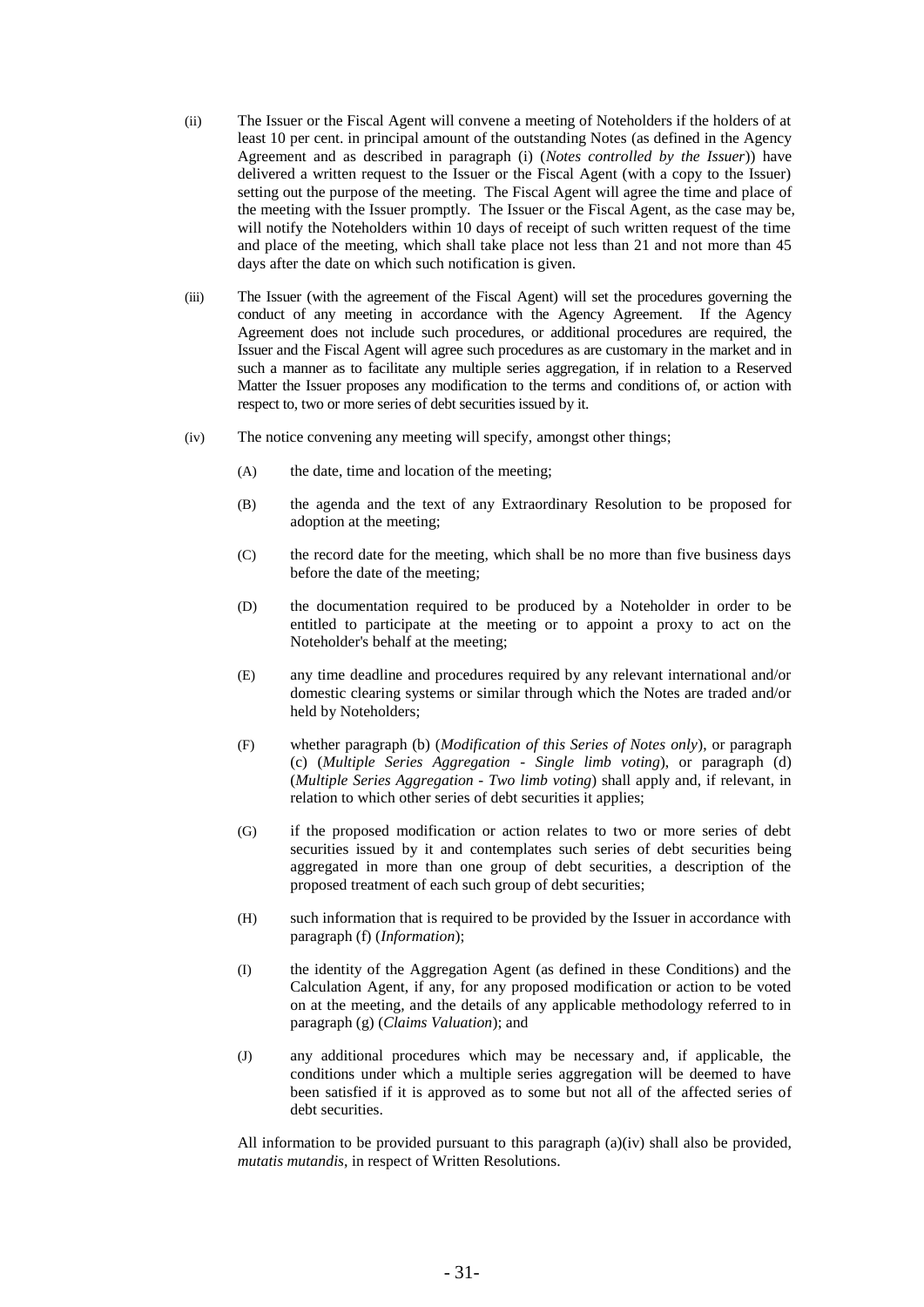(ii) The Issuer or the Fiscal Agent will convene a meeting of Noteholders if the holders of at least 10 per cent. in principal amount of the outstanding Notes (as defined in the Agency Agreement and as described in paragraph (i) (*Notes controlled by the Issuer*)) have delivered a written request to the Issuer or the Fiscal Agent (with a copy to the Issuer) setting out the purpose of the meeting. The Fiscal Agent will agree the time and place of the meeting with the Issuer promptly. The Issuer or the Fiscal Agent, as the case may be, will notify the Noteholders within 10 days of receipt of such written request of the time and place of the meeting, which shall take place not less than 21 and not more than 45 days after the date on which such notification is given.

(iii) The Issuer (with the agreement of the Fiscal Agent) will set the procedures governing the conduct of any meeting in accordance with the Agency Agreement. If the Agency Agreement does not include such procedures, or additional procedures are required, the Issuer and the Fiscal Agent will agree such procedures as are customary in the market and in such a manner as to facilitate any multiple series aggregation, if in relation to a Reserved Matter the Issuer proposes any modification to the terms and conditions of, or action with respect to, two or more series of debt securities issued by it.

(iv) The notice convening any meeting will specify, amongst other things;

(A) the date, time and location of the meeting;

(B) the agenda and the text of any Extraordinary Resolution to be proposed for adoption at the meeting;

(C) the record date for the meeting, which shall be no more than five business days before the date of the meeting;

(D) the documentation required to be produced by a Noteholder in order to be entitled to participate at the meeting or to appoint a proxy to act on the Noteholder's behalf at the meeting;

(E) any time deadline and procedures required by any relevant international and/or domestic clearing systems or similar through which the Notes are traded and/or held by Noteholders;

(F) whether paragraph (b) (*Modification of this Series of Notes only*), or paragraph (c) (*Multiple Series Aggregation - Single limb voting*), or paragraph (d) (*Multiple Series Aggregation - Two limb voting*) shall apply and, if relevant, in relation to which other series of debt securities it applies;

(G) if the proposed modification or action relates to two or more series of debt securities issued by it and contemplates such series of debt securities being aggregated in more than one group of debt securities, a description of the proposed treatment of each such group of debt securities;

(H) such information that is required to be provided by the Issuer in accordance with paragraph (f) (*Information*);

(I) the identity of the Aggregation Agent (as defined in these Conditions) and the Calculation Agent, if any, for any proposed modification or action to be voted on at the meeting, and the details of any applicable methodology referred to in paragraph (g) (*Claims Valuation*); and

(J) any additional procedures which may be necessary and, if applicable, the conditions under which a multiple series aggregation will be deemed to have been satisfied if it is approved as to some but not all of the affected series of debt securities.

All information to be provided pursuant to this paragraph (a)(iv) shall also be provided, *mutatis mutandis*, in respect of Written Resolutions.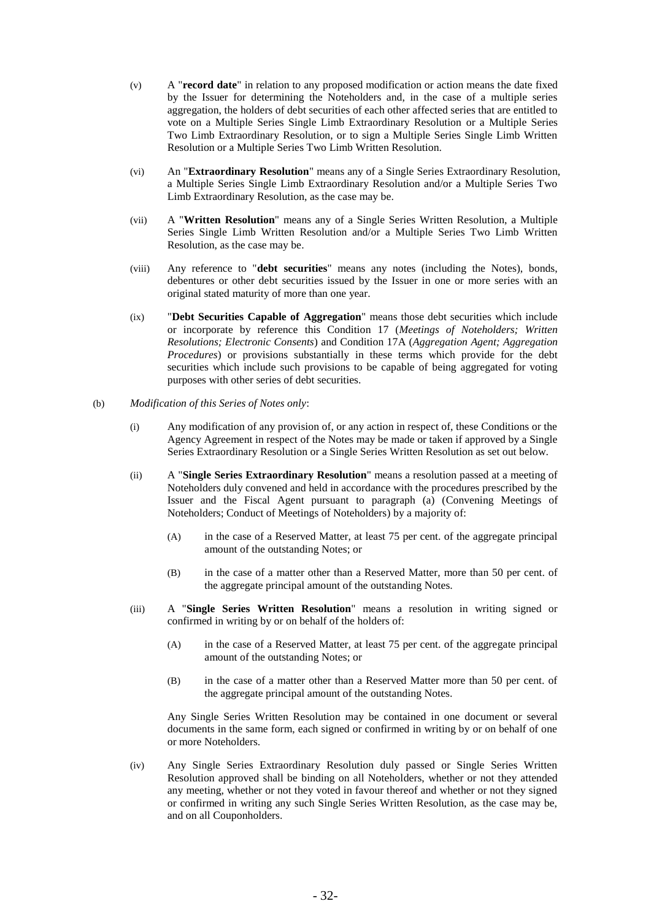(v) A "**record date**" in relation to any proposed modification or action means the date fixed by the Issuer for determining the Noteholders and, in the case of a multiple series aggregation, the holders of debt securities of each other affected series that are entitled to vote on a Multiple Series Single Limb Extraordinary Resolution or a Multiple Series Two Limb Extraordinary Resolution, or to sign a Multiple Series Single Limb Written Resolution or a Multiple Series Two Limb Written Resolution.

(vi) An "**Extraordinary Resolution**" means any of a Single Series Extraordinary Resolution, a Multiple Series Single Limb Extraordinary Resolution and/or a Multiple Series Two Limb Extraordinary Resolution, as the case may be.

(vii) A "**Written Resolution**" means any of a Single Series Written Resolution, a Multiple Series Single Limb Written Resolution and/or a Multiple Series Two Limb Written Resolution, as the case may be.

(viii) Any reference to "**debt securities**" means any notes (including the Notes), bonds, debentures or other debt securities issued by the Issuer in one or more series with an original stated maturity of more than one year.

(ix) "**Debt Securities Capable of Aggregation**" means those debt securities which include or incorporate by reference this Condition 17 (*Meetings of Noteholders; Written Resolutions; Electronic Consents*) and Condition 17A (*Aggregation Agent; Aggregation Procedures*) or provisions substantially in these terms which provide for the debt securities which include such provisions to be capable of being aggregated for voting purposes with other series of debt securities.

(b) *Modification of this Series of Notes only*:

(i) Any modification of any provision of, or any action in respect of, these Conditions or the Agency Agreement in respect of the Notes may be made or taken if approved by a Single Series Extraordinary Resolution or a Single Series Written Resolution as set out below.

(ii) A "**Single Series Extraordinary Resolution**" means a resolution passed at a meeting of Noteholders duly convened and held in accordance with the procedures prescribed by the Issuer and the Fiscal Agent pursuant to paragraph (a) (Convening Meetings of Noteholders; Conduct of Meetings of Noteholders) by a majority of:

(A) in the case of a Reserved Matter, at least 75 per cent. of the aggregate principal amount of the outstanding Notes; or

(B) in the case of a matter other than a Reserved Matter, more than 50 per cent. of the aggregate principal amount of the outstanding Notes.

(iii) A "**Single Series Written Resolution**" means a resolution in writing signed or confirmed in writing by or on behalf of the holders of:

(A) in the case of a Reserved Matter, at least 75 per cent. of the aggregate principal amount of the outstanding Notes; or

(B) in the case of a matter other than a Reserved Matter more than 50 per cent. of the aggregate principal amount of the outstanding Notes.

Any Single Series Written Resolution may be contained in one document or several documents in the same form, each signed or confirmed in writing by or on behalf of one or more Noteholders.

(iv) Any Single Series Extraordinary Resolution duly passed or Single Series Written Resolution approved shall be binding on all Noteholders, whether or not they attended any meeting, whether or not they voted in favour thereof and whether or not they signed or confirmed in writing any such Single Series Written Resolution, as the case may be, and on all Couponholders.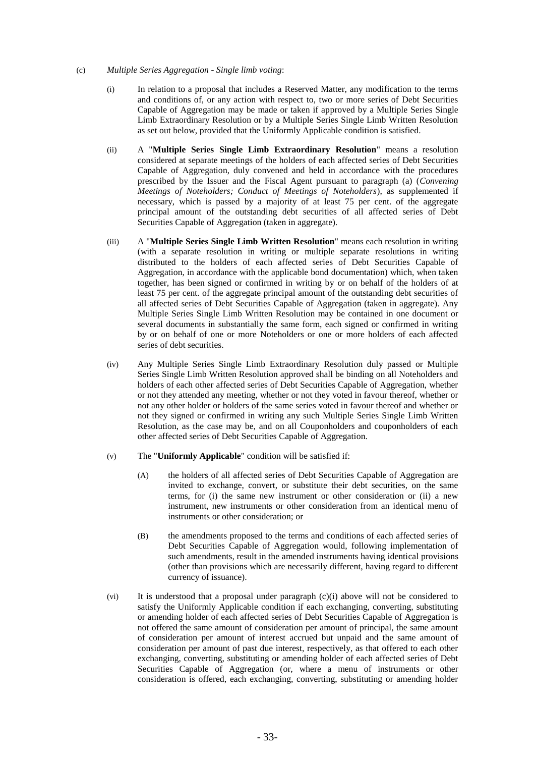(c) *Multiple Series Aggregation - Single limb voting*:

(i) In relation to a proposal that includes a Reserved Matter, any modification to the terms and conditions of, or any action with respect to, two or more series of Debt Securities Capable of Aggregation may be made or taken if approved by a Multiple Series Single Limb Extraordinary Resolution or by a Multiple Series Single Limb Written Resolution as set out below, provided that the Uniformly Applicable condition is satisfied.

(ii) A "**Multiple Series Single Limb Extraordinary Resolution**" means a resolution considered at separate meetings of the holders of each affected series of Debt Securities Capable of Aggregation, duly convened and held in accordance with the procedures prescribed by the Issuer and the Fiscal Agent pursuant to paragraph (a) (*Convening Meetings of Noteholders; Conduct of Meetings of Noteholders*), as supplemented if necessary, which is passed by a majority of at least 75 per cent. of the aggregate principal amount of the outstanding debt securities of all affected series of Debt Securities Capable of Aggregation (taken in aggregate).

(iii) A "**Multiple Series Single Limb Written Resolution**" means each resolution in writing (with a separate resolution in writing or multiple separate resolutions in writing distributed to the holders of each affected series of Debt Securities Capable of Aggregation, in accordance with the applicable bond documentation) which, when taken together, has been signed or confirmed in writing by or on behalf of the holders of at least 75 per cent. of the aggregate principal amount of the outstanding debt securities of all affected series of Debt Securities Capable of Aggregation (taken in aggregate). Any Multiple Series Single Limb Written Resolution may be contained in one document or several documents in substantially the same form, each signed or confirmed in writing by or on behalf of one or more Noteholders or one or more holders of each affected series of debt securities.

(iv) Any Multiple Series Single Limb Extraordinary Resolution duly passed or Multiple Series Single Limb Written Resolution approved shall be binding on all Noteholders and holders of each other affected series of Debt Securities Capable of Aggregation, whether or not they attended any meeting, whether or not they voted in favour thereof, whether or not any other holder or holders of the same series voted in favour thereof and whether or not they signed or confirmed in writing any such Multiple Series Single Limb Written Resolution, as the case may be, and on all Couponholders and couponholders of each other affected series of Debt Securities Capable of Aggregation.

(v) The "**Uniformly Applicable**" condition will be satisfied if:

(A) the holders of all affected series of Debt Securities Capable of Aggregation are invited to exchange, convert, or substitute their debt securities, on the same terms, for (i) the same new instrument or other consideration or (ii) a new instrument, new instruments or other consideration from an identical menu of instruments or other consideration; or

(B) the amendments proposed to the terms and conditions of each affected series of Debt Securities Capable of Aggregation would, following implementation of such amendments, result in the amended instruments having identical provisions (other than provisions which are necessarily different, having regard to different currency of issuance).

(vi) It is understood that a proposal under paragraph (c)(i) above will not be considered to satisfy the Uniformly Applicable condition if each exchanging, converting, substituting or amending holder of each affected series of Debt Securities Capable of Aggregation is not offered the same amount of consideration per amount of principal, the same amount of consideration per amount of interest accrued but unpaid and the same amount of consideration per amount of past due interest, respectively, as that offered to each other exchanging, converting, substituting or amending holder of each affected series of Debt Securities Capable of Aggregation (or, where a menu of instruments or other consideration is offered, each exchanging, converting, substituting or amending holder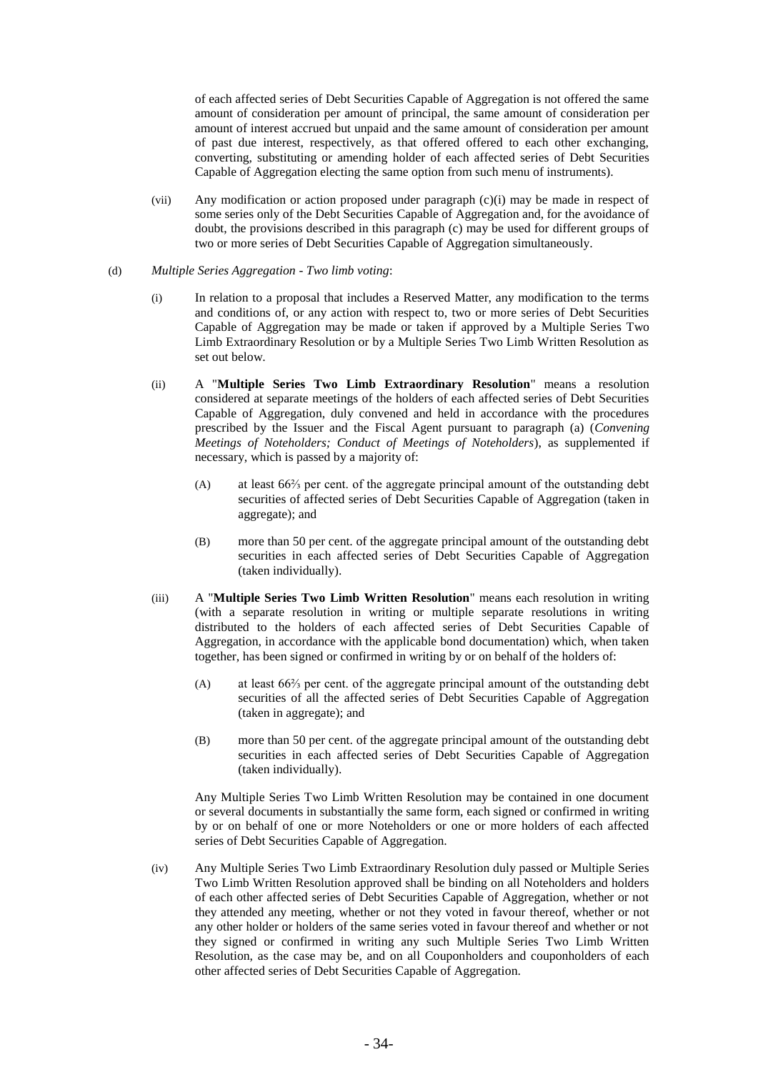of each affected series of Debt Securities Capable of Aggregation is not offered the same amount of consideration per amount of principal, the same amount of consideration per amount of interest accrued but unpaid and the same amount of consideration per amount of past due interest, respectively, as that offered offered to each other exchanging, converting, substituting or amending holder of each affected series of Debt Securities Capable of Aggregation electing the same option from such menu of instruments).

(vii) Any modification or action proposed under paragraph (c)(i) may be made in respect of some series only of the Debt Securities Capable of Aggregation and, for the avoidance of doubt, the provisions described in this paragraph (c) may be used for different groups of two or more series of Debt Securities Capable of Aggregation simultaneously.

(d) *Multiple Series Aggregation - Two limb voting*:

(i) In relation to a proposal that includes a Reserved Matter, any modification to the terms and conditions of, or any action with respect to, two or more series of Debt Securities Capable of Aggregation may be made or taken if approved by a Multiple Series Two Limb Extraordinary Resolution or by a Multiple Series Two Limb Written Resolution as set out below.

(ii) A "**Multiple Series Two Limb Extraordinary Resolution**" means a resolution considered at separate meetings of the holders of each affected series of Debt Securities Capable of Aggregation, duly convened and held in accordance with the procedures prescribed by the Issuer and the Fiscal Agent pursuant to paragraph (a) (*Convening Meetings of Noteholders; Conduct of Meetings of Noteholders*), as supplemented if necessary, which is passed by a majority of:

(A) at least 66⅔ per cent. of the aggregate principal amount of the outstanding debt securities of affected series of Debt Securities Capable of Aggregation (taken in aggregate); and

(B) more than 50 per cent. of the aggregate principal amount of the outstanding debt securities in each affected series of Debt Securities Capable of Aggregation (taken individually).

(iii) A "**Multiple Series Two Limb Written Resolution**" means each resolution in writing (with a separate resolution in writing or multiple separate resolutions in writing distributed to the holders of each affected series of Debt Securities Capable of Aggregation, in accordance with the applicable bond documentation) which, when taken together, has been signed or confirmed in writing by or on behalf of the holders of:

(A) at least 66⅔ per cent. of the aggregate principal amount of the outstanding debt securities of all the affected series of Debt Securities Capable of Aggregation (taken in aggregate); and

(B) more than 50 per cent. of the aggregate principal amount of the outstanding debt securities in each affected series of Debt Securities Capable of Aggregation (taken individually).

Any Multiple Series Two Limb Written Resolution may be contained in one document or several documents in substantially the same form, each signed or confirmed in writing by or on behalf of one or more Noteholders or one or more holders of each affected series of Debt Securities Capable of Aggregation.

(iv) Any Multiple Series Two Limb Extraordinary Resolution duly passed or Multiple Series Two Limb Written Resolution approved shall be binding on all Noteholders and holders of each other affected series of Debt Securities Capable of Aggregation, whether or not they attended any meeting, whether or not they voted in favour thereof, whether or not any other holder or holders of the same series voted in favour thereof and whether or not they signed or confirmed in writing any such Multiple Series Two Limb Written Resolution, as the case may be, and on all Couponholders and couponholders of each other affected series of Debt Securities Capable of Aggregation.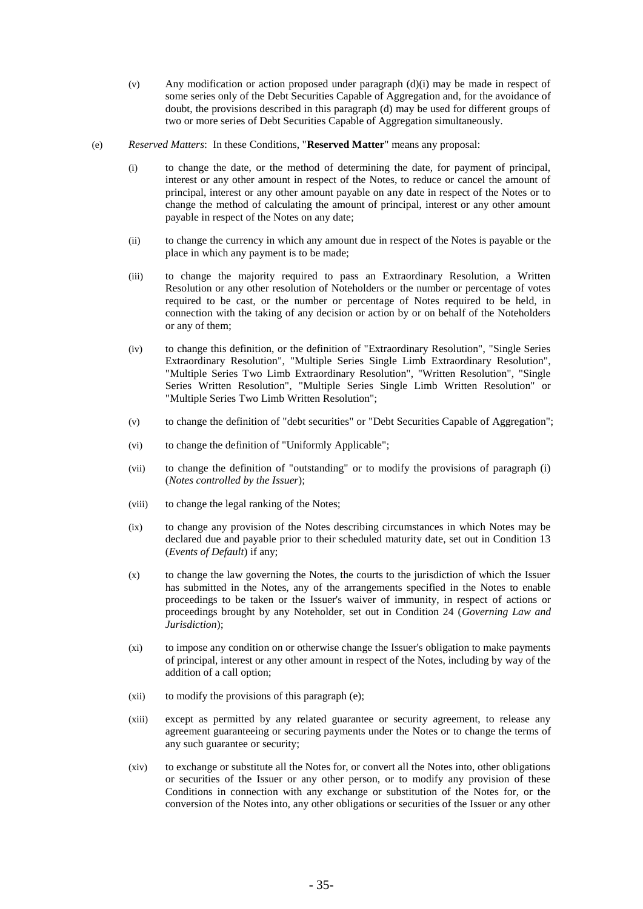(v) Any modification or action proposed under paragraph (d)(i) may be made in respect of some series only of the Debt Securities Capable of Aggregation and, for the avoidance of doubt, the provisions described in this paragraph (d) may be used for different groups of two or more series of Debt Securities Capable of Aggregation simultaneously.

(e) *Reserved Matters*: In these Conditions, "**Reserved Matter**" means any proposal:

(i) to change the date, or the method of determining the date, for payment of principal, interest or any other amount in respect of the Notes, to reduce or cancel the amount of principal, interest or any other amount payable on any date in respect of the Notes or to change the method of calculating the amount of principal, interest or any other amount payable in respect of the Notes on any date;

(ii) to change the currency in which any amount due in respect of the Notes is payable or the place in which any payment is to be made;

(iii) to change the majority required to pass an Extraordinary Resolution, a Written Resolution or any other resolution of Noteholders or the number or percentage of votes required to be cast, or the number or percentage of Notes required to be held, in connection with the taking of any decision or action by or on behalf of the Noteholders or any of them;

(iv) to change this definition, or the definition of "Extraordinary Resolution", "Single Series Extraordinary Resolution", "Multiple Series Single Limb Extraordinary Resolution", "Multiple Series Two Limb Extraordinary Resolution", "Written Resolution", "Single Series Written Resolution", "Multiple Series Single Limb Written Resolution" or "Multiple Series Two Limb Written Resolution";

(v) to change the definition of "debt securities" or "Debt Securities Capable of Aggregation";

(vi) to change the definition of "Uniformly Applicable";

(vii) to change the definition of "outstanding" or to modify the provisions of paragraph (i) (*Notes controlled by the Issuer*);

(viii) to change the legal ranking of the Notes;

(ix) to change any provision of the Notes describing circumstances in which Notes may be declared due and payable prior to their scheduled maturity date, set out in Condition 13 (*Events of Default*) if any;

(x) to change the law governing the Notes, the courts to the jurisdiction of which the Issuer has submitted in the Notes, any of the arrangements specified in the Notes to enable proceedings to be taken or the Issuer's waiver of immunity, in respect of actions or proceedings brought by any Noteholder, set out in Condition 24 (*Governing Law and Jurisdiction*);

(xi) to impose any condition on or otherwise change the Issuer's obligation to make payments of principal, interest or any other amount in respect of the Notes, including by way of the addition of a call option;

(xii) to modify the provisions of this paragraph (e);

(xiii) except as permitted by any related guarantee or security agreement, to release any agreement guaranteeing or securing payments under the Notes or to change the terms of any such guarantee or security;

(xiv) to exchange or substitute all the Notes for, or convert all the Notes into, other obligations or securities of the Issuer or any other person, or to modify any provision of these Conditions in connection with any exchange or substitution of the Notes for, or the conversion of the Notes into, any other obligations or securities of the Issuer or any other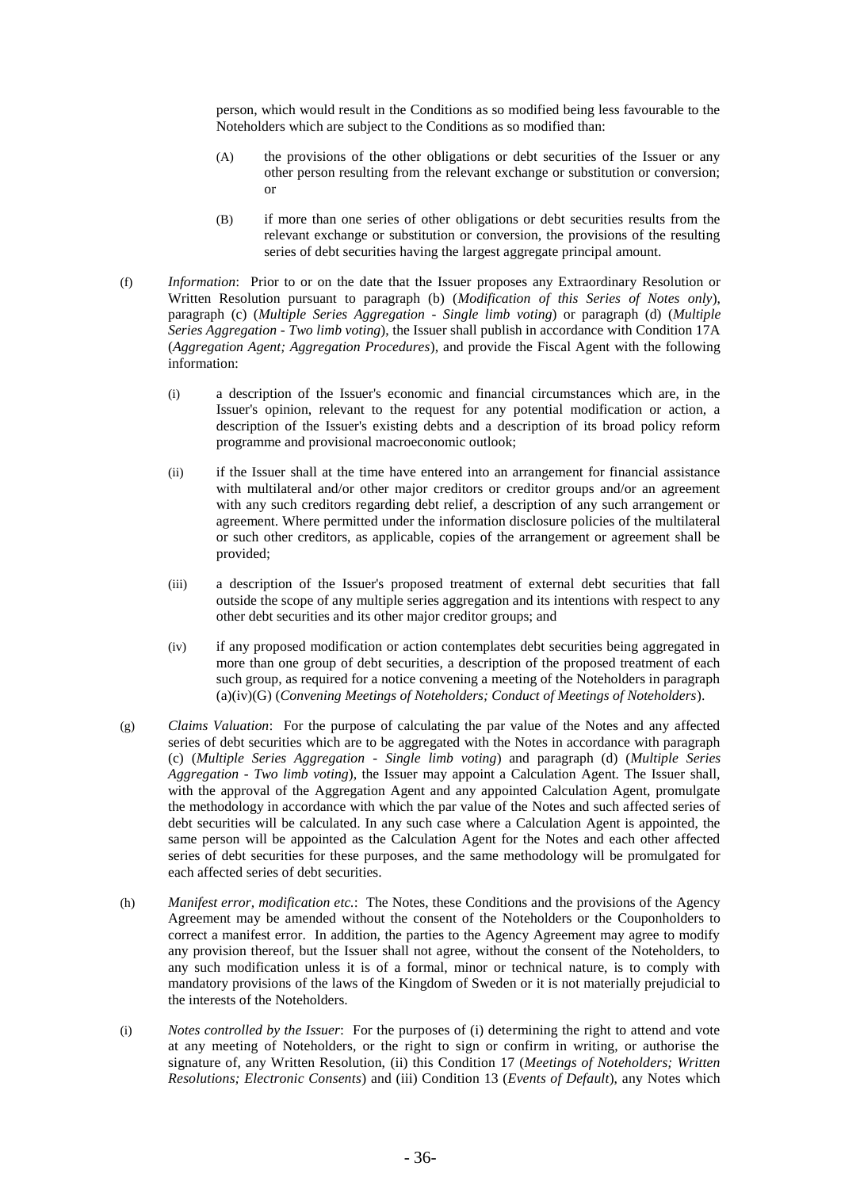person, which would result in the Conditions as so modified being less favourable to the Noteholders which are subject to the Conditions as so modified than:

(A) the provisions of the other obligations or debt securities of the Issuer or any other person resulting from the relevant exchange or substitution or conversion; or

(B) if more than one series of other obligations or debt securities results from the relevant exchange or substitution or conversion, the provisions of the resulting series of debt securities having the largest aggregate principal amount.

(f) *Information*: Prior to or on the date that the Issuer proposes any Extraordinary Resolution or Written Resolution pursuant to paragraph (b) (*Modification of this Series of Notes only*), paragraph (c) (*Multiple Series Aggregation - Single limb voting*) or paragraph (d) (*Multiple Series Aggregation - Two limb voting*), the Issuer shall publish in accordance with Condition 17A (*Aggregation Agent; Aggregation Procedures*), and provide the Fiscal Agent with the following information:

(i) a description of the Issuer's economic and financial circumstances which are, in the Issuer's opinion, relevant to the request for any potential modification or action, a description of the Issuer's existing debts and a description of its broad policy reform programme and provisional macroeconomic outlook;

(ii) if the Issuer shall at the time have entered into an arrangement for financial assistance with multilateral and/or other major creditors or creditor groups and/or an agreement with any such creditors regarding debt relief, a description of any such arrangement or agreement. Where permitted under the information disclosure policies of the multilateral or such other creditors, as applicable, copies of the arrangement or agreement shall be provided;

(iii) a description of the Issuer's proposed treatment of external debt securities that fall outside the scope of any multiple series aggregation and its intentions with respect to any other debt securities and its other major creditor groups; and

(iv) if any proposed modification or action contemplates debt securities being aggregated in more than one group of debt securities, a description of the proposed treatment of each such group, as required for a notice convening a meeting of the Noteholders in paragraph (a)(iv)(G) (*Convening Meetings of Noteholders; Conduct of Meetings of Noteholders*).

(g) *Claims Valuation*: For the purpose of calculating the par value of the Notes and any affected series of debt securities which are to be aggregated with the Notes in accordance with paragraph (c) (*Multiple Series Aggregation - Single limb voting*) and paragraph (d) (*Multiple Series Aggregation - Two limb voting*), the Issuer may appoint a Calculation Agent. The Issuer shall, with the approval of the Aggregation Agent and any appointed Calculation Agent, promulgate the methodology in accordance with which the par value of the Notes and such affected series of debt securities will be calculated. In any such case where a Calculation Agent is appointed, the same person will be appointed as the Calculation Agent for the Notes and each other affected series of debt securities for these purposes, and the same methodology will be promulgated for each affected series of debt securities.

(h) *Manifest error, modification etc.*: The Notes, these Conditions and the provisions of the Agency Agreement may be amended without the consent of the Noteholders or the Couponholders to correct a manifest error. In addition, the parties to the Agency Agreement may agree to modify any provision thereof, but the Issuer shall not agree, without the consent of the Noteholders, to any such modification unless it is of a formal, minor or technical nature, is to comply with mandatory provisions of the laws of the Kingdom of Sweden or it is not materially prejudicial to the interests of the Noteholders.

(i) *Notes controlled by the Issuer*: For the purposes of (i) determining the right to attend and vote at any meeting of Noteholders, or the right to sign or confirm in writing, or authorise the signature of, any Written Resolution, (ii) this Condition 17 (*Meetings of Noteholders; Written Resolutions; Electronic Consents*) and (iii) Condition 13 (*Events of Default*), any Notes which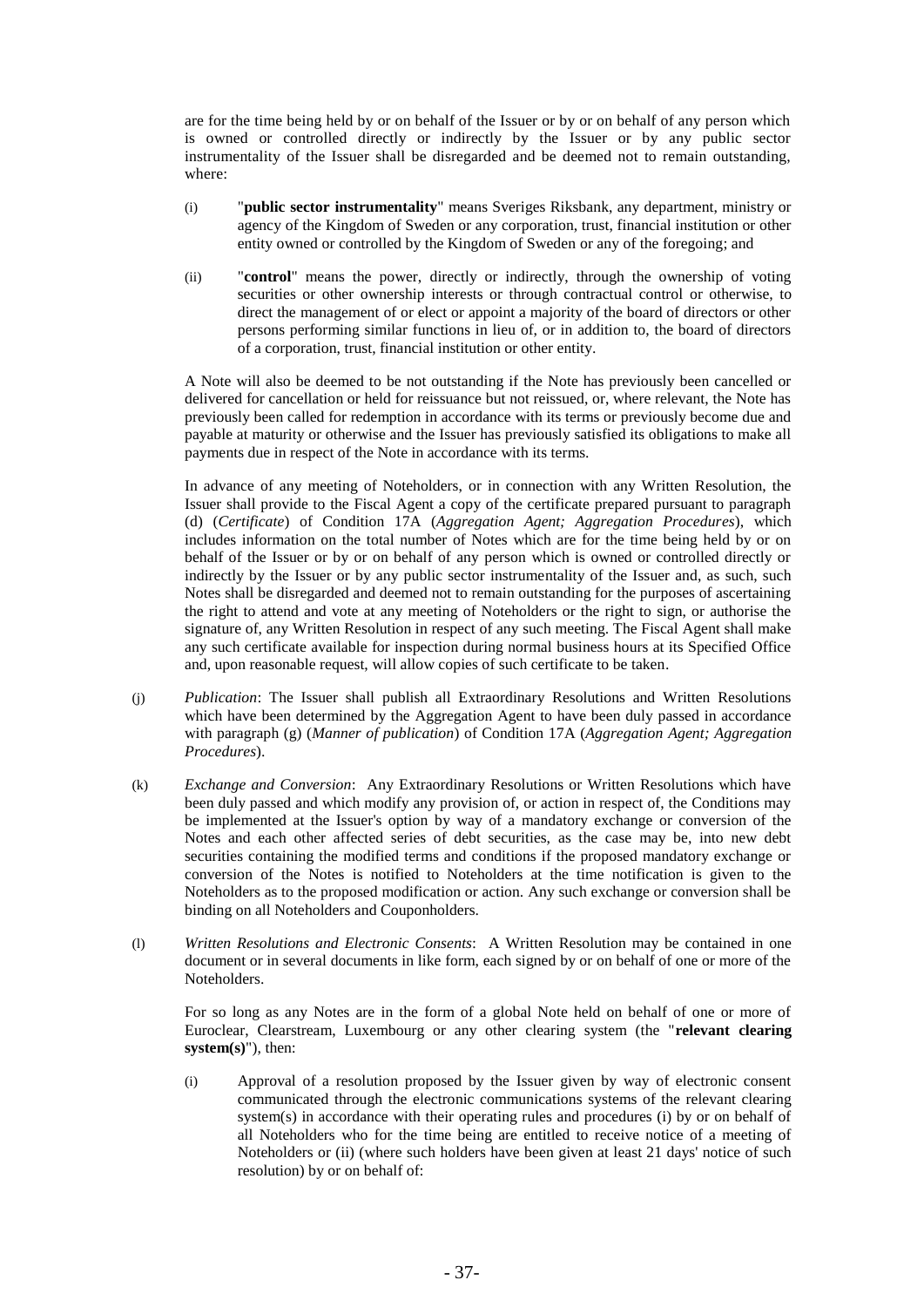are for the time being held by or on behalf of the Issuer or by or on behalf of any person which is owned or controlled directly or indirectly by the Issuer or by any public sector instrumentality of the Issuer shall be disregarded and be deemed not to remain outstanding, where:

(i) "**public sector instrumentality**" means Sveriges Riksbank, any department, ministry or agency of the Kingdom of Sweden or any corporation, trust, financial institution or other entity owned or controlled by the Kingdom of Sweden or any of the foregoing; and

(ii) "**control**" means the power, directly or indirectly, through the ownership of voting securities or other ownership interests or through contractual control or otherwise, to direct the management of or elect or appoint a majority of the board of directors or other persons performing similar functions in lieu of, or in addition to, the board of directors of a corporation, trust, financial institution or other entity.

A Note will also be deemed to be not outstanding if the Note has previously been cancelled or delivered for cancellation or held for reissuance but not reissued, or, where relevant, the Note has previously been called for redemption in accordance with its terms or previously become due and payable at maturity or otherwise and the Issuer has previously satisfied its obligations to make all payments due in respect of the Note in accordance with its terms.

In advance of any meeting of Noteholders, or in connection with any Written Resolution, the Issuer shall provide to the Fiscal Agent a copy of the certificate prepared pursuant to paragraph (d) (*Certificate*) of Condition 17A (*Aggregation Agent; Aggregation Procedures*), which includes information on the total number of Notes which are for the time being held by or on behalf of the Issuer or by or on behalf of any person which is owned or controlled directly or indirectly by the Issuer or by any public sector instrumentality of the Issuer and, as such, such Notes shall be disregarded and deemed not to remain outstanding for the purposes of ascertaining the right to attend and vote at any meeting of Noteholders or the right to sign, or authorise the signature of, any Written Resolution in respect of any such meeting. The Fiscal Agent shall make any such certificate available for inspection during normal business hours at its Specified Office and, upon reasonable request, will allow copies of such certificate to be taken.

(j) *Publication*: The Issuer shall publish all Extraordinary Resolutions and Written Resolutions which have been determined by the Aggregation Agent to have been duly passed in accordance with paragraph (g) (*Manner of publication*) of Condition 17A (*Aggregation Agent; Aggregation Procedures*).

(k) *Exchange and Conversion*: Any Extraordinary Resolutions or Written Resolutions which have been duly passed and which modify any provision of, or action in respect of, the Conditions may be implemented at the Issuer's option by way of a mandatory exchange or conversion of the Notes and each other affected series of debt securities, as the case may be, into new debt securities containing the modified terms and conditions if the proposed mandatory exchange or conversion of the Notes is notified to Noteholders at the time notification is given to the Noteholders as to the proposed modification or action. Any such exchange or conversion shall be binding on all Noteholders and Couponholders.

(l) *Written Resolutions and Electronic Consents*: A Written Resolution may be contained in one document or in several documents in like form, each signed by or on behalf of one or more of the Noteholders.

For so long as any Notes are in the form of a global Note held on behalf of one or more of Euroclear, Clearstream, Luxembourg or any other clearing system (the "**relevant clearing system(s)**"), then:

(i) Approval of a resolution proposed by the Issuer given by way of electronic consent communicated through the electronic communications systems of the relevant clearing system(s) in accordance with their operating rules and procedures (i) by or on behalf of all Noteholders who for the time being are entitled to receive notice of a meeting of Noteholders or (ii) (where such holders have been given at least 21 days' notice of such resolution) by or on behalf of: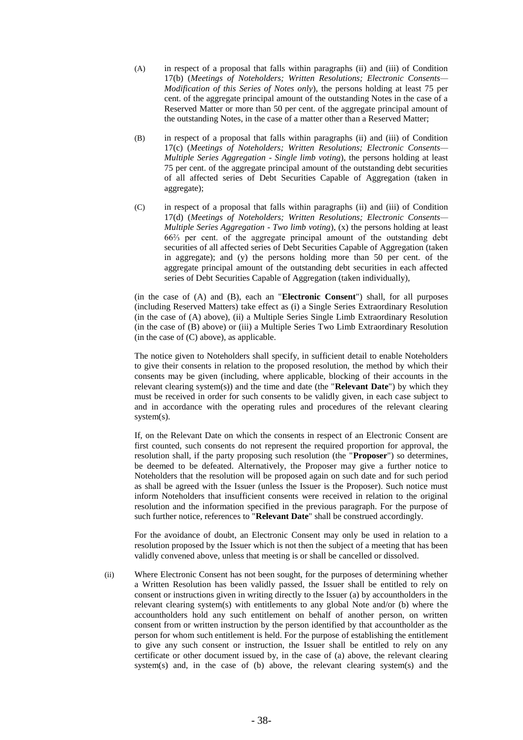(A) in respect of a proposal that falls within paragraphs (ii) and (iii) of Condition 17(b) (*Meetings of Noteholders; Written Resolutions; Electronic Consents—Modification of this Series of Notes only*), the persons holding at least 75 per cent. of the aggregate principal amount of the outstanding Notes in the case of a Reserved Matter or more than 50 per cent. of the aggregate principal amount of the outstanding Notes, in the case of a matter other than a Reserved Matter;

(B) in respect of a proposal that falls within paragraphs (ii) and (iii) of Condition 17(c) (*Meetings of Noteholders; Written Resolutions; Electronic Consents—Multiple Series Aggregation - Single limb voting*), the persons holding at least 75 per cent. of the aggregate principal amount of the outstanding debt securities of all affected series of Debt Securities Capable of Aggregation (taken in aggregate);

(C) in respect of a proposal that falls within paragraphs (ii) and (iii) of Condition 17(d) (*Meetings of Noteholders; Written Resolutions; Electronic Consents—Multiple Series Aggregation - Two limb voting*), (x) the persons holding at least 66⅔ per cent. of the aggregate principal amount of the outstanding debt securities of all affected series of Debt Securities Capable of Aggregation (taken in aggregate); and (y) the persons holding more than 50 per cent. of the aggregate principal amount of the outstanding debt securities in each affected series of Debt Securities Capable of Aggregation (taken individually),

(in the case of (A) and (B), each an "**Electronic Consent**") shall, for all purposes (including Reserved Matters) take effect as (i) a Single Series Extraordinary Resolution (in the case of (A) above), (ii) a Multiple Series Single Limb Extraordinary Resolution (in the case of (B) above) or (iii) a Multiple Series Two Limb Extraordinary Resolution (in the case of (C) above), as applicable.

The notice given to Noteholders shall specify, in sufficient detail to enable Noteholders to give their consents in relation to the proposed resolution, the method by which their consents may be given (including, where applicable, blocking of their accounts in the relevant clearing system(s)) and the time and date (the "**Relevant Date**") by which they must be received in order for such consents to be validly given, in each case subject to and in accordance with the operating rules and procedures of the relevant clearing system(s).

If, on the Relevant Date on which the consents in respect of an Electronic Consent are first counted, such consents do not represent the required proportion for approval, the resolution shall, if the party proposing such resolution (the "**Proposer**") so determines, be deemed to be defeated. Alternatively, the Proposer may give a further notice to Noteholders that the resolution will be proposed again on such date and for such period as shall be agreed with the Issuer (unless the Issuer is the Proposer). Such notice must inform Noteholders that insufficient consents were received in relation to the original resolution and the information specified in the previous paragraph. For the purpose of such further notice, references to "**Relevant Date**" shall be construed accordingly.

For the avoidance of doubt, an Electronic Consent may only be used in relation to a resolution proposed by the Issuer which is not then the subject of a meeting that has been validly convened above, unless that meeting is or shall be cancelled or dissolved.

(ii) Where Electronic Consent has not been sought, for the purposes of determining whether a Written Resolution has been validly passed, the Issuer shall be entitled to rely on consent or instructions given in writing directly to the Issuer (a) by accountholders in the relevant clearing system(s) with entitlements to any global Note and/or (b) where the accountholders hold any such entitlement on behalf of another person, on written consent from or written instruction by the person identified by that accountholder as the person for whom such entitlement is held. For the purpose of establishing the entitlement to give any such consent or instruction, the Issuer shall be entitled to rely on any certificate or other document issued by, in the case of (a) above, the relevant clearing system(s) and, in the case of (b) above, the relevant clearing system(s) and the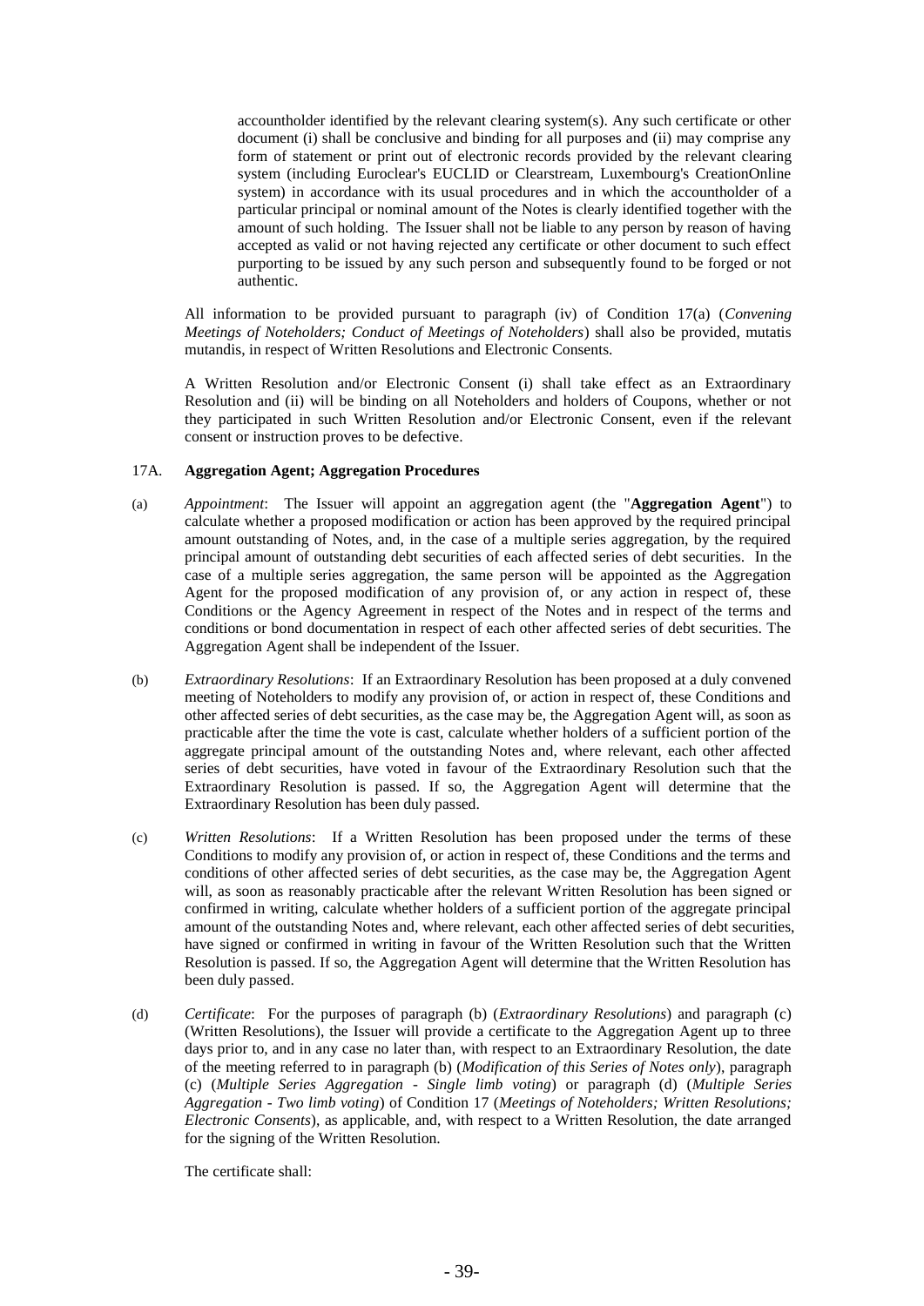accountholder identified by the relevant clearing system(s). Any such certificate or other document (i) shall be conclusive and binding for all purposes and (ii) may comprise any form of statement or print out of electronic records provided by the relevant clearing system (including Euroclear's EUCLID or Clearstream, Luxembourg's CreationOnline system) in accordance with its usual procedures and in which the accountholder of a particular principal or nominal amount of the Notes is clearly identified together with the amount of such holding. The Issuer shall not be liable to any person by reason of having accepted as valid or not having rejected any certificate or other document to such effect purporting to be issued by any such person and subsequently found to be forged or not authentic.

All information to be provided pursuant to paragraph (iv) of Condition 17(a) (*Convening Meetings of Noteholders; Conduct of Meetings of Noteholders*) shall also be provided, mutatis mutandis, in respect of Written Resolutions and Electronic Consents.

A Written Resolution and/or Electronic Consent (i) shall take effect as an Extraordinary Resolution and (ii) will be binding on all Noteholders and holders of Coupons, whether or not they participated in such Written Resolution and/or Electronic Consent, even if the relevant consent or instruction proves to be defective.

## 17A. Aggregation Agent; Aggregation Procedures

(a) *Appointment*: The Issuer will appoint an aggregation agent (the "**Aggregation Agent**") to calculate whether a proposed modification or action has been approved by the required principal amount outstanding of Notes, and, in the case of a multiple series aggregation, by the required principal amount of outstanding debt securities of each affected series of debt securities. In the case of a multiple series aggregation, the same person will be appointed as the Aggregation Agent for the proposed modification of any provision of, or any action in respect of, these Conditions or the Agency Agreement in respect of the Notes and in respect of the terms and conditions or bond documentation in respect of each other affected series of debt securities. The Aggregation Agent shall be independent of the Issuer.

(b) *Extraordinary Resolutions*: If an Extraordinary Resolution has been proposed at a duly convened meeting of Noteholders to modify any provision of, or action in respect of, these Conditions and other affected series of debt securities, as the case may be, the Aggregation Agent will, as soon as practicable after the time the vote is cast, calculate whether holders of a sufficient portion of the aggregate principal amount of the outstanding Notes and, where relevant, each other affected series of debt securities, have voted in favour of the Extraordinary Resolution such that the Extraordinary Resolution is passed. If so, the Aggregation Agent will determine that the Extraordinary Resolution has been duly passed.

(c) *Written Resolutions*: If a Written Resolution has been proposed under the terms of these Conditions to modify any provision of, or action in respect of, these Conditions and the terms and conditions of other affected series of debt securities, as the case may be, the Aggregation Agent will, as soon as reasonably practicable after the relevant Written Resolution has been signed or confirmed in writing, calculate whether holders of a sufficient portion of the aggregate principal amount of the outstanding Notes and, where relevant, each other affected series of debt securities, have signed or confirmed in writing in favour of the Written Resolution such that the Written Resolution is passed. If so, the Aggregation Agent will determine that the Written Resolution has been duly passed.

(d) *Certificate*: For the purposes of paragraph (b) (*Extraordinary Resolutions*) and paragraph (c) (Written Resolutions), the Issuer will provide a certificate to the Aggregation Agent up to three days prior to, and in any case no later than, with respect to an Extraordinary Resolution, the date of the meeting referred to in paragraph (b) (*Modification of this Series of Notes only*), paragraph (c) (*Multiple Series Aggregation - Single limb voting*) or paragraph (d) (*Multiple Series Aggregation - Two limb voting*) of Condition 17 (*Meetings of Noteholders; Written Resolutions; Electronic Consents*), as applicable, and, with respect to a Written Resolution, the date arranged for the signing of the Written Resolution.

The certificate shall: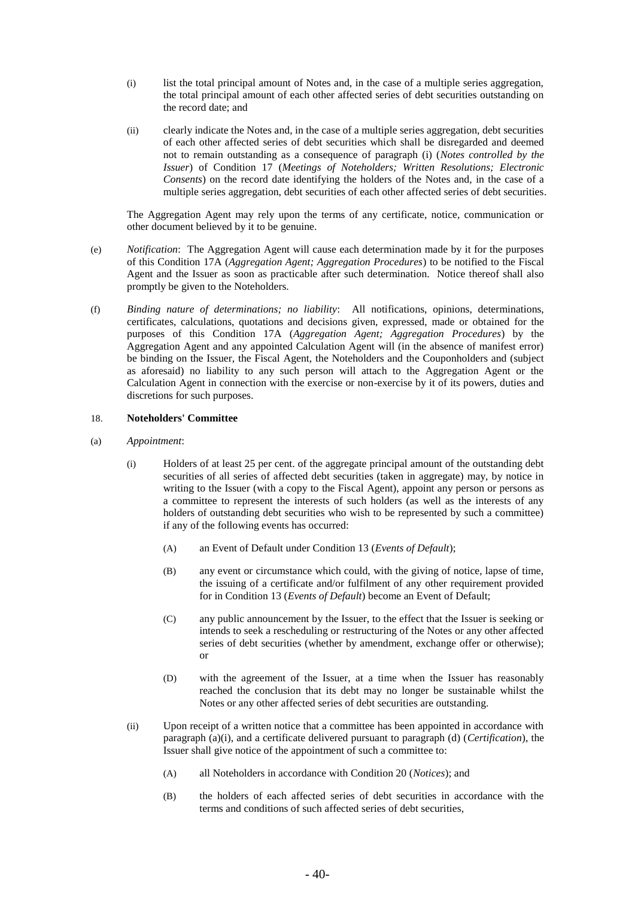(i) list the total principal amount of Notes and, in the case of a multiple series aggregation, the total principal amount of each other affected series of debt securities outstanding on the record date; and

(ii) clearly indicate the Notes and, in the case of a multiple series aggregation, debt securities of each other affected series of debt securities which shall be disregarded and deemed not to remain outstanding as a consequence of paragraph (i) (*Notes controlled by the Issuer*) of Condition 17 (*Meetings of Noteholders; Written Resolutions; Electronic Consents*) on the record date identifying the holders of the Notes and, in the case of a multiple series aggregation, debt securities of each other affected series of debt securities.

The Aggregation Agent may rely upon the terms of any certificate, notice, communication or other document believed by it to be genuine.

(e) *Notification*: The Aggregation Agent will cause each determination made by it for the purposes of this Condition 17A (*Aggregation Agent; Aggregation Procedures*) to be notified to the Fiscal Agent and the Issuer as soon as practicable after such determination. Notice thereof shall also promptly be given to the Noteholders.

(f) *Binding nature of determinations; no liability*: All notifications, opinions, determinations, certificates, calculations, quotations and decisions given, expressed, made or obtained for the purposes of this Condition 17A (*Aggregation Agent; Aggregation Procedures*) by the Aggregation Agent and any appointed Calculation Agent will (in the absence of manifest error) be binding on the Issuer, the Fiscal Agent, the Noteholders and the Couponholders and (subject as aforesaid) no liability to any such person will attach to the Aggregation Agent or the Calculation Agent in connection with the exercise or non-exercise by it of its powers, duties and discretions for such purposes.

## 18. **Noteholders' Committee**

(a) *Appointment*:

(i) Holders of at least 25 per cent. of the aggregate principal amount of the outstanding debt securities of all series of affected debt securities (taken in aggregate) may, by notice in writing to the Issuer (with a copy to the Fiscal Agent), appoint any person or persons as a committee to represent the interests of such holders (as well as the interests of any holders of outstanding debt securities who wish to be represented by such a committee) if any of the following events has occurred:

(A) an Event of Default under Condition 13 (*Events of Default*);

(B) any event or circumstance which could, with the giving of notice, lapse of time, the issuing of a certificate and/or fulfilment of any other requirement provided for in Condition 13 (*Events of Default*) become an Event of Default;

(C) any public announcement by the Issuer, to the effect that the Issuer is seeking or intends to seek a rescheduling or restructuring of the Notes or any other affected series of debt securities (whether by amendment, exchange offer or otherwise); or

(D) with the agreement of the Issuer, at a time when the Issuer has reasonably reached the conclusion that its debt may no longer be sustainable whilst the Notes or any other affected series of debt securities are outstanding.

(ii) Upon receipt of a written notice that a committee has been appointed in accordance with paragraph (a)(i), and a certificate delivered pursuant to paragraph (d) (*Certification*), the Issuer shall give notice of the appointment of such a committee to:

(A) all Noteholders in accordance with Condition 20 (*Notices*); and

(B) the holders of each affected series of debt securities in accordance with the terms and conditions of such affected series of debt securities,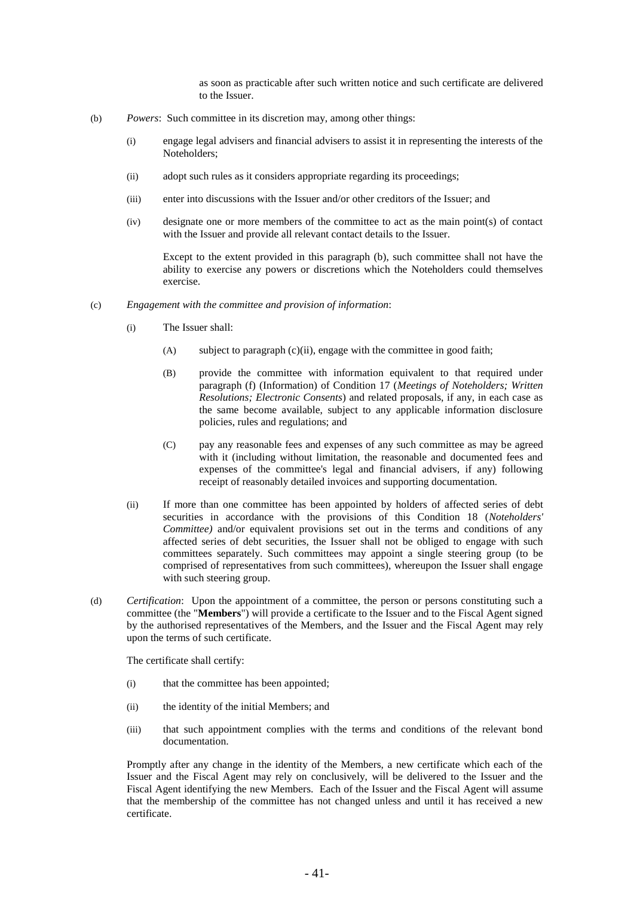as soon as practicable after such written notice and such certificate are delivered to the Issuer.

(b) *Powers*: Such committee in its discretion may, among other things:

(i) engage legal advisers and financial advisers to assist it in representing the interests of the Noteholders;

(ii) adopt such rules as it considers appropriate regarding its proceedings;

(iii) enter into discussions with the Issuer and/or other creditors of the Issuer; and

(iv) designate one or more members of the committee to act as the main point(s) of contact with the Issuer and provide all relevant contact details to the Issuer.

Except to the extent provided in this paragraph (b), such committee shall not have the ability to exercise any powers or discretions which the Noteholders could themselves exercise.

(c) *Engagement with the committee and provision of information*:

(i) The Issuer shall:

(A) subject to paragraph (c)(ii), engage with the committee in good faith;

(B) provide the committee with information equivalent to that required under paragraph (f) (Information) of Condition 17 (*Meetings of Noteholders; Written Resolutions; Electronic Consents*) and related proposals, if any, in each case as the same become available, subject to any applicable information disclosure policies, rules and regulations; and

(C) pay any reasonable fees and expenses of any such committee as may be agreed with it (including without limitation, the reasonable and documented fees and expenses of the committee's legal and financial advisers, if any) following receipt of reasonably detailed invoices and supporting documentation.

(ii) If more than one committee has been appointed by holders of affected series of debt securities in accordance with the provisions of this Condition 18 (*Noteholders' Committee)* and/or equivalent provisions set out in the terms and conditions of any affected series of debt securities, the Issuer shall not be obliged to engage with such committees separately. Such committees may appoint a single steering group (to be comprised of representatives from such committees), whereupon the Issuer shall engage with such steering group.

(d) *Certification*: Upon the appointment of a committee, the person or persons constituting such a committee (the "**Members**") will provide a certificate to the Issuer and to the Fiscal Agent signed by the authorised representatives of the Members, and the Issuer and the Fiscal Agent may rely upon the terms of such certificate.

The certificate shall certify:

(i) that the committee has been appointed;

(ii) the identity of the initial Members; and

(iii) that such appointment complies with the terms and conditions of the relevant bond documentation.

Promptly after any change in the identity of the Members, a new certificate which each of the Issuer and the Fiscal Agent may rely on conclusively, will be delivered to the Issuer and the Fiscal Agent identifying the new Members. Each of the Issuer and the Fiscal Agent will assume that the membership of the committee has not changed unless and until it has received a new certificate.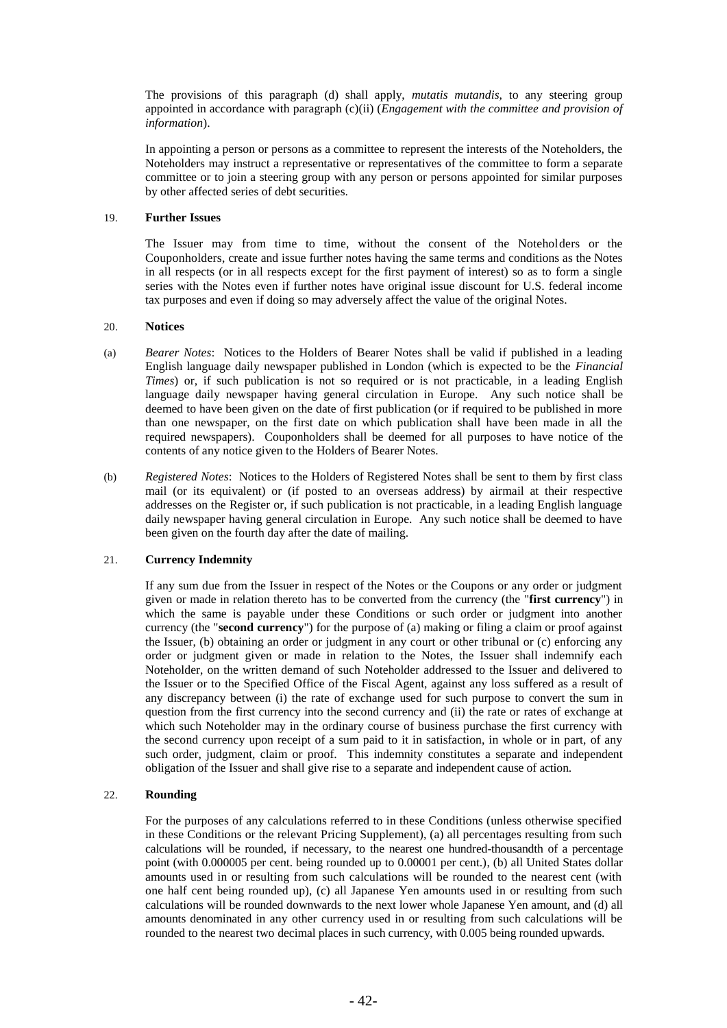The provisions of this paragraph (d) shall apply, *mutatis mutandis,* to any steering group appointed in accordance with paragraph (c)(ii) (*Engagement with the committee and provision of information*).

In appointing a person or persons as a committee to represent the interests of the Noteholders, the Noteholders may instruct a representative or representatives of the committee to form a separate committee or to join a steering group with any person or persons appointed for similar purposes by other affected series of debt securities.

## 19. Further Issues

The Issuer may from time to time, without the consent of the Noteholders or the Couponholders, create and issue further notes having the same terms and conditions as the Notes in all respects (or in all respects except for the first payment of interest) so as to form a single series with the Notes even if further notes have original issue discount for U.S. federal income tax purposes and even if doing so may adversely affect the value of the original Notes.

## 20. Notices

(a) *Bearer Notes*: Notices to the Holders of Bearer Notes shall be valid if published in a leading English language daily newspaper published in London (which is expected to be the *Financial Times*) or, if such publication is not so required or is not practicable, in a leading English language daily newspaper having general circulation in Europe. Any such notice shall be deemed to have been given on the date of first publication (or if required to be published in more than one newspaper, on the first date on which publication shall have been made in all the required newspapers). Couponholders shall be deemed for all purposes to have notice of the contents of any notice given to the Holders of Bearer Notes.

(b) *Registered Notes*: Notices to the Holders of Registered Notes shall be sent to them by first class mail (or its equivalent) or (if posted to an overseas address) by airmail at their respective addresses on the Register or, if such publication is not practicable, in a leading English language daily newspaper having general circulation in Europe. Any such notice shall be deemed to have been given on the fourth day after the date of mailing.

## 21. Currency Indemnity

If any sum due from the Issuer in respect of the Notes or the Coupons or any order or judgment given or made in relation thereto has to be converted from the currency (the "**first currency**") in which the same is payable under these Conditions or such order or judgment into another currency (the "**second currency**") for the purpose of (a) making or filing a claim or proof against the Issuer, (b) obtaining an order or judgment in any court or other tribunal or (c) enforcing any order or judgment given or made in relation to the Notes, the Issuer shall indemnify each Noteholder, on the written demand of such Noteholder addressed to the Issuer and delivered to the Issuer or to the Specified Office of the Fiscal Agent, against any loss suffered as a result of any discrepancy between (i) the rate of exchange used for such purpose to convert the sum in question from the first currency into the second currency and (ii) the rate or rates of exchange at which such Noteholder may in the ordinary course of business purchase the first currency with the second currency upon receipt of a sum paid to it in satisfaction, in whole or in part, of any such order, judgment, claim or proof. This indemnity constitutes a separate and independent obligation of the Issuer and shall give rise to a separate and independent cause of action.

## 22. Rounding

For the purposes of any calculations referred to in these Conditions (unless otherwise specified in these Conditions or the relevant Pricing Supplement), (a) all percentages resulting from such calculations will be rounded, if necessary, to the nearest one hundred-thousandth of a percentage point (with 0.000005 per cent. being rounded up to 0.00001 per cent.), (b) all United States dollar amounts used in or resulting from such calculations will be rounded to the nearest cent (with one half cent being rounded up), (c) all Japanese Yen amounts used in or resulting from such calculations will be rounded downwards to the next lower whole Japanese Yen amount, and (d) all amounts denominated in any other currency used in or resulting from such calculations will be rounded to the nearest two decimal places in such currency, with 0.005 being rounded upwards.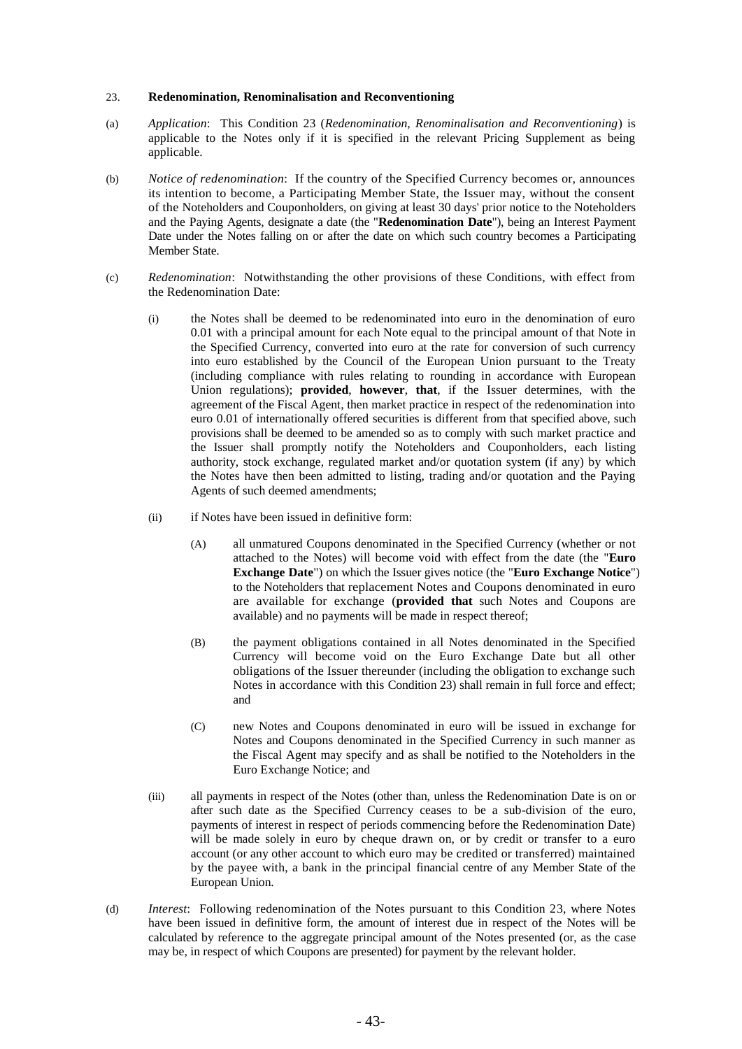### 23. **Redenomination, Renominalisation and Reconventioning**

(a) *Application*: This Condition 23 (*Redenomination, Renominalisation and Reconventioning*) is applicable to the Notes only if it is specified in the relevant Pricing Supplement as being applicable.

(b) *Notice of redenomination*: If the country of the Specified Currency becomes or, announces its intention to become, a Participating Member State, the Issuer may, without the consent of the Noteholders and Couponholders, on giving at least 30 days' prior notice to the Noteholders and the Paying Agents, designate a date (the "**Redenomination Date**"), being an Interest Payment Date under the Notes falling on or after the date on which such country becomes a Participating Member State.

(c) *Redenomination*: Notwithstanding the other provisions of these Conditions, with effect from the Redenomination Date:

   (i) the Notes shall be deemed to be redenominated into euro in the denomination of euro 0.01 with a principal amount for each Note equal to the principal amount of that Note in the Specified Currency, converted into euro at the rate for conversion of such currency into euro established by the Council of the European Union pursuant to the Treaty (including compliance with rules relating to rounding in accordance with European Union regulations); **provided**, **however**, **that**, if the Issuer determines, with the agreement of the Fiscal Agent, then market practice in respect of the redenomination into euro 0.01 of internationally offered securities is different from that specified above, such provisions shall be deemed to be amended so as to comply with such market practice and the Issuer shall promptly notify the Noteholders and Couponholders, each listing authority, stock exchange, regulated market and/or quotation system (if any) by which the Notes have then been admitted to listing, trading and/or quotation and the Paying Agents of such deemed amendments;

   (ii) if Notes have been issued in definitive form:

      (A) all unmatured Coupons denominated in the Specified Currency (whether or not attached to the Notes) will become void with effect from the date (the "**Euro Exchange Date**") on which the Issuer gives notice (the "**Euro Exchange Notice**") to the Noteholders that replacement Notes and Coupons denominated in euro are available for exchange (**provided that** such Notes and Coupons are available) and no payments will be made in respect thereof;

      (B) the payment obligations contained in all Notes denominated in the Specified Currency will become void on the Euro Exchange Date but all other obligations of the Issuer thereunder (including the obligation to exchange such Notes in accordance with this Condition 23) shall remain in full force and effect; and

      (C) new Notes and Coupons denominated in euro will be issued in exchange for Notes and Coupons denominated in the Specified Currency in such manner as the Fiscal Agent may specify and as shall be notified to the Noteholders in the Euro Exchange Notice; and

   (iii) all payments in respect of the Notes (other than, unless the Redenomination Date is on or after such date as the Specified Currency ceases to be a sub-division of the euro, payments of interest in respect of periods commencing before the Redenomination Date) will be made solely in euro by cheque drawn on, or by credit or transfer to a euro account (or any other account to which euro may be credited or transferred) maintained by the payee with, a bank in the principal financial centre of any Member State of the European Union.

(d) *Interest*: Following redenomination of the Notes pursuant to this Condition 23, where Notes have been issued in definitive form, the amount of interest due in respect of the Notes will be calculated by reference to the aggregate principal amount of the Notes presented (or, as the case may be, in respect of which Coupons are presented) for payment by the relevant holder.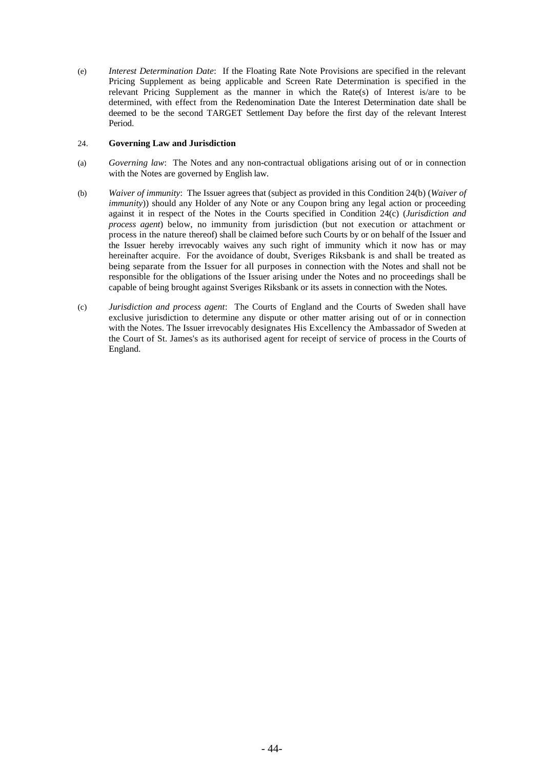(e) *Interest Determination Date*: If the Floating Rate Note Provisions are specified in the relevant Pricing Supplement as being applicable and Screen Rate Determination is specified in the relevant Pricing Supplement as the manner in which the Rate(s) of Interest is/are to be determined, with effect from the Redenomination Date the Interest Determination date shall be deemed to be the second TARGET Settlement Day before the first day of the relevant Interest Period.

24. **Governing Law and Jurisdiction**

(a) *Governing law*: The Notes and any non-contractual obligations arising out of or in connection with the Notes are governed by English law.

(b) *Waiver of immunity*: The Issuer agrees that (subject as provided in this Condition 24(b) (*Waiver of immunity*)) should any Holder of any Note or any Coupon bring any legal action or proceeding against it in respect of the Notes in the Courts specified in Condition 24(c) (*Jurisdiction and process agent*) below, no immunity from jurisdiction (but not execution or attachment or process in the nature thereof) shall be claimed before such Courts by or on behalf of the Issuer and the Issuer hereby irrevocably waives any such right of immunity which it now has or may hereinafter acquire. For the avoidance of doubt, Sveriges Riksbank is and shall be treated as being separate from the Issuer for all purposes in connection with the Notes and shall not be responsible for the obligations of the Issuer arising under the Notes and no proceedings shall be capable of being brought against Sveriges Riksbank or its assets in connection with the Notes.

(c) *Jurisdiction and process agent*: The Courts of England and the Courts of Sweden shall have exclusive jurisdiction to determine any dispute or other matter arising out of or in connection with the Notes. The Issuer irrevocably designates His Excellency the Ambassador of Sweden at the Court of St. James's as its authorised agent for receipt of service of process in the Courts of England.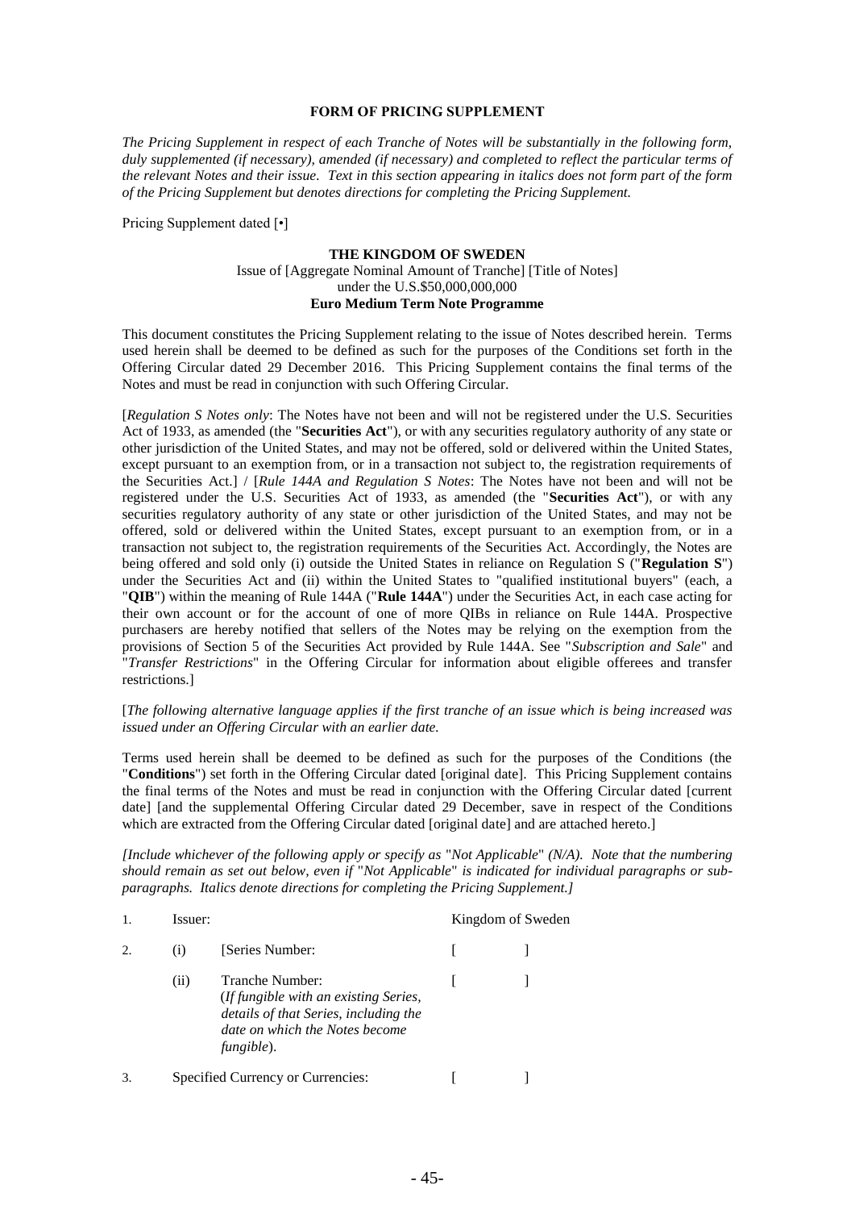# FORM OF PRICING SUPPLEMENT

*The Pricing Supplement in respect of each Tranche of Notes will be substantially in the following form, duly supplemented (if necessary), amended (if necessary) and completed to reflect the particular terms of the relevant Notes and their issue. Text in this section appearing in italics does not form part of the form of the Pricing Supplement but denotes directions for completing the Pricing Supplement.*

Pricing Supplement dated [•]

**THE KINGDOM OF SWEDEN**
Issue of [Aggregate Nominal Amount of Tranche] [Title of Notes]
under the U.S.$50,000,000,000
**Euro Medium Term Note Programme**

This document constitutes the Pricing Supplement relating to the issue of Notes described herein. Terms used herein shall be deemed to be defined as such for the purposes of the Conditions set forth in the Offering Circular dated 29 December 2016. This Pricing Supplement contains the final terms of the Notes and must be read in conjunction with such Offering Circular.

[*Regulation S Notes only*: The Notes have not been and will not be registered under the U.S. Securities Act of 1933, as amended (the "**Securities Act**"), or with any securities regulatory authority of any state or other jurisdiction of the United States, and may not be offered, sold or delivered within the United States, except pursuant to an exemption from, or in a transaction not subject to, the registration requirements of the Securities Act.] / [*Rule 144A and Regulation S Notes*: The Notes have not been and will not be registered under the U.S. Securities Act of 1933, as amended (the "**Securities Act**"), or with any securities regulatory authority of any state or other jurisdiction of the United States, and may not be offered, sold or delivered within the United States, except pursuant to an exemption from, or in a transaction not subject to, the registration requirements of the Securities Act. Accordingly, the Notes are being offered and sold only (i) outside the United States in reliance on Regulation S ("**Regulation S**") under the Securities Act and (ii) within the United States to "qualified institutional buyers" (each, a "**QIB**") within the meaning of Rule 144A ("**Rule 144A**") under the Securities Act, in each case acting for their own account or for the account of one of more QIBs in reliance on Rule 144A. Prospective purchasers are hereby notified that sellers of the Notes may be relying on the exemption from the provisions of Section 5 of the Securities Act provided by Rule 144A. See "*Subscription and Sale*" and "*Transfer Restrictions*" in the Offering Circular for information about eligible offerees and transfer restrictions.]

[*The following alternative language applies if the first tranche of an issue which is being increased was issued under an Offering Circular with an earlier date.*

Terms used herein shall be deemed to be defined as such for the purposes of the Conditions (the "**Conditions**") set forth in the Offering Circular dated [original date]. This Pricing Supplement contains the final terms of the Notes and must be read in conjunction with the Offering Circular dated [current date] [and the supplemental Offering Circular dated 29 December, save in respect of the Conditions which are extracted from the Offering Circular dated [original date] and are attached hereto.]

*[Include whichever of the following apply or specify as "Not Applicable" (N/A). Note that the numbering should remain as set out below, even if "Not Applicable" is indicated for individual paragraphs or sub-paragraphs. Italics denote directions for completing the Pricing Supplement.]*

| | | | |
|---|---|---|---|
| 1. | Issuer: | | Kingdom of Sweden |
| 2. | (i) | [Series Number: | [ ] |
| | (ii) | Tranche Number: (*If fungible with an existing Series, details of that Series, including the date on which the Notes become fungible*). | [ ] |
| 3. | Specified Currency or Currencies: | | [ ] |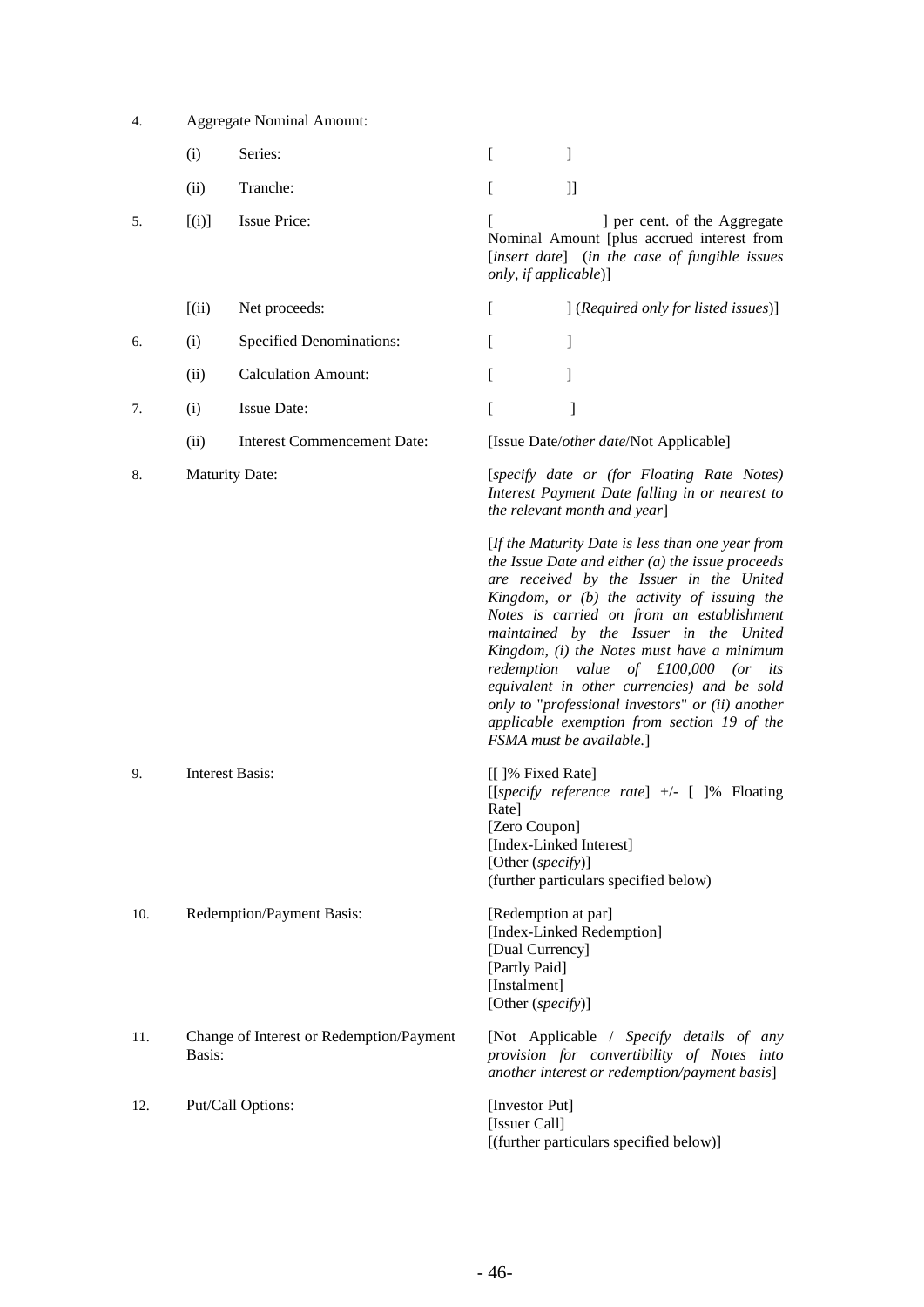| | | | |
|---|---|---|---|
| 4. | Aggregate Nominal Amount: | | |
| | (i) | Series: | [ ] |
| | (ii) | Tranche: | [ ]] |
| 5. | [(i)] | Issue Price: | [ ] per cent. of the Aggregate Nominal Amount [plus accrued interest from [*insert date*] (*in the case of fungible issues only, if applicable*)] |
| | [(ii) | Net proceeds: | [ ] (*Required only for listed issues*)] |
| 6. | (i) | Specified Denominations: | [ ] |
| | (ii) | Calculation Amount: | [ ] |
| 7. | (i) | Issue Date: | [ ] |
| | (ii) | Interest Commencement Date: | [Issue Date/*other date*/Not Applicable] |
| 8. | Maturity Date: | | [*specify date or (for Floating Rate Notes) Interest Payment Date falling in or nearest to the relevant month and year*]<br><br>[*If the Maturity Date is less than one year from the Issue Date and either (a) the issue proceeds are received by the Issuer in the United Kingdom, or (b) the activity of issuing the Notes is carried on from an establishment maintained by the Issuer in the United Kingdom, (i) the Notes must have a minimum redemption value of £100,000 (or its equivalent in other currencies) and be sold only to "professional investors" or (ii) another applicable exemption from section 19 of the FSMA must be available.*] |
| 9. | Interest Basis: | | [[ ]% Fixed Rate]<br>[[*specify reference rate*] +/- [ ]% Floating Rate]<br>[Zero Coupon]<br>[Index-Linked Interest]<br>[Other (*specify*)]<br>(further particulars specified below) |
| 10. | Redemption/Payment Basis: | | [Redemption at par]<br>[Index-Linked Redemption]<br>[Dual Currency]<br>[Partly Paid]<br>[Instalment]<br>[Other (*specify*)] |
| 11. | Change of Interest or Redemption/Payment Basis: | | [Not Applicable / *Specify details of any provision for convertibility of Notes into another interest or redemption/payment basis*] |
| 12. | Put/Call Options: | | [Investor Put]<br>[Issuer Call]<br>[(further particulars specified below)] |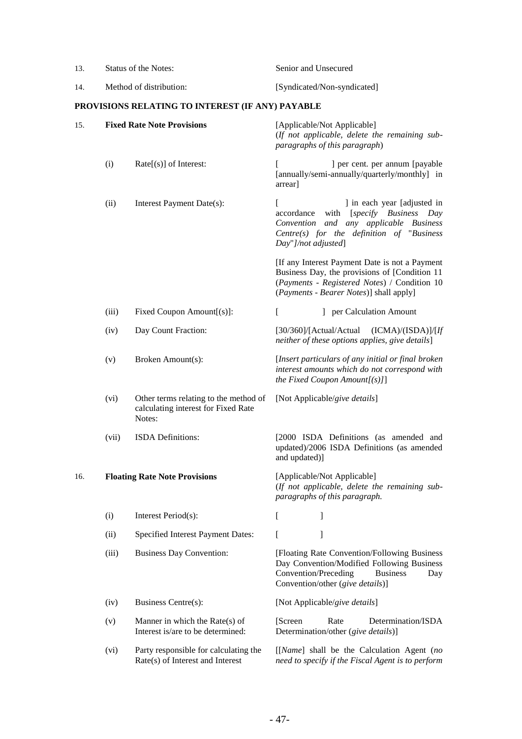| | | | |
|---|---|---|---|
| 13. | Status of the Notes: | | Senior and Unsecured |
| 14. | Method of distribution: | | [Syndicated/Non-syndicated] |

**PROVISIONS RELATING TO INTEREST (IF ANY) PAYABLE**

| | | | |
|---|---|---|---|
| 15. | **Fixed Rate Note Provisions** | | [Applicable/Not Applicable] (*If not applicable, delete the remaining sub-paragraphs of this paragraph*) |
| | (i) | Rate[(s)] of Interest: | [ ] per cent. per annum [payable [annually/semi-annually/quarterly/monthly] in arrear] |
| | (ii) | Interest Payment Date(s): | [ ] in each year [adjusted in accordance with [*specify Business Day Convention and any applicable Business Centre(s) for the definition of "Business Day"*]/*not adjusted*]<br><br>[If any Interest Payment Date is not a Payment Business Day, the provisions of [Condition 11 (*Payments - Registered Notes*) / Condition 10 (*Payments - Bearer Notes*)] shall apply] |
| | (iii) | Fixed Coupon Amount[(s)]: | [ ] per Calculation Amount |
| | (iv) | Day Count Fraction: | [30/360]/[Actual/Actual (ICMA)/(ISDA)]/[*If neither of these options applies, give details*] |
| | (v) | Broken Amount(s): | [*Insert particulars of any initial or final broken interest amounts which do not correspond with the Fixed Coupon Amount[(s)]*] |
| | (vi) | Other terms relating to the method of calculating interest for Fixed Rate Notes: | [Not Applicable/*give details*] |
| | (vii) | ISDA Definitions: | [2000 ISDA Definitions (as amended and updated)/2006 ISDA Definitions (as amended and updated)] |
| 16. | **Floating Rate Note Provisions** | | [Applicable/Not Applicable] (*If not applicable, delete the remaining sub-paragraphs of this paragraph.* |
| | (i) | Interest Period(s): | [ ] |
| | (ii) | Specified Interest Payment Dates: | [ ] |
| | (iii) | Business Day Convention: | [Floating Rate Convention/Following Business Day Convention/Modified Following Business Convention/Preceding Business Day Convention/other (*give details*)] |
| | (iv) | Business Centre(s): | [Not Applicable/*give details*] |
| | (v) | Manner in which the Rate(s) of Interest is/are to be determined: | [Screen Rate Determination/ISDA Determination/other (*give details*)] |
| | (vi) | Party responsible for calculating the Rate(s) of Interest and Interest | [[*Name*] shall be the Calculation Agent (*no need to specify if the Fiscal Agent is to perform* |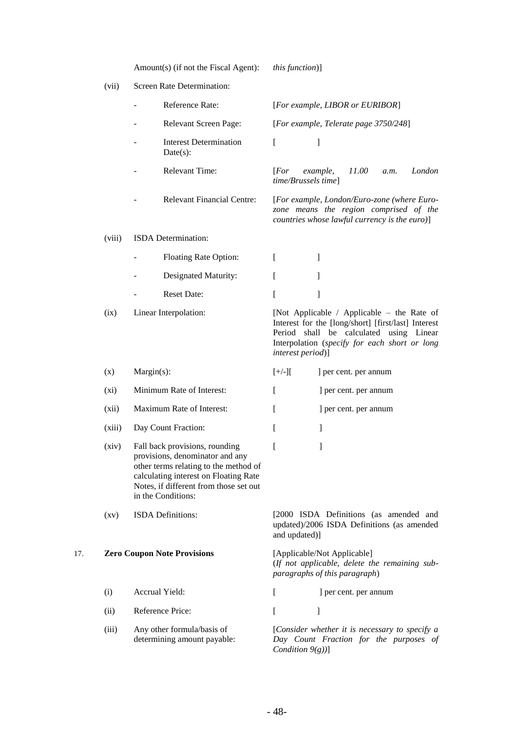| | | | |
|---|---|---|---|
| | | Amount(s) (if not the Fiscal Agent): | *this function*)] |
| | (vii) | Screen Rate Determination: | |
| | | - Reference Rate: | [*For example, LIBOR or EURIBOR*] |
| | | - Relevant Screen Page: | [*For example, Telerate page 3750/248*] |
| | | - Interest Determination Date(s): | [ ] |
| | | - Relevant Time: | [*For example, 11.00 a.m. London time/Brussels time*] |
| | | - Relevant Financial Centre: | [*For example, London/Euro-zone (where Euro-zone means the region comprised of the countries whose lawful currency is the euro)*] |
| | (viii) | ISDA Determination: | |
| | | - Floating Rate Option: | [ ] |
| | | - Designated Maturity: | [ ] |
| | | - Reset Date: | [ ] |
| | (ix) | Linear Interpolation: | [Not Applicable / Applicable – the Rate of Interest for the [long/short] [first/last] Interest Period shall be calculated using Linear Interpolation (*specify for each short or long interest period*)] |
| | (x) | Margin(s): | [+/-][ ] per cent. per annum |
| | (xi) | Minimum Rate of Interest: | [ ] per cent. per annum |
| | (xii) | Maximum Rate of Interest: | [ ] per cent. per annum |
| | (xiii) | Day Count Fraction: | [ ] |
| | (xiv) | Fall back provisions, rounding provisions, denominator and any other terms relating to the method of calculating interest on Floating Rate Notes, if different from those set out in the Conditions: | [ ] |
| | (xv) | ISDA Definitions: | [2000 ISDA Definitions (as amended and updated)/2006 ISDA Definitions (as amended and updated)] |
| 17. | | **Zero Coupon Note Provisions** | [Applicable/Not Applicable] (*If not applicable, delete the remaining sub-paragraphs of this paragraph*) |
| | (i) | Accrual Yield: | [ ] per cent. per annum |
| | (ii) | Reference Price: | [ ] |
| | (iii) | Any other formula/basis of determining amount payable: | [*Consider whether it is necessary to specify a Day Count Fraction for the purposes of Condition 9(g)*)] |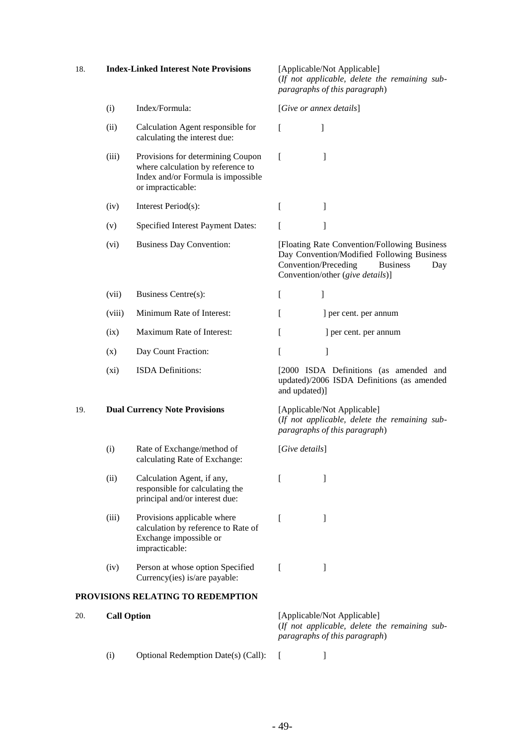| | | | |
|---|---|---|---|
| 18. | **Index-Linked Interest Note Provisions** | | [Applicable/Not Applicable] (*If not applicable, delete the remaining sub-paragraphs of this paragraph*) |
| | (i) | Index/Formula: | [*Give or annex details*] |
| | (ii) | Calculation Agent responsible for calculating the interest due: | [ ] |
| | (iii) | Provisions for determining Coupon where calculation by reference to Index and/or Formula is impossible or impracticable: | [ ] |
| | (iv) | Interest Period(s): | [ ] |
| | (v) | Specified Interest Payment Dates: | [ ] |
| | (vi) | Business Day Convention: | [Floating Rate Convention/Following Business Day Convention/Modified Following Business Convention/Preceding Business Day Convention/other (*give details*)] |
| | (vii) | Business Centre(s): | [ ] |
| | (viii) | Minimum Rate of Interest: | [ ] per cent. per annum |
| | (ix) | Maximum Rate of Interest: | [ ] per cent. per annum |
| | (x) | Day Count Fraction: | [ ] |
| | (xi) | ISDA Definitions: | [2000 ISDA Definitions (as amended and updated)/2006 ISDA Definitions (as amended and updated)] |
| 19. | **Dual Currency Note Provisions** | | [Applicable/Not Applicable] (*If not applicable, delete the remaining sub-paragraphs of this paragraph*) |
| | (i) | Rate of Exchange/method of calculating Rate of Exchange: | [*Give details*] |
| | (ii) | Calculation Agent, if any, responsible for calculating the principal and/or interest due: | [ ] |
| | (iii) | Provisions applicable where calculation by reference to Rate of Exchange impossible or impracticable: | [ ] |
| | (iv) | Person at whose option Specified Currency(ies) is/are payable: | [ ] |

**PROVISIONS RELATING TO REDEMPTION**

| | | | |
|---|---|---|---|
| 20. | **Call Option** | | [Applicable/Not Applicable] (*If not applicable, delete the remaining sub-paragraphs of this paragraph*) |
| | (i) | Optional Redemption Date(s) (Call): | [ ] |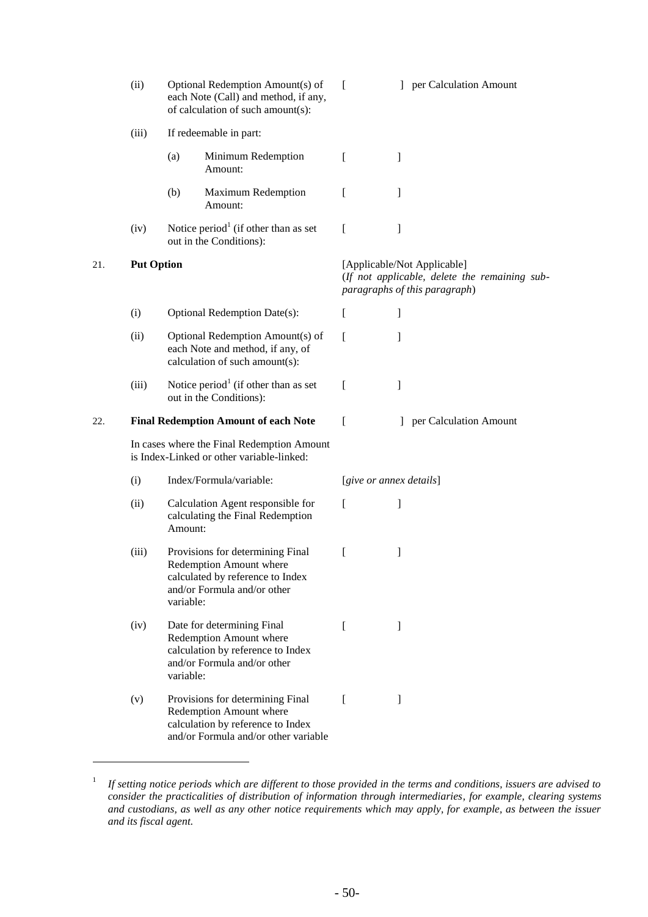| | | | |
|---|---|---|---|
| | (ii) | Optional Redemption Amount(s) of each Note (Call) and method, if any, of calculation of such amount(s): | [ ] per Calculation Amount |
| | (iii) | If redeemable in part: | |
| | | (a) Minimum Redemption Amount: | [ ] |
| | | (b) Maximum Redemption Amount: | [ ] |
| | (iv) | Notice period[1] (if other than as set out in the Conditions): | [ ] |
| 21. | **Put Option** | | [Applicable/Not Applicable] (*If not applicable, delete the remaining sub-paragraphs of this paragraph*) |
| | (i) | Optional Redemption Date(s): | [ ] |
| | (ii) | Optional Redemption Amount(s) of each Note and method, if any, of calculation of such amount(s): | [ ] |
| | (iii) | Notice period[1] (if other than as set out in the Conditions): | [ ] |
| 22. | **Final Redemption Amount of each Note** | | [ ] per Calculation Amount |
| | In cases where the Final Redemption Amount is Index-Linked or other variable-linked: | | |
| | (i) | Index/Formula/variable: | [*give or annex details*] |
| | (ii) | Calculation Agent responsible for calculating the Final Redemption Amount: | [ ] |
| | (iii) | Provisions for determining Final Redemption Amount where calculated by reference to Index and/or Formula and/or other variable: | [ ] |
| | (iv) | Date for determining Final Redemption Amount where calculation by reference to Index and/or Formula and/or other variable: | [ ] |
| | (v) | Provisions for determining Final Redemption Amount where calculation by reference to Index and/or Formula and/or other variable | [ ] |

[1] *If setting notice periods which are different to those provided in the terms and conditions, issuers are advised to consider the practicalities of distribution of information through intermediaries, for example, clearing systems and custodians, as well as any other notice requirements which may apply, for example, as between the issuer and its fiscal agent.*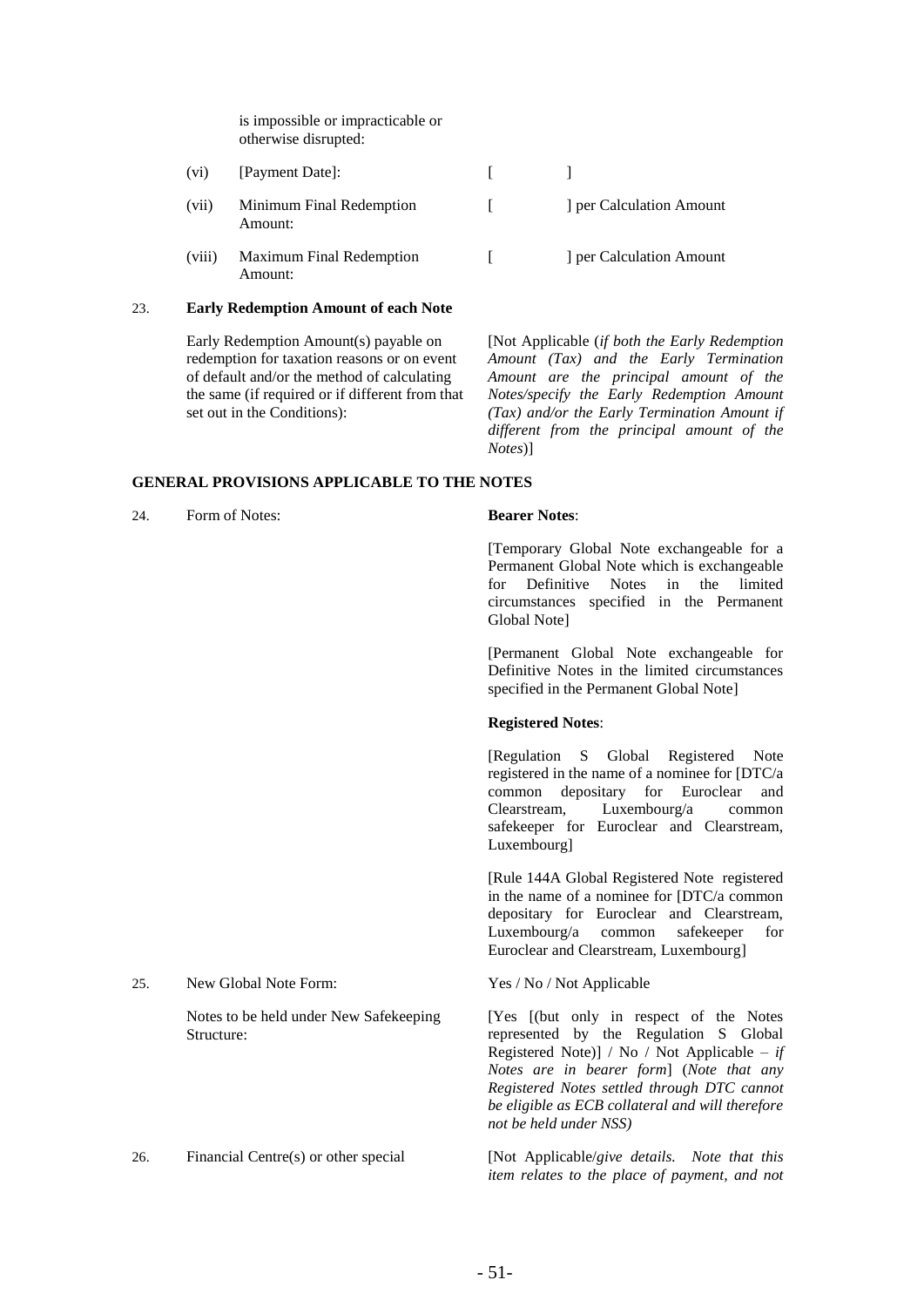| | | |
|---|---|---|
| | is impossible or impracticable or otherwise disrupted: | |
| (vi) | [Payment Date]: | [ ] |
| (vii) | Minimum Final Redemption Amount: | [ ] per Calculation Amount |
| (viii) | Maximum Final Redemption Amount: | [ ] per Calculation Amount |

23. **Early Redemption Amount of each Note**

| | |
|---|---|
| Early Redemption Amount(s) payable on redemption for taxation reasons or on event of default and/or the method of calculating the same (if required or if different from that set out in the Conditions): | [Not Applicable (*if both the Early Redemption Amount (Tax) and the Early Termination Amount are the principal amount of the Notes/specify the Early Redemption Amount (Tax) and/or the Early Termination Amount if different from the principal amount of the Notes*)] |

**GENERAL PROVISIONS APPLICABLE TO THE NOTES**

| | | |
|---|---|---|
| 24. | Form of Notes: | **Bearer Notes**:<br><br>[Temporary Global Note exchangeable for a Permanent Global Note which is exchangeable for Definitive Notes in the limited circumstances specified in the Permanent Global Note]<br><br>[Permanent Global Note exchangeable for Definitive Notes in the limited circumstances specified in the Permanent Global Note]<br><br>**Registered Notes**:<br><br>[Regulation S Global Registered Note registered in the name of a nominee for [DTC/a common depositary for Euroclear and Clearstream, Luxembourg/a common safekeeper for Euroclear and Clearstream, Luxembourg]<br><br>[Rule 144A Global Registered Note registered in the name of a nominee for [DTC/a common depositary for Euroclear and Clearstream, Luxembourg/a common safekeeper for Euroclear and Clearstream, Luxembourg] |
| 25. | New Global Note Form: | Yes / No / Not Applicable |
| | Notes to be held under New Safekeeping Structure: | [Yes [(but only in respect of the Notes represented by the Regulation S Global Registered Note)] / No / Not Applicable – *if Notes are in bearer form*] (*Note that any Registered Notes settled through DTC cannot be eligible as ECB collateral and will therefore not be held under NSS)* |
| 26. | Financial Centre(s) or other special | [Not Applicable/*give details. Note that this item relates to the place of payment, and not* |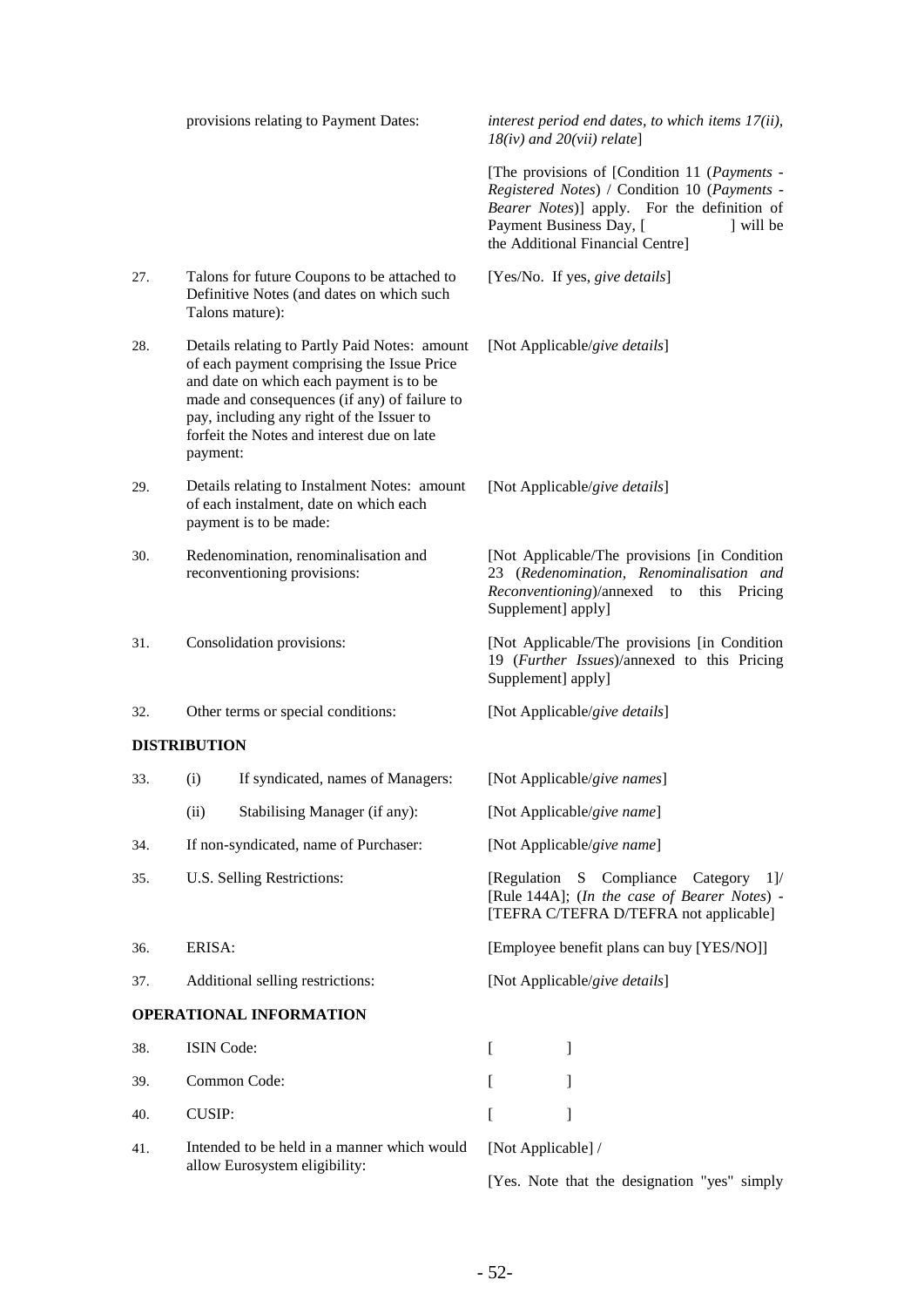| | | |
|---|---|---|
| | provisions relating to Payment Dates: | *interest period end dates, to which items 17(ii), 18(iv) and 20(vii) relate*]<br><br>[The provisions of [Condition 11 (*Payments - Registered Notes*) / Condition 10 (*Payments - Bearer Notes*)] apply. For the definition of Payment Business Day, [ ] will be the Additional Financial Centre] |
| 27. | Talons for future Coupons to be attached to Definitive Notes (and dates on which such Talons mature): | [Yes/No. If yes, *give details*] |
| 28. | Details relating to Partly Paid Notes: amount of each payment comprising the Issue Price and date on which each payment is to be made and consequences (if any) of failure to pay, including any right of the Issuer to forfeit the Notes and interest due on late payment: | [Not Applicable/*give details*] |
| 29. | Details relating to Instalment Notes: amount of each instalment, date on which each payment is to be made: | [Not Applicable/*give details*] |
| 30. | Redenomination, renominalisation and reconventioning provisions: | [Not Applicable/The provisions [in Condition 23 (*Redenomination, Renominalisation and Reconventioning*)/annexed to this Pricing Supplement] apply] |
| 31. | Consolidation provisions: | [Not Applicable/The provisions [in Condition 19 (*Further Issues*)/annexed to this Pricing Supplement] apply] |
| 32. | Other terms or special conditions: | [Not Applicable/*give details*] |

**DISTRIBUTION**

| | | |
|---|---|---|
| 33. | (i) If syndicated, names of Managers: | [Not Applicable/*give names*] |
| | (ii) Stabilising Manager (if any): | [Not Applicable/*give name*] |
| 34. | If non-syndicated, name of Purchaser: | [Not Applicable/*give name*] |
| 35. | U.S. Selling Restrictions: | [Regulation S Compliance Category 1]/ [Rule 144A]; (*In the case of Bearer Notes*) - [TEFRA C/TEFRA D/TEFRA not applicable] |
| 36. | ERISA: | [Employee benefit plans can buy [YES/NO]] |
| 37. | Additional selling restrictions: | [Not Applicable/*give details*] |

**OPERATIONAL INFORMATION**

| | | |
|---|---|---|
| 38. | ISIN Code: | [ ] |
| 39. | Common Code: | [ ] |
| 40. | CUSIP: | [ ] |
| 41. | Intended to be held in a manner which would allow Eurosystem eligibility: | [Not Applicable] /<br><br>[Yes. Note that the designation "yes" simply |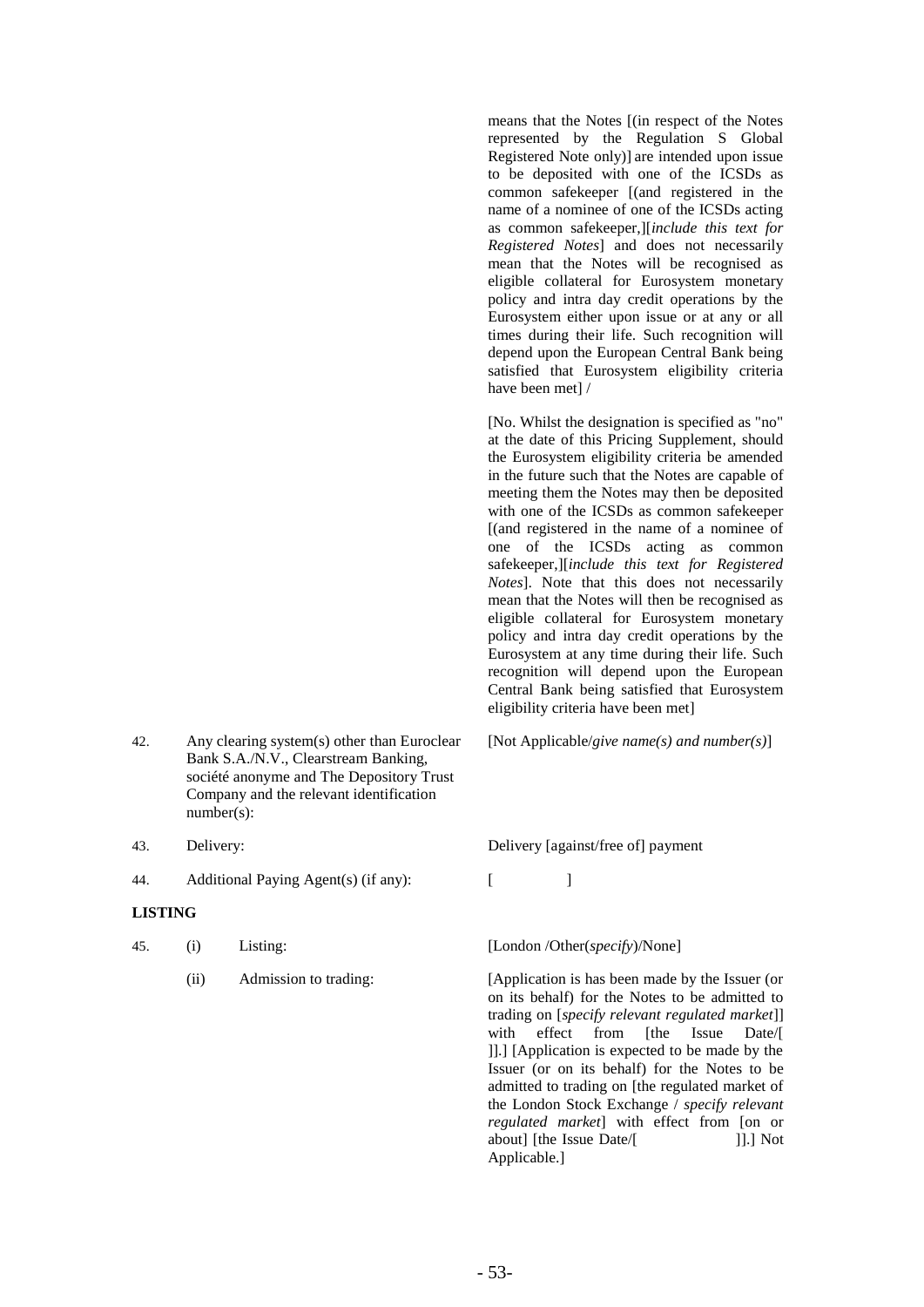| | | |
|---|---|---|
| | | means that the Notes [(in respect of the Notes represented by the Regulation S Global Registered Note only)] are intended upon issue to be deposited with one of the ICSDs as common safekeeper [(and registered in the name of a nominee of one of the ICSDs acting as common safekeeper,][*include this text for Registered Notes*] and does not necessarily mean that the Notes will be recognised as eligible collateral for Eurosystem monetary policy and intra day credit operations by the Eurosystem either upon issue or at any or all times during their life. Such recognition will depend upon the European Central Bank being satisfied that Eurosystem eligibility criteria have been met] /<br><br>[No. Whilst the designation is specified as "no" at the date of this Pricing Supplement, should the Eurosystem eligibility criteria be amended in the future such that the Notes are capable of meeting them the Notes may then be deposited with one of the ICSDs as common safekeeper [(and registered in the name of a nominee of one of the ICSDs acting as common safekeeper,][*include this text for Registered Notes*]. Note that this does not necessarily mean that the Notes will then be recognised as eligible collateral for Eurosystem monetary policy and intra day credit operations by the Eurosystem at any time during their life. Such recognition will depend upon the European Central Bank being satisfied that Eurosystem eligibility criteria have been met] |
| 42. | Any clearing system(s) other than Euroclear Bank S.A./N.V., Clearstream Banking, société anonyme and The Depository Trust Company and the relevant identification number(s): | [Not Applicable/*give name(s) and number(s)*] |
| 43. | Delivery: | Delivery [against/free of] payment |
| 44. | Additional Paying Agent(s) (if any): | [ ] |

**LISTING**

| | | |
|---|---|---|
| 45. | (i) Listing: | [London /Other(*specify*)/None] |
| | (ii) Admission to trading: | [Application is has been made by the Issuer (or on its behalf) for the Notes to be admitted to trading on [*specify relevant regulated market*]] with effect from [the Issue Date/[ ]].] [Application is expected to be made by the Issuer (or on its behalf) for the Notes to be admitted to trading on [the regulated market of the London Stock Exchange / *specify relevant regulated market*] with effect from [on or about] [the Issue Date/[ ]].] Not Applicable.] |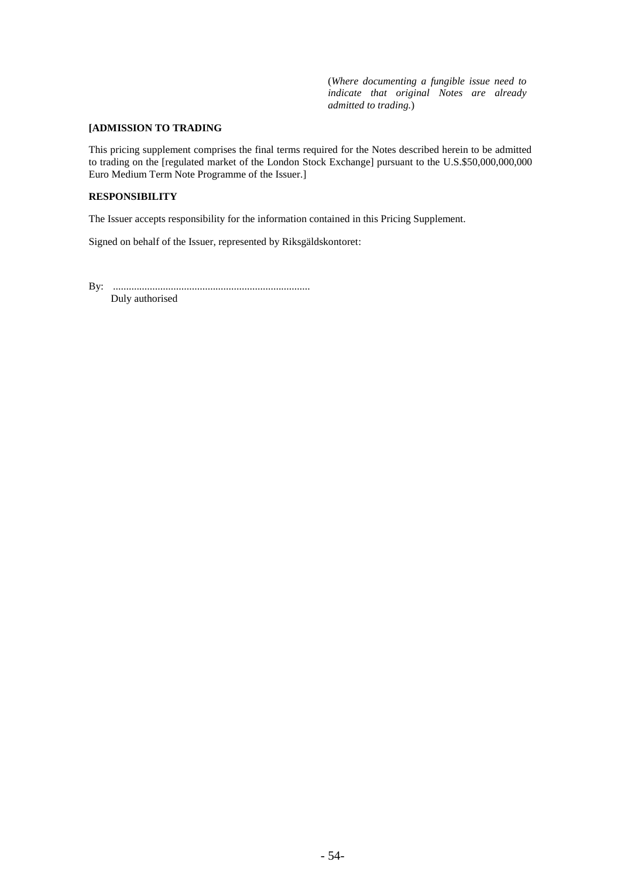(*Where documenting a fungible issue need to indicate that original Notes are already admitted to trading.*)

**[ADMISSION TO TRADING**

This pricing supplement comprises the final terms required for the Notes described herein to be admitted to trading on the [regulated market of the London Stock Exchange] pursuant to the U.S.$50,000,000,000 Euro Medium Term Note Programme of the Issuer.]

**RESPONSIBILITY**

The Issuer accepts responsibility for the information contained in this Pricing Supplement.

Signed on behalf of the Issuer, represented by Riksgäldskontoret:

By: ..........................................................................
Duly authorised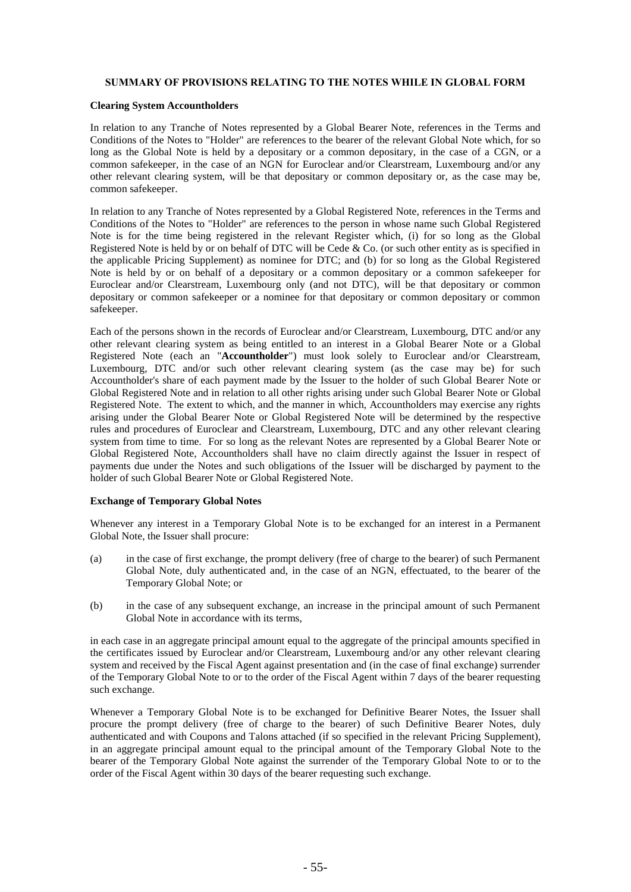## SUMMARY OF PROVISIONS RELATING TO THE NOTES WHILE IN GLOBAL FORM

### Clearing System Accountholders

In relation to any Tranche of Notes represented by a Global Bearer Note, references in the Terms and Conditions of the Notes to "Holder" are references to the bearer of the relevant Global Note which, for so long as the Global Note is held by a depositary or a common depositary, in the case of a CGN, or a common safekeeper, in the case of an NGN for Euroclear and/or Clearstream, Luxembourg and/or any other relevant clearing system, will be that depositary or common depositary or, as the case may be, common safekeeper.

In relation to any Tranche of Notes represented by a Global Registered Note, references in the Terms and Conditions of the Notes to "Holder" are references to the person in whose name such Global Registered Note is for the time being registered in the relevant Register which, (i) for so long as the Global Registered Note is held by or on behalf of DTC will be Cede & Co. (or such other entity as is specified in the applicable Pricing Supplement) as nominee for DTC; and (b) for so long as the Global Registered Note is held by or on behalf of a depositary or a common depositary or a common safekeeper for Euroclear and/or Clearstream, Luxembourg only (and not DTC), will be that depositary or common depositary or common safekeeper or a nominee for that depositary or common depositary or common safekeeper.

Each of the persons shown in the records of Euroclear and/or Clearstream, Luxembourg, DTC and/or any other relevant clearing system as being entitled to an interest in a Global Bearer Note or a Global Registered Note (each an "**Accountholder**") must look solely to Euroclear and/or Clearstream, Luxembourg, DTC and/or such other relevant clearing system (as the case may be) for such Accountholder's share of each payment made by the Issuer to the holder of such Global Bearer Note or Global Registered Note and in relation to all other rights arising under such Global Bearer Note or Global Registered Note. The extent to which, and the manner in which, Accountholders may exercise any rights arising under the Global Bearer Note or Global Registered Note will be determined by the respective rules and procedures of Euroclear and Clearstream, Luxembourg, DTC and any other relevant clearing system from time to time. For so long as the relevant Notes are represented by a Global Bearer Note or Global Registered Note, Accountholders shall have no claim directly against the Issuer in respect of payments due under the Notes and such obligations of the Issuer will be discharged by payment to the holder of such Global Bearer Note or Global Registered Note.

### Exchange of Temporary Global Notes

Whenever any interest in a Temporary Global Note is to be exchanged for an interest in a Permanent Global Note, the Issuer shall procure:

(a) in the case of first exchange, the prompt delivery (free of charge to the bearer) of such Permanent Global Note, duly authenticated and, in the case of an NGN, effectuated, to the bearer of the Temporary Global Note; or

(b) in the case of any subsequent exchange, an increase in the principal amount of such Permanent Global Note in accordance with its terms,

in each case in an aggregate principal amount equal to the aggregate of the principal amounts specified in the certificates issued by Euroclear and/or Clearstream, Luxembourg and/or any other relevant clearing system and received by the Fiscal Agent against presentation and (in the case of final exchange) surrender of the Temporary Global Note to or to the order of the Fiscal Agent within 7 days of the bearer requesting such exchange.

Whenever a Temporary Global Note is to be exchanged for Definitive Bearer Notes, the Issuer shall procure the prompt delivery (free of charge to the bearer) of such Definitive Bearer Notes, duly authenticated and with Coupons and Talons attached (if so specified in the relevant Pricing Supplement), in an aggregate principal amount equal to the principal amount of the Temporary Global Note to the bearer of the Temporary Global Note against the surrender of the Temporary Global Note to or to the order of the Fiscal Agent within 30 days of the bearer requesting such exchange.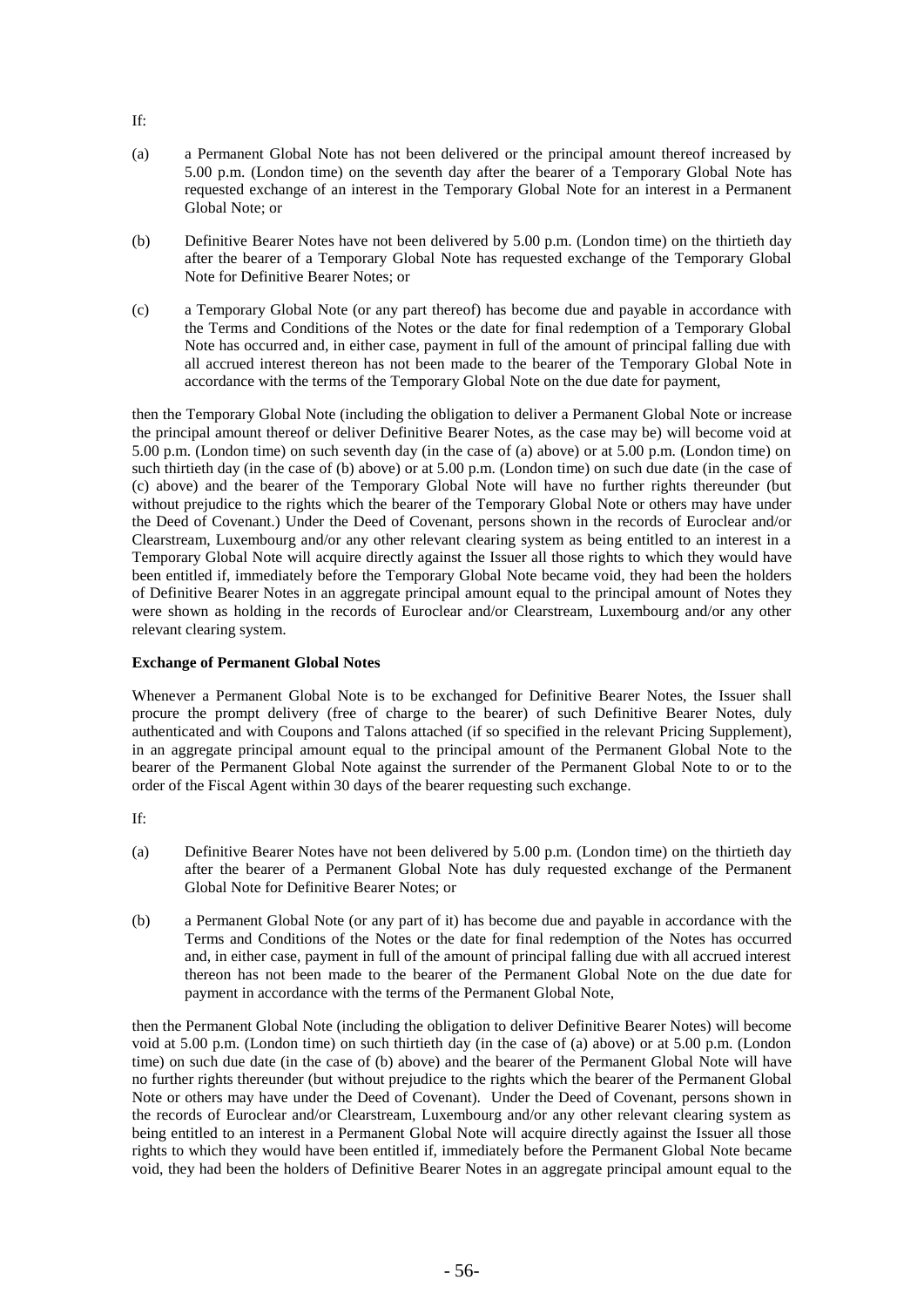If:

(a) a Permanent Global Note has not been delivered or the principal amount thereof increased by 5.00 p.m. (London time) on the seventh day after the bearer of a Temporary Global Note has requested exchange of an interest in the Temporary Global Note for an interest in a Permanent Global Note; or

(b) Definitive Bearer Notes have not been delivered by 5.00 p.m. (London time) on the thirtieth day after the bearer of a Temporary Global Note has requested exchange of the Temporary Global Note for Definitive Bearer Notes; or

(c) a Temporary Global Note (or any part thereof) has become due and payable in accordance with the Terms and Conditions of the Notes or the date for final redemption of a Temporary Global Note has occurred and, in either case, payment in full of the amount of principal falling due with all accrued interest thereon has not been made to the bearer of the Temporary Global Note in accordance with the terms of the Temporary Global Note on the due date for payment,

then the Temporary Global Note (including the obligation to deliver a Permanent Global Note or increase the principal amount thereof or deliver Definitive Bearer Notes, as the case may be) will become void at 5.00 p.m. (London time) on such seventh day (in the case of (a) above) or at 5.00 p.m. (London time) on such thirtieth day (in the case of (b) above) or at 5.00 p.m. (London time) on such due date (in the case of (c) above) and the bearer of the Temporary Global Note will have no further rights thereunder (but without prejudice to the rights which the bearer of the Temporary Global Note or others may have under the Deed of Covenant.) Under the Deed of Covenant, persons shown in the records of Euroclear and/or Clearstream, Luxembourg and/or any other relevant clearing system as being entitled to an interest in a Temporary Global Note will acquire directly against the Issuer all those rights to which they would have been entitled if, immediately before the Temporary Global Note became void, they had been the holders of Definitive Bearer Notes in an aggregate principal amount equal to the principal amount of Notes they were shown as holding in the records of Euroclear and/or Clearstream, Luxembourg and/or any other relevant clearing system.

**Exchange of Permanent Global Notes**

Whenever a Permanent Global Note is to be exchanged for Definitive Bearer Notes, the Issuer shall procure the prompt delivery (free of charge to the bearer) of such Definitive Bearer Notes, duly authenticated and with Coupons and Talons attached (if so specified in the relevant Pricing Supplement), in an aggregate principal amount equal to the principal amount of the Permanent Global Note to the bearer of the Permanent Global Note against the surrender of the Permanent Global Note to or to the order of the Fiscal Agent within 30 days of the bearer requesting such exchange.

If:

(a) Definitive Bearer Notes have not been delivered by 5.00 p.m. (London time) on the thirtieth day after the bearer of a Permanent Global Note has duly requested exchange of the Permanent Global Note for Definitive Bearer Notes; or

(b) a Permanent Global Note (or any part of it) has become due and payable in accordance with the Terms and Conditions of the Notes or the date for final redemption of the Notes has occurred and, in either case, payment in full of the amount of principal falling due with all accrued interest thereon has not been made to the bearer of the Permanent Global Note on the due date for payment in accordance with the terms of the Permanent Global Note,

then the Permanent Global Note (including the obligation to deliver Definitive Bearer Notes) will become void at 5.00 p.m. (London time) on such thirtieth day (in the case of (a) above) or at 5.00 p.m. (London time) on such due date (in the case of (b) above) and the bearer of the Permanent Global Note will have no further rights thereunder (but without prejudice to the rights which the bearer of the Permanent Global Note or others may have under the Deed of Covenant). Under the Deed of Covenant, persons shown in the records of Euroclear and/or Clearstream, Luxembourg and/or any other relevant clearing system as being entitled to an interest in a Permanent Global Note will acquire directly against the Issuer all those rights to which they would have been entitled if, immediately before the Permanent Global Note became void, they had been the holders of Definitive Bearer Notes in an aggregate principal amount equal to the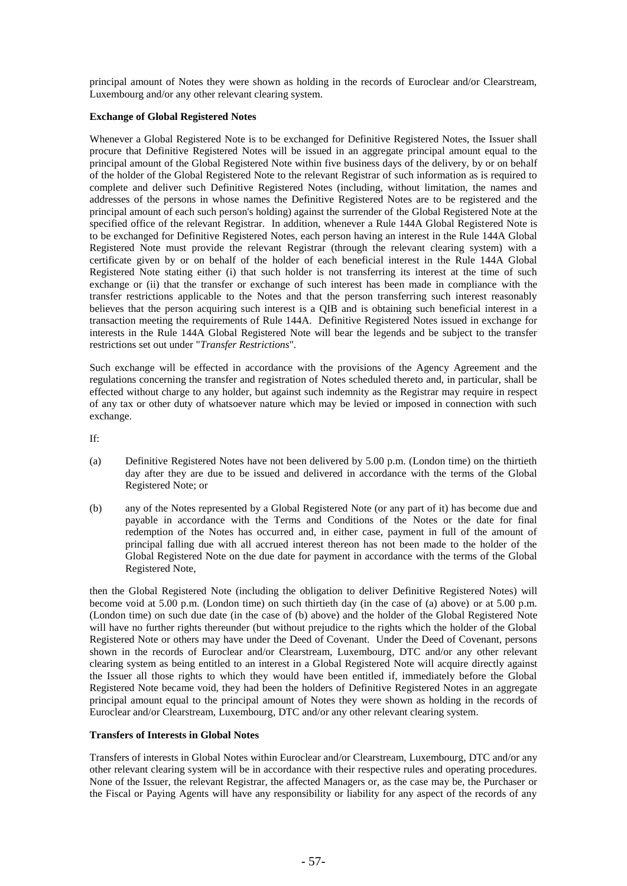principal amount of Notes they were shown as holding in the records of Euroclear and/or Clearstream, Luxembourg and/or any other relevant clearing system.

**Exchange of Global Registered Notes**

Whenever a Global Registered Note is to be exchanged for Definitive Registered Notes, the Issuer shall procure that Definitive Registered Notes will be issued in an aggregate principal amount equal to the principal amount of the Global Registered Note within five business days of the delivery, by or on behalf of the holder of the Global Registered Note to the relevant Registrar of such information as is required to complete and deliver such Definitive Registered Notes (including, without limitation, the names and addresses of the persons in whose names the Definitive Registered Notes are to be registered and the principal amount of each such person's holding) against the surrender of the Global Registered Note at the specified office of the relevant Registrar. In addition, whenever a Rule 144A Global Registered Note is to be exchanged for Definitive Registered Notes, each person having an interest in the Rule 144A Global Registered Note must provide the relevant Registrar (through the relevant clearing system) with a certificate given by or on behalf of the holder of each beneficial interest in the Rule 144A Global Registered Note stating either (i) that such holder is not transferring its interest at the time of such exchange or (ii) that the transfer or exchange of such interest has been made in compliance with the transfer restrictions applicable to the Notes and that the person transferring such interest reasonably believes that the person acquiring such interest is a QIB and is obtaining such beneficial interest in a transaction meeting the requirements of Rule 144A. Definitive Registered Notes issued in exchange for interests in the Rule 144A Global Registered Note will bear the legends and be subject to the transfer restrictions set out under "*Transfer Restrictions*".

Such exchange will be effected in accordance with the provisions of the Agency Agreement and the regulations concerning the transfer and registration of Notes scheduled thereto and, in particular, shall be effected without charge to any holder, but against such indemnity as the Registrar may require in respect of any tax or other duty of whatsoever nature which may be levied or imposed in connection with such exchange.

If:

(a) Definitive Registered Notes have not been delivered by 5.00 p.m. (London time) on the thirtieth day after they are due to be issued and delivered in accordance with the terms of the Global Registered Note; or

(b) any of the Notes represented by a Global Registered Note (or any part of it) has become due and payable in accordance with the Terms and Conditions of the Notes or the date for final redemption of the Notes has occurred and, in either case, payment in full of the amount of principal falling due with all accrued interest thereon has not been made to the holder of the Global Registered Note on the due date for payment in accordance with the terms of the Global Registered Note,

then the Global Registered Note (including the obligation to deliver Definitive Registered Notes) will become void at 5.00 p.m. (London time) on such thirtieth day (in the case of (a) above) or at 5.00 p.m. (London time) on such due date (in the case of (b) above) and the holder of the Global Registered Note will have no further rights thereunder (but without prejudice to the rights which the holder of the Global Registered Note or others may have under the Deed of Covenant. Under the Deed of Covenant, persons shown in the records of Euroclear and/or Clearstream, Luxembourg, DTC and/or any other relevant clearing system as being entitled to an interest in a Global Registered Note will acquire directly against the Issuer all those rights to which they would have been entitled if, immediately before the Global Registered Note became void, they had been the holders of Definitive Registered Notes in an aggregate principal amount equal to the principal amount of Notes they were shown as holding in the records of Euroclear and/or Clearstream, Luxembourg, DTC and/or any other relevant clearing system.

**Transfers of Interests in Global Notes**

Transfers of interests in Global Notes within Euroclear and/or Clearstream, Luxembourg, DTC and/or any other relevant clearing system will be in accordance with their respective rules and operating procedures. None of the Issuer, the relevant Registrar, the affected Managers or, as the case may be, the Purchaser or the Fiscal or Paying Agents will have any responsibility or liability for any aspect of the records of any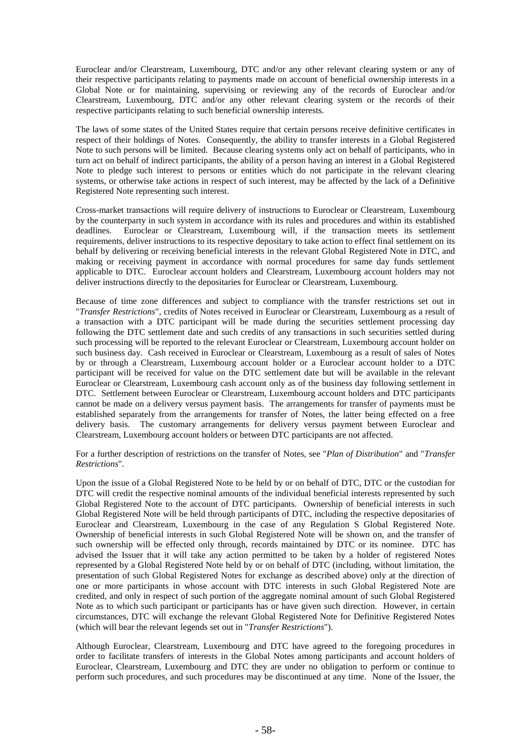Euroclear and/or Clearstream, Luxembourg, DTC and/or any other relevant clearing system or any of their respective participants relating to payments made on account of beneficial ownership interests in a Global Note or for maintaining, supervising or reviewing any of the records of Euroclear and/or Clearstream, Luxembourg, DTC and/or any other relevant clearing system or the records of their respective participants relating to such beneficial ownership interests.

The laws of some states of the United States require that certain persons receive definitive certificates in respect of their holdings of Notes. Consequently, the ability to transfer interests in a Global Registered Note to such persons will be limited. Because clearing systems only act on behalf of participants, who in turn act on behalf of indirect participants, the ability of a person having an interest in a Global Registered Note to pledge such interest to persons or entities which do not participate in the relevant clearing systems, or otherwise take actions in respect of such interest, may be affected by the lack of a Definitive Registered Note representing such interest.

Cross-market transactions will require delivery of instructions to Euroclear or Clearstream, Luxembourg by the counterparty in such system in accordance with its rules and procedures and within its established deadlines. Euroclear or Clearstream, Luxembourg will, if the transaction meets its settlement requirements, deliver instructions to its respective depositary to take action to effect final settlement on its behalf by delivering or receiving beneficial interests in the relevant Global Registered Note in DTC, and making or receiving payment in accordance with normal procedures for same day funds settlement applicable to DTC. Euroclear account holders and Clearstream, Luxembourg account holders may not deliver instructions directly to the depositaries for Euroclear or Clearstream, Luxembourg.

Because of time zone differences and subject to compliance with the transfer restrictions set out in "*Transfer Restrictions*", credits of Notes received in Euroclear or Clearstream, Luxembourg as a result of a transaction with a DTC participant will be made during the securities settlement processing day following the DTC settlement date and such credits of any transactions in such securities settled during such processing will be reported to the relevant Euroclear or Clearstream, Luxembourg account holder on such business day. Cash received in Euroclear or Clearstream, Luxembourg as a result of sales of Notes by or through a Clearstream, Luxembourg account holder or a Euroclear account holder to a DTC participant will be received for value on the DTC settlement date but will be available in the relevant Euroclear or Clearstream, Luxembourg cash account only as of the business day following settlement in DTC. Settlement between Euroclear or Clearstream, Luxembourg account holders and DTC participants cannot be made on a delivery versus payment basis. The arrangements for transfer of payments must be established separately from the arrangements for transfer of Notes, the latter being effected on a free delivery basis. The customary arrangements for delivery versus payment between Euroclear and Clearstream, Luxembourg account holders or between DTC participants are not affected.

For a further description of restrictions on the transfer of Notes, see "*Plan of Distribution*" and "*Transfer Restrictions*".

Upon the issue of a Global Registered Note to be held by or on behalf of DTC, DTC or the custodian for DTC will credit the respective nominal amounts of the individual beneficial interests represented by such Global Registered Note to the account of DTC participants. Ownership of beneficial interests in such Global Registered Note will be held through participants of DTC, including the respective depositaries of Euroclear and Clearstream, Luxembourg in the case of any Regulation S Global Registered Note. Ownership of beneficial interests in such Global Registered Note will be shown on, and the transfer of such ownership will be effected only through, records maintained by DTC or its nominee. DTC has advised the Issuer that it will take any action permitted to be taken by a holder of registered Notes represented by a Global Registered Note held by or on behalf of DTC (including, without limitation, the presentation of such Global Registered Notes for exchange as described above) only at the direction of one or more participants in whose account with DTC interests in such Global Registered Note are credited, and only in respect of such portion of the aggregate nominal amount of such Global Registered Note as to which such participant or participants has or have given such direction. However, in certain circumstances, DTC will exchange the relevant Global Registered Note for Definitive Registered Notes (which will bear the relevant legends set out in "*Transfer Restrictions*").

Although Euroclear, Clearstream, Luxembourg and DTC have agreed to the foregoing procedures in order to facilitate transfers of interests in the Global Notes among participants and account holders of Euroclear, Clearstream, Luxembourg and DTC they are under no obligation to perform or continue to perform such procedures, and such procedures may be discontinued at any time. None of the Issuer, the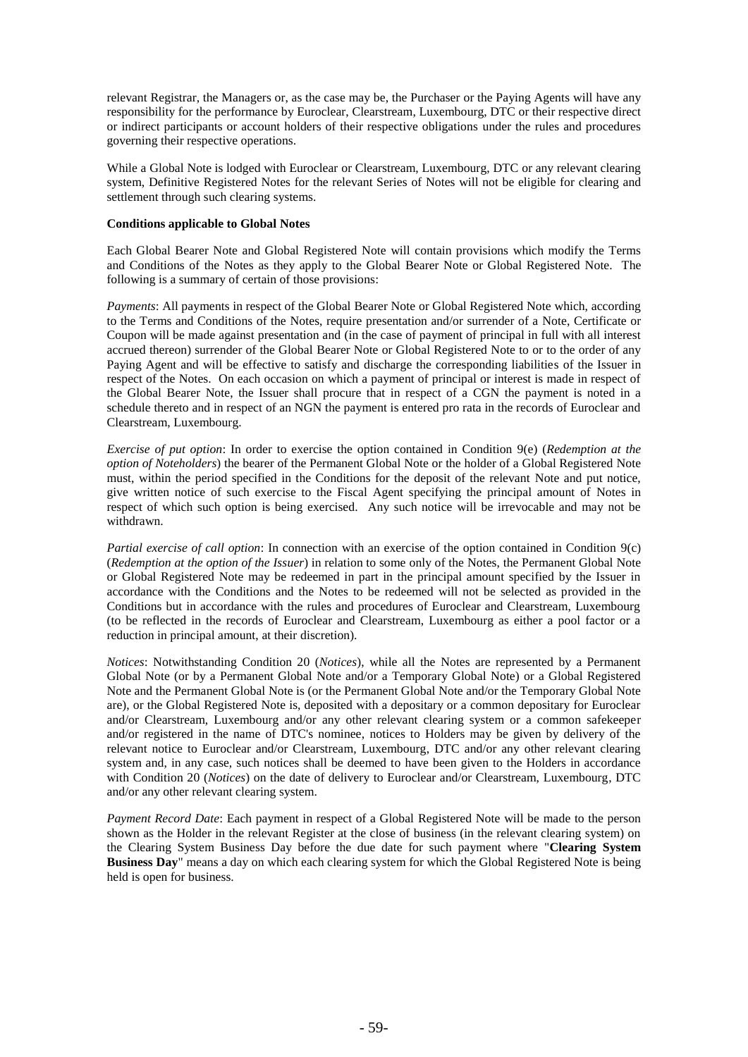relevant Registrar, the Managers or, as the case may be, the Purchaser or the Paying Agents will have any responsibility for the performance by Euroclear, Clearstream, Luxembourg, DTC or their respective direct or indirect participants or account holders of their respective obligations under the rules and procedures governing their respective operations.

While a Global Note is lodged with Euroclear or Clearstream, Luxembourg, DTC or any relevant clearing system, Definitive Registered Notes for the relevant Series of Notes will not be eligible for clearing and settlement through such clearing systems.

**Conditions applicable to Global Notes**

Each Global Bearer Note and Global Registered Note will contain provisions which modify the Terms and Conditions of the Notes as they apply to the Global Bearer Note or Global Registered Note. The following is a summary of certain of those provisions:

*Payments*: All payments in respect of the Global Bearer Note or Global Registered Note which, according to the Terms and Conditions of the Notes, require presentation and/or surrender of a Note, Certificate or Coupon will be made against presentation and (in the case of payment of principal in full with all interest accrued thereon) surrender of the Global Bearer Note or Global Registered Note to or to the order of any Paying Agent and will be effective to satisfy and discharge the corresponding liabilities of the Issuer in respect of the Notes. On each occasion on which a payment of principal or interest is made in respect of the Global Bearer Note, the Issuer shall procure that in respect of a CGN the payment is noted in a schedule thereto and in respect of an NGN the payment is entered pro rata in the records of Euroclear and Clearstream, Luxembourg.

*Exercise of put option*: In order to exercise the option contained in Condition 9(e) (*Redemption at the option of Noteholders*) the bearer of the Permanent Global Note or the holder of a Global Registered Note must, within the period specified in the Conditions for the deposit of the relevant Note and put notice, give written notice of such exercise to the Fiscal Agent specifying the principal amount of Notes in respect of which such option is being exercised. Any such notice will be irrevocable and may not be withdrawn.

*Partial exercise of call option*: In connection with an exercise of the option contained in Condition 9(c) (*Redemption at the option of the Issuer*) in relation to some only of the Notes, the Permanent Global Note or Global Registered Note may be redeemed in part in the principal amount specified by the Issuer in accordance with the Conditions and the Notes to be redeemed will not be selected as provided in the Conditions but in accordance with the rules and procedures of Euroclear and Clearstream, Luxembourg (to be reflected in the records of Euroclear and Clearstream, Luxembourg as either a pool factor or a reduction in principal amount, at their discretion).

*Notices*: Notwithstanding Condition 20 (*Notices*), while all the Notes are represented by a Permanent Global Note (or by a Permanent Global Note and/or a Temporary Global Note) or a Global Registered Note and the Permanent Global Note is (or the Permanent Global Note and/or the Temporary Global Note are), or the Global Registered Note is, deposited with a depositary or a common depositary for Euroclear and/or Clearstream, Luxembourg and/or any other relevant clearing system or a common safekeeper and/or registered in the name of DTC's nominee, notices to Holders may be given by delivery of the relevant notice to Euroclear and/or Clearstream, Luxembourg, DTC and/or any other relevant clearing system and, in any case, such notices shall be deemed to have been given to the Holders in accordance with Condition 20 (*Notices*) on the date of delivery to Euroclear and/or Clearstream, Luxembourg, DTC and/or any other relevant clearing system.

*Payment Record Date*: Each payment in respect of a Global Registered Note will be made to the person shown as the Holder in the relevant Register at the close of business (in the relevant clearing system) on the Clearing System Business Day before the due date for such payment where "**Clearing System Business Day**" means a day on which each clearing system for which the Global Registered Note is being held is open for business.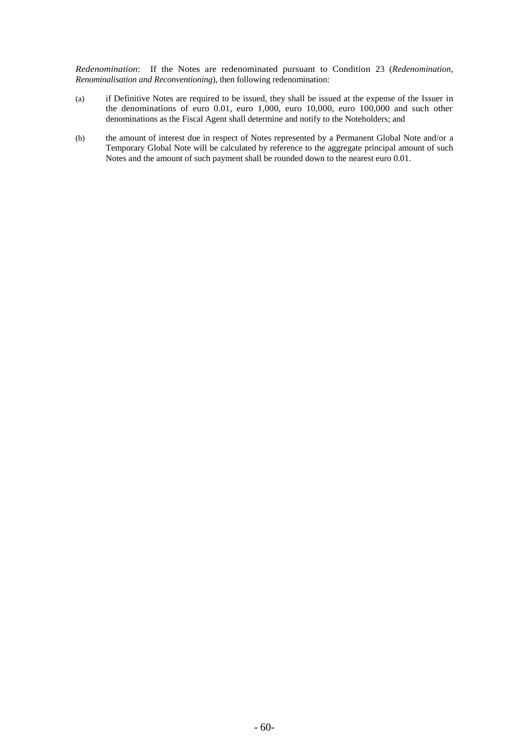*Redenomination*: If the Notes are redenominated pursuant to Condition 23 (*Redenomination, Renominalisation and Reconventioning*), then following redenomination:

(a) if Definitive Notes are required to be issued, they shall be issued at the expense of the Issuer in the denominations of euro 0.01, euro 1,000, euro 10,000, euro 100,000 and such other denominations as the Fiscal Agent shall determine and notify to the Noteholders; and

(b) the amount of interest due in respect of Notes represented by a Permanent Global Note and/or a Temporary Global Note will be calculated by reference to the aggregate principal amount of such Notes and the amount of such payment shall be rounded down to the nearest euro 0.01.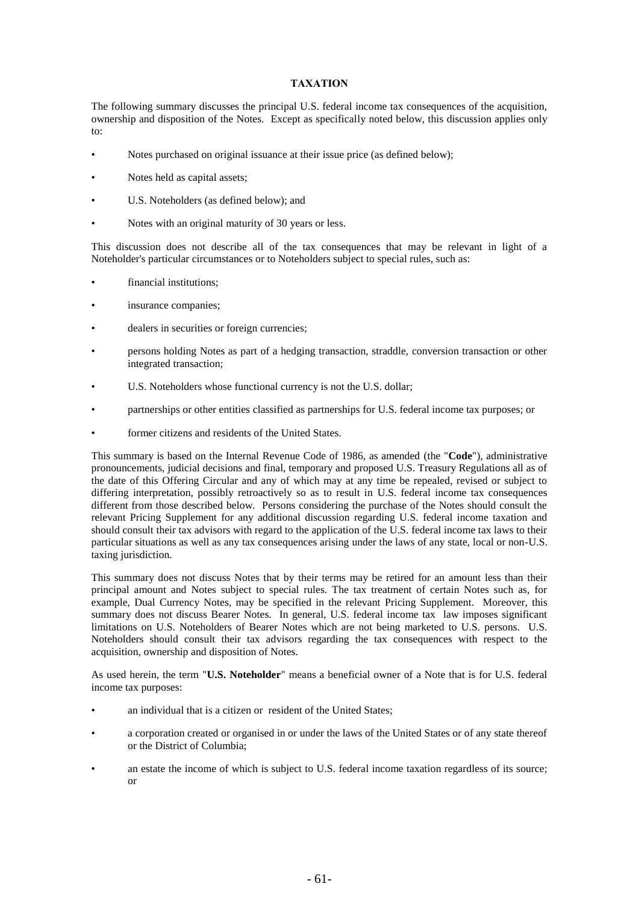## TAXATION

The following summary discusses the principal U.S. federal income tax consequences of the acquisition, ownership and disposition of the Notes. Except as specifically noted below, this discussion applies only to:

- Notes purchased on original issuance at their issue price (as defined below);
- Notes held as capital assets;
- U.S. Noteholders (as defined below); and
- Notes with an original maturity of 30 years or less.

This discussion does not describe all of the tax consequences that may be relevant in light of a Noteholder's particular circumstances or to Noteholders subject to special rules, such as:

- financial institutions;
- insurance companies;
- dealers in securities or foreign currencies;
- persons holding Notes as part of a hedging transaction, straddle, conversion transaction or other integrated transaction;
- U.S. Noteholders whose functional currency is not the U.S. dollar;
- partnerships or other entities classified as partnerships for U.S. federal income tax purposes; or
- former citizens and residents of the United States.

This summary is based on the Internal Revenue Code of 1986, as amended (the "**Code**"), administrative pronouncements, judicial decisions and final, temporary and proposed U.S. Treasury Regulations all as of the date of this Offering Circular and any of which may at any time be repealed, revised or subject to differing interpretation, possibly retroactively so as to result in U.S. federal income tax consequences different from those described below. Persons considering the purchase of the Notes should consult the relevant Pricing Supplement for any additional discussion regarding U.S. federal income taxation and should consult their tax advisors with regard to the application of the U.S. federal income tax laws to their particular situations as well as any tax consequences arising under the laws of any state, local or non-U.S. taxing jurisdiction.

This summary does not discuss Notes that by their terms may be retired for an amount less than their principal amount and Notes subject to special rules. The tax treatment of certain Notes such as, for example, Dual Currency Notes, may be specified in the relevant Pricing Supplement. Moreover, this summary does not discuss Bearer Notes. In general, U.S. federal income tax law imposes significant limitations on U.S. Noteholders of Bearer Notes which are not being marketed to U.S. persons. U.S. Noteholders should consult their tax advisors regarding the tax consequences with respect to the acquisition, ownership and disposition of Notes.

As used herein, the term "**U.S. Noteholder**" means a beneficial owner of a Note that is for U.S. federal income tax purposes:

- an individual that is a citizen or resident of the United States;
- a corporation created or organised in or under the laws of the United States or of any state thereof or the District of Columbia;
- an estate the income of which is subject to U.S. federal income taxation regardless of its source; or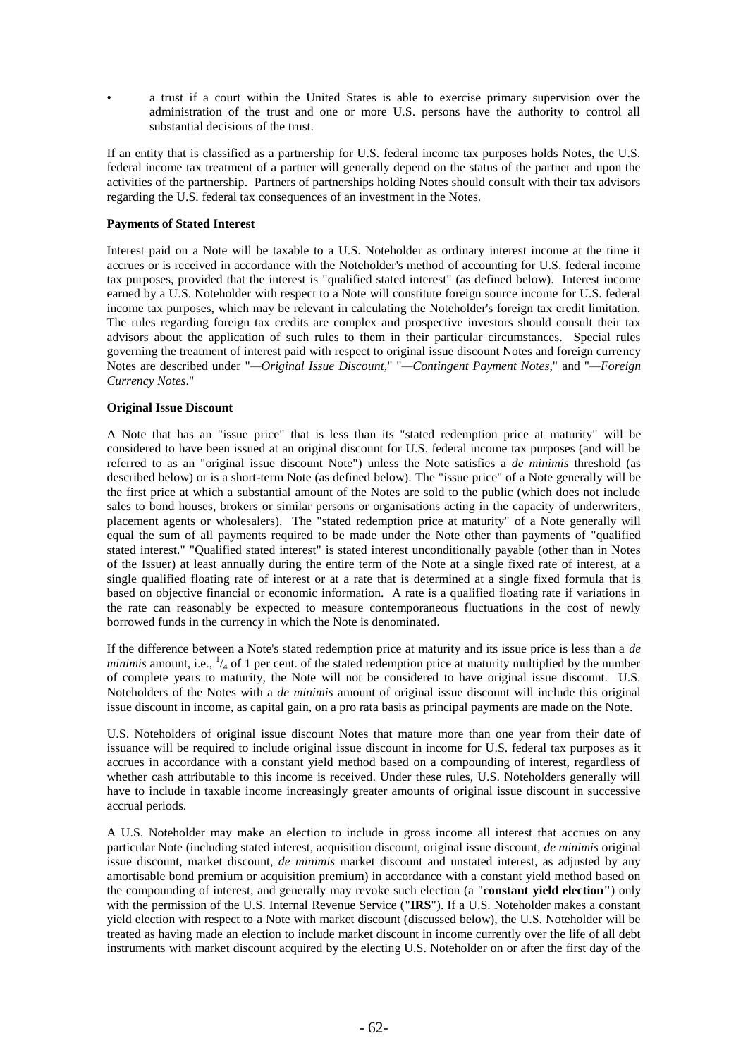- a trust if a court within the United States is able to exercise primary supervision over the administration of the trust and one or more U.S. persons have the authority to control all substantial decisions of the trust.

If an entity that is classified as a partnership for U.S. federal income tax purposes holds Notes, the U.S. federal income tax treatment of a partner will generally depend on the status of the partner and upon the activities of the partnership. Partners of partnerships holding Notes should consult with their tax advisors regarding the U.S. federal tax consequences of an investment in the Notes.

**Payments of Stated Interest**

Interest paid on a Note will be taxable to a U.S. Noteholder as ordinary interest income at the time it accrues or is received in accordance with the Noteholder's method of accounting for U.S. federal income tax purposes, provided that the interest is "qualified stated interest" (as defined below). Interest income earned by a U.S. Noteholder with respect to a Note will constitute foreign source income for U.S. federal income tax purposes, which may be relevant in calculating the Noteholder's foreign tax credit limitation. The rules regarding foreign tax credits are complex and prospective investors should consult their tax advisors about the application of such rules to them in their particular circumstances. Special rules governing the treatment of interest paid with respect to original issue discount Notes and foreign currency Notes are described under "*—Original Issue Discount*," "*—Contingent Payment Notes*," and "*—Foreign Currency Notes*."

**Original Issue Discount**

A Note that has an "issue price" that is less than its "stated redemption price at maturity" will be considered to have been issued at an original discount for U.S. federal income tax purposes (and will be referred to as an "original issue discount Note") unless the Note satisfies a *de minimis* threshold (as described below) or is a short-term Note (as defined below). The "issue price" of a Note generally will be the first price at which a substantial amount of the Notes are sold to the public (which does not include sales to bond houses, brokers or similar persons or organisations acting in the capacity of underwriters, placement agents or wholesalers). The "stated redemption price at maturity" of a Note generally will equal the sum of all payments required to be made under the Note other than payments of "qualified stated interest." "Qualified stated interest" is stated interest unconditionally payable (other than in Notes of the Issuer) at least annually during the entire term of the Note at a single fixed rate of interest, at a single qualified floating rate of interest or at a rate that is determined at a single fixed formula that is based on objective financial or economic information. A rate is a qualified floating rate if variations in the rate can reasonably be expected to measure contemporaneous fluctuations in the cost of newly borrowed funds in the currency in which the Note is denominated.

If the difference between a Note's stated redemption price at maturity and its issue price is less than a *de minimis* amount, i.e., $^1/_4$ of 1 per cent. of the stated redemption price at maturity multiplied by the number of complete years to maturity, the Note will not be considered to have original issue discount. U.S. Noteholders of the Notes with a *de minimis* amount of original issue discount will include this original issue discount in income, as capital gain, on a pro rata basis as principal payments are made on the Note.

U.S. Noteholders of original issue discount Notes that mature more than one year from their date of issuance will be required to include original issue discount in income for U.S. federal tax purposes as it accrues in accordance with a constant yield method based on a compounding of interest, regardless of whether cash attributable to this income is received. Under these rules, U.S. Noteholders generally will have to include in taxable income increasingly greater amounts of original issue discount in successive accrual periods.

A U.S. Noteholder may make an election to include in gross income all interest that accrues on any particular Note (including stated interest, acquisition discount, original issue discount, *de minimis* original issue discount, market discount, *de minimis* market discount and unstated interest, as adjusted by any amortisable bond premium or acquisition premium) in accordance with a constant yield method based on the compounding of interest, and generally may revoke such election (a "**constant yield election"**) only with the permission of the U.S. Internal Revenue Service ("**IRS**"). If a U.S. Noteholder makes a constant yield election with respect to a Note with market discount (discussed below), the U.S. Noteholder will be treated as having made an election to include market discount in income currently over the life of all debt instruments with market discount acquired by the electing U.S. Noteholder on or after the first day of the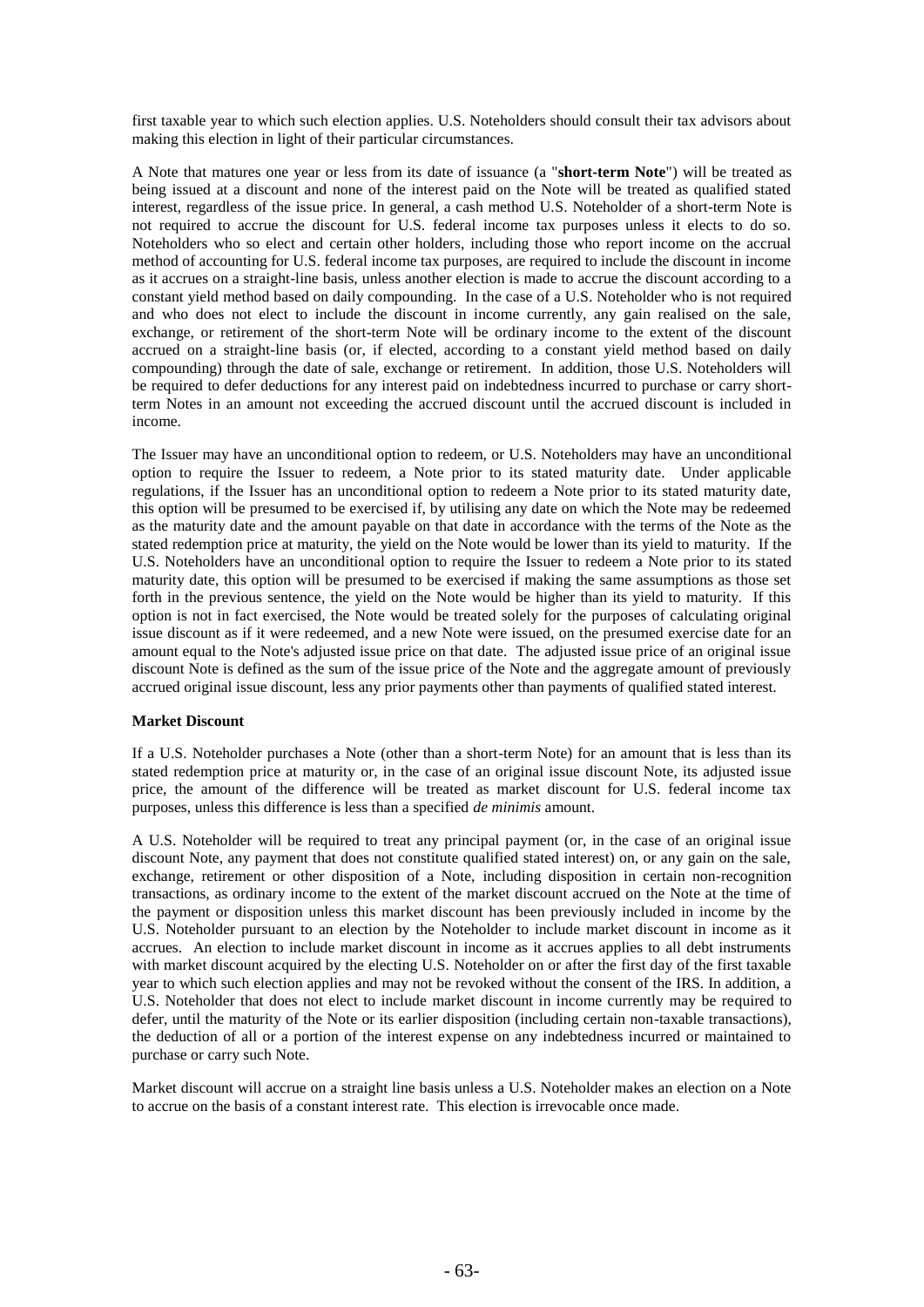first taxable year to which such election applies. U.S. Noteholders should consult their tax advisors about making this election in light of their particular circumstances.

A Note that matures one year or less from its date of issuance (a "**short-term Note**") will be treated as being issued at a discount and none of the interest paid on the Note will be treated as qualified stated interest, regardless of the issue price. In general, a cash method U.S. Noteholder of a short-term Note is not required to accrue the discount for U.S. federal income tax purposes unless it elects to do so. Noteholders who so elect and certain other holders, including those who report income on the accrual method of accounting for U.S. federal income tax purposes, are required to include the discount in income as it accrues on a straight-line basis, unless another election is made to accrue the discount according to a constant yield method based on daily compounding. In the case of a U.S. Noteholder who is not required and who does not elect to include the discount in income currently, any gain realised on the sale, exchange, or retirement of the short-term Note will be ordinary income to the extent of the discount accrued on a straight-line basis (or, if elected, according to a constant yield method based on daily compounding) through the date of sale, exchange or retirement. In addition, those U.S. Noteholders will be required to defer deductions for any interest paid on indebtedness incurred to purchase or carry short-term Notes in an amount not exceeding the accrued discount until the accrued discount is included in income.

The Issuer may have an unconditional option to redeem, or U.S. Noteholders may have an unconditional option to require the Issuer to redeem, a Note prior to its stated maturity date. Under applicable regulations, if the Issuer has an unconditional option to redeem a Note prior to its stated maturity date, this option will be presumed to be exercised if, by utilising any date on which the Note may be redeemed as the maturity date and the amount payable on that date in accordance with the terms of the Note as the stated redemption price at maturity, the yield on the Note would be lower than its yield to maturity. If the U.S. Noteholders have an unconditional option to require the Issuer to redeem a Note prior to its stated maturity date, this option will be presumed to be exercised if making the same assumptions as those set forth in the previous sentence, the yield on the Note would be higher than its yield to maturity. If this option is not in fact exercised, the Note would be treated solely for the purposes of calculating original issue discount as if it were redeemed, and a new Note were issued, on the presumed exercise date for an amount equal to the Note's adjusted issue price on that date. The adjusted issue price of an original issue discount Note is defined as the sum of the issue price of the Note and the aggregate amount of previously accrued original issue discount, less any prior payments other than payments of qualified stated interest.

**Market Discount**

If a U.S. Noteholder purchases a Note (other than a short-term Note) for an amount that is less than its stated redemption price at maturity or, in the case of an original issue discount Note, its adjusted issue price, the amount of the difference will be treated as market discount for U.S. federal income tax purposes, unless this difference is less than a specified *de minimis* amount.

A U.S. Noteholder will be required to treat any principal payment (or, in the case of an original issue discount Note, any payment that does not constitute qualified stated interest) on, or any gain on the sale, exchange, retirement or other disposition of a Note, including disposition in certain non-recognition transactions, as ordinary income to the extent of the market discount accrued on the Note at the time of the payment or disposition unless this market discount has been previously included in income by the U.S. Noteholder pursuant to an election by the Noteholder to include market discount in income as it accrues. An election to include market discount in income as it accrues applies to all debt instruments with market discount acquired by the electing U.S. Noteholder on or after the first day of the first taxable year to which such election applies and may not be revoked without the consent of the IRS. In addition, a U.S. Noteholder that does not elect to include market discount in income currently may be required to defer, until the maturity of the Note or its earlier disposition (including certain non-taxable transactions), the deduction of all or a portion of the interest expense on any indebtedness incurred or maintained to purchase or carry such Note.

Market discount will accrue on a straight line basis unless a U.S. Noteholder makes an election on a Note to accrue on the basis of a constant interest rate. This election is irrevocable once made.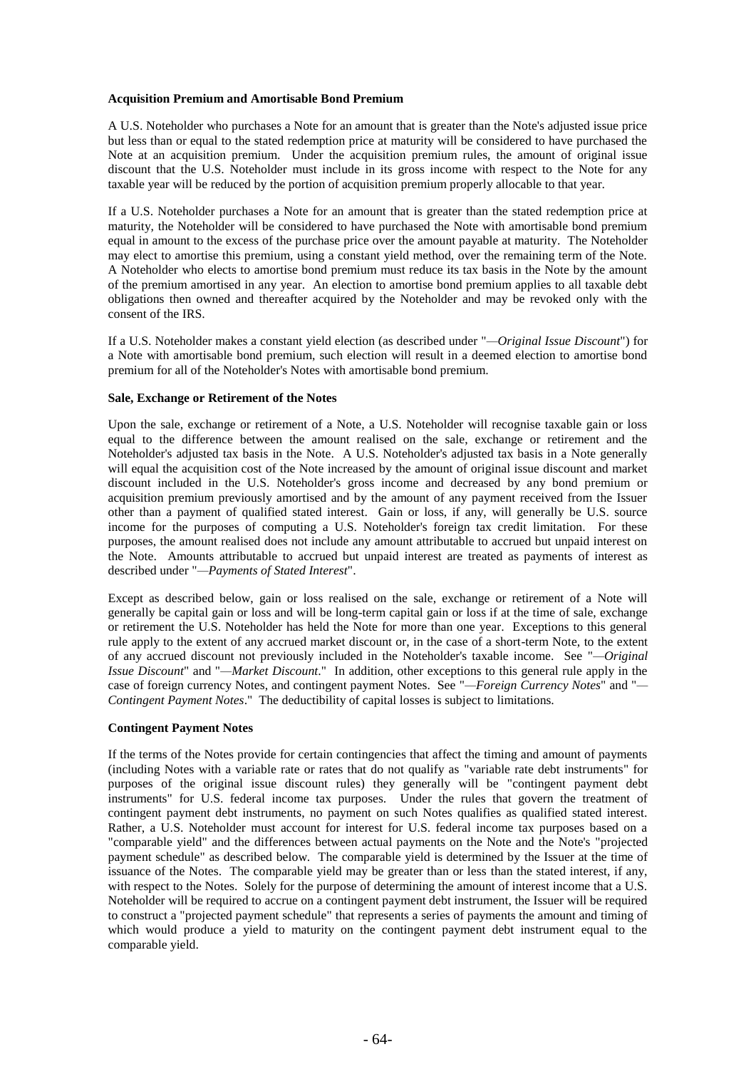**Acquisition Premium and Amortisable Bond Premium**

A U.S. Noteholder who purchases a Note for an amount that is greater than the Note's adjusted issue price but less than or equal to the stated redemption price at maturity will be considered to have purchased the Note at an acquisition premium. Under the acquisition premium rules, the amount of original issue discount that the U.S. Noteholder must include in its gross income with respect to the Note for any taxable year will be reduced by the portion of acquisition premium properly allocable to that year.

If a U.S. Noteholder purchases a Note for an amount that is greater than the stated redemption price at maturity, the Noteholder will be considered to have purchased the Note with amortisable bond premium equal in amount to the excess of the purchase price over the amount payable at maturity. The Noteholder may elect to amortise this premium, using a constant yield method, over the remaining term of the Note. A Noteholder who elects to amortise bond premium must reduce its tax basis in the Note by the amount of the premium amortised in any year. An election to amortise bond premium applies to all taxable debt obligations then owned and thereafter acquired by the Noteholder and may be revoked only with the consent of the IRS.

If a U.S. Noteholder makes a constant yield election (as described under "*—Original Issue Discount*") for a Note with amortisable bond premium, such election will result in a deemed election to amortise bond premium for all of the Noteholder's Notes with amortisable bond premium.

**Sale, Exchange or Retirement of the Notes**

Upon the sale, exchange or retirement of a Note, a U.S. Noteholder will recognise taxable gain or loss equal to the difference between the amount realised on the sale, exchange or retirement and the Noteholder's adjusted tax basis in the Note. A U.S. Noteholder's adjusted tax basis in a Note generally will equal the acquisition cost of the Note increased by the amount of original issue discount and market discount included in the U.S. Noteholder's gross income and decreased by any bond premium or acquisition premium previously amortised and by the amount of any payment received from the Issuer other than a payment of qualified stated interest. Gain or loss, if any, will generally be U.S. source income for the purposes of computing a U.S. Noteholder's foreign tax credit limitation. For these purposes, the amount realised does not include any amount attributable to accrued but unpaid interest on the Note. Amounts attributable to accrued but unpaid interest are treated as payments of interest as described under "*—Payments of Stated Interest*".

Except as described below, gain or loss realised on the sale, exchange or retirement of a Note will generally be capital gain or loss and will be long-term capital gain or loss if at the time of sale, exchange or retirement the U.S. Noteholder has held the Note for more than one year. Exceptions to this general rule apply to the extent of any accrued market discount or, in the case of a short-term Note, to the extent of any accrued discount not previously included in the Noteholder's taxable income. See "*—Original Issue Discount*" and "*—Market Discount*." In addition, other exceptions to this general rule apply in the case of foreign currency Notes, and contingent payment Notes. See "*—Foreign Currency Notes*" and "*—Contingent Payment Notes*." The deductibility of capital losses is subject to limitations.

**Contingent Payment Notes**

If the terms of the Notes provide for certain contingencies that affect the timing and amount of payments (including Notes with a variable rate or rates that do not qualify as "variable rate debt instruments" for purposes of the original issue discount rules) they generally will be "contingent payment debt instruments" for U.S. federal income tax purposes. Under the rules that govern the treatment of contingent payment debt instruments, no payment on such Notes qualifies as qualified stated interest. Rather, a U.S. Noteholder must account for interest for U.S. federal income tax purposes based on a "comparable yield" and the differences between actual payments on the Note and the Note's "projected payment schedule" as described below. The comparable yield is determined by the Issuer at the time of issuance of the Notes. The comparable yield may be greater than or less than the stated interest, if any, with respect to the Notes. Solely for the purpose of determining the amount of interest income that a U.S. Noteholder will be required to accrue on a contingent payment debt instrument, the Issuer will be required to construct a "projected payment schedule" that represents a series of payments the amount and timing of which would produce a yield to maturity on the contingent payment debt instrument equal to the comparable yield.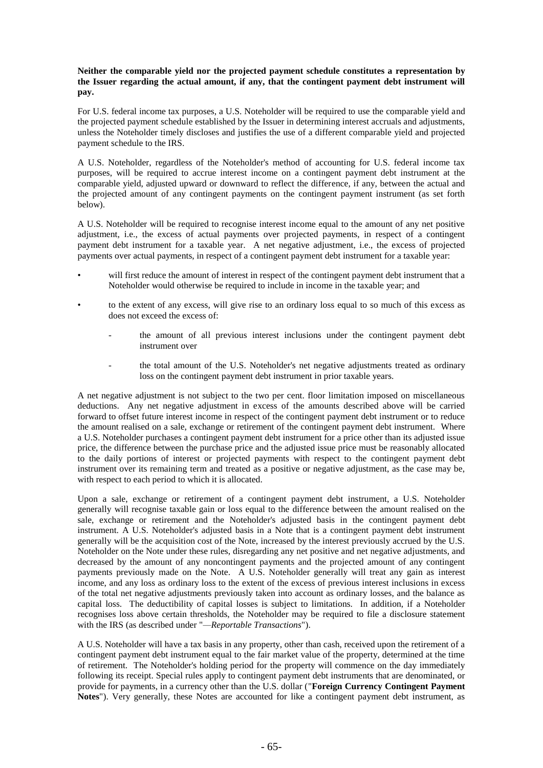**Neither the comparable yield nor the projected payment schedule constitutes a representation by the Issuer regarding the actual amount, if any, that the contingent payment debt instrument will pay.**

For U.S. federal income tax purposes, a U.S. Noteholder will be required to use the comparable yield and the projected payment schedule established by the Issuer in determining interest accruals and adjustments, unless the Noteholder timely discloses and justifies the use of a different comparable yield and projected payment schedule to the IRS.

A U.S. Noteholder, regardless of the Noteholder's method of accounting for U.S. federal income tax purposes, will be required to accrue interest income on a contingent payment debt instrument at the comparable yield, adjusted upward or downward to reflect the difference, if any, between the actual and the projected amount of any contingent payments on the contingent payment instrument (as set forth below).

A U.S. Noteholder will be required to recognise interest income equal to the amount of any net positive adjustment, i.e., the excess of actual payments over projected payments, in respect of a contingent payment debt instrument for a taxable year. A net negative adjustment, i.e., the excess of projected payments over actual payments, in respect of a contingent payment debt instrument for a taxable year:

- will first reduce the amount of interest in respect of the contingent payment debt instrument that a Noteholder would otherwise be required to include in income in the taxable year; and
- to the extent of any excess, will give rise to an ordinary loss equal to so much of this excess as does not exceed the excess of:
  - the amount of all previous interest inclusions under the contingent payment debt instrument over
  - the total amount of the U.S. Noteholder's net negative adjustments treated as ordinary loss on the contingent payment debt instrument in prior taxable years.

A net negative adjustment is not subject to the two per cent. floor limitation imposed on miscellaneous deductions. Any net negative adjustment in excess of the amounts described above will be carried forward to offset future interest income in respect of the contingent payment debt instrument or to reduce the amount realised on a sale, exchange or retirement of the contingent payment debt instrument. Where a U.S. Noteholder purchases a contingent payment debt instrument for a price other than its adjusted issue price, the difference between the purchase price and the adjusted issue price must be reasonably allocated to the daily portions of interest or projected payments with respect to the contingent payment debt instrument over its remaining term and treated as a positive or negative adjustment, as the case may be, with respect to each period to which it is allocated.

Upon a sale, exchange or retirement of a contingent payment debt instrument, a U.S. Noteholder generally will recognise taxable gain or loss equal to the difference between the amount realised on the sale, exchange or retirement and the Noteholder's adjusted basis in the contingent payment debt instrument. A U.S. Noteholder's adjusted basis in a Note that is a contingent payment debt instrument generally will be the acquisition cost of the Note, increased by the interest previously accrued by the U.S. Noteholder on the Note under these rules, disregarding any net positive and net negative adjustments, and decreased by the amount of any noncontingent payments and the projected amount of any contingent payments previously made on the Note. A U.S. Noteholder generally will treat any gain as interest income, and any loss as ordinary loss to the extent of the excess of previous interest inclusions in excess of the total net negative adjustments previously taken into account as ordinary losses, and the balance as capital loss. The deductibility of capital losses is subject to limitations. In addition, if a Noteholder recognises loss above certain thresholds, the Noteholder may be required to file a disclosure statement with the IRS (as described under "—*Reportable Transactions*").

A U.S. Noteholder will have a tax basis in any property, other than cash, received upon the retirement of a contingent payment debt instrument equal to the fair market value of the property, determined at the time of retirement. The Noteholder's holding period for the property will commence on the day immediately following its receipt. Special rules apply to contingent payment debt instruments that are denominated, or provide for payments, in a currency other than the U.S. dollar ("**Foreign Currency Contingent Payment Notes**"). Very generally, these Notes are accounted for like a contingent payment debt instrument, as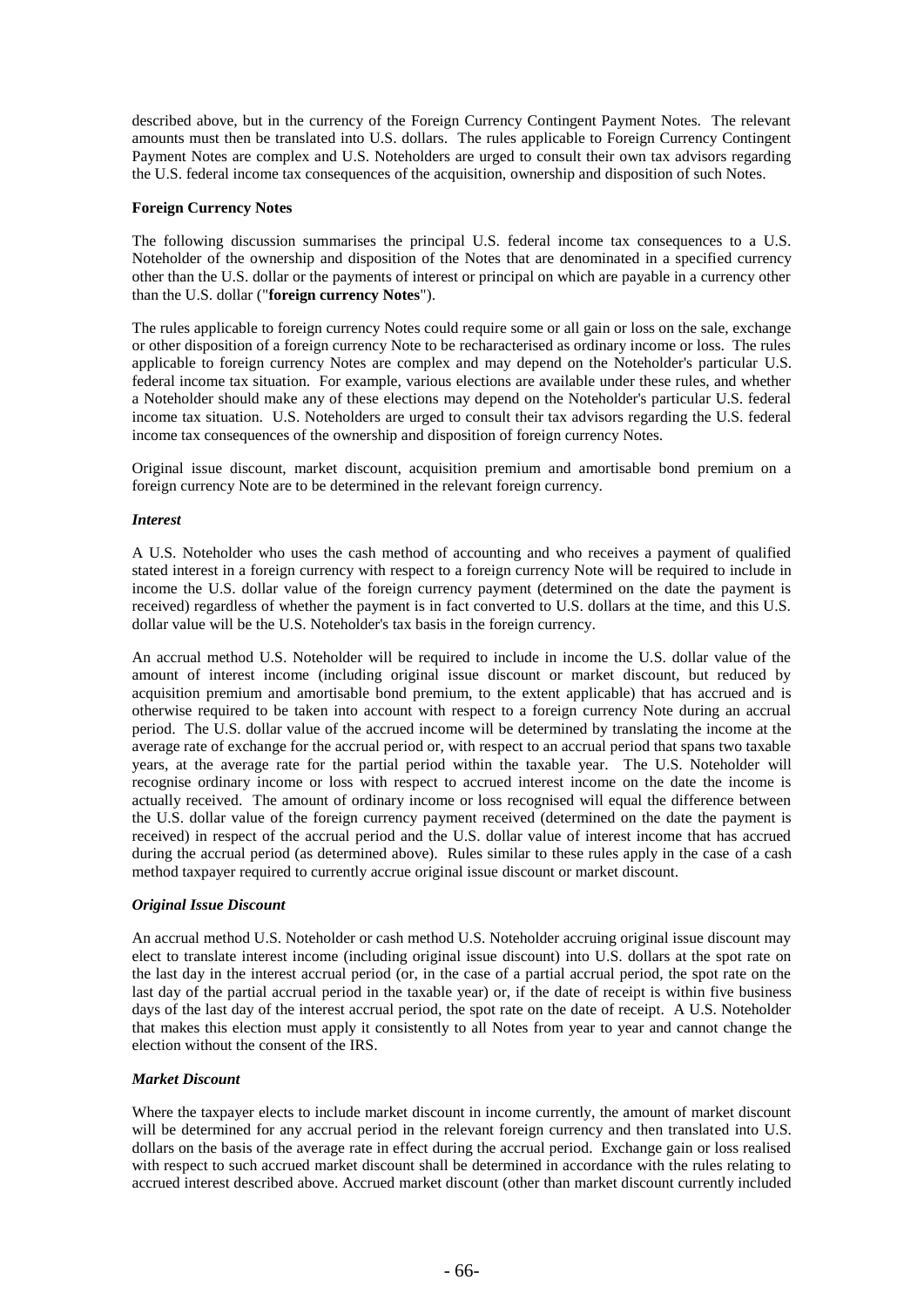described above, but in the currency of the Foreign Currency Contingent Payment Notes. The relevant amounts must then be translated into U.S. dollars. The rules applicable to Foreign Currency Contingent Payment Notes are complex and U.S. Noteholders are urged to consult their own tax advisors regarding the U.S. federal income tax consequences of the acquisition, ownership and disposition of such Notes.

**Foreign Currency Notes**

The following discussion summarises the principal U.S. federal income tax consequences to a U.S. Noteholder of the ownership and disposition of the Notes that are denominated in a specified currency other than the U.S. dollar or the payments of interest or principal on which are payable in a currency other than the U.S. dollar ("**foreign currency Notes**").

The rules applicable to foreign currency Notes could require some or all gain or loss on the sale, exchange or other disposition of a foreign currency Note to be recharacterised as ordinary income or loss. The rules applicable to foreign currency Notes are complex and may depend on the Noteholder's particular U.S. federal income tax situation. For example, various elections are available under these rules, and whether a Noteholder should make any of these elections may depend on the Noteholder's particular U.S. federal income tax situation. U.S. Noteholders are urged to consult their tax advisors regarding the U.S. federal income tax consequences of the ownership and disposition of foreign currency Notes.

Original issue discount, market discount, acquisition premium and amortisable bond premium on a foreign currency Note are to be determined in the relevant foreign currency.

***Interest***

A U.S. Noteholder who uses the cash method of accounting and who receives a payment of qualified stated interest in a foreign currency with respect to a foreign currency Note will be required to include in income the U.S. dollar value of the foreign currency payment (determined on the date the payment is received) regardless of whether the payment is in fact converted to U.S. dollars at the time, and this U.S. dollar value will be the U.S. Noteholder's tax basis in the foreign currency.

An accrual method U.S. Noteholder will be required to include in income the U.S. dollar value of the amount of interest income (including original issue discount or market discount, but reduced by acquisition premium and amortisable bond premium, to the extent applicable) that has accrued and is otherwise required to be taken into account with respect to a foreign currency Note during an accrual period. The U.S. dollar value of the accrued income will be determined by translating the income at the average rate of exchange for the accrual period or, with respect to an accrual period that spans two taxable years, at the average rate for the partial period within the taxable year. The U.S. Noteholder will recognise ordinary income or loss with respect to accrued interest income on the date the income is actually received. The amount of ordinary income or loss recognised will equal the difference between the U.S. dollar value of the foreign currency payment received (determined on the date the payment is received) in respect of the accrual period and the U.S. dollar value of interest income that has accrued during the accrual period (as determined above). Rules similar to these rules apply in the case of a cash method taxpayer required to currently accrue original issue discount or market discount.

***Original Issue Discount***

An accrual method U.S. Noteholder or cash method U.S. Noteholder accruing original issue discount may elect to translate interest income (including original issue discount) into U.S. dollars at the spot rate on the last day in the interest accrual period (or, in the case of a partial accrual period, the spot rate on the last day of the partial accrual period in the taxable year) or, if the date of receipt is within five business days of the last day of the interest accrual period, the spot rate on the date of receipt. A U.S. Noteholder that makes this election must apply it consistently to all Notes from year to year and cannot change the election without the consent of the IRS.

***Market Discount***

Where the taxpayer elects to include market discount in income currently, the amount of market discount will be determined for any accrual period in the relevant foreign currency and then translated into U.S. dollars on the basis of the average rate in effect during the accrual period. Exchange gain or loss realised with respect to such accrued market discount shall be determined in accordance with the rules relating to accrued interest described above. Accrued market discount (other than market discount currently included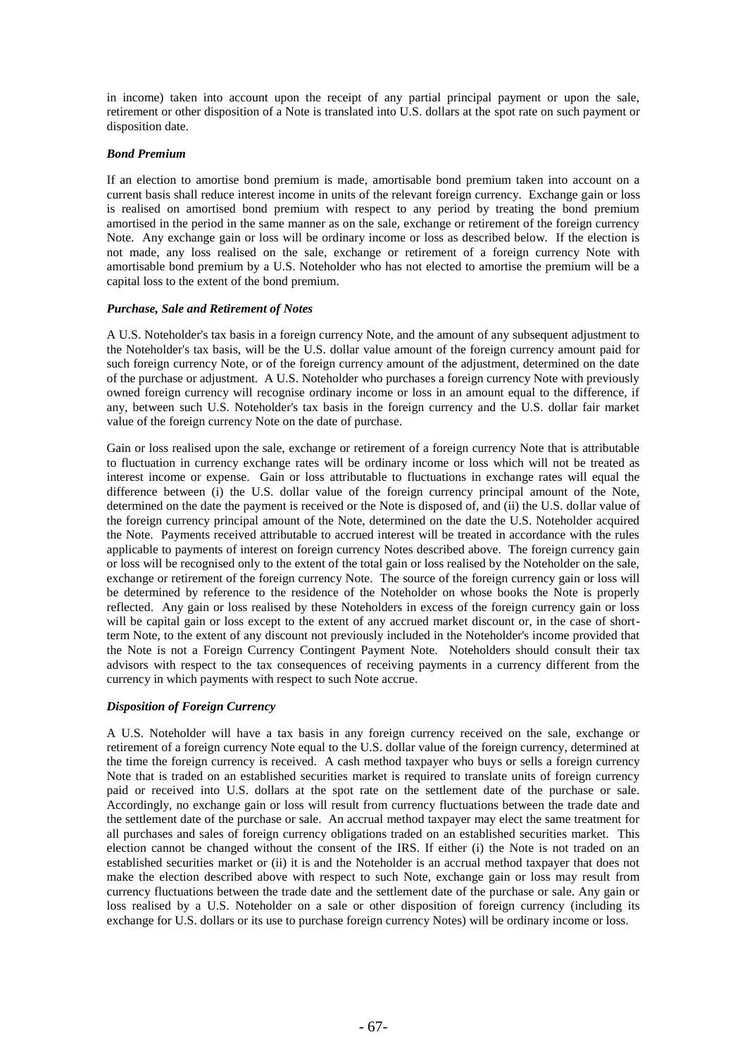in income) taken into account upon the receipt of any partial principal payment or upon the sale, retirement or other disposition of a Note is translated into U.S. dollars at the spot rate on such payment or disposition date.

***Bond Premium***

If an election to amortise bond premium is made, amortisable bond premium taken into account on a current basis shall reduce interest income in units of the relevant foreign currency. Exchange gain or loss is realised on amortised bond premium with respect to any period by treating the bond premium amortised in the period in the same manner as on the sale, exchange or retirement of the foreign currency Note. Any exchange gain or loss will be ordinary income or loss as described below. If the election is not made, any loss realised on the sale, exchange or retirement of a foreign currency Note with amortisable bond premium by a U.S. Noteholder who has not elected to amortise the premium will be a capital loss to the extent of the bond premium.

***Purchase, Sale and Retirement of Notes***

A U.S. Noteholder's tax basis in a foreign currency Note, and the amount of any subsequent adjustment to the Noteholder's tax basis, will be the U.S. dollar value amount of the foreign currency amount paid for such foreign currency Note, or of the foreign currency amount of the adjustment, determined on the date of the purchase or adjustment. A U.S. Noteholder who purchases a foreign currency Note with previously owned foreign currency will recognise ordinary income or loss in an amount equal to the difference, if any, between such U.S. Noteholder's tax basis in the foreign currency and the U.S. dollar fair market value of the foreign currency Note on the date of purchase.

Gain or loss realised upon the sale, exchange or retirement of a foreign currency Note that is attributable to fluctuation in currency exchange rates will be ordinary income or loss which will not be treated as interest income or expense. Gain or loss attributable to fluctuations in exchange rates will equal the difference between (i) the U.S. dollar value of the foreign currency principal amount of the Note, determined on the date the payment is received or the Note is disposed of, and (ii) the U.S. dollar value of the foreign currency principal amount of the Note, determined on the date the U.S. Noteholder acquired the Note. Payments received attributable to accrued interest will be treated in accordance with the rules applicable to payments of interest on foreign currency Notes described above. The foreign currency gain or loss will be recognised only to the extent of the total gain or loss realised by the Noteholder on the sale, exchange or retirement of the foreign currency Note. The source of the foreign currency gain or loss will be determined by reference to the residence of the Noteholder on whose books the Note is properly reflected. Any gain or loss realised by these Noteholders in excess of the foreign currency gain or loss will be capital gain or loss except to the extent of any accrued market discount or, in the case of short-term Note, to the extent of any discount not previously included in the Noteholder's income provided that the Note is not a Foreign Currency Contingent Payment Note. Noteholders should consult their tax advisors with respect to the tax consequences of receiving payments in a currency different from the currency in which payments with respect to such Note accrue.

***Disposition of Foreign Currency***

A U.S. Noteholder will have a tax basis in any foreign currency received on the sale, exchange or retirement of a foreign currency Note equal to the U.S. dollar value of the foreign currency, determined at the time the foreign currency is received. A cash method taxpayer who buys or sells a foreign currency Note that is traded on an established securities market is required to translate units of foreign currency paid or received into U.S. dollars at the spot rate on the settlement date of the purchase or sale. Accordingly, no exchange gain or loss will result from currency fluctuations between the trade date and the settlement date of the purchase or sale. An accrual method taxpayer may elect the same treatment for all purchases and sales of foreign currency obligations traded on an established securities market. This election cannot be changed without the consent of the IRS. If either (i) the Note is not traded on an established securities market or (ii) it is and the Noteholder is an accrual method taxpayer that does not make the election described above with respect to such Note, exchange gain or loss may result from currency fluctuations between the trade date and the settlement date of the purchase or sale. Any gain or loss realised by a U.S. Noteholder on a sale or other disposition of foreign currency (including its exchange for U.S. dollars or its use to purchase foreign currency Notes) will be ordinary income or loss.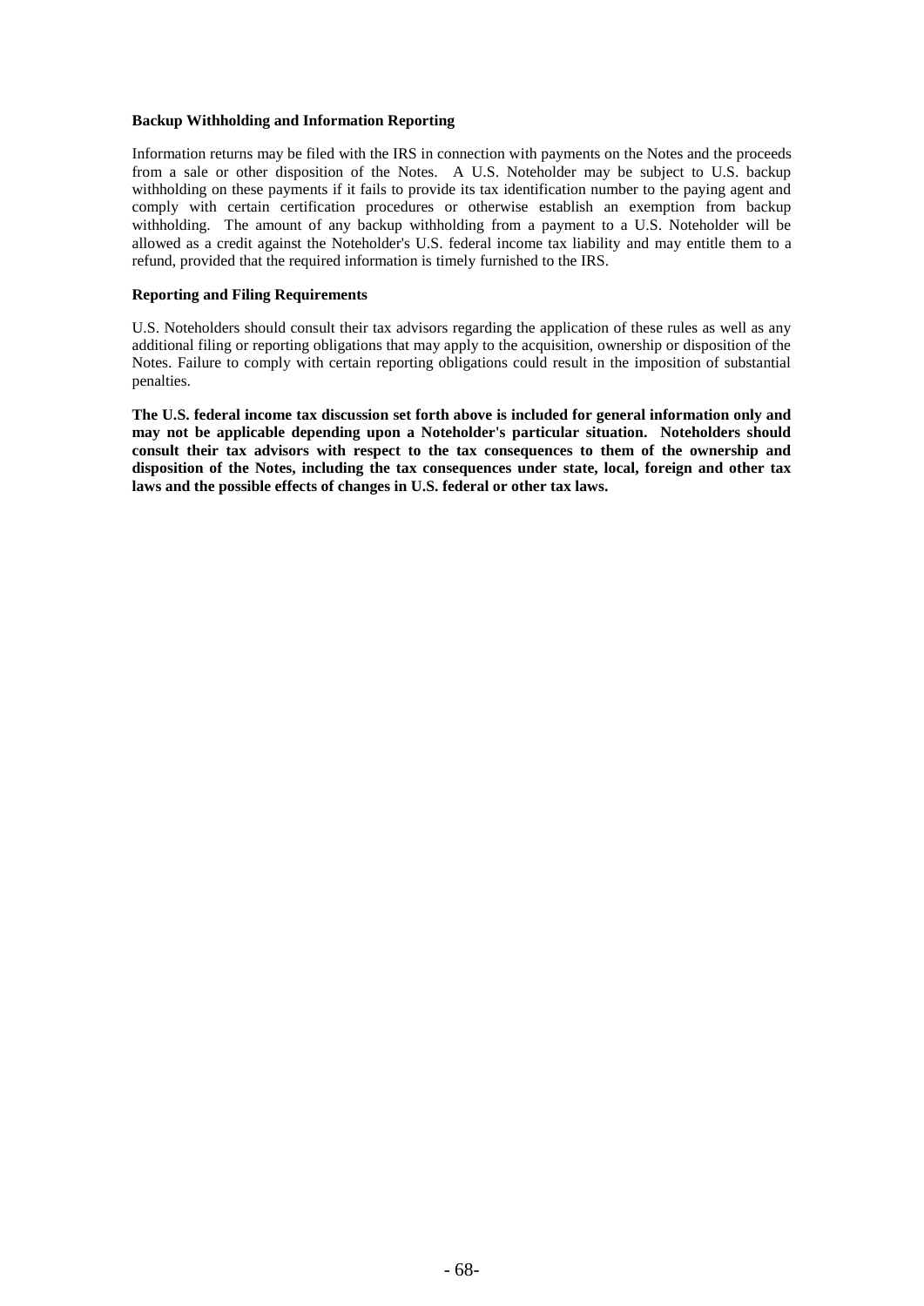**Backup Withholding and Information Reporting**

Information returns may be filed with the IRS in connection with payments on the Notes and the proceeds from a sale or other disposition of the Notes. A U.S. Noteholder may be subject to U.S. backup withholding on these payments if it fails to provide its tax identification number to the paying agent and comply with certain certification procedures or otherwise establish an exemption from backup withholding. The amount of any backup withholding from a payment to a U.S. Noteholder will be allowed as a credit against the Noteholder's U.S. federal income tax liability and may entitle them to a refund, provided that the required information is timely furnished to the IRS.

**Reporting and Filing Requirements**

U.S. Noteholders should consult their tax advisors regarding the application of these rules as well as any additional filing or reporting obligations that may apply to the acquisition, ownership or disposition of the Notes. Failure to comply with certain reporting obligations could result in the imposition of substantial penalties.

**The U.S. federal income tax discussion set forth above is included for general information only and may not be applicable depending upon a Noteholder's particular situation. Noteholders should consult their tax advisors with respect to the tax consequences to them of the ownership and disposition of the Notes, including the tax consequences under state, local, foreign and other tax laws and the possible effects of changes in U.S. federal or other tax laws.**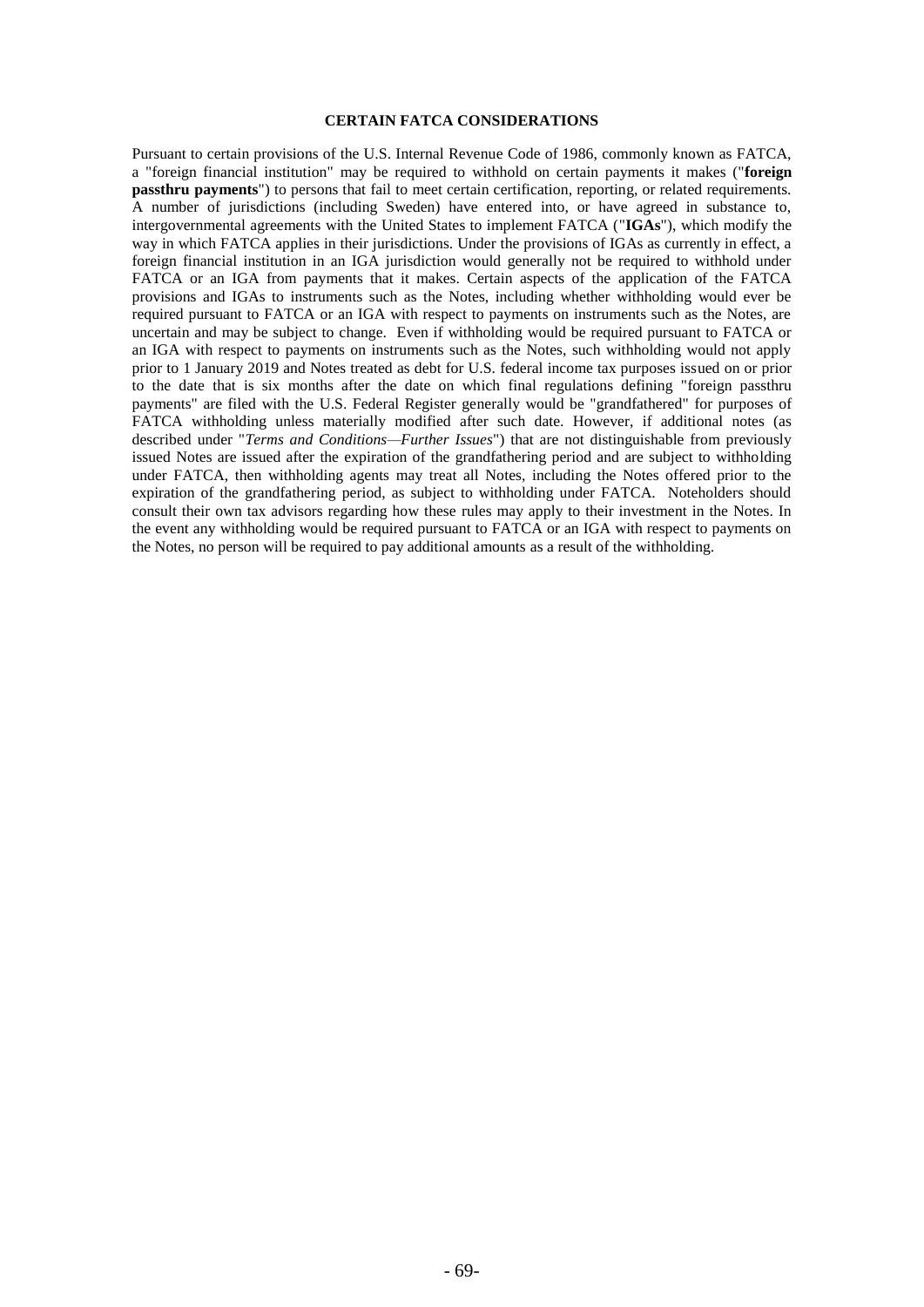## CERTAIN FATCA CONSIDERATIONS

Pursuant to certain provisions of the U.S. Internal Revenue Code of 1986, commonly known as FATCA, a "foreign financial institution" may be required to withhold on certain payments it makes ("**foreign passthru payments**") to persons that fail to meet certain certification, reporting, or related requirements. A number of jurisdictions (including Sweden) have entered into, or have agreed in substance to, intergovernmental agreements with the United States to implement FATCA ("**IGAs**"), which modify the way in which FATCA applies in their jurisdictions. Under the provisions of IGAs as currently in effect, a foreign financial institution in an IGA jurisdiction would generally not be required to withhold under FATCA or an IGA from payments that it makes. Certain aspects of the application of the FATCA provisions and IGAs to instruments such as the Notes, including whether withholding would ever be required pursuant to FATCA or an IGA with respect to payments on instruments such as the Notes, are uncertain and may be subject to change. Even if withholding would be required pursuant to FATCA or an IGA with respect to payments on instruments such as the Notes, such withholding would not apply prior to 1 January 2019 and Notes treated as debt for U.S. federal income tax purposes issued on or prior to the date that is six months after the date on which final regulations defining "foreign passthru payments" are filed with the U.S. Federal Register generally would be "grandfathered" for purposes of FATCA withholding unless materially modified after such date. However, if additional notes (as described under "*Terms and Conditions—Further Issues*") that are not distinguishable from previously issued Notes are issued after the expiration of the grandfathering period and are subject to withholding under FATCA, then withholding agents may treat all Notes, including the Notes offered prior to the expiration of the grandfathering period, as subject to withholding under FATCA. Noteholders should consult their own tax advisors regarding how these rules may apply to their investment in the Notes. In the event any withholding would be required pursuant to FATCA or an IGA with respect to payments on the Notes, no person will be required to pay additional amounts as a result of the withholding.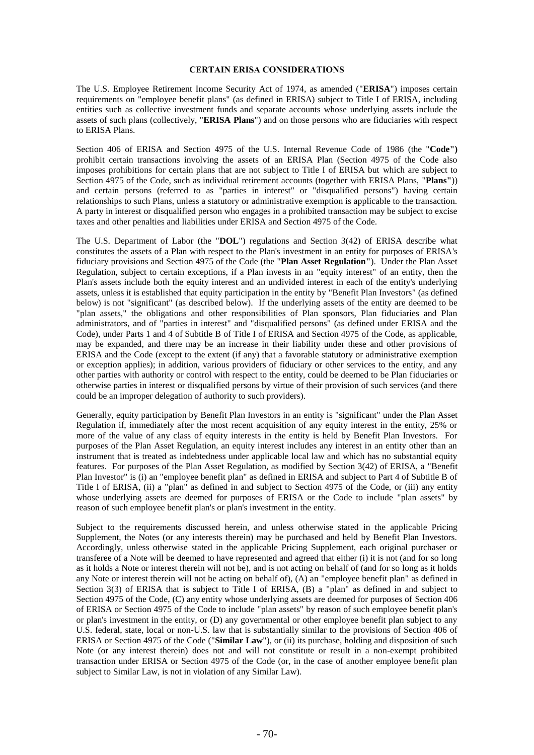## CERTAIN ERISA CONSIDERATIONS

The U.S. Employee Retirement Income Security Act of 1974, as amended ("**ERISA**") imposes certain requirements on "employee benefit plans" (as defined in ERISA) subject to Title I of ERISA, including entities such as collective investment funds and separate accounts whose underlying assets include the assets of such plans (collectively, "**ERISA Plans**") and on those persons who are fiduciaries with respect to ERISA Plans.

Section 406 of ERISA and Section 4975 of the U.S. Internal Revenue Code of 1986 (the "**Code")** prohibit certain transactions involving the assets of an ERISA Plan (Section 4975 of the Code also imposes prohibitions for certain plans that are not subject to Title I of ERISA but which are subject to Section 4975 of the Code, such as individual retirement accounts (together with ERISA Plans, "**Plans"**)) and certain persons (referred to as "parties in interest" or "disqualified persons") having certain relationships to such Plans, unless a statutory or administrative exemption is applicable to the transaction. A party in interest or disqualified person who engages in a prohibited transaction may be subject to excise taxes and other penalties and liabilities under ERISA and Section 4975 of the Code.

The U.S. Department of Labor (the "**DOL**") regulations and Section 3(42) of ERISA describe what constitutes the assets of a Plan with respect to the Plan's investment in an entity for purposes of ERISA's fiduciary provisions and Section 4975 of the Code (the "**Plan Asset Regulation"**). Under the Plan Asset Regulation, subject to certain exceptions, if a Plan invests in an "equity interest" of an entity, then the Plan's assets include both the equity interest and an undivided interest in each of the entity's underlying assets, unless it is established that equity participation in the entity by "Benefit Plan Investors" (as defined below) is not "significant" (as described below). If the underlying assets of the entity are deemed to be "plan assets," the obligations and other responsibilities of Plan sponsors, Plan fiduciaries and Plan administrators, and of "parties in interest" and "disqualified persons" (as defined under ERISA and the Code), under Parts 1 and 4 of Subtitle B of Title I of ERISA and Section 4975 of the Code, as applicable, may be expanded, and there may be an increase in their liability under these and other provisions of ERISA and the Code (except to the extent (if any) that a favorable statutory or administrative exemption or exception applies); in addition, various providers of fiduciary or other services to the entity, and any other parties with authority or control with respect to the entity, could be deemed to be Plan fiduciaries or otherwise parties in interest or disqualified persons by virtue of their provision of such services (and there could be an improper delegation of authority to such providers).

Generally, equity participation by Benefit Plan Investors in an entity is "significant" under the Plan Asset Regulation if, immediately after the most recent acquisition of any equity interest in the entity, 25% or more of the value of any class of equity interests in the entity is held by Benefit Plan Investors. For purposes of the Plan Asset Regulation, an equity interest includes any interest in an entity other than an instrument that is treated as indebtedness under applicable local law and which has no substantial equity features. For purposes of the Plan Asset Regulation, as modified by Section 3(42) of ERISA, a "Benefit Plan Investor" is (i) an "employee benefit plan" as defined in ERISA and subject to Part 4 of Subtitle B of Title I of ERISA, (ii) a "plan" as defined in and subject to Section 4975 of the Code, or (iii) any entity whose underlying assets are deemed for purposes of ERISA or the Code to include "plan assets" by reason of such employee benefit plan's or plan's investment in the entity.

Subject to the requirements discussed herein, and unless otherwise stated in the applicable Pricing Supplement, the Notes (or any interests therein) may be purchased and held by Benefit Plan Investors. Accordingly, unless otherwise stated in the applicable Pricing Supplement, each original purchaser or transferee of a Note will be deemed to have represented and agreed that either (i) it is not (and for so long as it holds a Note or interest therein will not be), and is not acting on behalf of (and for so long as it holds any Note or interest therein will not be acting on behalf of), (A) an "employee benefit plan" as defined in Section 3(3) of ERISA that is subject to Title I of ERISA, (B) a "plan" as defined in and subject to Section 4975 of the Code, (C) any entity whose underlying assets are deemed for purposes of Section 406 of ERISA or Section 4975 of the Code to include "plan assets" by reason of such employee benefit plan's or plan's investment in the entity, or (D) any governmental or other employee benefit plan subject to any U.S. federal, state, local or non-U.S. law that is substantially similar to the provisions of Section 406 of ERISA or Section 4975 of the Code ("**Similar Law**"), or (ii) its purchase, holding and disposition of such Note (or any interest therein) does not and will not constitute or result in a non-exempt prohibited transaction under ERISA or Section 4975 of the Code (or, in the case of another employee benefit plan subject to Similar Law, is not in violation of any Similar Law).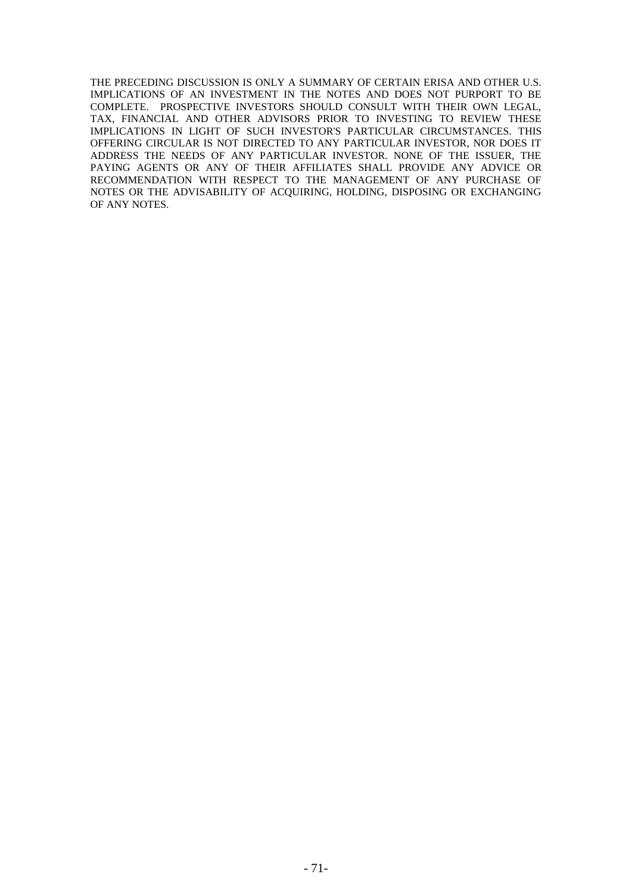THE PRECEDING DISCUSSION IS ONLY A SUMMARY OF CERTAIN ERISA AND OTHER U.S. IMPLICATIONS OF AN INVESTMENT IN THE NOTES AND DOES NOT PURPORT TO BE COMPLETE. PROSPECTIVE INVESTORS SHOULD CONSULT WITH THEIR OWN LEGAL, TAX, FINANCIAL AND OTHER ADVISORS PRIOR TO INVESTING TO REVIEW THESE IMPLICATIONS IN LIGHT OF SUCH INVESTOR'S PARTICULAR CIRCUMSTANCES. THIS OFFERING CIRCULAR IS NOT DIRECTED TO ANY PARTICULAR INVESTOR, NOR DOES IT ADDRESS THE NEEDS OF ANY PARTICULAR INVESTOR. NONE OF THE ISSUER, THE PAYING AGENTS OR ANY OF THEIR AFFILIATES SHALL PROVIDE ANY ADVICE OR RECOMMENDATION WITH RESPECT TO THE MANAGEMENT OF ANY PURCHASE OF NOTES OR THE ADVISABILITY OF ACQUIRING, HOLDING, DISPOSING OR EXCHANGING OF ANY NOTES.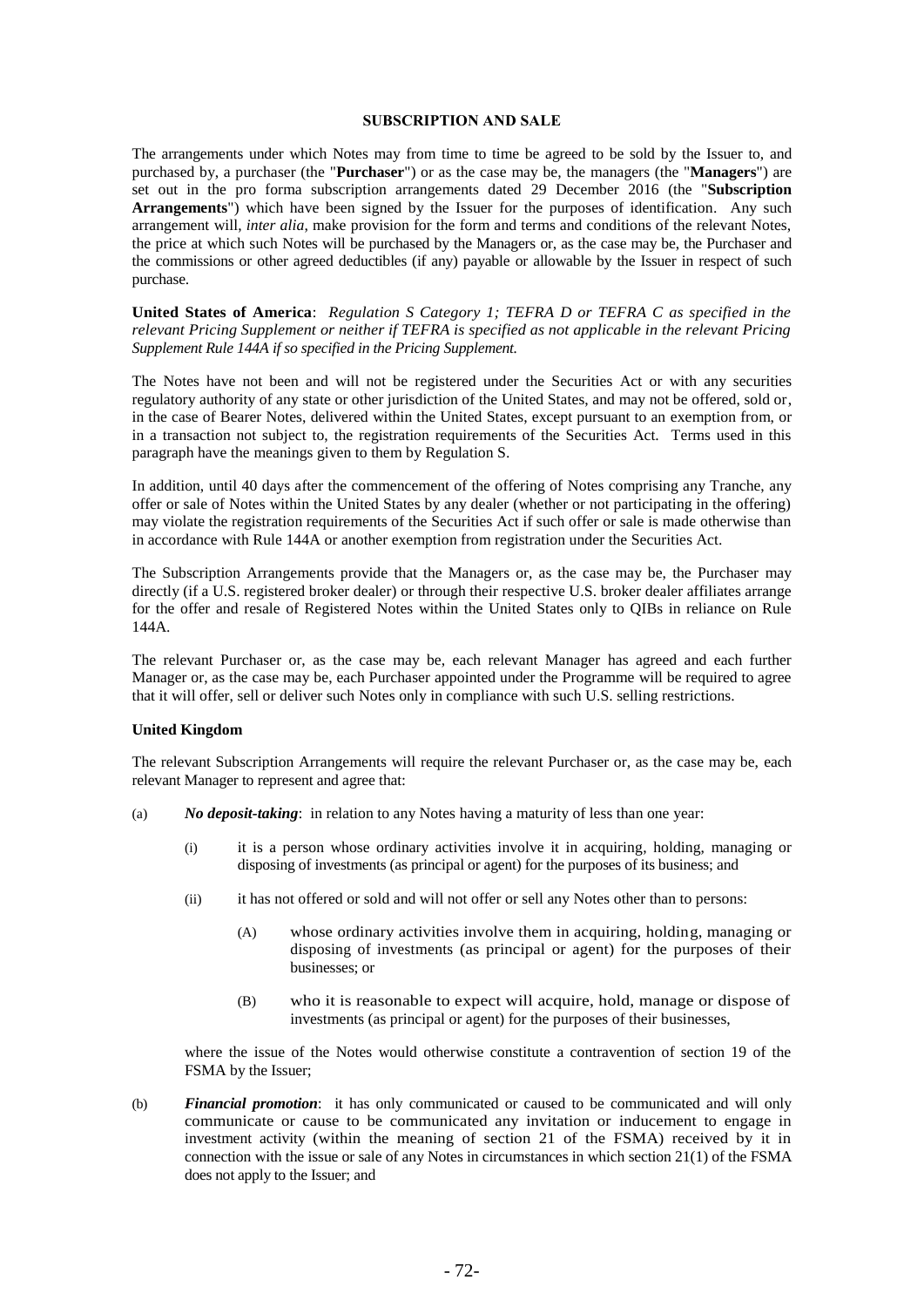## SUBSCRIPTION AND SALE

The arrangements under which Notes may from time to time be agreed to be sold by the Issuer to, and purchased by, a purchaser (the "**Purchaser**") or as the case may be, the managers (the "**Managers**") are set out in the pro forma subscription arrangements dated 29 December 2016 (the "**Subscription Arrangements**") which have been signed by the Issuer for the purposes of identification. Any such arrangement will, *inter alia*, make provision for the form and terms and conditions of the relevant Notes, the price at which such Notes will be purchased by the Managers or, as the case may be, the Purchaser and the commissions or other agreed deductibles (if any) payable or allowable by the Issuer in respect of such purchase.

**United States of America**: *Regulation S Category 1; TEFRA D or TEFRA C as specified in the relevant Pricing Supplement or neither if TEFRA is specified as not applicable in the relevant Pricing Supplement Rule 144A if so specified in the Pricing Supplement.*

The Notes have not been and will not be registered under the Securities Act or with any securities regulatory authority of any state or other jurisdiction of the United States, and may not be offered, sold or, in the case of Bearer Notes, delivered within the United States, except pursuant to an exemption from, or in a transaction not subject to, the registration requirements of the Securities Act. Terms used in this paragraph have the meanings given to them by Regulation S.

In addition, until 40 days after the commencement of the offering of Notes comprising any Tranche, any offer or sale of Notes within the United States by any dealer (whether or not participating in the offering) may violate the registration requirements of the Securities Act if such offer or sale is made otherwise than in accordance with Rule 144A or another exemption from registration under the Securities Act.

The Subscription Arrangements provide that the Managers or, as the case may be, the Purchaser may directly (if a U.S. registered broker dealer) or through their respective U.S. broker dealer affiliates arrange for the offer and resale of Registered Notes within the United States only to QIBs in reliance on Rule 144A.

The relevant Purchaser or, as the case may be, each relevant Manager has agreed and each further Manager or, as the case may be, each Purchaser appointed under the Programme will be required to agree that it will offer, sell or deliver such Notes only in compliance with such U.S. selling restrictions.

**United Kingdom**

The relevant Subscription Arrangements will require the relevant Purchaser or, as the case may be, each relevant Manager to represent and agree that:

(a) ***No deposit-taking***: in relation to any Notes having a maturity of less than one year:

  (i) it is a person whose ordinary activities involve it in acquiring, holding, managing or disposing of investments (as principal or agent) for the purposes of its business; and

  (ii) it has not offered or sold and will not offer or sell any Notes other than to persons:

    (A) whose ordinary activities involve them in acquiring, holding, managing or disposing of investments (as principal or agent) for the purposes of their businesses; or

    (B) who it is reasonable to expect will acquire, hold, manage or dispose of investments (as principal or agent) for the purposes of their businesses,

  where the issue of the Notes would otherwise constitute a contravention of section 19 of the FSMA by the Issuer;

(b) ***Financial promotion***: it has only communicated or caused to be communicated and will only communicate or cause to be communicated any invitation or inducement to engage in investment activity (within the meaning of section 21 of the FSMA) received by it in connection with the issue or sale of any Notes in circumstances in which section 21(1) of the FSMA does not apply to the Issuer; and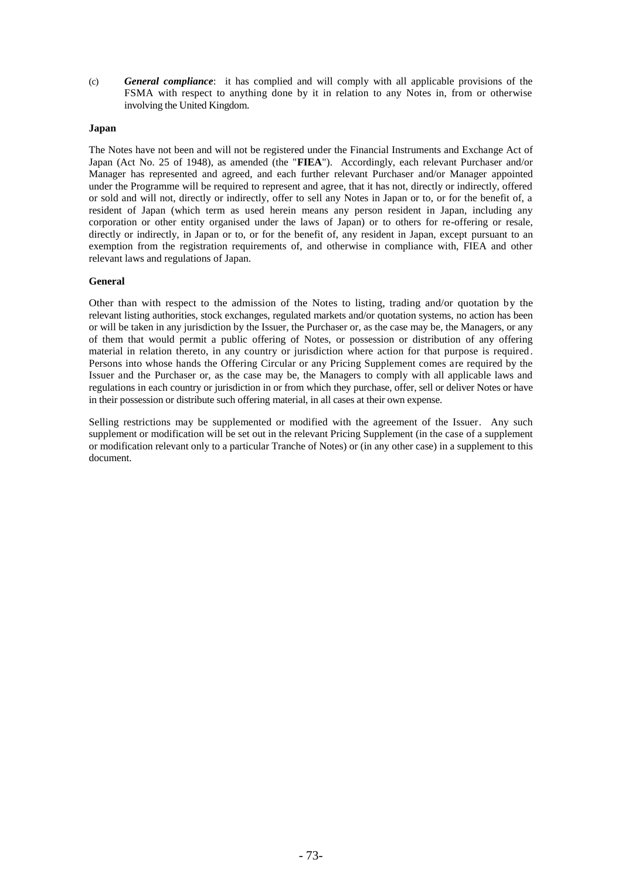(c) ***General compliance***: it has complied and will comply with all applicable provisions of the FSMA with respect to anything done by it in relation to any Notes in, from or otherwise involving the United Kingdom.

**Japan**

The Notes have not been and will not be registered under the Financial Instruments and Exchange Act of Japan (Act No. 25 of 1948), as amended (the "**FIEA**"). Accordingly, each relevant Purchaser and/or Manager has represented and agreed, and each further relevant Purchaser and/or Manager appointed under the Programme will be required to represent and agree, that it has not, directly or indirectly, offered or sold and will not, directly or indirectly, offer to sell any Notes in Japan or to, or for the benefit of, a resident of Japan (which term as used herein means any person resident in Japan, including any corporation or other entity organised under the laws of Japan) or to others for re-offering or resale, directly or indirectly, in Japan or to, or for the benefit of, any resident in Japan, except pursuant to an exemption from the registration requirements of, and otherwise in compliance with, FIEA and other relevant laws and regulations of Japan.

**General**

Other than with respect to the admission of the Notes to listing, trading and/or quotation by the relevant listing authorities, stock exchanges, regulated markets and/or quotation systems, no action has been or will be taken in any jurisdiction by the Issuer, the Purchaser or, as the case may be, the Managers, or any of them that would permit a public offering of Notes, or possession or distribution of any offering material in relation thereto, in any country or jurisdiction where action for that purpose is required. Persons into whose hands the Offering Circular or any Pricing Supplement comes are required by the Issuer and the Purchaser or, as the case may be, the Managers to comply with all applicable laws and regulations in each country or jurisdiction in or from which they purchase, offer, sell or deliver Notes or have in their possession or distribute such offering material, in all cases at their own expense.

Selling restrictions may be supplemented or modified with the agreement of the Issuer. Any such supplement or modification will be set out in the relevant Pricing Supplement (in the case of a supplement or modification relevant only to a particular Tranche of Notes) or (in any other case) in a supplement to this document.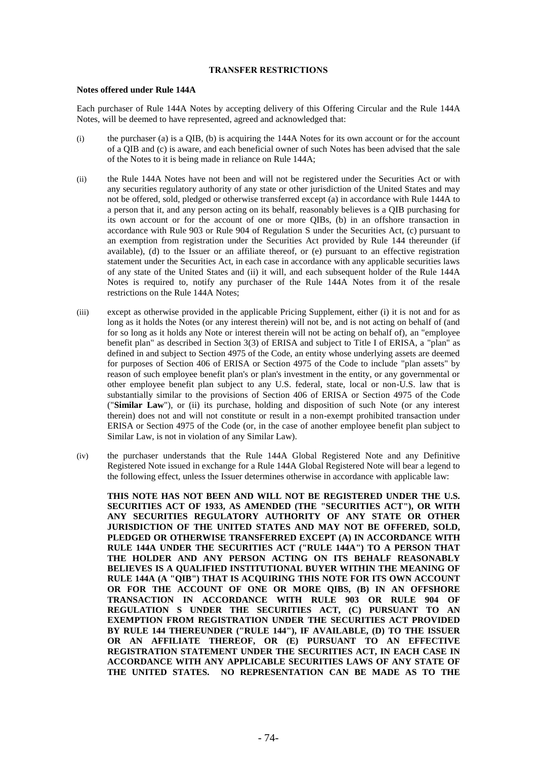## TRANSFER RESTRICTIONS

### Notes offered under Rule 144A

Each purchaser of Rule 144A Notes by accepting delivery of this Offering Circular and the Rule 144A Notes, will be deemed to have represented, agreed and acknowledged that:

(i) the purchaser (a) is a QIB, (b) is acquiring the 144A Notes for its own account or for the account of a QIB and (c) is aware, and each beneficial owner of such Notes has been advised that the sale of the Notes to it is being made in reliance on Rule 144A;

(ii) the Rule 144A Notes have not been and will not be registered under the Securities Act or with any securities regulatory authority of any state or other jurisdiction of the United States and may not be offered, sold, pledged or otherwise transferred except (a) in accordance with Rule 144A to a person that it, and any person acting on its behalf, reasonably believes is a QIB purchasing for its own account or for the account of one or more QIBs, (b) in an offshore transaction in accordance with Rule 903 or Rule 904 of Regulation S under the Securities Act, (c) pursuant to an exemption from registration under the Securities Act provided by Rule 144 thereunder (if available), (d) to the Issuer or an affiliate thereof, or (e) pursuant to an effective registration statement under the Securities Act, in each case in accordance with any applicable securities laws of any state of the United States and (ii) it will, and each subsequent holder of the Rule 144A Notes is required to, notify any purchaser of the Rule 144A Notes from it of the resale restrictions on the Rule 144A Notes;

(iii) except as otherwise provided in the applicable Pricing Supplement, either (i) it is not and for as long as it holds the Notes (or any interest therein) will not be, and is not acting on behalf of (and for so long as it holds any Note or interest therein will not be acting on behalf of), an "employee benefit plan" as described in Section 3(3) of ERISA and subject to Title I of ERISA, a "plan" as defined in and subject to Section 4975 of the Code, an entity whose underlying assets are deemed for purposes of Section 406 of ERISA or Section 4975 of the Code to include "plan assets" by reason of such employee benefit plan's or plan's investment in the entity, or any governmental or other employee benefit plan subject to any U.S. federal, state, local or non-U.S. law that is substantially similar to the provisions of Section 406 of ERISA or Section 4975 of the Code ("**Similar Law**"), or (ii) its purchase, holding and disposition of such Note (or any interest therein) does not and will not constitute or result in a non-exempt prohibited transaction under ERISA or Section 4975 of the Code (or, in the case of another employee benefit plan subject to Similar Law, is not in violation of any Similar Law).

(iv) the purchaser understands that the Rule 144A Global Registered Note and any Definitive Registered Note issued in exchange for a Rule 144A Global Registered Note will bear a legend to the following effect, unless the Issuer determines otherwise in accordance with applicable law:

**THIS NOTE HAS NOT BEEN AND WILL NOT BE REGISTERED UNDER THE U.S. SECURITIES ACT OF 1933, AS AMENDED (THE "SECURITIES ACT"), OR WITH ANY SECURITIES REGULATORY AUTHORITY OF ANY STATE OR OTHER JURISDICTION OF THE UNITED STATES AND MAY NOT BE OFFERED, SOLD, PLEDGED OR OTHERWISE TRANSFERRED EXCEPT (A) IN ACCORDANCE WITH RULE 144A UNDER THE SECURITIES ACT ("RULE 144A") TO A PERSON THAT THE HOLDER AND ANY PERSON ACTING ON ITS BEHALF REASONABLY BELIEVES IS A QUALIFIED INSTITUTIONAL BUYER WITHIN THE MEANING OF RULE 144A (A "QIB") THAT IS ACQUIRING THIS NOTE FOR ITS OWN ACCOUNT OR FOR THE ACCOUNT OF ONE OR MORE QIBS, (B) IN AN OFFSHORE TRANSACTION IN ACCORDANCE WITH RULE 903 OR RULE 904 OF REGULATION S UNDER THE SECURITIES ACT, (C) PURSUANT TO AN EXEMPTION FROM REGISTRATION UNDER THE SECURITIES ACT PROVIDED BY RULE 144 THEREUNDER ("RULE 144"), IF AVAILABLE, (D) TO THE ISSUER OR AN AFFILIATE THEREOF, OR (E) PURSUANT TO AN EFFECTIVE REGISTRATION STATEMENT UNDER THE SECURITIES ACT, IN EACH CASE IN ACCORDANCE WITH ANY APPLICABLE SECURITIES LAWS OF ANY STATE OF THE UNITED STATES. NO REPRESENTATION CAN BE MADE AS TO THE**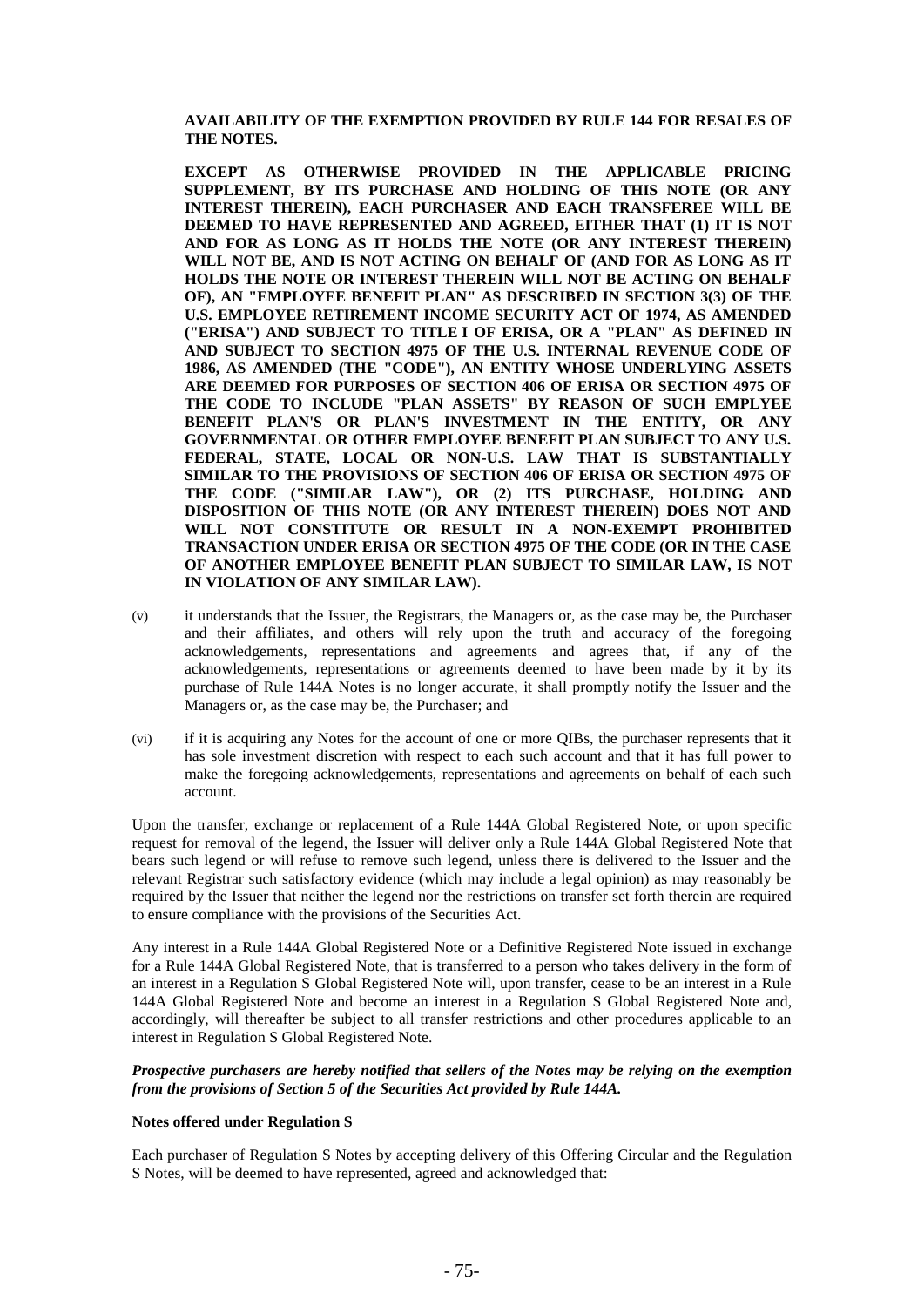**AVAILABILITY OF THE EXEMPTION PROVIDED BY RULE 144 FOR RESALES OF THE NOTES.**

**EXCEPT AS OTHERWISE PROVIDED IN THE APPLICABLE PRICING SUPPLEMENT, BY ITS PURCHASE AND HOLDING OF THIS NOTE (OR ANY INTEREST THEREIN), EACH PURCHASER AND EACH TRANSFEREE WILL BE DEEMED TO HAVE REPRESENTED AND AGREED, EITHER THAT (1) IT IS NOT AND FOR AS LONG AS IT HOLDS THE NOTE (OR ANY INTEREST THEREIN) WILL NOT BE, AND IS NOT ACTING ON BEHALF OF (AND FOR AS LONG AS IT HOLDS THE NOTE OR INTEREST THEREIN WILL NOT BE ACTING ON BEHALF OF), AN "EMPLOYEE BENEFIT PLAN" AS DESCRIBED IN SECTION 3(3) OF THE U.S. EMPLOYEE RETIREMENT INCOME SECURITY ACT OF 1974, AS AMENDED ("ERISA") AND SUBJECT TO TITLE I OF ERISA, OR A "PLAN" AS DEFINED IN AND SUBJECT TO SECTION 4975 OF THE U.S. INTERNAL REVENUE CODE OF 1986, AS AMENDED (THE "CODE"), AN ENTITY WHOSE UNDERLYING ASSETS ARE DEEMED FOR PURPOSES OF SECTION 406 OF ERISA OR SECTION 4975 OF THE CODE TO INCLUDE "PLAN ASSETS" BY REASON OF SUCH EMPLYEE BENEFIT PLAN'S OR PLAN'S INVESTMENT IN THE ENTITY, OR ANY GOVERNMENTAL OR OTHER EMPLOYEE BENEFIT PLAN SUBJECT TO ANY U.S. FEDERAL, STATE, LOCAL OR NON-U.S. LAW THAT IS SUBSTANTIALLY SIMILAR TO THE PROVISIONS OF SECTION 406 OF ERISA OR SECTION 4975 OF THE CODE ("SIMILAR LAW"), OR (2) ITS PURCHASE, HOLDING AND DISPOSITION OF THIS NOTE (OR ANY INTEREST THEREIN) DOES NOT AND WILL NOT CONSTITUTE OR RESULT IN A NON-EXEMPT PROHIBITED TRANSACTION UNDER ERISA OR SECTION 4975 OF THE CODE (OR IN THE CASE OF ANOTHER EMPLOYEE BENEFIT PLAN SUBJECT TO SIMILAR LAW, IS NOT IN VIOLATION OF ANY SIMILAR LAW).**

(v) it understands that the Issuer, the Registrars, the Managers or, as the case may be, the Purchaser and their affiliates, and others will rely upon the truth and accuracy of the foregoing acknowledgements, representations and agreements and agrees that, if any of the acknowledgements, representations or agreements deemed to have been made by it by its purchase of Rule 144A Notes is no longer accurate, it shall promptly notify the Issuer and the Managers or, as the case may be, the Purchaser; and

(vi) if it is acquiring any Notes for the account of one or more QIBs, the purchaser represents that it has sole investment discretion with respect to each such account and that it has full power to make the foregoing acknowledgements, representations and agreements on behalf of each such account.

Upon the transfer, exchange or replacement of a Rule 144A Global Registered Note, or upon specific request for removal of the legend, the Issuer will deliver only a Rule 144A Global Registered Note that bears such legend or will refuse to remove such legend, unless there is delivered to the Issuer and the relevant Registrar such satisfactory evidence (which may include a legal opinion) as may reasonably be required by the Issuer that neither the legend nor the restrictions on transfer set forth therein are required to ensure compliance with the provisions of the Securities Act.

Any interest in a Rule 144A Global Registered Note or a Definitive Registered Note issued in exchange for a Rule 144A Global Registered Note, that is transferred to a person who takes delivery in the form of an interest in a Regulation S Global Registered Note will, upon transfer, cease to be an interest in a Rule 144A Global Registered Note and become an interest in a Regulation S Global Registered Note and, accordingly, will thereafter be subject to all transfer restrictions and other procedures applicable to an interest in Regulation S Global Registered Note.

***Prospective purchasers are hereby notified that sellers of the Notes may be relying on the exemption from the provisions of Section 5 of the Securities Act provided by Rule 144A.***

**Notes offered under Regulation S**

Each purchaser of Regulation S Notes by accepting delivery of this Offering Circular and the Regulation S Notes, will be deemed to have represented, agreed and acknowledged that: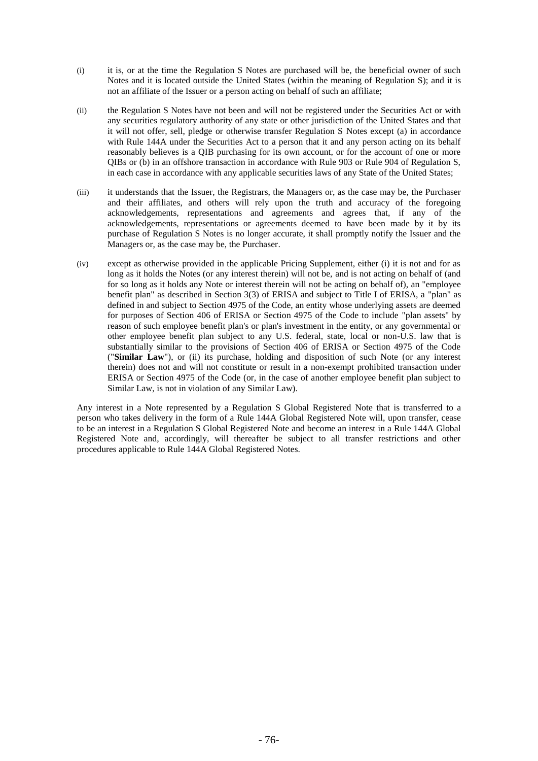(i) it is, or at the time the Regulation S Notes are purchased will be, the beneficial owner of such Notes and it is located outside the United States (within the meaning of Regulation S); and it is not an affiliate of the Issuer or a person acting on behalf of such an affiliate;

(ii) the Regulation S Notes have not been and will not be registered under the Securities Act or with any securities regulatory authority of any state or other jurisdiction of the United States and that it will not offer, sell, pledge or otherwise transfer Regulation S Notes except (a) in accordance with Rule 144A under the Securities Act to a person that it and any person acting on its behalf reasonably believes is a QIB purchasing for its own account, or for the account of one or more QIBs or (b) in an offshore transaction in accordance with Rule 903 or Rule 904 of Regulation S, in each case in accordance with any applicable securities laws of any State of the United States;

(iii) it understands that the Issuer, the Registrars, the Managers or, as the case may be, the Purchaser and their affiliates, and others will rely upon the truth and accuracy of the foregoing acknowledgements, representations and agreements and agrees that, if any of the acknowledgements, representations or agreements deemed to have been made by it by its purchase of Regulation S Notes is no longer accurate, it shall promptly notify the Issuer and the Managers or, as the case may be, the Purchaser.

(iv) except as otherwise provided in the applicable Pricing Supplement, either (i) it is not and for as long as it holds the Notes (or any interest therein) will not be, and is not acting on behalf of (and for so long as it holds any Note or interest therein will not be acting on behalf of), an "employee benefit plan" as described in Section 3(3) of ERISA and subject to Title I of ERISA, a "plan" as defined in and subject to Section 4975 of the Code, an entity whose underlying assets are deemed for purposes of Section 406 of ERISA or Section 4975 of the Code to include "plan assets" by reason of such employee benefit plan's or plan's investment in the entity, or any governmental or other employee benefit plan subject to any U.S. federal, state, local or non-U.S. law that is substantially similar to the provisions of Section 406 of ERISA or Section 4975 of the Code ("**Similar Law**"), or (ii) its purchase, holding and disposition of such Note (or any interest therein) does not and will not constitute or result in a non-exempt prohibited transaction under ERISA or Section 4975 of the Code (or, in the case of another employee benefit plan subject to Similar Law, is not in violation of any Similar Law).

Any interest in a Note represented by a Regulation S Global Registered Note that is transferred to a person who takes delivery in the form of a Rule 144A Global Registered Note will, upon transfer, cease to be an interest in a Regulation S Global Registered Note and become an interest in a Rule 144A Global Registered Note and, accordingly, will thereafter be subject to all transfer restrictions and other procedures applicable to Rule 144A Global Registered Notes.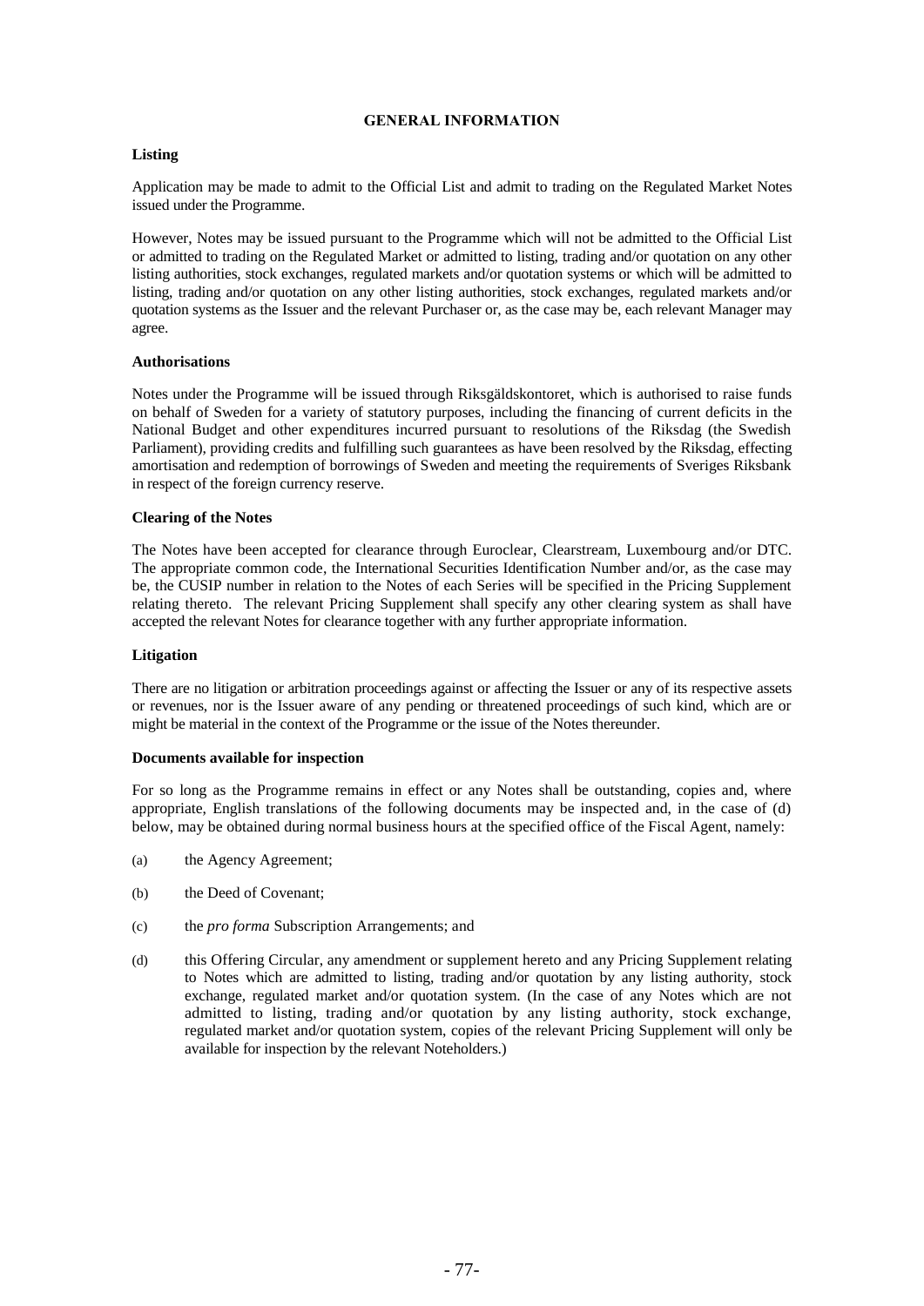## GENERAL INFORMATION

### Listing

Application may be made to admit to the Official List and admit to trading on the Regulated Market Notes issued under the Programme.

However, Notes may be issued pursuant to the Programme which will not be admitted to the Official List or admitted to trading on the Regulated Market or admitted to listing, trading and/or quotation on any other listing authorities, stock exchanges, regulated markets and/or quotation systems or which will be admitted to listing, trading and/or quotation on any other listing authorities, stock exchanges, regulated markets and/or quotation systems as the Issuer and the relevant Purchaser or, as the case may be, each relevant Manager may agree.

### Authorisations

Notes under the Programme will be issued through Riksgäldskontoret, which is authorised to raise funds on behalf of Sweden for a variety of statutory purposes, including the financing of current deficits in the National Budget and other expenditures incurred pursuant to resolutions of the Riksdag (the Swedish Parliament), providing credits and fulfilling such guarantees as have been resolved by the Riksdag, effecting amortisation and redemption of borrowings of Sweden and meeting the requirements of Sveriges Riksbank in respect of the foreign currency reserve.

### Clearing of the Notes

The Notes have been accepted for clearance through Euroclear, Clearstream, Luxembourg and/or DTC. The appropriate common code, the International Securities Identification Number and/or, as the case may be, the CUSIP number in relation to the Notes of each Series will be specified in the Pricing Supplement relating thereto. The relevant Pricing Supplement shall specify any other clearing system as shall have accepted the relevant Notes for clearance together with any further appropriate information.

### Litigation

There are no litigation or arbitration proceedings against or affecting the Issuer or any of its respective assets or revenues, nor is the Issuer aware of any pending or threatened proceedings of such kind, which are or might be material in the context of the Programme or the issue of the Notes thereunder.

### Documents available for inspection

For so long as the Programme remains in effect or any Notes shall be outstanding, copies and, where appropriate, English translations of the following documents may be inspected and, in the case of (d) below, may be obtained during normal business hours at the specified office of the Fiscal Agent, namely:

(a) the Agency Agreement;

(b) the Deed of Covenant;

(c) the *pro forma* Subscription Arrangements; and

(d) this Offering Circular, any amendment or supplement hereto and any Pricing Supplement relating to Notes which are admitted to listing, trading and/or quotation by any listing authority, stock exchange, regulated market and/or quotation system. (In the case of any Notes which are not admitted to listing, trading and/or quotation by any listing authority, stock exchange, regulated market and/or quotation system, copies of the relevant Pricing Supplement will only be available for inspection by the relevant Noteholders.)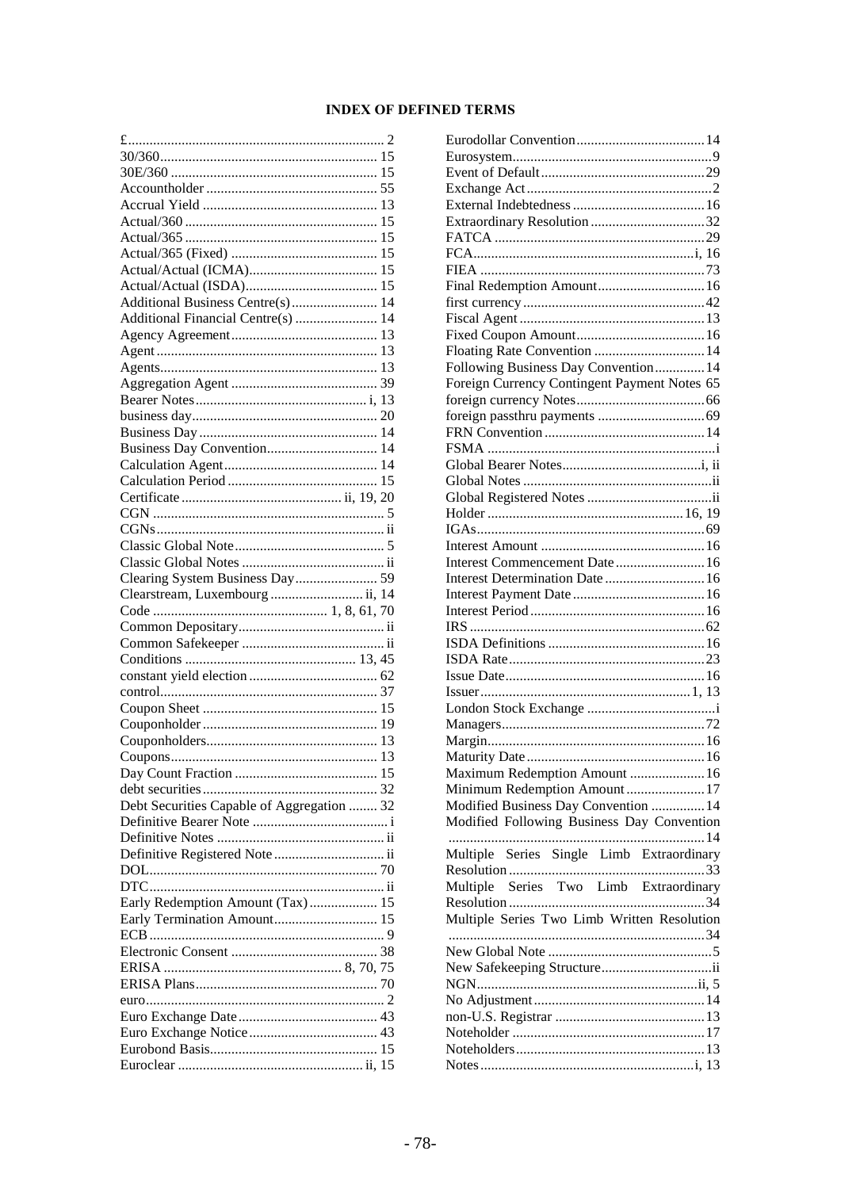**INDEX OF DEFINED TERMS**

£ ........ 2
30/360 ........ 15
30E/360 ........ 15
Accountholder ........ 55
Accrual Yield ........ 13
Actual/360 ........ 15
Actual/365 ........ 15
Actual/365 (Fixed) ........ 15
Actual/Actual (ICMA) ........ 15
Actual/Actual (ISDA) ........ 15
Additional Business Centre(s) ........ 14
Additional Financial Centre(s) ........ 14
Agency Agreement ........ 13
Agent ........ 13
Agents ........ 13
Aggregation Agent ........ 39
Bearer Notes ........ i, 13
business day ........ 20
Business Day ........ 14
Business Day Convention ........ 14
Calculation Agent ........ 14
Calculation Period ........ 15
Certificate ........ ii, 19, 20
CGN ........ 5
CGNs ........ ii
Classic Global Note ........ 5
Classic Global Notes ........ ii
Clearing System Business Day ........ 59
Clearstream, Luxembourg ........ ii, 14
Code ........ 1, 8, 61, 70
Common Depositary ........ 5
Common Safekeeper ........ ii
Conditions ........ 13, 45
constant yield election ........ 62
control ........ 37
Coupon Sheet ........ 15
Couponholder ........ 19
Couponholders ........ 13
Coupons ........ 13
Day Count Fraction ........ 15
debt securities ........ 32
Debt Securities Capable of Aggregation ........ 32
Definitive Bearer Note ........ i
Definitive Notes ........ ii
Definitive Registered Note ........ ii
DOL ........ 70
DTC ........ ii
Early Redemption Amount (Tax) ........ 15
Early Termination Amount ........ 15
ECB ........ 9
Electronic Consent ........ 38
ERISA ........ 8, 70, 75
ERISA Plans ........ 70
euro ........ 2
Euro Exchange Date ........ 43
Euro Exchange Notice ........ 43
Eurobond Basis ........ 15
Euroclear ........ ii, 15
Eurodollar Convention ........ 14
Eurosystem ........ 9
Event of Default ........ 29
Exchange Act ........ 2
External Indebtedness ........ 16
Extraordinary Resolution ........ 32
FATCA ........ 29
FCA ........ i, 16
FIEA ........ 73
Final Redemption Amount ........ 16
first currency ........ 42
Fiscal Agent ........ 13
Fixed Coupon Amount ........ 16
Floating Rate Convention ........ 14
Following Business Day Convention ........ 14
Foreign Currency Contingent Payment Notes 65
foreign currency Notes ........ 66
foreign passthru payments ........ 69
FRN Convention ........ 14
FSMA ........ i
Global Bearer Notes ........ i, ii
Global Notes ........ ii
Global Registered Notes ........ ii
Holder ........ 16, 19
IGAs ........ 69
Interest Amount ........ 16
Interest Commencement Date ........ 16
Interest Determination Date ........ 16
Interest Payment Date ........ 16
Interest Period ........ 16
IRS ........ 62
ISDA Definitions ........ 16
ISDA Rate ........ 23
Issue Date ........ 16
Issuer ........ 1, 13
London Stock Exchange ........ i
Managers ........ 72
Margin ........ 16
Maturity Date ........ 16
Maximum Redemption Amount ........ 16
Minimum Redemption Amount ........ 17
Modified Business Day Convention ........ 14
Modified Following Business Day Convention ........ 14
Multiple Series Single Limb Extraordinary Resolution ........ 33
Multiple Series Two Limb Extraordinary Resolution ........ 34
Multiple Series Two Limb Written Resolution ........ 34
New Global Note ........ 5
New Safekeeping Structure ........ ii
NGN ........ ii, 5
No Adjustment ........ 14
non-U.S. Registrar ........ 13
Noteholder ........ 17
Noteholders ........ 13
Notes ........ i, 13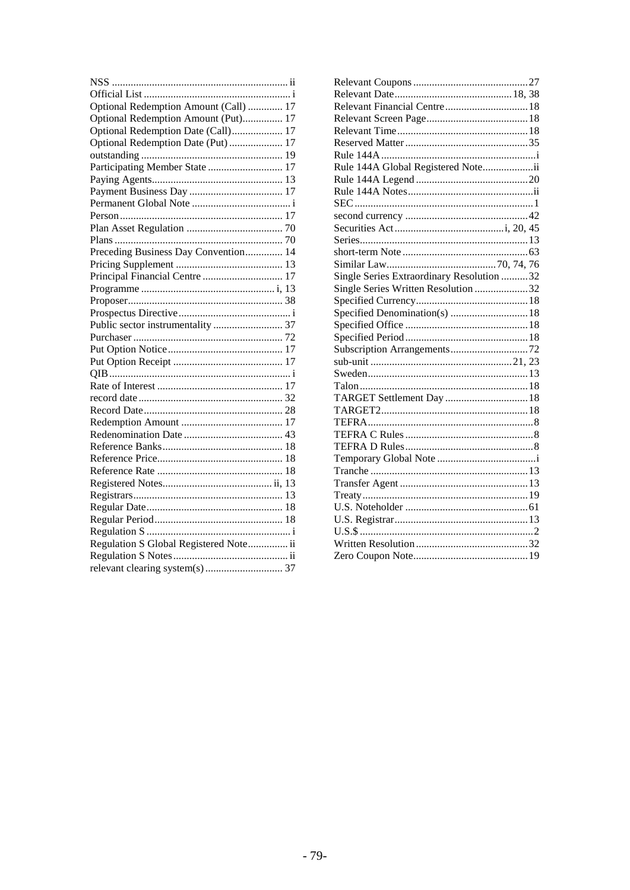NSS ................................................................ ii
Official List ...................................................... i
Optional Redemption Amount (Call) ............. 17
Optional Redemption Amount (Put)............... 17
Optional Redemption Date (Call)................... 17
Optional Redemption Date (Put) .................... 17
outstanding .................................................... 19
Participating Member State ............................ 17
Paying Agents................................................ 13
Payment Business Day ................................... 17
Permanent Global Note ..................................... i
Person ............................................................ 17
Plan Asset Regulation .................................... 70
Plans .............................................................. 70
Preceding Business Day Convention.............. 14
Pricing Supplement ........................................ 13
Principal Financial Centre .............................. 17
Programme .................................................. i, 13
Proposer......................................................... 38
Prospectus Directive.......................................... i
Public sector instrumentality .......................... 37
Purchaser ........................................................ 72
Put Option Notice........................................... 17
Put Option Receipt ......................................... 17
QIB ................................................................... i
Rate of Interest ............................................... 17
record date ...................................................... 32
Record Date.................................................... 28
Redemption Amount ...................................... 17
Redenomination Date ..................................... 43
Reference Banks............................................. 18
Reference Price............................................... 18
Reference Rate ............................................... 18
Registered Notes......................................... ii, 13
Registrars........................................................ 13
Regular Date................................................... 18
Regular Period................................................ 18
Regulation S ..................................................... i
Regulation S Global Registered Note............... ii
Regulation S Notes........................................... ii
relevant clearing system(s) ............................. 37
Relevant Coupons ........................................... 27
Relevant Date............................................ 18, 38
Relevant Financial Centre ............................... 18
Relevant Screen Page...................................... 18
Relevant Time ................................................. 18
Reserved Matter .............................................. 35
Rule 144A .......................................................... i
Rule 144A Global Registered Note................... ii
Rule 144A Legend .......................................... 20
Rule 144A Notes............................................... ii
SEC ................................................................... 1
second currency .............................................. 42
Securities Act ......................................... i, 20, 45
Series............................................................... 13
short-term Note ............................................... 63
Similar Law.................................... 70, 74, 76
Single Series Extraordinary Resolution .......... 32
Single Series Written Resolution .................... 32
Specified Currency.......................................... 18
Specified Denomination(s) ............................. 18
Specified Office .............................................. 18
Specified Period .............................................. 18
Subscription Arrangements............................. 72
sub-unit ..................................................... 21, 23
Sweden............................................................ 13
Talon ............................................................... 18
TARGET Settlement Day ............................... 18
TARGET2....................................................... 18
TEFRA.............................................................. 8
TEFRA C Rules ................................................ 8
TEFRA D Rules................................................ 8
Temporary Global Note ..................................... i
Tranche ........................................................... 13
Transfer Agent ................................................ 13
Treaty .............................................................. 19
U.S. Noteholder .............................................. 61
U.S. Registrar.................................................. 13
U.S.$ ................................................................. 2
Written Resolution.......................................... 32
Zero Coupon Note........................................... 19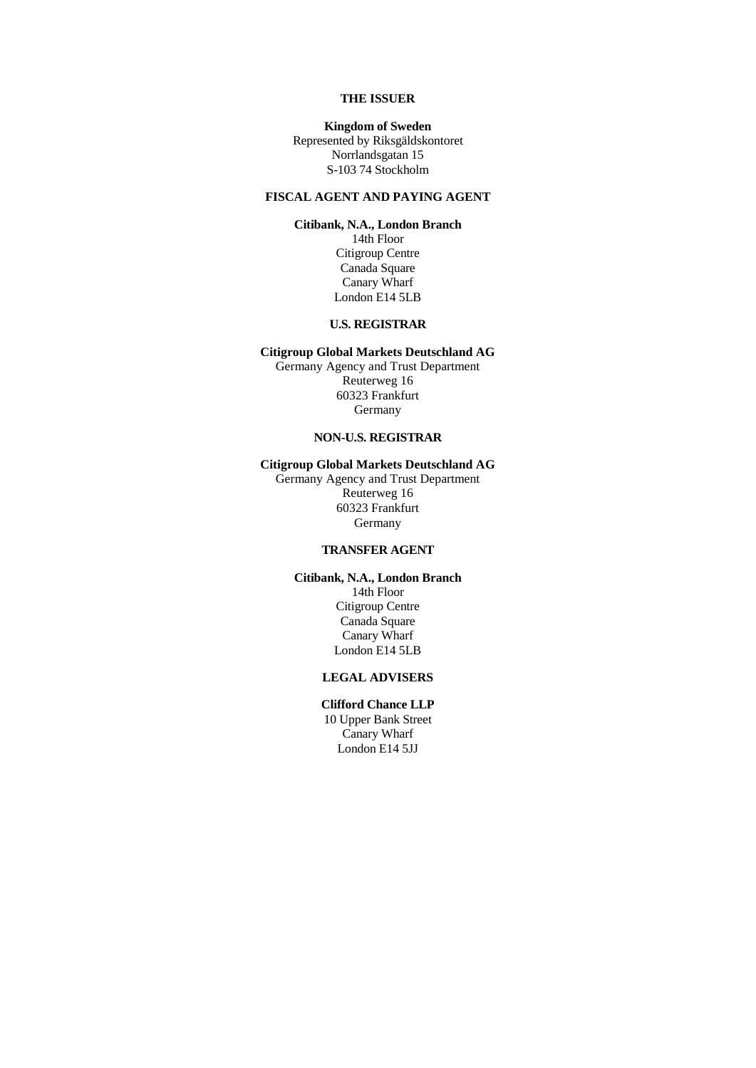## THE ISSUER

**Kingdom of Sweden**
Represented by Riksgäldskontoret
Norrlandsgatan 15
S-103 74 Stockholm

## FISCAL AGENT AND PAYING AGENT

**Citibank, N.A., London Branch**
14th Floor
Citigroup Centre
Canada Square
Canary Wharf
London E14 5LB

## U.S. REGISTRAR

**Citigroup Global Markets Deutschland AG**
Germany Agency and Trust Department
Reuterweg 16
60323 Frankfurt
Germany

## NON-U.S. REGISTRAR

**Citigroup Global Markets Deutschland AG**
Germany Agency and Trust Department
Reuterweg 16
60323 Frankfurt
Germany

## TRANSFER AGENT

**Citibank, N.A., London Branch**
14th Floor
Citigroup Centre
Canada Square
Canary Wharf
London E14 5LB

## LEGAL ADVISERS

**Clifford Chance LLP**
10 Upper Bank Street
Canary Wharf
London E14 5JJ